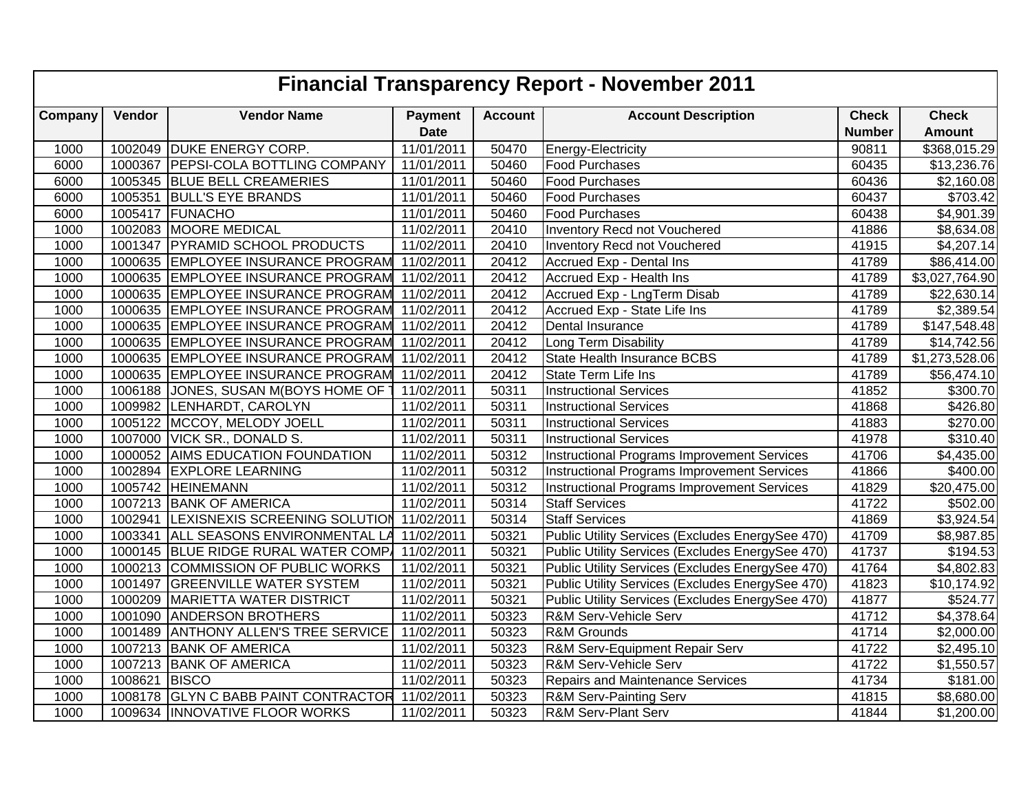# Financial Transparency Report - November 2011

| Company | Vendor | Vendor Name | Payment Date | Account | Account Description | Check Number | Check Amount |
|---|---|---|---|---|---|---|---|
| 1000 | 1002049 | DUKE ENERGY CORP. | 11/01/2011 | 50470 | Energy-Electricity | 90811 | $368,015.29 |
| 6000 | 1000367 | PEPSI-COLA BOTTLING COMPANY | 11/01/2011 | 50460 | Food Purchases | 60435 | $13,236.76 |
| 6000 | 1005345 | BLUE BELL CREAMERIES | 11/01/2011 | 50460 | Food Purchases | 60436 | $2,160.08 |
| 6000 | 1005351 | BULL'S EYE BRANDS | 11/01/2011 | 50460 | Food Purchases | 60437 | $703.42 |
| 6000 | 1005417 | FUNACHO | 11/01/2011 | 50460 | Food Purchases | 60438 | $4,901.39 |
| 1000 | 1002083 | MOORE MEDICAL | 11/02/2011 | 20410 | Inventory Recd not Vouchered | 41886 | $8,634.08 |
| 1000 | 1001347 | PYRAMID SCHOOL PRODUCTS | 11/02/2011 | 20410 | Inventory Recd not Vouchered | 41915 | $4,207.14 |
| 1000 | 1000635 | EMPLOYEE INSURANCE PROGRAM | 11/02/2011 | 20412 | Accrued Exp - Dental Ins | 41789 | $86,414.00 |
| 1000 | 1000635 | EMPLOYEE INSURANCE PROGRAM | 11/02/2011 | 20412 | Accrued Exp - Health Ins | 41789 | $3,027,764.90 |
| 1000 | 1000635 | EMPLOYEE INSURANCE PROGRAM | 11/02/2011 | 20412 | Accrued Exp - LngTerm Disab | 41789 | $22,630.14 |
| 1000 | 1000635 | EMPLOYEE INSURANCE PROGRAM | 11/02/2011 | 20412 | Accrued Exp - State Life Ins | 41789 | $2,389.54 |
| 1000 | 1000635 | EMPLOYEE INSURANCE PROGRAM | 11/02/2011 | 20412 | Dental Insurance | 41789 | $147,548.48 |
| 1000 | 1000635 | EMPLOYEE INSURANCE PROGRAM | 11/02/2011 | 20412 | Long Term Disability | 41789 | $14,742.56 |
| 1000 | 1000635 | EMPLOYEE INSURANCE PROGRAM | 11/02/2011 | 20412 | State Health Insurance BCBS | 41789 | $1,273,528.06 |
| 1000 | 1000635 | EMPLOYEE INSURANCE PROGRAM | 11/02/2011 | 20412 | State Term Life Ins | 41789 | $56,474.10 |
| 1000 | 1006188 | JONES, SUSAN M(BOYS HOME OF T | 11/02/2011 | 50311 | Instructional Services | 41852 | $300.70 |
| 1000 | 1009982 | LENHARDT, CAROLYN | 11/02/2011 | 50311 | Instructional Services | 41868 | $426.80 |
| 1000 | 1005122 | MCCOY, MELODY JOELL | 11/02/2011 | 50311 | Instructional Services | 41883 | $270.00 |
| 1000 | 1007000 | VICK SR., DONALD S. | 11/02/2011 | 50311 | Instructional Services | 41978 | $310.40 |
| 1000 | 1000052 | AIMS EDUCATION FOUNDATION | 11/02/2011 | 50312 | Instructional Programs Improvement Services | 41706 | $4,435.00 |
| 1000 | 1002894 | EXPLORE LEARNING | 11/02/2011 | 50312 | Instructional Programs Improvement Services | 41866 | $400.00 |
| 1000 | 1005742 | HEINEMANN | 11/02/2011 | 50312 | Instructional Programs Improvement Services | 41829 | $20,475.00 |
| 1000 | 1007213 | BANK OF AMERICA | 11/02/2011 | 50314 | Staff Services | 41722 | $502.00 |
| 1000 | 1002941 | LEXISNEXIS SCREENING SOLUTION | 11/02/2011 | 50314 | Staff Services | 41869 | $3,924.54 |
| 1000 | 1003341 | ALL SEASONS ENVIRONMENTAL LA | 11/02/2011 | 50321 | Public Utility Services (Excludes EnergySee 470) | 41709 | $8,987.85 |
| 1000 | 1000145 | BLUE RIDGE RURAL WATER COMPA | 11/02/2011 | 50321 | Public Utility Services (Excludes EnergySee 470) | 41737 | $194.53 |
| 1000 | 1000213 | COMMISSION OF PUBLIC WORKS | 11/02/2011 | 50321 | Public Utility Services (Excludes EnergySee 470) | 41764 | $4,802.83 |
| 1000 | 1001497 | GREENVILLE WATER SYSTEM | 11/02/2011 | 50321 | Public Utility Services (Excludes EnergySee 470) | 41823 | $10,174.92 |
| 1000 | 1000209 | MARIETTA WATER DISTRICT | 11/02/2011 | 50321 | Public Utility Services (Excludes EnergySee 470) | 41877 | $524.77 |
| 1000 | 1001090 | ANDERSON BROTHERS | 11/02/2011 | 50323 | R&M Serv-Vehicle Serv | 41712 | $4,378.64 |
| 1000 | 1001489 | ANTHONY ALLEN'S TREE SERVICE | 11/02/2011 | 50323 | R&M Grounds | 41714 | $2,000.00 |
| 1000 | 1007213 | BANK OF AMERICA | 11/02/2011 | 50323 | R&M Serv-Equipment Repair Serv | 41722 | $2,495.10 |
| 1000 | 1007213 | BANK OF AMERICA | 11/02/2011 | 50323 | R&M Serv-Vehicle Serv | 41722 | $1,550.57 |
| 1000 | 1008621 | BISCO | 11/02/2011 | 50323 | Repairs and Maintenance Services | 41734 | $181.00 |
| 1000 | 1008178 | GLYN C BABB PAINT CONTRACTOR | 11/02/2011 | 50323 | R&M Serv-Painting Serv | 41815 | $8,680.00 |
| 1000 | 1009634 | INNOVATIVE FLOOR WORKS | 11/02/2011 | 50323 | R&M Serv-Plant Serv | 41844 | $1,200.00 |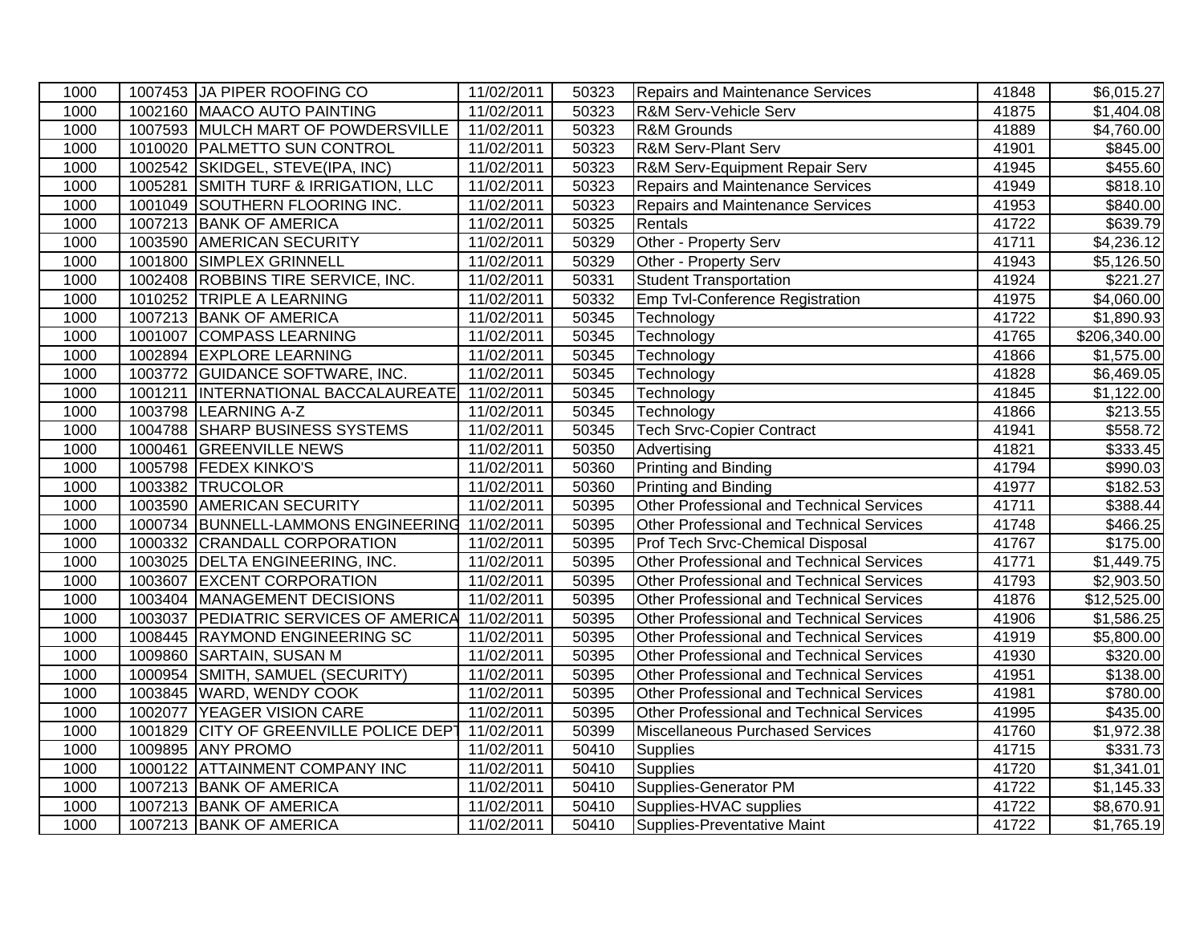| 1000 | 1007453 | JA PIPER ROOFING CO | 11/02/2011 | 50323 | Repairs and Maintenance Services | 41848 | $6,015.27 |
|---|---|---|---|---|---|---|---|
| 1000 | 1002160 | MAACO AUTO PAINTING | 11/02/2011 | 50323 | R&M Serv-Vehicle Serv | 41875 | $1,404.08 |
| 1000 | 1007593 | MULCH MART OF POWDERSVILLE | 11/02/2011 | 50323 | R&M Grounds | 41889 | $4,760.00 |
| 1000 | 1010020 | PALMETTO SUN CONTROL | 11/02/2011 | 50323 | R&M Serv-Plant Serv | 41901 | $845.00 |
| 1000 | 1002542 | SKIDGEL, STEVE(IPA, INC) | 11/02/2011 | 50323 | R&M Serv-Equipment Repair Serv | 41945 | $455.60 |
| 1000 | 1005281 | SMITH TURF & IRRIGATION, LLC | 11/02/2011 | 50323 | Repairs and Maintenance Services | 41949 | $818.10 |
| 1000 | 1001049 | SOUTHERN FLOORING INC. | 11/02/2011 | 50323 | Repairs and Maintenance Services | 41953 | $840.00 |
| 1000 | 1007213 | BANK OF AMERICA | 11/02/2011 | 50325 | Rentals | 41722 | $639.79 |
| 1000 | 1003590 | AMERICAN SECURITY | 11/02/2011 | 50329 | Other - Property Serv | 41711 | $4,236.12 |
| 1000 | 1001800 | SIMPLEX GRINNELL | 11/02/2011 | 50329 | Other - Property Serv | 41943 | $5,126.50 |
| 1000 | 1002408 | ROBBINS TIRE SERVICE, INC. | 11/02/2011 | 50331 | Student Transportation | 41924 | $221.27 |
| 1000 | 1010252 | TRIPLE A LEARNING | 11/02/2011 | 50332 | Emp Tvl-Conference Registration | 41975 | $4,060.00 |
| 1000 | 1007213 | BANK OF AMERICA | 11/02/2011 | 50345 | Technology | 41722 | $1,890.93 |
| 1000 | 1001007 | COMPASS LEARNING | 11/02/2011 | 50345 | Technology | 41765 | $206,340.00 |
| 1000 | 1002894 | EXPLORE LEARNING | 11/02/2011 | 50345 | Technology | 41866 | $1,575.00 |
| 1000 | 1003772 | GUIDANCE SOFTWARE, INC. | 11/02/2011 | 50345 | Technology | 41828 | $6,469.05 |
| 1000 | 1001211 | INTERNATIONAL BACCALAUREATE | 11/02/2011 | 50345 | Technology | 41845 | $1,122.00 |
| 1000 | 1003798 | LEARNING A-Z | 11/02/2011 | 50345 | Technology | 41866 | $213.55 |
| 1000 | 1004788 | SHARP BUSINESS SYSTEMS | 11/02/2011 | 50345 | Tech Srvc-Copier Contract | 41941 | $558.72 |
| 1000 | 1000461 | GREENVILLE NEWS | 11/02/2011 | 50350 | Advertising | 41821 | $333.45 |
| 1000 | 1005798 | FEDEX KINKO'S | 11/02/2011 | 50360 | Printing and Binding | 41794 | $990.03 |
| 1000 | 1003382 | TRUCOLOR | 11/02/2011 | 50360 | Printing and Binding | 41977 | $182.53 |
| 1000 | 1003590 | AMERICAN SECURITY | 11/02/2011 | 50395 | Other Professional and Technical Services | 41711 | $388.44 |
| 1000 | 1000734 | BUNNELL-LAMMONS ENGINEERING | 11/02/2011 | 50395 | Other Professional and Technical Services | 41748 | $466.25 |
| 1000 | 1000332 | CRANDALL CORPORATION | 11/02/2011 | 50395 | Prof Tech Srvc-Chemical Disposal | 41767 | $175.00 |
| 1000 | 1003025 | DELTA ENGINEERING, INC. | 11/02/2011 | 50395 | Other Professional and Technical Services | 41771 | $1,449.75 |
| 1000 | 1003607 | EXCENT CORPORATION | 11/02/2011 | 50395 | Other Professional and Technical Services | 41793 | $2,903.50 |
| 1000 | 1003404 | MANAGEMENT DECISIONS | 11/02/2011 | 50395 | Other Professional and Technical Services | 41876 | $12,525.00 |
| 1000 | 1003037 | PEDIATRIC SERVICES OF AMERICA | 11/02/2011 | 50395 | Other Professional and Technical Services | 41906 | $1,586.25 |
| 1000 | 1008445 | RAYMOND ENGINEERING SC | 11/02/2011 | 50395 | Other Professional and Technical Services | 41919 | $5,800.00 |
| 1000 | 1009860 | SARTAIN, SUSAN M | 11/02/2011 | 50395 | Other Professional and Technical Services | 41930 | $320.00 |
| 1000 | 1000954 | SMITH, SAMUEL (SECURITY) | 11/02/2011 | 50395 | Other Professional and Technical Services | 41951 | $138.00 |
| 1000 | 1003845 | WARD, WENDY COOK | 11/02/2011 | 50395 | Other Professional and Technical Services | 41981 | $780.00 |
| 1000 | 1002077 | YEAGER VISION CARE | 11/02/2011 | 50395 | Other Professional and Technical Services | 41995 | $435.00 |
| 1000 | 1001829 | CITY OF GREENVILLE POLICE DEPT | 11/02/2011 | 50399 | Miscellaneous Purchased Services | 41760 | $1,972.38 |
| 1000 | 1009895 | ANY PROMO | 11/02/2011 | 50410 | Supplies | 41715 | $331.73 |
| 1000 | 1000122 | ATTAINMENT COMPANY INC | 11/02/2011 | 50410 | Supplies | 41720 | $1,341.01 |
| 1000 | 1007213 | BANK OF AMERICA | 11/02/2011 | 50410 | Supplies-Generator PM | 41722 | $1,145.33 |
| 1000 | 1007213 | BANK OF AMERICA | 11/02/2011 | 50410 | Supplies-HVAC supplies | 41722 | $8,670.91 |
| 1000 | 1007213 | BANK OF AMERICA | 11/02/2011 | 50410 | Supplies-Preventative Maint | 41722 | $1,765.19 |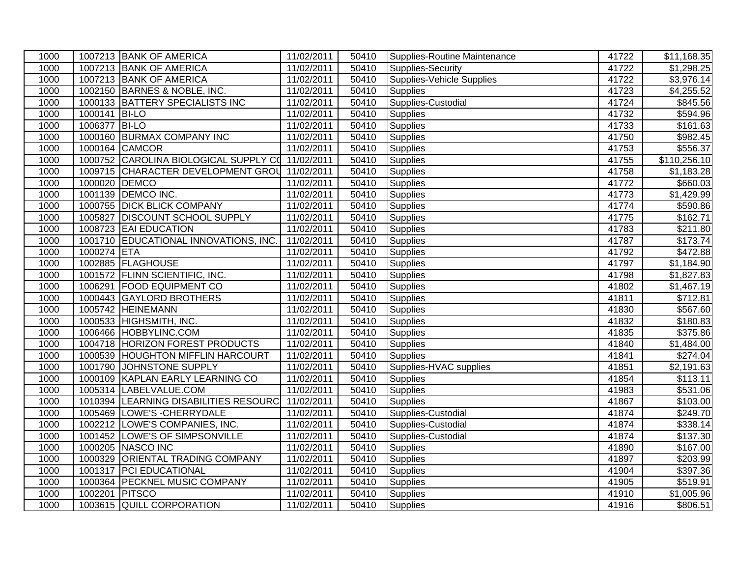| 1000 | 1007213 | BANK OF AMERICA | 11/02/2011 | 50410 | Supplies-Routine Maintenance | 41722 | $11,168.35 |
|---|---|---|---|---|---|---|---|
| 1000 | 1007213 | BANK OF AMERICA | 11/02/2011 | 50410 | Supplies-Security | 41722 | $1,298.25 |
| 1000 | 1007213 | BANK OF AMERICA | 11/02/2011 | 50410 | Supplies-Vehicle Supplies | 41722 | $3,976.14 |
| 1000 | 1002150 | BARNES & NOBLE, INC. | 11/02/2011 | 50410 | Supplies | 41723 | $4,255.52 |
| 1000 | 1000133 | BATTERY SPECIALISTS INC | 11/02/2011 | 50410 | Supplies-Custodial | 41724 | $845.56 |
| 1000 | 1000141 | BI-LO | 11/02/2011 | 50410 | Supplies | 41732 | $594.96 |
| 1000 | 1006377 | BI-LO | 11/02/2011 | 50410 | Supplies | 41733 | $161.63 |
| 1000 | 1000160 | BURMAX COMPANY INC | 11/02/2011 | 50410 | Supplies | 41750 | $982.45 |
| 1000 | 1000164 | CAMCOR | 11/02/2011 | 50410 | Supplies | 41753 | $556.37 |
| 1000 | 1000752 | CAROLINA BIOLOGICAL SUPPLY CO | 11/02/2011 | 50410 | Supplies | 41755 | $110,256.10 |
| 1000 | 1009715 | CHARACTER DEVELOPMENT GROU | 11/02/2011 | 50410 | Supplies | 41758 | $1,183.28 |
| 1000 | 1000020 | DEMCO | 11/02/2011 | 50410 | Supplies | 41772 | $660.03 |
| 1000 | 1001139 | DEMCO INC. | 11/02/2011 | 50410 | Supplies | 41773 | $1,429.99 |
| 1000 | 1000755 | DICK BLICK COMPANY | 11/02/2011 | 50410 | Supplies | 41774 | $590.86 |
| 1000 | 1005827 | DISCOUNT SCHOOL SUPPLY | 11/02/2011 | 50410 | Supplies | 41775 | $162.71 |
| 1000 | 1008723 | EAI EDUCATION | 11/02/2011 | 50410 | Supplies | 41783 | $211.80 |
| 1000 | 1001710 | EDUCATIONAL INNOVATIONS, INC. | 11/02/2011 | 50410 | Supplies | 41787 | $173.74 |
| 1000 | 1000274 | ETA | 11/02/2011 | 50410 | Supplies | 41792 | $472.88 |
| 1000 | 1002885 | FLAGHOUSE | 11/02/2011 | 50410 | Supplies | 41797 | $1,184.90 |
| 1000 | 1001572 | FLINN SCIENTIFIC, INC. | 11/02/2011 | 50410 | Supplies | 41798 | $1,827.83 |
| 1000 | 1006291 | FOOD EQUIPMENT CO | 11/02/2011 | 50410 | Supplies | 41802 | $1,467.19 |
| 1000 | 1000443 | GAYLORD BROTHERS | 11/02/2011 | 50410 | Supplies | 41811 | $712.81 |
| 1000 | 1005742 | HEINEMANN | 11/02/2011 | 50410 | Supplies | 41830 | $567.60 |
| 1000 | 1000533 | HIGHSMITH, INC. | 11/02/2011 | 50410 | Supplies | 41832 | $180.83 |
| 1000 | 1006466 | HOBBYLINC.COM | 11/02/2011 | 50410 | Supplies | 41835 | $375.86 |
| 1000 | 1004718 | HORIZON FOREST PRODUCTS | 11/02/2011 | 50410 | Supplies | 41840 | $1,484.00 |
| 1000 | 1000539 | HOUGHTON MIFFLIN HARCOURT | 11/02/2011 | 50410 | Supplies | 41841 | $274.04 |
| 1000 | 1001790 | JOHNSTONE SUPPLY | 11/02/2011 | 50410 | Supplies-HVAC supplies | 41851 | $2,191.63 |
| 1000 | 1000109 | KAPLAN EARLY LEARNING CO | 11/02/2011 | 50410 | Supplies | 41854 | $113.11 |
| 1000 | 1005314 | LABELVALUE.COM | 11/02/2011 | 50410 | Supplies | 41983 | $531.06 |
| 1000 | 1010394 | LEARNING DISABILITIES RESOURC | 11/02/2011 | 50410 | Supplies | 41867 | $103.00 |
| 1000 | 1005469 | LOWE'S -CHERRYDALE | 11/02/2011 | 50410 | Supplies-Custodial | 41874 | $249.70 |
| 1000 | 1002212 | LOWE'S COMPANIES, INC. | 11/02/2011 | 50410 | Supplies-Custodial | 41874 | $338.14 |
| 1000 | 1001452 | LOWE'S OF SIMPSONVILLE | 11/02/2011 | 50410 | Supplies-Custodial | 41874 | $137.30 |
| 1000 | 1000205 | NASCO INC | 11/02/2011 | 50410 | Supplies | 41890 | $167.00 |
| 1000 | 1000329 | ORIENTAL TRADING COMPANY | 11/02/2011 | 50410 | Supplies | 41897 | $203.99 |
| 1000 | 1001317 | PCI EDUCATIONAL | 11/02/2011 | 50410 | Supplies | 41904 | $397.36 |
| 1000 | 1000364 | PECKNEL MUSIC COMPANY | 11/02/2011 | 50410 | Supplies | 41905 | $519.91 |
| 1000 | 1002201 | PITSCO | 11/02/2011 | 50410 | Supplies | 41910 | $1,005.96 |
| 1000 | 1003615 | QUILL CORPORATION | 11/02/2011 | 50410 | Supplies | 41916 | $806.51 |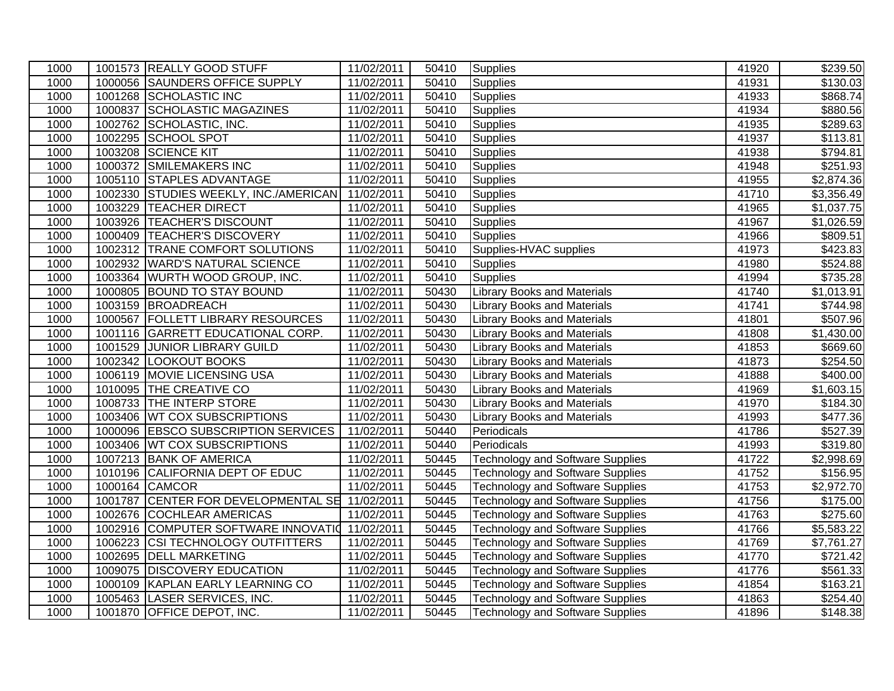| | | | | | | | |
|---|---|---|---|---|---|---|---|
| 1000 | 1001573 | REALLY GOOD STUFF | 11/02/2011 | 50410 | Supplies | 41920 | $239.50 |
| 1000 | 1000056 | SAUNDERS OFFICE SUPPLY | 11/02/2011 | 50410 | Supplies | 41931 | $130.03 |
| 1000 | 1001268 | SCHOLASTIC INC | 11/02/2011 | 50410 | Supplies | 41933 | $868.74 |
| 1000 | 1000837 | SCHOLASTIC MAGAZINES | 11/02/2011 | 50410 | Supplies | 41934 | $880.56 |
| 1000 | 1002762 | SCHOLASTIC, INC. | 11/02/2011 | 50410 | Supplies | 41935 | $289.63 |
| 1000 | 1002295 | SCHOOL SPOT | 11/02/2011 | 50410 | Supplies | 41937 | $113.81 |
| 1000 | 1003208 | SCIENCE KIT | 11/02/2011 | 50410 | Supplies | 41938 | $794.81 |
| 1000 | 1000372 | SMILEMAKERS INC | 11/02/2011 | 50410 | Supplies | 41948 | $251.93 |
| 1000 | 1005110 | STAPLES ADVANTAGE | 11/02/2011 | 50410 | Supplies | 41955 | $2,874.36 |
| 1000 | 1002330 | STUDIES WEEKLY, INC./AMERICAN | 11/02/2011 | 50410 | Supplies | 41710 | $3,356.49 |
| 1000 | 1003229 | TEACHER DIRECT | 11/02/2011 | 50410 | Supplies | 41965 | $1,037.75 |
| 1000 | 1003926 | TEACHER'S DISCOUNT | 11/02/2011 | 50410 | Supplies | 41967 | $1,026.59 |
| 1000 | 1000409 | TEACHER'S DISCOVERY | 11/02/2011 | 50410 | Supplies | 41966 | $809.51 |
| 1000 | 1002312 | TRANE COMFORT SOLUTIONS | 11/02/2011 | 50410 | Supplies-HVAC supplies | 41973 | $423.83 |
| 1000 | 1002932 | WARD'S NATURAL SCIENCE | 11/02/2011 | 50410 | Supplies | 41980 | $524.88 |
| 1000 | 1003364 | WURTH WOOD GROUP, INC. | 11/02/2011 | 50410 | Supplies | 41994 | $735.28 |
| 1000 | 1000805 | BOUND TO STAY BOUND | 11/02/2011 | 50430 | Library Books and Materials | 41740 | $1,013.91 |
| 1000 | 1003159 | BROADREACH | 11/02/2011 | 50430 | Library Books and Materials | 41741 | $744.98 |
| 1000 | 1000567 | FOLLETT LIBRARY RESOURCES | 11/02/2011 | 50430 | Library Books and Materials | 41801 | $507.96 |
| 1000 | 1001116 | GARRETT EDUCATIONAL CORP. | 11/02/2011 | 50430 | Library Books and Materials | 41808 | $1,430.00 |
| 1000 | 1001529 | JUNIOR LIBRARY GUILD | 11/02/2011 | 50430 | Library Books and Materials | 41853 | $669.60 |
| 1000 | 1002342 | LOOKOUT BOOKS | 11/02/2011 | 50430 | Library Books and Materials | 41873 | $254.50 |
| 1000 | 1006119 | MOVIE LICENSING USA | 11/02/2011 | 50430 | Library Books and Materials | 41888 | $400.00 |
| 1000 | 1010095 | THE CREATIVE CO | 11/02/2011 | 50430 | Library Books and Materials | 41969 | $1,603.15 |
| 1000 | 1008733 | THE INTERP STORE | 11/02/2011 | 50430 | Library Books and Materials | 41970 | $184.30 |
| 1000 | 1003406 | WT COX SUBSCRIPTIONS | 11/02/2011 | 50430 | Library Books and Materials | 41993 | $477.36 |
| 1000 | 1000096 | EBSCO SUBSCRIPTION SERVICES | 11/02/2011 | 50440 | Periodicals | 41786 | $527.39 |
| 1000 | 1003406 | WT COX SUBSCRIPTIONS | 11/02/2011 | 50440 | Periodicals | 41993 | $319.80 |
| 1000 | 1007213 | BANK OF AMERICA | 11/02/2011 | 50445 | Technology and Software Supplies | 41722 | $2,998.69 |
| 1000 | 1010196 | CALIFORNIA DEPT OF EDUC | 11/02/2011 | 50445 | Technology and Software Supplies | 41752 | $156.95 |
| 1000 | 1000164 | CAMCOR | 11/02/2011 | 50445 | Technology and Software Supplies | 41753 | $2,972.70 |
| 1000 | 1001787 | CENTER FOR DEVELOPMENTAL SE | 11/02/2011 | 50445 | Technology and Software Supplies | 41756 | $175.00 |
| 1000 | 1002676 | COCHLEAR AMERICAS | 11/02/2011 | 50445 | Technology and Software Supplies | 41763 | $275.60 |
| 1000 | 1002916 | COMPUTER SOFTWARE INNOVATIO | 11/02/2011 | 50445 | Technology and Software Supplies | 41766 | $5,583.22 |
| 1000 | 1006223 | CSI TECHNOLOGY OUTFITTERS | 11/02/2011 | 50445 | Technology and Software Supplies | 41769 | $7,761.27 |
| 1000 | 1002695 | DELL MARKETING | 11/02/2011 | 50445 | Technology and Software Supplies | 41770 | $721.42 |
| 1000 | 1009075 | DISCOVERY EDUCATION | 11/02/2011 | 50445 | Technology and Software Supplies | 41776 | $561.33 |
| 1000 | 1000109 | KAPLAN EARLY LEARNING CO | 11/02/2011 | 50445 | Technology and Software Supplies | 41854 | $163.21 |
| 1000 | 1005463 | LASER SERVICES, INC. | 11/02/2011 | 50445 | Technology and Software Supplies | 41863 | $254.40 |
| 1000 | 1001870 | OFFICE DEPOT, INC. | 11/02/2011 | 50445 | Technology and Software Supplies | 41896 | $148.38 |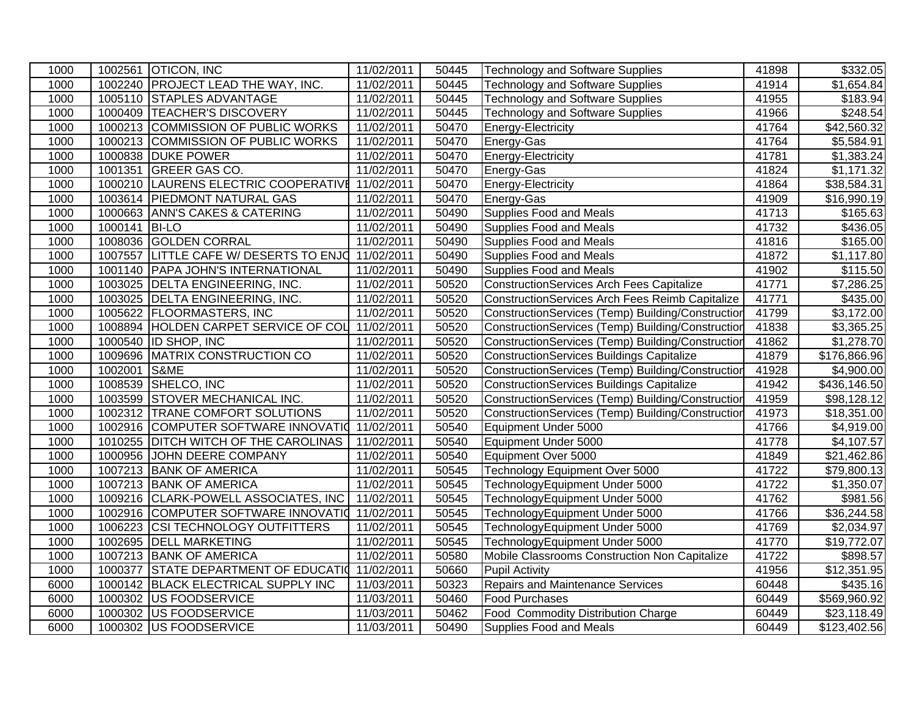| | | | | | | | |
|---|---|---|---|---|---|---|---|
| 1000 | 1002561 | OTICON, INC | 11/02/2011 | 50445 | Technology and Software Supplies | 41898 | $332.05 |
| 1000 | 1002240 | PROJECT LEAD THE WAY, INC. | 11/02/2011 | 50445 | Technology and Software Supplies | 41914 | $1,654.84 |
| 1000 | 1005110 | STAPLES ADVANTAGE | 11/02/2011 | 50445 | Technology and Software Supplies | 41955 | $183.94 |
| 1000 | 1000409 | TEACHER'S DISCOVERY | 11/02/2011 | 50445 | Technology and Software Supplies | 41966 | $248.54 |
| 1000 | 1000213 | COMMISSION OF PUBLIC WORKS | 11/02/2011 | 50470 | Energy-Electricity | 41764 | $42,560.32 |
| 1000 | 1000213 | COMMISSION OF PUBLIC WORKS | 11/02/2011 | 50470 | Energy-Gas | 41764 | $5,584.91 |
| 1000 | 1000838 | DUKE POWER | 11/02/2011 | 50470 | Energy-Electricity | 41781 | $1,383.24 |
| 1000 | 1001351 | GREER GAS CO. | 11/02/2011 | 50470 | Energy-Gas | 41824 | $1,171.32 |
| 1000 | 1000210 | LAURENS ELECTRIC COOPERATIVE | 11/02/2011 | 50470 | Energy-Electricity | 41864 | $38,584.31 |
| 1000 | 1003614 | PIEDMONT NATURAL GAS | 11/02/2011 | 50470 | Energy-Gas | 41909 | $16,990.19 |
| 1000 | 1000663 | ANN'S CAKES & CATERING | 11/02/2011 | 50490 | Supplies Food and Meals | 41713 | $165.63 |
| 1000 | 1000141 | BI-LO | 11/02/2011 | 50490 | Supplies Food and Meals | 41732 | $436.05 |
| 1000 | 1008036 | GOLDEN CORRAL | 11/02/2011 | 50490 | Supplies Food and Meals | 41816 | $165.00 |
| 1000 | 1007557 | LITTLE CAFE W/ DESERTS TO ENJO | 11/02/2011 | 50490 | Supplies Food and Meals | 41872 | $1,117.80 |
| 1000 | 1001140 | PAPA JOHN'S INTERNATIONAL | 11/02/2011 | 50490 | Supplies Food and Meals | 41902 | $115.50 |
| 1000 | 1003025 | DELTA ENGINEERING, INC. | 11/02/2011 | 50520 | ConstructionServices Arch Fees Capitalize | 41771 | $7,286.25 |
| 1000 | 1003025 | DELTA ENGINEERING, INC. | 11/02/2011 | 50520 | ConstructionServices Arch Fees Reimb Capitalize | 41771 | $435.00 |
| 1000 | 1005622 | FLOORMASTERS, INC | 11/02/2011 | 50520 | ConstructionServices (Temp) Building/Construction | 41799 | $3,172.00 |
| 1000 | 1008894 | HOLDEN CARPET SERVICE OF COL | 11/02/2011 | 50520 | ConstructionServices (Temp) Building/Construction | 41838 | $3,365.25 |
| 1000 | 1000540 | ID SHOP, INC | 11/02/2011 | 50520 | ConstructionServices (Temp) Building/Construction | 41862 | $1,278.70 |
| 1000 | 1009696 | MATRIX CONSTRUCTION CO | 11/02/2011 | 50520 | ConstructionServices Buildings Capitalize | 41879 | $176,866.96 |
| 1000 | 1002001 | S&ME | 11/02/2011 | 50520 | ConstructionServices (Temp) Building/Construction | 41928 | $4,900.00 |
| 1000 | 1008539 | SHELCO, INC | 11/02/2011 | 50520 | ConstructionServices Buildings Capitalize | 41942 | $436,146.50 |
| 1000 | 1003599 | STOVER MECHANICAL INC. | 11/02/2011 | 50520 | ConstructionServices (Temp) Building/Construction | 41959 | $98,128.12 |
| 1000 | 1002312 | TRANE COMFORT SOLUTIONS | 11/02/2011 | 50520 | ConstructionServices (Temp) Building/Construction | 41973 | $18,351.00 |
| 1000 | 1002916 | COMPUTER SOFTWARE INNOVATIO | 11/02/2011 | 50540 | Equipment Under 5000 | 41766 | $4,919.00 |
| 1000 | 1010255 | DITCH WITCH OF THE CAROLINAS | 11/02/2011 | 50540 | Equipment Under 5000 | 41778 | $4,107.57 |
| 1000 | 1000956 | JOHN DEERE COMPANY | 11/02/2011 | 50540 | Equipment Over 5000 | 41849 | $21,462.86 |
| 1000 | 1007213 | BANK OF AMERICA | 11/02/2011 | 50545 | Technology Equipment Over 5000 | 41722 | $79,800.13 |
| 1000 | 1007213 | BANK OF AMERICA | 11/02/2011 | 50545 | TechnologyEquipment Under 5000 | 41722 | $1,350.07 |
| 1000 | 1009216 | CLARK-POWELL ASSOCIATES, INC | 11/02/2011 | 50545 | TechnologyEquipment Under 5000 | 41762 | $981.56 |
| 1000 | 1002916 | COMPUTER SOFTWARE INNOVATIO | 11/02/2011 | 50545 | TechnologyEquipment Under 5000 | 41766 | $36,244.58 |
| 1000 | 1006223 | CSI TECHNOLOGY OUTFITTERS | 11/02/2011 | 50545 | TechnologyEquipment Under 5000 | 41769 | $2,034.97 |
| 1000 | 1002695 | DELL MARKETING | 11/02/2011 | 50545 | TechnologyEquipment Under 5000 | 41770 | $19,772.07 |
| 1000 | 1007213 | BANK OF AMERICA | 11/02/2011 | 50580 | Mobile Classrooms Construction Non Capitalize | 41722 | $898.57 |
| 1000 | 1000377 | STATE DEPARTMENT OF EDUCATIO | 11/02/2011 | 50660 | Pupil Activity | 41956 | $12,351.95 |
| 6000 | 1000142 | BLACK ELECTRICAL SUPPLY INC | 11/03/2011 | 50323 | Repairs and Maintenance Services | 60448 | $435.16 |
| 6000 | 1000302 | US FOODSERVICE | 11/03/2011 | 50460 | Food Purchases | 60449 | $569,960.92 |
| 6000 | 1000302 | US FOODSERVICE | 11/03/2011 | 50462 | Food Commodity Distribution Charge | 60449 | $23,118.49 |
| 6000 | 1000302 | US FOODSERVICE | 11/03/2011 | 50490 | Supplies Food and Meals | 60449 | $123,402.56 |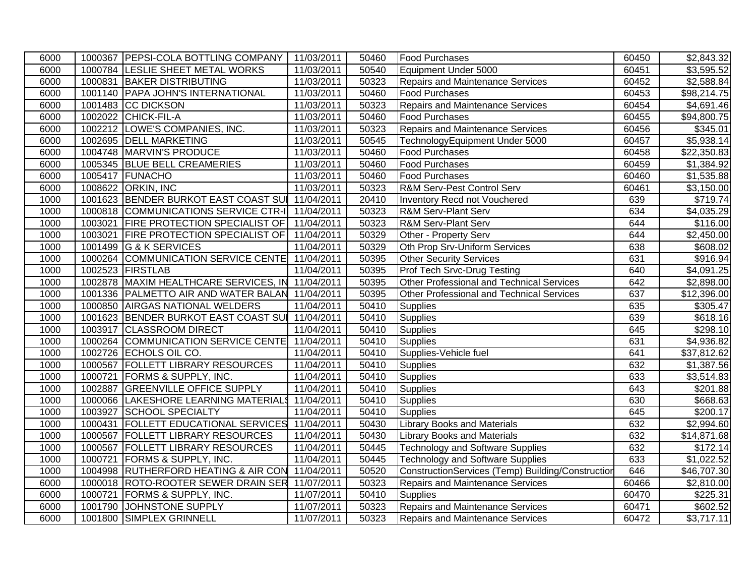| 6000 | 1000367 | PEPSI-COLA BOTTLING COMPANY | 11/03/2011 | 50460 | Food Purchases | 60450 | $2,843.32 |
|---|---|---|---|---|---|---|---|
| 6000 | 1000784 | LESLIE SHEET METAL WORKS | 11/03/2011 | 50540 | Equipment Under 5000 | 60451 | $3,595.52 |
| 6000 | 1000831 | BAKER DISTRIBUTING | 11/03/2011 | 50323 | Repairs and Maintenance Services | 60452 | $2,588.84 |
| 6000 | 1001140 | PAPA JOHN'S INTERNATIONAL | 11/03/2011 | 50460 | Food Purchases | 60453 | $98,214.75 |
| 6000 | 1001483 | CC DICKSON | 11/03/2011 | 50323 | Repairs and Maintenance Services | 60454 | $4,691.46 |
| 6000 | 1002022 | CHICK-FIL-A | 11/03/2011 | 50460 | Food Purchases | 60455 | $94,800.75 |
| 6000 | 1002212 | LOWE'S COMPANIES, INC. | 11/03/2011 | 50323 | Repairs and Maintenance Services | 60456 | $345.01 |
| 6000 | 1002695 | DELL MARKETING | 11/03/2011 | 50545 | TechnologyEquipment Under 5000 | 60457 | $5,938.14 |
| 6000 | 1004748 | MARVIN'S PRODUCE | 11/03/2011 | 50460 | Food Purchases | 60458 | $22,350.83 |
| 6000 | 1005345 | BLUE BELL CREAMERIES | 11/03/2011 | 50460 | Food Purchases | 60459 | $1,384.92 |
| 6000 | 1005417 | FUNACHO | 11/03/2011 | 50460 | Food Purchases | 60460 | $1,535.88 |
| 6000 | 1008622 | ORKIN, INC | 11/03/2011 | 50323 | R&M Serv-Pest Control Serv | 60461 | $3,150.00 |
| 1000 | 1001623 | BENDER BURKOT EAST COAST SU | 11/04/2011 | 20410 | Inventory Recd not Vouchered | 639 | $719.74 |
| 1000 | 1000818 | COMMUNICATIONS SERVICE CTR-I | 11/04/2011 | 50323 | R&M Serv-Plant Serv | 634 | $4,035.29 |
| 1000 | 1003021 | FIRE PROTECTION SPECIALIST OF | 11/04/2011 | 50323 | R&M Serv-Plant Serv | 644 | $116.00 |
| 1000 | 1003021 | FIRE PROTECTION SPECIALIST OF | 11/04/2011 | 50329 | Other - Property Serv | 644 | $2,450.00 |
| 1000 | 1001499 | G & K SERVICES | 11/04/2011 | 50329 | Oth Prop Srv-Uniform Services | 638 | $608.02 |
| 1000 | 1000264 | COMMUNICATION SERVICE CENTE | 11/04/2011 | 50395 | Other Security Services | 631 | $916.94 |
| 1000 | 1002523 | FIRSTLAB | 11/04/2011 | 50395 | Prof Tech Srvc-Drug Testing | 640 | $4,091.25 |
| 1000 | 1002878 | MAXIM HEALTHCARE SERVICES, IN | 11/04/2011 | 50395 | Other Professional and Technical Services | 642 | $2,898.00 |
| 1000 | 1001336 | PALMETTO AIR AND WATER BALAN | 11/04/2011 | 50395 | Other Professional and Technical Services | 637 | $12,396.00 |
| 1000 | 1000850 | AIRGAS NATIONAL WELDERS | 11/04/2011 | 50410 | Supplies | 635 | $305.47 |
| 1000 | 1001623 | BENDER BURKOT EAST COAST SU | 11/04/2011 | 50410 | Supplies | 639 | $618.16 |
| 1000 | 1003917 | CLASSROOM DIRECT | 11/04/2011 | 50410 | Supplies | 645 | $298.10 |
| 1000 | 1000264 | COMMUNICATION SERVICE CENTE | 11/04/2011 | 50410 | Supplies | 631 | $4,936.82 |
| 1000 | 1002726 | ECHOLS OIL CO. | 11/04/2011 | 50410 | Supplies-Vehicle fuel | 641 | $37,812.62 |
| 1000 | 1000567 | FOLLETT LIBRARY RESOURCES | 11/04/2011 | 50410 | Supplies | 632 | $1,387.56 |
| 1000 | 1000721 | FORMS & SUPPLY, INC. | 11/04/2011 | 50410 | Supplies | 633 | $3,514.83 |
| 1000 | 1002887 | GREENVILLE OFFICE SUPPLY | 11/04/2011 | 50410 | Supplies | 643 | $201.88 |
| 1000 | 1000066 | LAKESHORE LEARNING MATERIALS | 11/04/2011 | 50410 | Supplies | 630 | $668.63 |
| 1000 | 1003927 | SCHOOL SPECIALTY | 11/04/2011 | 50410 | Supplies | 645 | $200.17 |
| 1000 | 1000431 | FOLLETT EDUCATIONAL SERVICES | 11/04/2011 | 50430 | Library Books and Materials | 632 | $2,994.60 |
| 1000 | 1000567 | FOLLETT LIBRARY RESOURCES | 11/04/2011 | 50430 | Library Books and Materials | 632 | $14,871.68 |
| 1000 | 1000567 | FOLLETT LIBRARY RESOURCES | 11/04/2011 | 50445 | Technology and Software Supplies | 632 | $172.14 |
| 1000 | 1000721 | FORMS & SUPPLY, INC. | 11/04/2011 | 50445 | Technology and Software Supplies | 633 | $1,022.52 |
| 1000 | 1004998 | RUTHERFORD HEATING & AIR CON | 11/04/2011 | 50520 | ConstructionServices (Temp) Building/Construction | 646 | $46,707.30 |
| 6000 | 1000018 | ROTO-ROOTER SEWER DRAIN SER | 11/07/2011 | 50323 | Repairs and Maintenance Services | 60466 | $2,810.00 |
| 6000 | 1000721 | FORMS & SUPPLY, INC. | 11/07/2011 | 50410 | Supplies | 60470 | $225.31 |
| 6000 | 1001790 | JOHNSTONE SUPPLY | 11/07/2011 | 50323 | Repairs and Maintenance Services | 60471 | $602.52 |
| 6000 | 1001800 | SIMPLEX GRINNELL | 11/07/2011 | 50323 | Repairs and Maintenance Services | 60472 | $3,717.11 |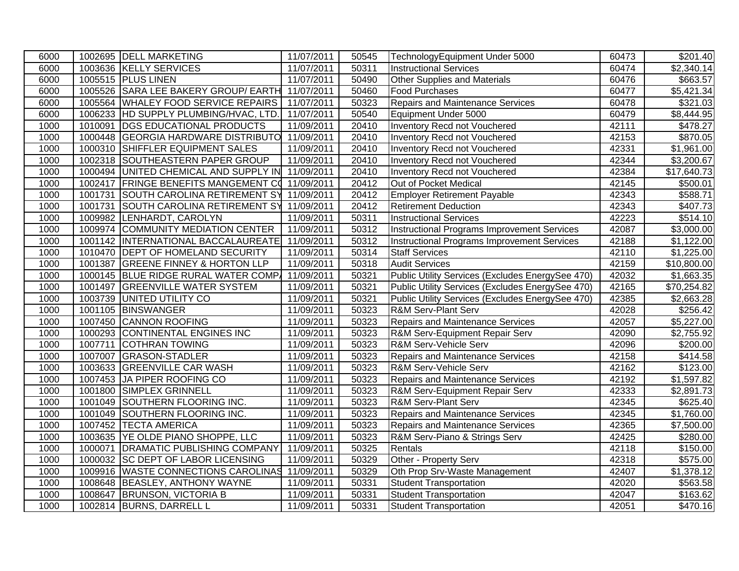| | | | | | | | |
|---|---|---|---|---|---|---|---|
| 6000 | 1002695 | DELL MARKETING | 11/07/2011 | 50545 | TechnologyEquipment Under 5000 | 60473 | $201.40 |
| 6000 | 1003636 | KELLY SERVICES | 11/07/2011 | 50311 | Instructional Services | 60474 | $2,340.14 |
| 6000 | 1005515 | PLUS LINEN | 11/07/2011 | 50490 | Other Supplies and Materials | 60476 | $663.57 |
| 6000 | 1005526 | SARA LEE BAKERY GROUP/ EARTH | 11/07/2011 | 50460 | Food Purchases | 60477 | $5,421.34 |
| 6000 | 1005564 | WHALEY FOOD SERVICE REPAIRS | 11/07/2011 | 50323 | Repairs and Maintenance Services | 60478 | $321.03 |
| 6000 | 1006233 | HD SUPPLY PLUMBING/HVAC, LTD. | 11/07/2011 | 50540 | Equipment Under 5000 | 60479 | $8,444.95 |
| 1000 | 1010091 | DGS EDUCATIONAL PRODUCTS | 11/09/2011 | 20410 | Inventory Recd not Vouchered | 42111 | $478.27 |
| 1000 | 1000448 | GEORGIA HARDWARE DISTRIBUTO | 11/09/2011 | 20410 | Inventory Recd not Vouchered | 42153 | $870.05 |
| 1000 | 1000310 | SHIFFLER EQUIPMENT SALES | 11/09/2011 | 20410 | Inventory Recd not Vouchered | 42331 | $1,961.00 |
| 1000 | 1002318 | SOUTHEASTERN PAPER GROUP | 11/09/2011 | 20410 | Inventory Recd not Vouchered | 42344 | $3,200.67 |
| 1000 | 1000494 | UNITED CHEMICAL AND SUPPLY IN | 11/09/2011 | 20410 | Inventory Recd not Vouchered | 42384 | $17,640.73 |
| 1000 | 1002417 | FRINGE BENEFITS MANGEMENT CO | 11/09/2011 | 20412 | Out of Pocket Medical | 42145 | $500.01 |
| 1000 | 1001731 | SOUTH CAROLINA RETIREMENT SY | 11/09/2011 | 20412 | Employer Retirement Payable | 42343 | $588.71 |
| 1000 | 1001731 | SOUTH CAROLINA RETIREMENT SY | 11/09/2011 | 20412 | Retirement Deduction | 42343 | $407.73 |
| 1000 | 1009982 | LENHARDT, CAROLYN | 11/09/2011 | 50311 | Instructional Services | 42223 | $514.10 |
| 1000 | 1009974 | COMMUNITY MEDIATION CENTER | 11/09/2011 | 50312 | Instructional Programs Improvement Services | 42087 | $3,000.00 |
| 1000 | 1001142 | INTERNATIONAL BACCALAUREATE | 11/09/2011 | 50312 | Instructional Programs Improvement Services | 42188 | $1,122.00 |
| 1000 | 1010470 | DEPT OF HOMELAND SECURITY | 11/09/2011 | 50314 | Staff Services | 42110 | $1,225.00 |
| 1000 | 1001387 | GREENE FINNEY & HORTON LLP | 11/09/2011 | 50318 | Audit Services | 42159 | $10,800.00 |
| 1000 | 1000145 | BLUE RIDGE RURAL WATER COMP | 11/09/2011 | 50321 | Public Utility Services (Excludes EnergySee 470) | 42032 | $1,663.35 |
| 1000 | 1001497 | GREENVILLE WATER SYSTEM | 11/09/2011 | 50321 | Public Utility Services (Excludes EnergySee 470) | 42165 | $70,254.82 |
| 1000 | 1003739 | UNITED UTILITY CO | 11/09/2011 | 50321 | Public Utility Services (Excludes EnergySee 470) | 42385 | $2,663.28 |
| 1000 | 1001105 | BINSWANGER | 11/09/2011 | 50323 | R&M Serv-Plant Serv | 42028 | $256.42 |
| 1000 | 1007450 | CANNON ROOFING | 11/09/2011 | 50323 | Repairs and Maintenance Services | 42057 | $5,227.00 |
| 1000 | 1000293 | CONTINENTAL ENGINES INC | 11/09/2011 | 50323 | R&M Serv-Equipment Repair Serv | 42090 | $2,755.92 |
| 1000 | 1007711 | COTHRAN TOWING | 11/09/2011 | 50323 | R&M Serv-Vehicle Serv | 42096 | $200.00 |
| 1000 | 1007007 | GRASON-STADLER | 11/09/2011 | 50323 | Repairs and Maintenance Services | 42158 | $414.58 |
| 1000 | 1003633 | GREENVILLE CAR WASH | 11/09/2011 | 50323 | R&M Serv-Vehicle Serv | 42162 | $123.00 |
| 1000 | 1007453 | JA PIPER ROOFING CO | 11/09/2011 | 50323 | Repairs and Maintenance Services | 42192 | $1,597.82 |
| 1000 | 1001800 | SIMPLEX GRINNELL | 11/09/2011 | 50323 | R&M Serv-Equipment Repair Serv | 42333 | $2,891.73 |
| 1000 | 1001049 | SOUTHERN FLOORING INC. | 11/09/2011 | 50323 | R&M Serv-Plant Serv | 42345 | $625.40 |
| 1000 | 1001049 | SOUTHERN FLOORING INC. | 11/09/2011 | 50323 | Repairs and Maintenance Services | 42345 | $1,760.00 |
| 1000 | 1007452 | TECTA AMERICA | 11/09/2011 | 50323 | Repairs and Maintenance Services | 42365 | $7,500.00 |
| 1000 | 1003635 | YE OLDE PIANO SHOPPE, LLC | 11/09/2011 | 50323 | R&M Serv-Piano & Strings Serv | 42425 | $280.00 |
| 1000 | 1000071 | DRAMATIC PUBLISHING COMPANY | 11/09/2011 | 50325 | Rentals | 42118 | $150.00 |
| 1000 | 1000032 | SC DEPT OF LABOR LICENSING | 11/09/2011 | 50329 | Other - Property Serv | 42318 | $575.00 |
| 1000 | 1009916 | WASTE CONNECTIONS CAROLINAS | 11/09/2011 | 50329 | Oth Prop Srv-Waste Management | 42407 | $1,378.12 |
| 1000 | 1008648 | BEASLEY, ANTHONY WAYNE | 11/09/2011 | 50331 | Student Transportation | 42020 | $563.58 |
| 1000 | 1008647 | BRUNSON, VICTORIA B | 11/09/2011 | 50331 | Student Transportation | 42047 | $163.62 |
| 1000 | 1002814 | BURNS, DARRELL L | 11/09/2011 | 50331 | Student Transportation | 42051 | $470.16 |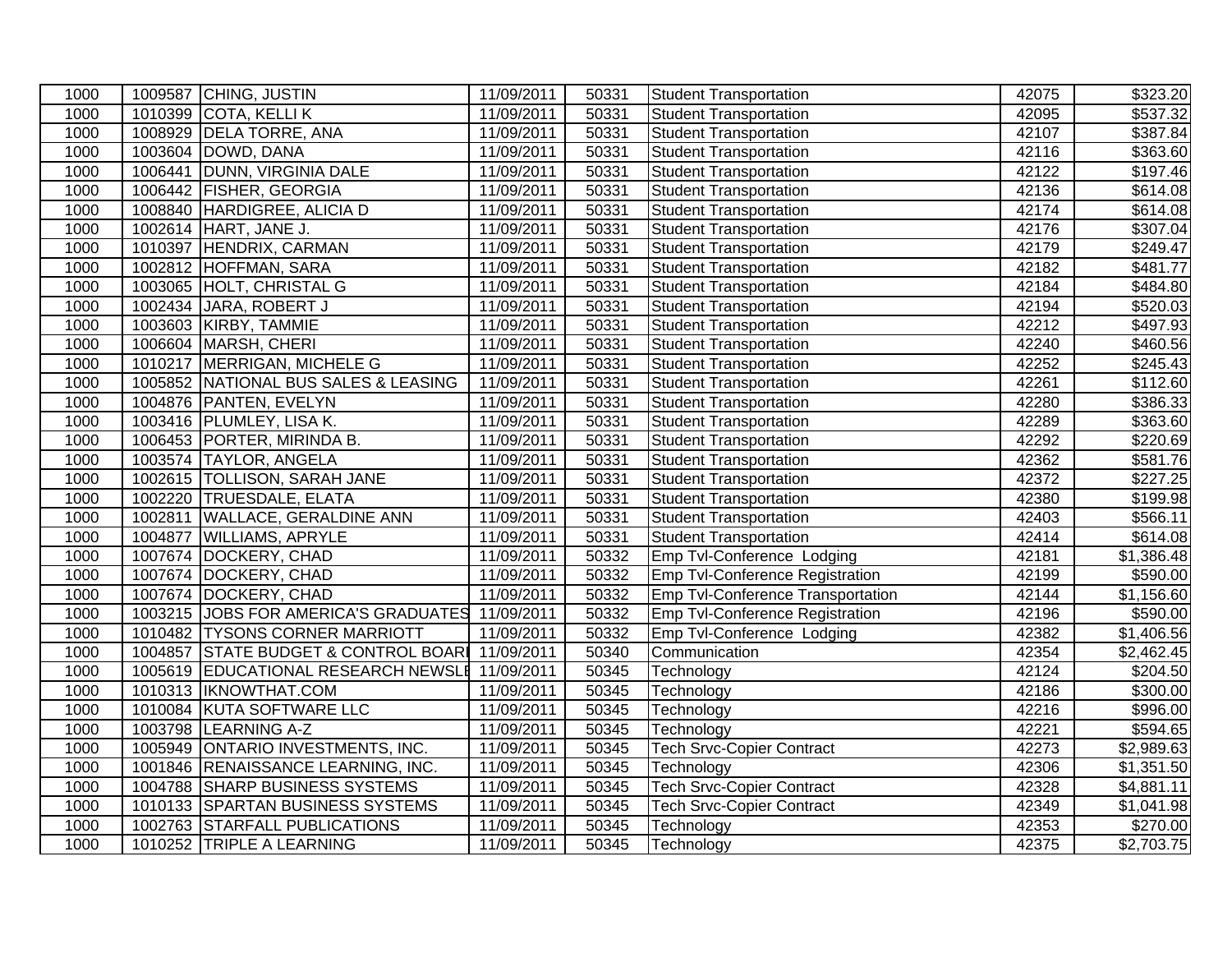| | | | | | | | |
|---|---|---|---|---|---|---|---|
| 1000 | 1009587 | CHING, JUSTIN | 11/09/2011 | 50331 | Student Transportation | 42075 | $323.20 |
| 1000 | 1010399 | COTA, KELLI K | 11/09/2011 | 50331 | Student Transportation | 42095 | $537.32 |
| 1000 | 1008929 | DELA TORRE, ANA | 11/09/2011 | 50331 | Student Transportation | 42107 | $387.84 |
| 1000 | 1003604 | DOWD, DANA | 11/09/2011 | 50331 | Student Transportation | 42116 | $363.60 |
| 1000 | 1006441 | DUNN, VIRGINIA DALE | 11/09/2011 | 50331 | Student Transportation | 42122 | $197.46 |
| 1000 | 1006442 | FISHER, GEORGIA | 11/09/2011 | 50331 | Student Transportation | 42136 | $614.08 |
| 1000 | 1008840 | HARDIGREE, ALICIA D | 11/09/2011 | 50331 | Student Transportation | 42174 | $614.08 |
| 1000 | 1002614 | HART, JANE J. | 11/09/2011 | 50331 | Student Transportation | 42176 | $307.04 |
| 1000 | 1010397 | HENDRIX, CARMAN | 11/09/2011 | 50331 | Student Transportation | 42179 | $249.47 |
| 1000 | 1002812 | HOFFMAN, SARA | 11/09/2011 | 50331 | Student Transportation | 42182 | $481.77 |
| 1000 | 1003065 | HOLT, CHRISTAL G | 11/09/2011 | 50331 | Student Transportation | 42184 | $484.80 |
| 1000 | 1002434 | JARA, ROBERT J | 11/09/2011 | 50331 | Student Transportation | 42194 | $520.03 |
| 1000 | 1003603 | KIRBY, TAMMIE | 11/09/2011 | 50331 | Student Transportation | 42212 | $497.93 |
| 1000 | 1006604 | MARSH, CHERI | 11/09/2011 | 50331 | Student Transportation | 42240 | $460.56 |
| 1000 | 1010217 | MERRIGAN, MICHELE G | 11/09/2011 | 50331 | Student Transportation | 42252 | $245.43 |
| 1000 | 1005852 | NATIONAL BUS SALES & LEASING | 11/09/2011 | 50331 | Student Transportation | 42261 | $112.60 |
| 1000 | 1004876 | PANTEN, EVELYN | 11/09/2011 | 50331 | Student Transportation | 42280 | $386.33 |
| 1000 | 1003416 | PLUMLEY, LISA K. | 11/09/2011 | 50331 | Student Transportation | 42289 | $363.60 |
| 1000 | 1006453 | PORTER, MIRINDA B. | 11/09/2011 | 50331 | Student Transportation | 42292 | $220.69 |
| 1000 | 1003574 | TAYLOR, ANGELA | 11/09/2011 | 50331 | Student Transportation | 42362 | $581.76 |
| 1000 | 1002615 | TOLLISON, SARAH JANE | 11/09/2011 | 50331 | Student Transportation | 42372 | $227.25 |
| 1000 | 1002220 | TRUESDALE, ELATA | 11/09/2011 | 50331 | Student Transportation | 42380 | $199.98 |
| 1000 | 1002811 | WALLACE, GERALDINE ANN | 11/09/2011 | 50331 | Student Transportation | 42403 | $566.11 |
| 1000 | 1004877 | WILLIAMS, APRYLE | 11/09/2011 | 50331 | Student Transportation | 42414 | $614.08 |
| 1000 | 1007674 | DOCKERY, CHAD | 11/09/2011 | 50332 | Emp Tvl-Conference Lodging | 42181 | $1,386.48 |
| 1000 | 1007674 | DOCKERY, CHAD | 11/09/2011 | 50332 | Emp Tvl-Conference Registration | 42199 | $590.00 |
| 1000 | 1007674 | DOCKERY, CHAD | 11/09/2011 | 50332 | Emp Tvl-Conference Transportation | 42144 | $1,156.60 |
| 1000 | 1003215 | JOBS FOR AMERICA'S GRADUATES | 11/09/2011 | 50332 | Emp Tvl-Conference Registration | 42196 | $590.00 |
| 1000 | 1010482 | TYSONS CORNER MARRIOTT | 11/09/2011 | 50332 | Emp Tvl-Conference Lodging | 42382 | $1,406.56 |
| 1000 | 1004857 | STATE BUDGET & CONTROL BOARI | 11/09/2011 | 50340 | Communication | 42354 | $2,462.45 |
| 1000 | 1005619 | EDUCATIONAL RESEARCH NEWSLE | 11/09/2011 | 50345 | Technology | 42124 | $204.50 |
| 1000 | 1010313 | IKNOWTHAT.COM | 11/09/2011 | 50345 | Technology | 42186 | $300.00 |
| 1000 | 1010084 | KUTA SOFTWARE LLC | 11/09/2011 | 50345 | Technology | 42216 | $996.00 |
| 1000 | 1003798 | LEARNING A-Z | 11/09/2011 | 50345 | Technology | 42221 | $594.65 |
| 1000 | 1005949 | ONTARIO INVESTMENTS, INC. | 11/09/2011 | 50345 | Tech Srvc-Copier Contract | 42273 | $2,989.63 |
| 1000 | 1001846 | RENAISSANCE LEARNING, INC. | 11/09/2011 | 50345 | Technology | 42306 | $1,351.50 |
| 1000 | 1004788 | SHARP BUSINESS SYSTEMS | 11/09/2011 | 50345 | Tech Srvc-Copier Contract | 42328 | $4,881.11 |
| 1000 | 1010133 | SPARTAN BUSINESS SYSTEMS | 11/09/2011 | 50345 | Tech Srvc-Copier Contract | 42349 | $1,041.98 |
| 1000 | 1002763 | STARFALL PUBLICATIONS | 11/09/2011 | 50345 | Technology | 42353 | $270.00 |
| 1000 | 1010252 | TRIPLE A LEARNING | 11/09/2011 | 50345 | Technology | 42375 | $2,703.75 |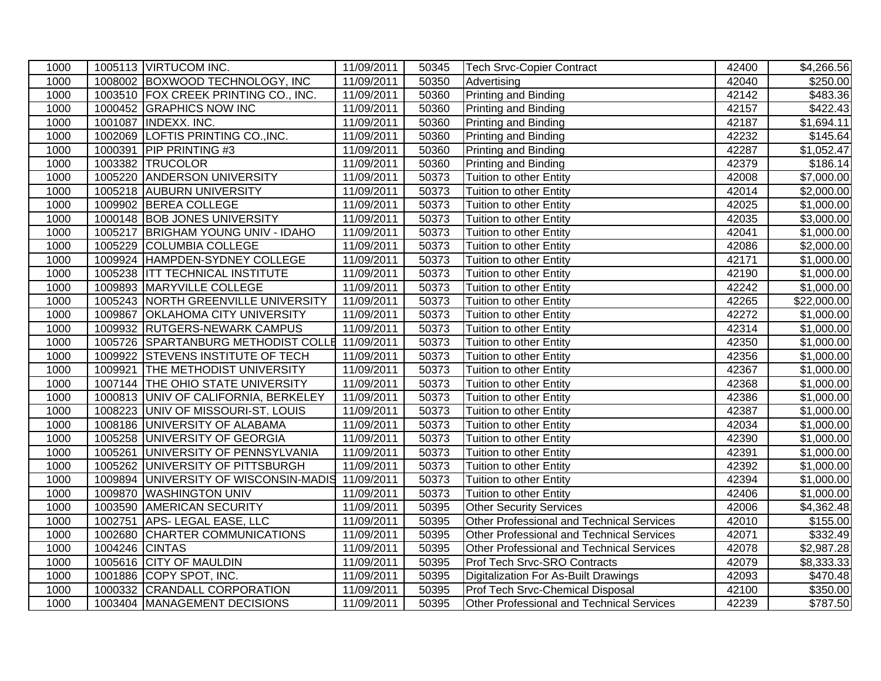| | | | | | | | |
|---|---|---|---|---|---|---|---|
| 1000 | 1005113 | VIRTUCOM INC. | 11/09/2011 | 50345 | Tech Srvc-Copier Contract | 42400 | $4,266.56 |
| 1000 | 1008002 | BOXWOOD TECHNOLOGY, INC | 11/09/2011 | 50350 | Advertising | 42040 | $250.00 |
| 1000 | 1003510 | FOX CREEK PRINTING CO., INC. | 11/09/2011 | 50360 | Printing and Binding | 42142 | $483.36 |
| 1000 | 1000452 | GRAPHICS NOW INC | 11/09/2011 | 50360 | Printing and Binding | 42157 | $422.43 |
| 1000 | 1001087 | INDEXX. INC. | 11/09/2011 | 50360 | Printing and Binding | 42187 | $1,694.11 |
| 1000 | 1002069 | LOFTIS PRINTING CO.,INC. | 11/09/2011 | 50360 | Printing and Binding | 42232 | $145.64 |
| 1000 | 1000391 | PIP PRINTING #3 | 11/09/2011 | 50360 | Printing and Binding | 42287 | $1,052.47 |
| 1000 | 1003382 | TRUCOLOR | 11/09/2011 | 50360 | Printing and Binding | 42379 | $186.14 |
| 1000 | 1005220 | ANDERSON UNIVERSITY | 11/09/2011 | 50373 | Tuition to other Entity | 42008 | $7,000.00 |
| 1000 | 1005218 | AUBURN UNIVERSITY | 11/09/2011 | 50373 | Tuition to other Entity | 42014 | $2,000.00 |
| 1000 | 1009902 | BEREA COLLEGE | 11/09/2011 | 50373 | Tuition to other Entity | 42025 | $1,000.00 |
| 1000 | 1000148 | BOB JONES UNIVERSITY | 11/09/2011 | 50373 | Tuition to other Entity | 42035 | $3,000.00 |
| 1000 | 1005217 | BRIGHAM YOUNG UNIV - IDAHO | 11/09/2011 | 50373 | Tuition to other Entity | 42041 | $1,000.00 |
| 1000 | 1005229 | COLUMBIA COLLEGE | 11/09/2011 | 50373 | Tuition to other Entity | 42086 | $2,000.00 |
| 1000 | 1009924 | HAMPDEN-SYDNEY COLLEGE | 11/09/2011 | 50373 | Tuition to other Entity | 42171 | $1,000.00 |
| 1000 | 1005238 | ITT TECHNICAL INSTITUTE | 11/09/2011 | 50373 | Tuition to other Entity | 42190 | $1,000.00 |
| 1000 | 1009893 | MARYVILLE COLLEGE | 11/09/2011 | 50373 | Tuition to other Entity | 42242 | $1,000.00 |
| 1000 | 1005243 | NORTH GREENVILLE UNIVERSITY | 11/09/2011 | 50373 | Tuition to other Entity | 42265 | $22,000.00 |
| 1000 | 1009867 | OKLAHOMA CITY UNIVERSITY | 11/09/2011 | 50373 | Tuition to other Entity | 42272 | $1,000.00 |
| 1000 | 1009932 | RUTGERS-NEWARK CAMPUS | 11/09/2011 | 50373 | Tuition to other Entity | 42314 | $1,000.00 |
| 1000 | 1005726 | SPARTANBURG METHODIST COLLE | 11/09/2011 | 50373 | Tuition to other Entity | 42350 | $1,000.00 |
| 1000 | 1009922 | STEVENS INSTITUTE OF TECH | 11/09/2011 | 50373 | Tuition to other Entity | 42356 | $1,000.00 |
| 1000 | 1009921 | THE METHODIST UNIVERSITY | 11/09/2011 | 50373 | Tuition to other Entity | 42367 | $1,000.00 |
| 1000 | 1007144 | THE OHIO STATE UNIVERSITY | 11/09/2011 | 50373 | Tuition to other Entity | 42368 | $1,000.00 |
| 1000 | 1000813 | UNIV OF CALIFORNIA, BERKELEY | 11/09/2011 | 50373 | Tuition to other Entity | 42386 | $1,000.00 |
| 1000 | 1008223 | UNIV OF MISSOURI-ST. LOUIS | 11/09/2011 | 50373 | Tuition to other Entity | 42387 | $1,000.00 |
| 1000 | 1008186 | UNIVERSITY OF ALABAMA | 11/09/2011 | 50373 | Tuition to other Entity | 42034 | $1,000.00 |
| 1000 | 1005258 | UNIVERSITY OF GEORGIA | 11/09/2011 | 50373 | Tuition to other Entity | 42390 | $1,000.00 |
| 1000 | 1005261 | UNIVERSITY OF PENNSYLVANIA | 11/09/2011 | 50373 | Tuition to other Entity | 42391 | $1,000.00 |
| 1000 | 1005262 | UNIVERSITY OF PITTSBURGH | 11/09/2011 | 50373 | Tuition to other Entity | 42392 | $1,000.00 |
| 1000 | 1009894 | UNIVERSITY OF WISCONSIN-MADIS | 11/09/2011 | 50373 | Tuition to other Entity | 42394 | $1,000.00 |
| 1000 | 1009870 | WASHINGTON UNIV | 11/09/2011 | 50373 | Tuition to other Entity | 42406 | $1,000.00 |
| 1000 | 1003590 | AMERICAN SECURITY | 11/09/2011 | 50395 | Other Security Services | 42006 | $4,362.48 |
| 1000 | 1002751 | APS- LEGAL EASE, LLC | 11/09/2011 | 50395 | Other Professional and Technical Services | 42010 | $155.00 |
| 1000 | 1002680 | CHARTER COMMUNICATIONS | 11/09/2011 | 50395 | Other Professional and Technical Services | 42071 | $332.49 |
| 1000 | 1004246 | CINTAS | 11/09/2011 | 50395 | Other Professional and Technical Services | 42078 | $2,987.28 |
| 1000 | 1005616 | CITY OF MAULDIN | 11/09/2011 | 50395 | Prof Tech Srvc-SRO Contracts | 42079 | $8,333.33 |
| 1000 | 1001886 | COPY SPOT, INC. | 11/09/2011 | 50395 | Digitalization For As-Built Drawings | 42093 | $470.48 |
| 1000 | 1000332 | CRANDALL CORPORATION | 11/09/2011 | 50395 | Prof Tech Srvc-Chemical Disposal | 42100 | $350.00 |
| 1000 | 1003404 | MANAGEMENT DECISIONS | 11/09/2011 | 50395 | Other Professional and Technical Services | 42239 | $787.50 |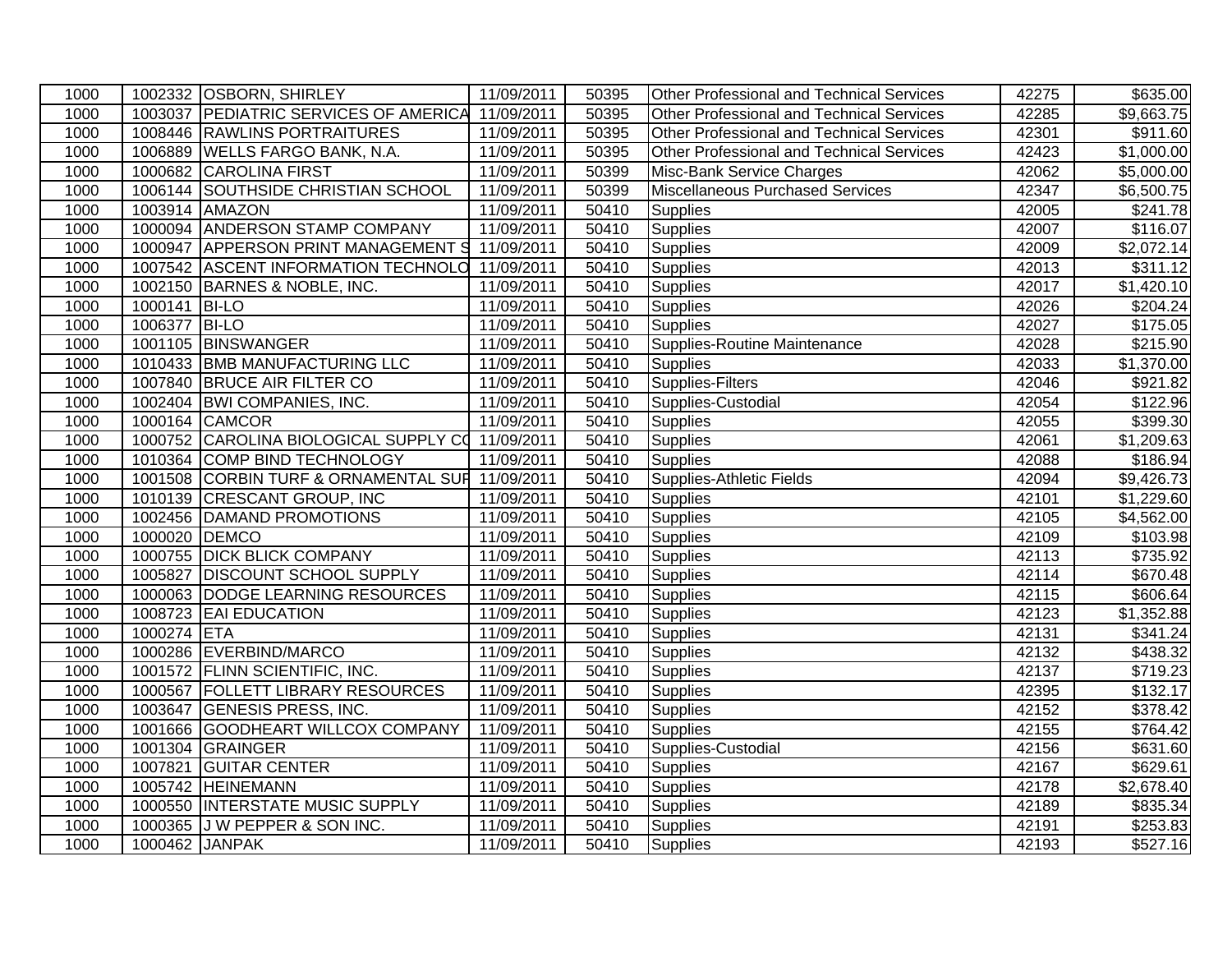| | | | | | | | |
|---|---|---|---|---|---|---|---|
| 1000 | 1002332 | OSBORN, SHIRLEY | 11/09/2011 | 50395 | Other Professional and Technical Services | 42275 | $635.00 |
| 1000 | 1003037 | PEDIATRIC SERVICES OF AMERICA | 11/09/2011 | 50395 | Other Professional and Technical Services | 42285 | $9,663.75 |
| 1000 | 1008446 | RAWLINS PORTRAITURES | 11/09/2011 | 50395 | Other Professional and Technical Services | 42301 | $911.60 |
| 1000 | 1006889 | WELLS FARGO BANK, N.A. | 11/09/2011 | 50395 | Other Professional and Technical Services | 42423 | $1,000.00 |
| 1000 | 1000682 | CAROLINA FIRST | 11/09/2011 | 50399 | Misc-Bank Service Charges | 42062 | $5,000.00 |
| 1000 | 1006144 | SOUTHSIDE CHRISTIAN SCHOOL | 11/09/2011 | 50399 | Miscellaneous Purchased Services | 42347 | $6,500.75 |
| 1000 | 1003914 | AMAZON | 11/09/2011 | 50410 | Supplies | 42005 | $241.78 |
| 1000 | 1000094 | ANDERSON STAMP COMPANY | 11/09/2011 | 50410 | Supplies | 42007 | $116.07 |
| 1000 | 1000947 | APPERSON PRINT MANAGEMENT S | 11/09/2011 | 50410 | Supplies | 42009 | $2,072.14 |
| 1000 | 1007542 | ASCENT INFORMATION TECHNOLO | 11/09/2011 | 50410 | Supplies | 42013 | $311.12 |
| 1000 | 1002150 | BARNES & NOBLE, INC. | 11/09/2011 | 50410 | Supplies | 42017 | $1,420.10 |
| 1000 | 1000141 | BI-LO | 11/09/2011 | 50410 | Supplies | 42026 | $204.24 |
| 1000 | 1006377 | BI-LO | 11/09/2011 | 50410 | Supplies | 42027 | $175.05 |
| 1000 | 1001105 | BINSWANGER | 11/09/2011 | 50410 | Supplies-Routine Maintenance | 42028 | $215.90 |
| 1000 | 1010433 | BMB MANUFACTURING LLC | 11/09/2011 | 50410 | Supplies | 42033 | $1,370.00 |
| 1000 | 1007840 | BRUCE AIR FILTER CO | 11/09/2011 | 50410 | Supplies-Filters | 42046 | $921.82 |
| 1000 | 1002404 | BWI COMPANIES, INC. | 11/09/2011 | 50410 | Supplies-Custodial | 42054 | $122.96 |
| 1000 | 1000164 | CAMCOR | 11/09/2011 | 50410 | Supplies | 42055 | $399.30 |
| 1000 | 1000752 | CAROLINA BIOLOGICAL SUPPLY CO | 11/09/2011 | 50410 | Supplies | 42061 | $1,209.63 |
| 1000 | 1010364 | COMP BIND TECHNOLOGY | 11/09/2011 | 50410 | Supplies | 42088 | $186.94 |
| 1000 | 1001508 | CORBIN TURF & ORNAMENTAL SUF | 11/09/2011 | 50410 | Supplies-Athletic Fields | 42094 | $9,426.73 |
| 1000 | 1010139 | CRESCANT GROUP, INC | 11/09/2011 | 50410 | Supplies | 42101 | $1,229.60 |
| 1000 | 1002456 | DAMAND PROMOTIONS | 11/09/2011 | 50410 | Supplies | 42105 | $4,562.00 |
| 1000 | 1000020 | DEMCO | 11/09/2011 | 50410 | Supplies | 42109 | $103.98 |
| 1000 | 1000755 | DICK BLICK COMPANY | 11/09/2011 | 50410 | Supplies | 42113 | $735.92 |
| 1000 | 1005827 | DISCOUNT SCHOOL SUPPLY | 11/09/2011 | 50410 | Supplies | 42114 | $670.48 |
| 1000 | 1000063 | DODGE LEARNING RESOURCES | 11/09/2011 | 50410 | Supplies | 42115 | $606.64 |
| 1000 | 1008723 | EAI EDUCATION | 11/09/2011 | 50410 | Supplies | 42123 | $1,352.88 |
| 1000 | 1000274 | ETA | 11/09/2011 | 50410 | Supplies | 42131 | $341.24 |
| 1000 | 1000286 | EVERBIND/MARCO | 11/09/2011 | 50410 | Supplies | 42132 | $438.32 |
| 1000 | 1001572 | FLINN SCIENTIFIC, INC. | 11/09/2011 | 50410 | Supplies | 42137 | $719.23 |
| 1000 | 1000567 | FOLLETT LIBRARY RESOURCES | 11/09/2011 | 50410 | Supplies | 42395 | $132.17 |
| 1000 | 1003647 | GENESIS PRESS, INC. | 11/09/2011 | 50410 | Supplies | 42152 | $378.42 |
| 1000 | 1001666 | GOODHEART WILLCOX COMPANY | 11/09/2011 | 50410 | Supplies | 42155 | $764.42 |
| 1000 | 1001304 | GRAINGER | 11/09/2011 | 50410 | Supplies-Custodial | 42156 | $631.60 |
| 1000 | 1007821 | GUITAR CENTER | 11/09/2011 | 50410 | Supplies | 42167 | $629.61 |
| 1000 | 1005742 | HEINEMANN | 11/09/2011 | 50410 | Supplies | 42178 | $2,678.40 |
| 1000 | 1000550 | INTERSTATE MUSIC SUPPLY | 11/09/2011 | 50410 | Supplies | 42189 | $835.34 |
| 1000 | 1000365 | J W PEPPER & SON INC. | 11/09/2011 | 50410 | Supplies | 42191 | $253.83 |
| 1000 | 1000462 | JANPAK | 11/09/2011 | 50410 | Supplies | 42193 | $527.16 |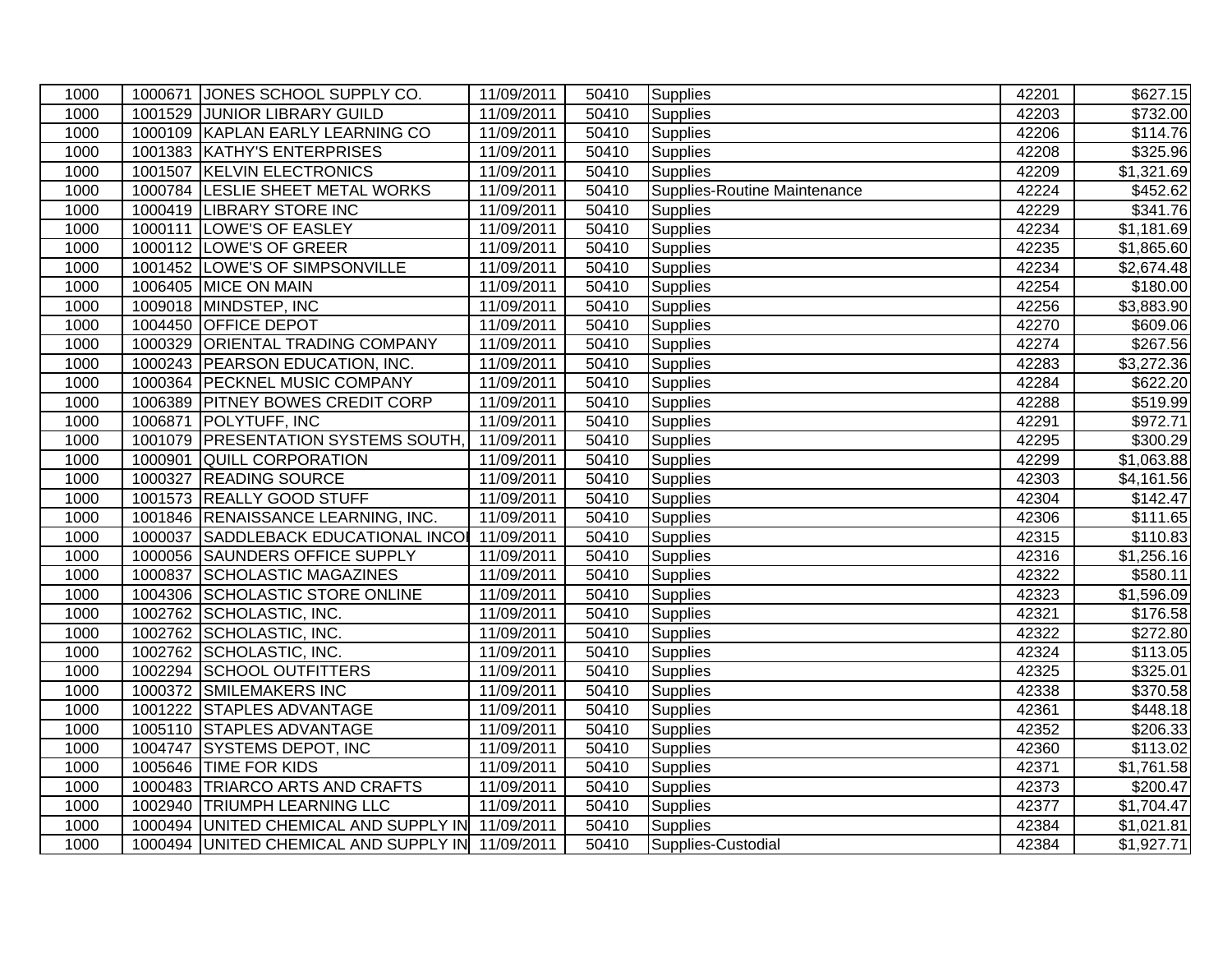| 1000 | 1000671 | JONES SCHOOL SUPPLY CO. | 11/09/2011 | 50410 | Supplies | 42201 | $627.15 |
|---|---|---|---|---|---|---|---|
| 1000 | 1001529 | JUNIOR LIBRARY GUILD | 11/09/2011 | 50410 | Supplies | 42203 | $732.00 |
| 1000 | 1000109 | KAPLAN EARLY LEARNING CO | 11/09/2011 | 50410 | Supplies | 42206 | $114.76 |
| 1000 | 1001383 | KATHY'S ENTERPRISES | 11/09/2011 | 50410 | Supplies | 42208 | $325.96 |
| 1000 | 1001507 | KELVIN ELECTRONICS | 11/09/2011 | 50410 | Supplies | 42209 | $1,321.69 |
| 1000 | 1000784 | LESLIE SHEET METAL WORKS | 11/09/2011 | 50410 | Supplies-Routine Maintenance | 42224 | $452.62 |
| 1000 | 1000419 | LIBRARY STORE INC | 11/09/2011 | 50410 | Supplies | 42229 | $341.76 |
| 1000 | 1000111 | LOWE'S OF EASLEY | 11/09/2011 | 50410 | Supplies | 42234 | $1,181.69 |
| 1000 | 1000112 | LOWE'S OF GREER | 11/09/2011 | 50410 | Supplies | 42235 | $1,865.60 |
| 1000 | 1001452 | LOWE'S OF SIMPSONVILLE | 11/09/2011 | 50410 | Supplies | 42234 | $2,674.48 |
| 1000 | 1006405 | MICE ON MAIN | 11/09/2011 | 50410 | Supplies | 42254 | $180.00 |
| 1000 | 1009018 | MINDSTEP, INC | 11/09/2011 | 50410 | Supplies | 42256 | $3,883.90 |
| 1000 | 1004450 | OFFICE DEPOT | 11/09/2011 | 50410 | Supplies | 42270 | $609.06 |
| 1000 | 1000329 | ORIENTAL TRADING COMPANY | 11/09/2011 | 50410 | Supplies | 42274 | $267.56 |
| 1000 | 1000243 | PEARSON EDUCATION, INC. | 11/09/2011 | 50410 | Supplies | 42283 | $3,272.36 |
| 1000 | 1000364 | PECKNEL MUSIC COMPANY | 11/09/2011 | 50410 | Supplies | 42284 | $622.20 |
| 1000 | 1006389 | PITNEY BOWES CREDIT CORP | 11/09/2011 | 50410 | Supplies | 42288 | $519.99 |
| 1000 | 1006871 | POLYTUFF, INC | 11/09/2011 | 50410 | Supplies | 42291 | $972.71 |
| 1000 | 1001079 | PRESENTATION SYSTEMS SOUTH, | 11/09/2011 | 50410 | Supplies | 42295 | $300.29 |
| 1000 | 1000901 | QUILL CORPORATION | 11/09/2011 | 50410 | Supplies | 42299 | $1,063.88 |
| 1000 | 1000327 | READING SOURCE | 11/09/2011 | 50410 | Supplies | 42303 | $4,161.56 |
| 1000 | 1001573 | REALLY GOOD STUFF | 11/09/2011 | 50410 | Supplies | 42304 | $142.47 |
| 1000 | 1001846 | RENAISSANCE LEARNING, INC. | 11/09/2011 | 50410 | Supplies | 42306 | $111.65 |
| 1000 | 1000037 | SADDLEBACK EDUCATIONAL INCO | 11/09/2011 | 50410 | Supplies | 42315 | $110.83 |
| 1000 | 1000056 | SAUNDERS OFFICE SUPPLY | 11/09/2011 | 50410 | Supplies | 42316 | $1,256.16 |
| 1000 | 1000837 | SCHOLASTIC MAGAZINES | 11/09/2011 | 50410 | Supplies | 42322 | $580.11 |
| 1000 | 1004306 | SCHOLASTIC STORE ONLINE | 11/09/2011 | 50410 | Supplies | 42323 | $1,596.09 |
| 1000 | 1002762 | SCHOLASTIC, INC. | 11/09/2011 | 50410 | Supplies | 42321 | $176.58 |
| 1000 | 1002762 | SCHOLASTIC, INC. | 11/09/2011 | 50410 | Supplies | 42322 | $272.80 |
| 1000 | 1002762 | SCHOLASTIC, INC. | 11/09/2011 | 50410 | Supplies | 42324 | $113.05 |
| 1000 | 1002294 | SCHOOL OUTFITTERS | 11/09/2011 | 50410 | Supplies | 42325 | $325.01 |
| 1000 | 1000372 | SMILEMAKERS INC | 11/09/2011 | 50410 | Supplies | 42338 | $370.58 |
| 1000 | 1001222 | STAPLES ADVANTAGE | 11/09/2011 | 50410 | Supplies | 42361 | $448.18 |
| 1000 | 1005110 | STAPLES ADVANTAGE | 11/09/2011 | 50410 | Supplies | 42352 | $206.33 |
| 1000 | 1004747 | SYSTEMS DEPOT, INC | 11/09/2011 | 50410 | Supplies | 42360 | $113.02 |
| 1000 | 1005646 | TIME FOR KIDS | 11/09/2011 | 50410 | Supplies | 42371 | $1,761.58 |
| 1000 | 1000483 | TRIARCO ARTS AND CRAFTS | 11/09/2011 | 50410 | Supplies | 42373 | $200.47 |
| 1000 | 1002940 | TRIUMPH LEARNING LLC | 11/09/2011 | 50410 | Supplies | 42377 | $1,704.47 |
| 1000 | 1000494 | UNITED CHEMICAL AND SUPPLY IN | 11/09/2011 | 50410 | Supplies | 42384 | $1,021.81 |
| 1000 | 1000494 | UNITED CHEMICAL AND SUPPLY IN | 11/09/2011 | 50410 | Supplies-Custodial | 42384 | $1,927.71 |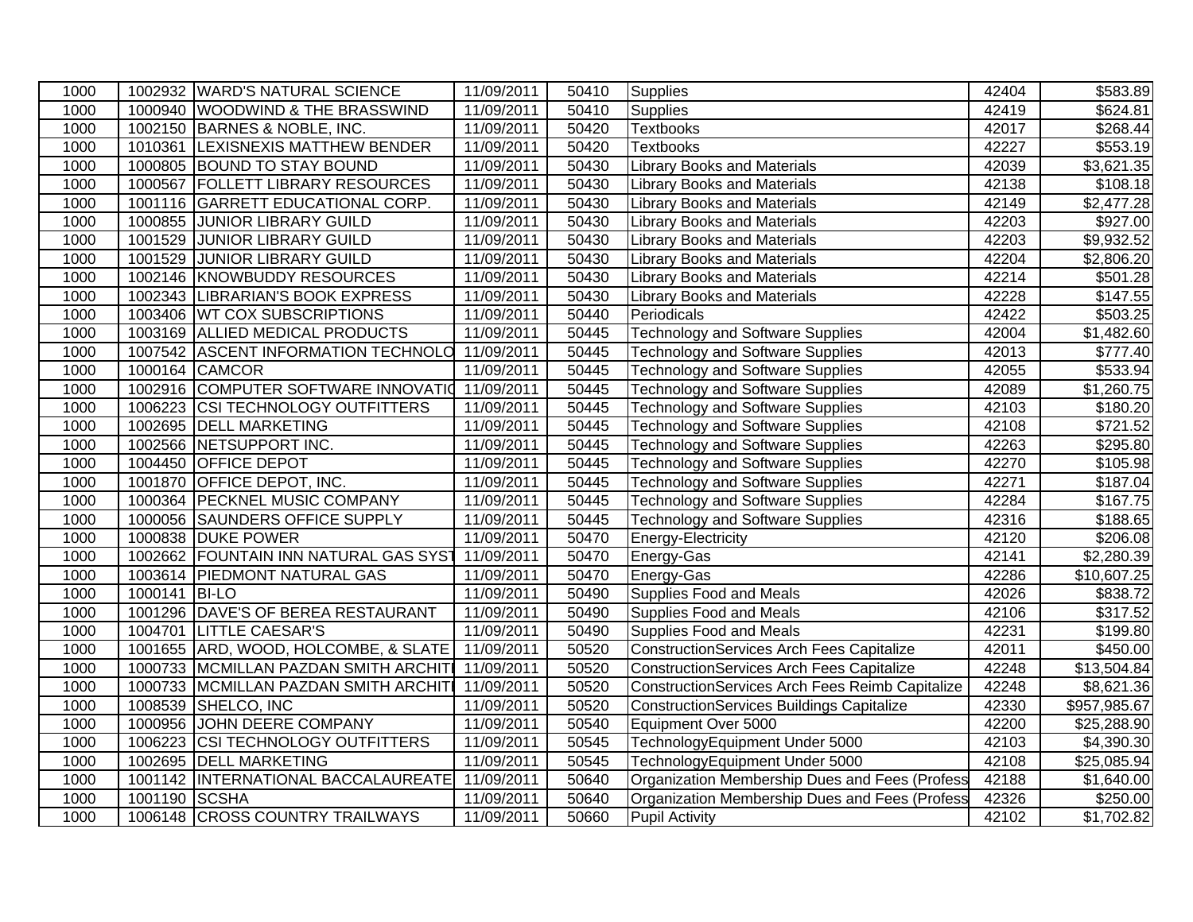| | | | | | | | |
|---|---|---|---|---|---|---|---|
| 1000 | 1002932 | WARD'S NATURAL SCIENCE | 11/09/2011 | 50410 | Supplies | 42404 | $583.89 |
| 1000 | 1000940 | WOODWIND & THE BRASSWIND | 11/09/2011 | 50410 | Supplies | 42419 | $624.81 |
| 1000 | 1002150 | BARNES & NOBLE, INC. | 11/09/2011 | 50420 | Textbooks | 42017 | $268.44 |
| 1000 | 1010361 | LEXISNEXIS MATTHEW BENDER | 11/09/2011 | 50420 | Textbooks | 42227 | $553.19 |
| 1000 | 1000805 | BOUND TO STAY BOUND | 11/09/2011 | 50430 | Library Books and Materials | 42039 | $3,621.35 |
| 1000 | 1000567 | FOLLETT LIBRARY RESOURCES | 11/09/2011 | 50430 | Library Books and Materials | 42138 | $108.18 |
| 1000 | 1001116 | GARRETT EDUCATIONAL CORP. | 11/09/2011 | 50430 | Library Books and Materials | 42149 | $2,477.28 |
| 1000 | 1000855 | JUNIOR LIBRARY GUILD | 11/09/2011 | 50430 | Library Books and Materials | 42203 | $927.00 |
| 1000 | 1001529 | JUNIOR LIBRARY GUILD | 11/09/2011 | 50430 | Library Books and Materials | 42203 | $9,932.52 |
| 1000 | 1001529 | JUNIOR LIBRARY GUILD | 11/09/2011 | 50430 | Library Books and Materials | 42204 | $2,806.20 |
| 1000 | 1002146 | KNOWBUDDY RESOURCES | 11/09/2011 | 50430 | Library Books and Materials | 42214 | $501.28 |
| 1000 | 1002343 | LIBRARIAN'S BOOK EXPRESS | 11/09/2011 | 50430 | Library Books and Materials | 42228 | $147.55 |
| 1000 | 1003406 | WT COX SUBSCRIPTIONS | 11/09/2011 | 50440 | Periodicals | 42422 | $503.25 |
| 1000 | 1003169 | ALLIED MEDICAL PRODUCTS | 11/09/2011 | 50445 | Technology and Software Supplies | 42004 | $1,482.60 |
| 1000 | 1007542 | ASCENT INFORMATION TECHNOLO | 11/09/2011 | 50445 | Technology and Software Supplies | 42013 | $777.40 |
| 1000 | 1000164 | CAMCOR | 11/09/2011 | 50445 | Technology and Software Supplies | 42055 | $533.94 |
| 1000 | 1002916 | COMPUTER SOFTWARE INNOVATIO | 11/09/2011 | 50445 | Technology and Software Supplies | 42089 | $1,260.75 |
| 1000 | 1006223 | CSI TECHNOLOGY OUTFITTERS | 11/09/2011 | 50445 | Technology and Software Supplies | 42103 | $180.20 |
| 1000 | 1002695 | DELL MARKETING | 11/09/2011 | 50445 | Technology and Software Supplies | 42108 | $721.52 |
| 1000 | 1002566 | NETSUPPORT INC. | 11/09/2011 | 50445 | Technology and Software Supplies | 42263 | $295.80 |
| 1000 | 1004450 | OFFICE DEPOT | 11/09/2011 | 50445 | Technology and Software Supplies | 42270 | $105.98 |
| 1000 | 1001870 | OFFICE DEPOT, INC. | 11/09/2011 | 50445 | Technology and Software Supplies | 42271 | $187.04 |
| 1000 | 1000364 | PECKNEL MUSIC COMPANY | 11/09/2011 | 50445 | Technology and Software Supplies | 42284 | $167.75 |
| 1000 | 1000056 | SAUNDERS OFFICE SUPPLY | 11/09/2011 | 50445 | Technology and Software Supplies | 42316 | $188.65 |
| 1000 | 1000838 | DUKE POWER | 11/09/2011 | 50470 | Energy-Electricity | 42120 | $206.08 |
| 1000 | 1002662 | FOUNTAIN INN NATURAL GAS SYST | 11/09/2011 | 50470 | Energy-Gas | 42141 | $2,280.39 |
| 1000 | 1003614 | PIEDMONT NATURAL GAS | 11/09/2011 | 50470 | Energy-Gas | 42286 | $10,607.25 |
| 1000 | 1000141 | BI-LO | 11/09/2011 | 50490 | Supplies Food and Meals | 42026 | $838.72 |
| 1000 | 1001296 | DAVE'S OF BEREA RESTAURANT | 11/09/2011 | 50490 | Supplies Food and Meals | 42106 | $317.52 |
| 1000 | 1004701 | LITTLE CAESAR'S | 11/09/2011 | 50490 | Supplies Food and Meals | 42231 | $199.80 |
| 1000 | 1001655 | ARD, WOOD, HOLCOMBE, & SLATE | 11/09/2011 | 50520 | ConstructionServices Arch Fees Capitalize | 42011 | $450.00 |
| 1000 | 1000733 | MCMILLAN PAZDAN SMITH ARCHITI | 11/09/2011 | 50520 | ConstructionServices Arch Fees Capitalize | 42248 | $13,504.84 |
| 1000 | 1000733 | MCMILLAN PAZDAN SMITH ARCHITI | 11/09/2011 | 50520 | ConstructionServices Arch Fees Reimb Capitalize | 42248 | $8,621.36 |
| 1000 | 1008539 | SHELCO, INC | 11/09/2011 | 50520 | ConstructionServices Buildings Capitalize | 42330 | $957,985.67 |
| 1000 | 1000956 | JOHN DEERE COMPANY | 11/09/2011 | 50540 | Equipment Over 5000 | 42200 | $25,288.90 |
| 1000 | 1006223 | CSI TECHNOLOGY OUTFITTERS | 11/09/2011 | 50545 | TechnologyEquipment Under 5000 | 42103 | $4,390.30 |
| 1000 | 1002695 | DELL MARKETING | 11/09/2011 | 50545 | TechnologyEquipment Under 5000 | 42108 | $25,085.94 |
| 1000 | 1001142 | INTERNATIONAL BACCALAUREATE | 11/09/2011 | 50640 | Organization Membership Dues and Fees (Profess | 42188 | $1,640.00 |
| 1000 | 1001190 | SCSHA | 11/09/2011 | 50640 | Organization Membership Dues and Fees (Profess | 42326 | $250.00 |
| 1000 | 1006148 | CROSS COUNTRY TRAILWAYS | 11/09/2011 | 50660 | Pupil Activity | 42102 | $1,702.82 |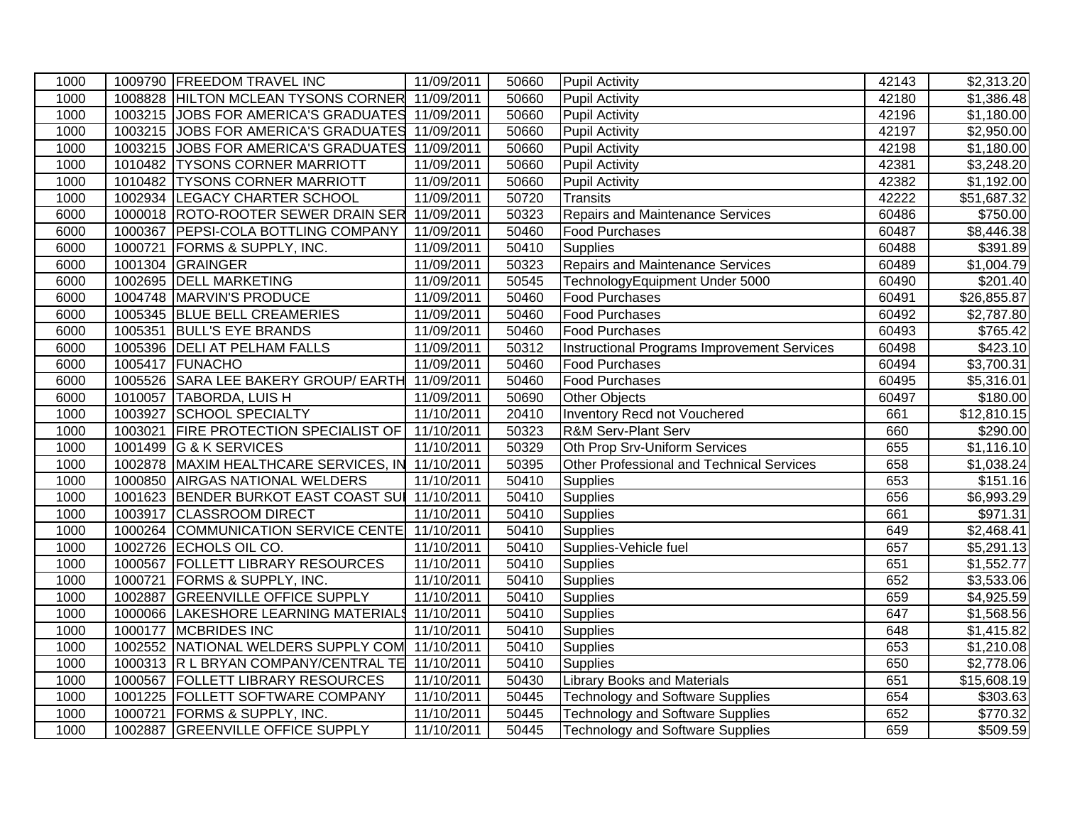| 1000 | 1009790 | FREEDOM TRAVEL INC | 11/09/2011 | 50660 | Pupil Activity | 42143 | $2,313.20 |
|---|---|---|---|---|---|---|---|
| 1000 | 1008828 | HILTON MCLEAN TYSONS CORNER | 11/09/2011 | 50660 | Pupil Activity | 42180 | $1,386.48 |
| 1000 | 1003215 | JOBS FOR AMERICA'S GRADUATES | 11/09/2011 | 50660 | Pupil Activity | 42196 | $1,180.00 |
| 1000 | 1003215 | JOBS FOR AMERICA'S GRADUATES | 11/09/2011 | 50660 | Pupil Activity | 42197 | $2,950.00 |
| 1000 | 1003215 | JOBS FOR AMERICA'S GRADUATES | 11/09/2011 | 50660 | Pupil Activity | 42198 | $1,180.00 |
| 1000 | 1010482 | TYSONS CORNER MARRIOTT | 11/09/2011 | 50660 | Pupil Activity | 42381 | $3,248.20 |
| 1000 | 1010482 | TYSONS CORNER MARRIOTT | 11/09/2011 | 50660 | Pupil Activity | 42382 | $1,192.00 |
| 1000 | 1002934 | LEGACY CHARTER SCHOOL | 11/09/2011 | 50720 | Transits | 42222 | $51,687.32 |
| 6000 | 1000018 | ROTO-ROOTER SEWER DRAIN SER | 11/09/2011 | 50323 | Repairs and Maintenance Services | 60486 | $750.00 |
| 6000 | 1000367 | PEPSI-COLA BOTTLING COMPANY | 11/09/2011 | 50460 | Food Purchases | 60487 | $8,446.38 |
| 6000 | 1000721 | FORMS & SUPPLY, INC. | 11/09/2011 | 50410 | Supplies | 60488 | $391.89 |
| 6000 | 1001304 | GRAINGER | 11/09/2011 | 50323 | Repairs and Maintenance Services | 60489 | $1,004.79 |
| 6000 | 1002695 | DELL MARKETING | 11/09/2011 | 50545 | TechnologyEquipment Under 5000 | 60490 | $201.40 |
| 6000 | 1004748 | MARVIN'S PRODUCE | 11/09/2011 | 50460 | Food Purchases | 60491 | $26,855.87 |
| 6000 | 1005345 | BLUE BELL CREAMERIES | 11/09/2011 | 50460 | Food Purchases | 60492 | $2,787.80 |
| 6000 | 1005351 | BULL'S EYE BRANDS | 11/09/2011 | 50460 | Food Purchases | 60493 | $765.42 |
| 6000 | 1005396 | DELI AT PELHAM FALLS | 11/09/2011 | 50312 | Instructional Programs Improvement Services | 60498 | $423.10 |
| 6000 | 1005417 | FUNACHO | 11/09/2011 | 50460 | Food Purchases | 60494 | $3,700.31 |
| 6000 | 1005526 | SARA LEE BAKERY GROUP/ EARTH | 11/09/2011 | 50460 | Food Purchases | 60495 | $5,316.01 |
| 6000 | 1010057 | TABORDA, LUIS H | 11/09/2011 | 50690 | Other Objects | 60497 | $180.00 |
| 1000 | 1003927 | SCHOOL SPECIALTY | 11/10/2011 | 20410 | Inventory Recd not Vouchered | 661 | $12,810.15 |
| 1000 | 1003021 | FIRE PROTECTION SPECIALIST OF | 11/10/2011 | 50323 | R&M Serv-Plant Serv | 660 | $290.00 |
| 1000 | 1001499 | G & K SERVICES | 11/10/2011 | 50329 | Oth Prop Srv-Uniform Services | 655 | $1,116.10 |
| 1000 | 1002878 | MAXIM HEALTHCARE SERVICES, IN | 11/10/2011 | 50395 | Other Professional and Technical Services | 658 | $1,038.24 |
| 1000 | 1000850 | AIRGAS NATIONAL WELDERS | 11/10/2011 | 50410 | Supplies | 653 | $151.16 |
| 1000 | 1001623 | BENDER BURKOT EAST COAST SU | 11/10/2011 | 50410 | Supplies | 656 | $6,993.29 |
| 1000 | 1003917 | CLASSROOM DIRECT | 11/10/2011 | 50410 | Supplies | 661 | $971.31 |
| 1000 | 1000264 | COMMUNICATION SERVICE CENTE | 11/10/2011 | 50410 | Supplies | 649 | $2,468.41 |
| 1000 | 1002726 | ECHOLS OIL CO. | 11/10/2011 | 50410 | Supplies-Vehicle fuel | 657 | $5,291.13 |
| 1000 | 1000567 | FOLLETT LIBRARY RESOURCES | 11/10/2011 | 50410 | Supplies | 651 | $1,552.77 |
| 1000 | 1000721 | FORMS & SUPPLY, INC. | 11/10/2011 | 50410 | Supplies | 652 | $3,533.06 |
| 1000 | 1002887 | GREENVILLE OFFICE SUPPLY | 11/10/2011 | 50410 | Supplies | 659 | $4,925.59 |
| 1000 | 1000066 | LAKESHORE LEARNING MATERIALS | 11/10/2011 | 50410 | Supplies | 647 | $1,568.56 |
| 1000 | 1000177 | MCBRIDES INC | 11/10/2011 | 50410 | Supplies | 648 | $1,415.82 |
| 1000 | 1002552 | NATIONAL WELDERS SUPPLY COM | 11/10/2011 | 50410 | Supplies | 653 | $1,210.08 |
| 1000 | 1000313 | R L BRYAN COMPANY/CENTRAL TE | 11/10/2011 | 50410 | Supplies | 650 | $2,778.06 |
| 1000 | 1000567 | FOLLETT LIBRARY RESOURCES | 11/10/2011 | 50430 | Library Books and Materials | 651 | $15,608.19 |
| 1000 | 1001225 | FOLLETT SOFTWARE COMPANY | 11/10/2011 | 50445 | Technology and Software Supplies | 654 | $303.63 |
| 1000 | 1000721 | FORMS & SUPPLY, INC. | 11/10/2011 | 50445 | Technology and Software Supplies | 652 | $770.32 |
| 1000 | 1002887 | GREENVILLE OFFICE SUPPLY | 11/10/2011 | 50445 | Technology and Software Supplies | 659 | $509.59 |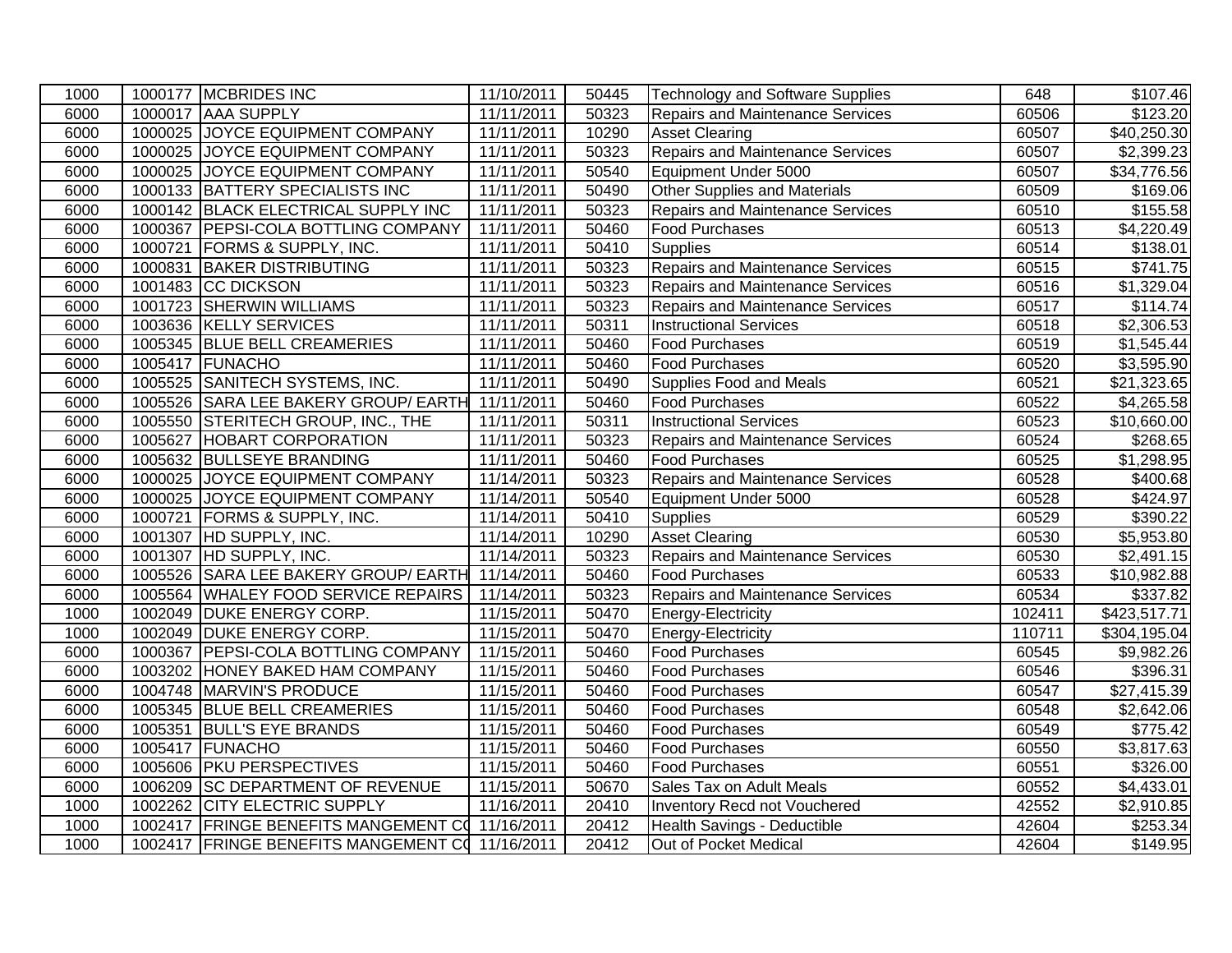| | | | | | | | |
|---|---|---|---|---|---|---|---|
| 1000 | 1000177 | MCBRIDES INC | 11/10/2011 | 50445 | Technology and Software Supplies | 648 | $107.46 |
| 6000 | 1000017 | AAA SUPPLY | 11/11/2011 | 50323 | Repairs and Maintenance Services | 60506 | $123.20 |
| 6000 | 1000025 | JOYCE EQUIPMENT COMPANY | 11/11/2011 | 10290 | Asset Clearing | 60507 | $40,250.30 |
| 6000 | 1000025 | JOYCE EQUIPMENT COMPANY | 11/11/2011 | 50323 | Repairs and Maintenance Services | 60507 | $2,399.23 |
| 6000 | 1000025 | JOYCE EQUIPMENT COMPANY | 11/11/2011 | 50540 | Equipment Under 5000 | 60507 | $34,776.56 |
| 6000 | 1000133 | BATTERY SPECIALISTS INC | 11/11/2011 | 50490 | Other Supplies and Materials | 60509 | $169.06 |
| 6000 | 1000142 | BLACK ELECTRICAL SUPPLY INC | 11/11/2011 | 50323 | Repairs and Maintenance Services | 60510 | $155.58 |
| 6000 | 1000367 | PEPSI-COLA BOTTLING COMPANY | 11/11/2011 | 50460 | Food Purchases | 60513 | $4,220.49 |
| 6000 | 1000721 | FORMS & SUPPLY, INC. | 11/11/2011 | 50410 | Supplies | 60514 | $138.01 |
| 6000 | 1000831 | BAKER DISTRIBUTING | 11/11/2011 | 50323 | Repairs and Maintenance Services | 60515 | $741.75 |
| 6000 | 1001483 | CC DICKSON | 11/11/2011 | 50323 | Repairs and Maintenance Services | 60516 | $1,329.04 |
| 6000 | 1001723 | SHERWIN WILLIAMS | 11/11/2011 | 50323 | Repairs and Maintenance Services | 60517 | $114.74 |
| 6000 | 1003636 | KELLY SERVICES | 11/11/2011 | 50311 | Instructional Services | 60518 | $2,306.53 |
| 6000 | 1005345 | BLUE BELL CREAMERIES | 11/11/2011 | 50460 | Food Purchases | 60519 | $1,545.44 |
| 6000 | 1005417 | FUNACHO | 11/11/2011 | 50460 | Food Purchases | 60520 | $3,595.90 |
| 6000 | 1005525 | SANITECH SYSTEMS, INC. | 11/11/2011 | 50490 | Supplies Food and Meals | 60521 | $21,323.65 |
| 6000 | 1005526 | SARA LEE BAKERY GROUP/ EARTH | 11/11/2011 | 50460 | Food Purchases | 60522 | $4,265.58 |
| 6000 | 1005550 | STERITECH GROUP, INC., THE | 11/11/2011 | 50311 | Instructional Services | 60523 | $10,660.00 |
| 6000 | 1005627 | HOBART CORPORATION | 11/11/2011 | 50323 | Repairs and Maintenance Services | 60524 | $268.65 |
| 6000 | 1005632 | BULLSEYE BRANDING | 11/11/2011 | 50460 | Food Purchases | 60525 | $1,298.95 |
| 6000 | 1000025 | JOYCE EQUIPMENT COMPANY | 11/14/2011 | 50323 | Repairs and Maintenance Services | 60528 | $400.68 |
| 6000 | 1000025 | JOYCE EQUIPMENT COMPANY | 11/14/2011 | 50540 | Equipment Under 5000 | 60528 | $424.97 |
| 6000 | 1000721 | FORMS & SUPPLY, INC. | 11/14/2011 | 50410 | Supplies | 60529 | $390.22 |
| 6000 | 1001307 | HD SUPPLY, INC. | 11/14/2011 | 10290 | Asset Clearing | 60530 | $5,953.80 |
| 6000 | 1001307 | HD SUPPLY, INC. | 11/14/2011 | 50323 | Repairs and Maintenance Services | 60530 | $2,491.15 |
| 6000 | 1005526 | SARA LEE BAKERY GROUP/ EARTH | 11/14/2011 | 50460 | Food Purchases | 60533 | $10,982.88 |
| 6000 | 1005564 | WHALEY FOOD SERVICE REPAIRS | 11/14/2011 | 50323 | Repairs and Maintenance Services | 60534 | $337.82 |
| 1000 | 1002049 | DUKE ENERGY CORP. | 11/15/2011 | 50470 | Energy-Electricity | 102411 | $423,517.71 |
| 1000 | 1002049 | DUKE ENERGY CORP. | 11/15/2011 | 50470 | Energy-Electricity | 110711 | $304,195.04 |
| 6000 | 1000367 | PEPSI-COLA BOTTLING COMPANY | 11/15/2011 | 50460 | Food Purchases | 60545 | $9,982.26 |
| 6000 | 1003202 | HONEY BAKED HAM COMPANY | 11/15/2011 | 50460 | Food Purchases | 60546 | $396.31 |
| 6000 | 1004748 | MARVIN'S PRODUCE | 11/15/2011 | 50460 | Food Purchases | 60547 | $27,415.39 |
| 6000 | 1005345 | BLUE BELL CREAMERIES | 11/15/2011 | 50460 | Food Purchases | 60548 | $2,642.06 |
| 6000 | 1005351 | BULL'S EYE BRANDS | 11/15/2011 | 50460 | Food Purchases | 60549 | $775.42 |
| 6000 | 1005417 | FUNACHO | 11/15/2011 | 50460 | Food Purchases | 60550 | $3,817.63 |
| 6000 | 1005606 | PKU PERSPECTIVES | 11/15/2011 | 50460 | Food Purchases | 60551 | $326.00 |
| 6000 | 1006209 | SC DEPARTMENT OF REVENUE | 11/15/2011 | 50670 | Sales Tax on Adult Meals | 60552 | $4,433.01 |
| 1000 | 1002262 | CITY ELECTRIC SUPPLY | 11/16/2011 | 20410 | Inventory Recd not Vouchered | 42552 | $2,910.85 |
| 1000 | 1002417 | FRINGE BENEFITS MANGEMENT CO | 11/16/2011 | 20412 | Health Savings - Deductible | 42604 | $253.34 |
| 1000 | 1002417 | FRINGE BENEFITS MANGEMENT CO | 11/16/2011 | 20412 | Out of Pocket Medical | 42604 | $149.95 |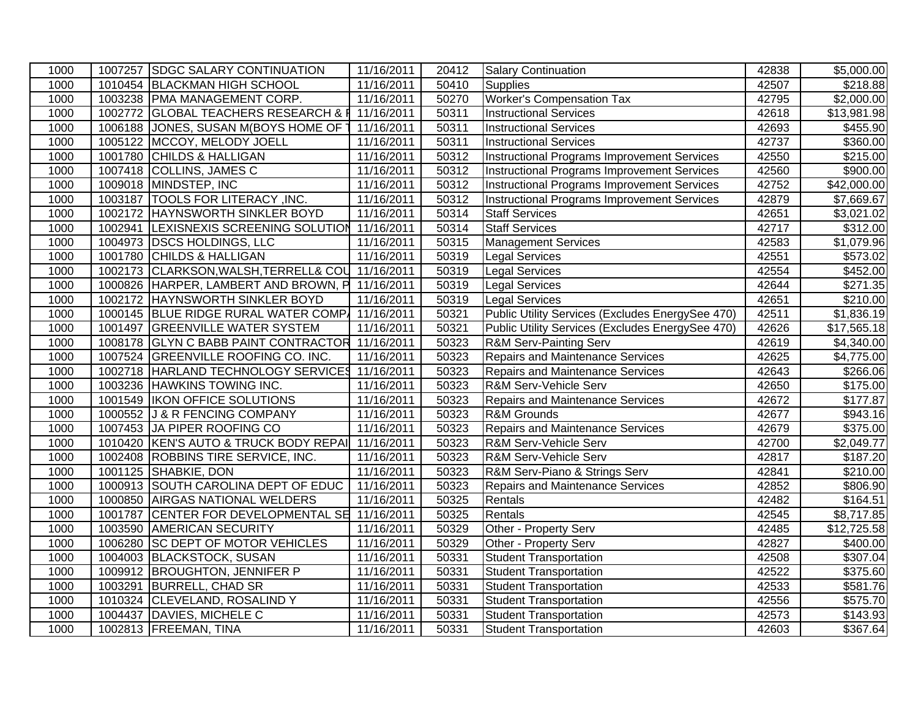| 1000 | 1007257 | SDGC SALARY CONTINUATION | 11/16/2011 | 20412 | Salary Continuation | 42838 | $5,000.00 |
|---|---|---|---|---|---|---|---|
| 1000 | 1010454 | BLACKMAN HIGH SCHOOL | 11/16/2011 | 50410 | Supplies | 42507 | $218.88 |
| 1000 | 1003238 | PMA MANAGEMENT CORP. | 11/16/2011 | 50270 | Worker's Compensation Tax | 42795 | $2,000.00 |
| 1000 | 1002772 | GLOBAL TEACHERS RESEARCH & F | 11/16/2011 | 50311 | Instructional Services | 42618 | $13,981.98 |
| 1000 | 1006188 | JONES, SUSAN M(BOYS HOME OF T | 11/16/2011 | 50311 | Instructional Services | 42693 | $455.90 |
| 1000 | 1005122 | MCCOY, MELODY JOELL | 11/16/2011 | 50311 | Instructional Services | 42737 | $360.00 |
| 1000 | 1001780 | CHILDS & HALLIGAN | 11/16/2011 | 50312 | Instructional Programs Improvement Services | 42550 | $215.00 |
| 1000 | 1007418 | COLLINS, JAMES C | 11/16/2011 | 50312 | Instructional Programs Improvement Services | 42560 | $900.00 |
| 1000 | 1009018 | MINDSTEP, INC | 11/16/2011 | 50312 | Instructional Programs Improvement Services | 42752 | $42,000.00 |
| 1000 | 1003187 | TOOLS FOR LITERACY ,INC. | 11/16/2011 | 50312 | Instructional Programs Improvement Services | 42879 | $7,669.67 |
| 1000 | 1002172 | HAYNSWORTH SINKLER BOYD | 11/16/2011 | 50314 | Staff Services | 42651 | $3,021.02 |
| 1000 | 1002941 | LEXISNEXIS SCREENING SOLUTION | 11/16/2011 | 50314 | Staff Services | 42717 | $312.00 |
| 1000 | 1004973 | DSCS HOLDINGS, LLC | 11/16/2011 | 50315 | Management Services | 42583 | $1,079.96 |
| 1000 | 1001780 | CHILDS & HALLIGAN | 11/16/2011 | 50319 | Legal Services | 42551 | $573.02 |
| 1000 | 1002173 | CLARKSON,WALSH,TERRELL& COU | 11/16/2011 | 50319 | Legal Services | 42554 | $452.00 |
| 1000 | 1000826 | HARPER, LAMBERT AND BROWN, P | 11/16/2011 | 50319 | Legal Services | 42644 | $271.35 |
| 1000 | 1002172 | HAYNSWORTH SINKLER BOYD | 11/16/2011 | 50319 | Legal Services | 42651 | $210.00 |
| 1000 | 1000145 | BLUE RIDGE RURAL WATER COMPA | 11/16/2011 | 50321 | Public Utility Services (Excludes EnergySee 470) | 42511 | $1,836.19 |
| 1000 | 1001497 | GREENVILLE WATER SYSTEM | 11/16/2011 | 50321 | Public Utility Services (Excludes EnergySee 470) | 42626 | $17,565.18 |
| 1000 | 1008178 | GLYN C BABB PAINT CONTRACTOR | 11/16/2011 | 50323 | R&M Serv-Painting Serv | 42619 | $4,340.00 |
| 1000 | 1007524 | GREENVILLE ROOFING CO. INC. | 11/16/2011 | 50323 | Repairs and Maintenance Services | 42625 | $4,775.00 |
| 1000 | 1002718 | HARLAND TECHNOLOGY SERVICES | 11/16/2011 | 50323 | Repairs and Maintenance Services | 42643 | $266.06 |
| 1000 | 1003236 | HAWKINS TOWING INC. | 11/16/2011 | 50323 | R&M Serv-Vehicle Serv | 42650 | $175.00 |
| 1000 | 1001549 | IKON OFFICE SOLUTIONS | 11/16/2011 | 50323 | Repairs and Maintenance Services | 42672 | $177.87 |
| 1000 | 1000552 | J & R FENCING COMPANY | 11/16/2011 | 50323 | R&M Grounds | 42677 | $943.16 |
| 1000 | 1007453 | JA PIPER ROOFING CO | 11/16/2011 | 50323 | Repairs and Maintenance Services | 42679 | $375.00 |
| 1000 | 1010420 | KEN'S AUTO & TRUCK BODY REPAI | 11/16/2011 | 50323 | R&M Serv-Vehicle Serv | 42700 | $2,049.77 |
| 1000 | 1002408 | ROBBINS TIRE SERVICE, INC. | 11/16/2011 | 50323 | R&M Serv-Vehicle Serv | 42817 | $187.20 |
| 1000 | 1001125 | SHABKIE, DON | 11/16/2011 | 50323 | R&M Serv-Piano & Strings Serv | 42841 | $210.00 |
| 1000 | 1000913 | SOUTH CAROLINA DEPT OF EDUC | 11/16/2011 | 50323 | Repairs and Maintenance Services | 42852 | $806.90 |
| 1000 | 1000850 | AIRGAS NATIONAL WELDERS | 11/16/2011 | 50325 | Rentals | 42482 | $164.51 |
| 1000 | 1001787 | CENTER FOR DEVELOPMENTAL SE | 11/16/2011 | 50325 | Rentals | 42545 | $8,717.85 |
| 1000 | 1003590 | AMERICAN SECURITY | 11/16/2011 | 50329 | Other - Property Serv | 42485 | $12,725.58 |
| 1000 | 1006280 | SC DEPT OF MOTOR VEHICLES | 11/16/2011 | 50329 | Other - Property Serv | 42827 | $400.00 |
| 1000 | 1004003 | BLACKSTOCK, SUSAN | 11/16/2011 | 50331 | Student Transportation | 42508 | $307.04 |
| 1000 | 1009912 | BROUGHTON, JENNIFER P | 11/16/2011 | 50331 | Student Transportation | 42522 | $375.60 |
| 1000 | 1003291 | BURRELL, CHAD SR | 11/16/2011 | 50331 | Student Transportation | 42533 | $581.76 |
| 1000 | 1010324 | CLEVELAND, ROSALIND Y | 11/16/2011 | 50331 | Student Transportation | 42556 | $575.70 |
| 1000 | 1004437 | DAVIES, MICHELE C | 11/16/2011 | 50331 | Student Transportation | 42573 | $143.93 |
| 1000 | 1002813 | FREEMAN, TINA | 11/16/2011 | 50331 | Student Transportation | 42603 | $367.64 |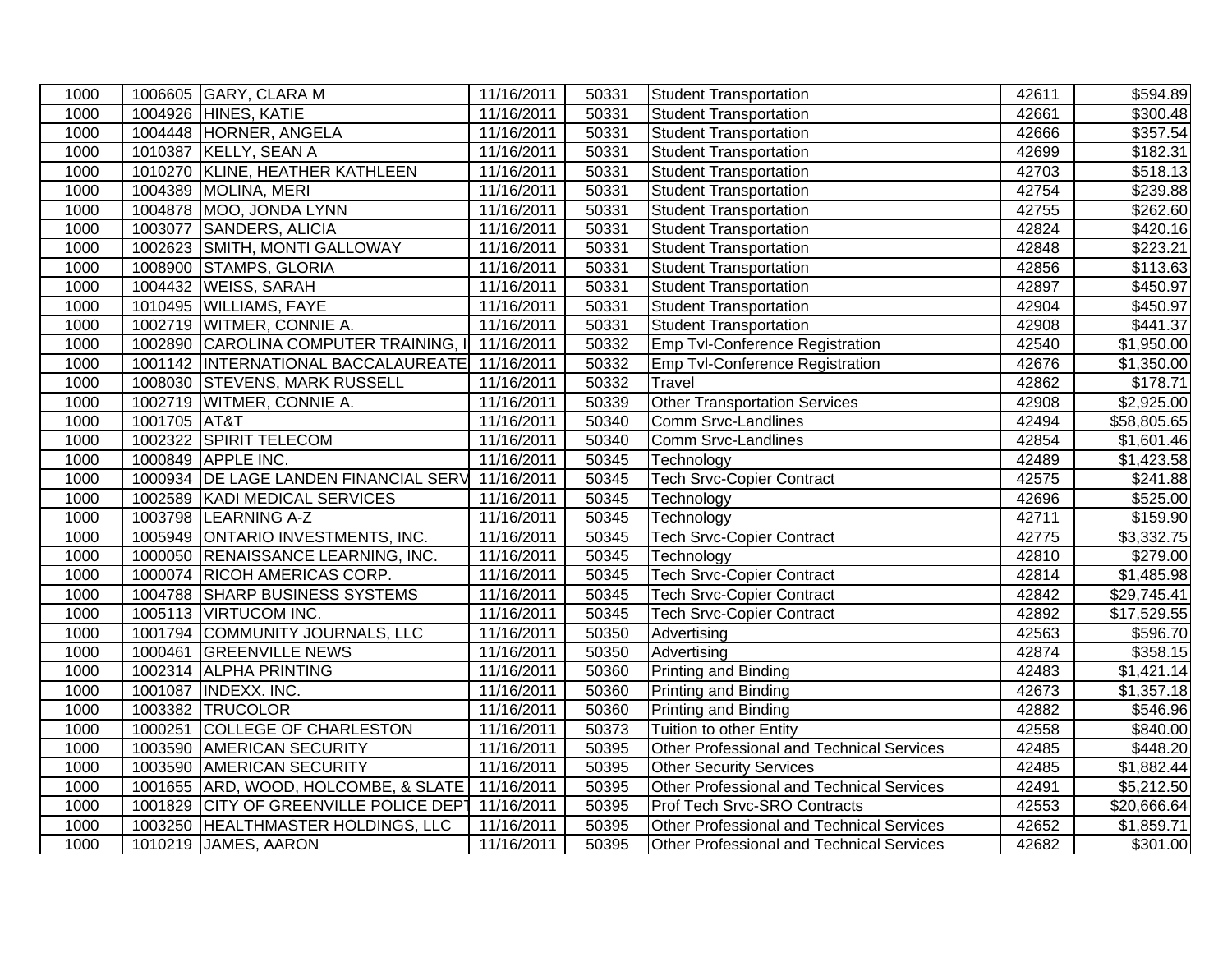| 1000 | 1006605 | GARY, CLARA M | 11/16/2011 | 50331 | Student Transportation | 42611 | $594.89 |
|---|---|---|---|---|---|---|---|
| 1000 | 1004926 | HINES, KATIE | 11/16/2011 | 50331 | Student Transportation | 42661 | $300.48 |
| 1000 | 1004448 | HORNER, ANGELA | 11/16/2011 | 50331 | Student Transportation | 42666 | $357.54 |
| 1000 | 1010387 | KELLY, SEAN A | 11/16/2011 | 50331 | Student Transportation | 42699 | $182.31 |
| 1000 | 1010270 | KLINE, HEATHER KATHLEEN | 11/16/2011 | 50331 | Student Transportation | 42703 | $518.13 |
| 1000 | 1004389 | MOLINA, MERI | 11/16/2011 | 50331 | Student Transportation | 42754 | $239.88 |
| 1000 | 1004878 | MOO, JONDA LYNN | 11/16/2011 | 50331 | Student Transportation | 42755 | $262.60 |
| 1000 | 1003077 | SANDERS, ALICIA | 11/16/2011 | 50331 | Student Transportation | 42824 | $420.16 |
| 1000 | 1002623 | SMITH, MONTI GALLOWAY | 11/16/2011 | 50331 | Student Transportation | 42848 | $223.21 |
| 1000 | 1008900 | STAMPS, GLORIA | 11/16/2011 | 50331 | Student Transportation | 42856 | $113.63 |
| 1000 | 1004432 | WEISS, SARAH | 11/16/2011 | 50331 | Student Transportation | 42897 | $450.97 |
| 1000 | 1010495 | WILLIAMS, FAYE | 11/16/2011 | 50331 | Student Transportation | 42904 | $450.97 |
| 1000 | 1002719 | WITMER, CONNIE A. | 11/16/2011 | 50331 | Student Transportation | 42908 | $441.37 |
| 1000 | 1002890 | CAROLINA COMPUTER TRAINING, I | 11/16/2011 | 50332 | Emp Tvl-Conference Registration | 42540 | $1,950.00 |
| 1000 | 1001142 | INTERNATIONAL BACCALAUREATE | 11/16/2011 | 50332 | Emp Tvl-Conference Registration | 42676 | $1,350.00 |
| 1000 | 1008030 | STEVENS, MARK RUSSELL | 11/16/2011 | 50332 | Travel | 42862 | $178.71 |
| 1000 | 1002719 | WITMER, CONNIE A. | 11/16/2011 | 50339 | Other Transportation Services | 42908 | $2,925.00 |
| 1000 | 1001705 | AT&T | 11/16/2011 | 50340 | Comm Srvc-Landlines | 42494 | $58,805.65 |
| 1000 | 1002322 | SPIRIT TELECOM | 11/16/2011 | 50340 | Comm Srvc-Landlines | 42854 | $1,601.46 |
| 1000 | 1000849 | APPLE INC. | 11/16/2011 | 50345 | Technology | 42489 | $1,423.58 |
| 1000 | 1000934 | DE LAGE LANDEN FINANCIAL SERV | 11/16/2011 | 50345 | Tech Srvc-Copier Contract | 42575 | $241.88 |
| 1000 | 1002589 | KADI MEDICAL SERVICES | 11/16/2011 | 50345 | Technology | 42696 | $525.00 |
| 1000 | 1003798 | LEARNING A-Z | 11/16/2011 | 50345 | Technology | 42711 | $159.90 |
| 1000 | 1005949 | ONTARIO INVESTMENTS, INC. | 11/16/2011 | 50345 | Tech Srvc-Copier Contract | 42775 | $3,332.75 |
| 1000 | 1000050 | RENAISSANCE LEARNING, INC. | 11/16/2011 | 50345 | Technology | 42810 | $279.00 |
| 1000 | 1000074 | RICOH AMERICAS CORP. | 11/16/2011 | 50345 | Tech Srvc-Copier Contract | 42814 | $1,485.98 |
| 1000 | 1004788 | SHARP BUSINESS SYSTEMS | 11/16/2011 | 50345 | Tech Srvc-Copier Contract | 42842 | $29,745.41 |
| 1000 | 1005113 | VIRTUCOM INC. | 11/16/2011 | 50345 | Tech Srvc-Copier Contract | 42892 | $17,529.55 |
| 1000 | 1001794 | COMMUNITY JOURNALS, LLC | 11/16/2011 | 50350 | Advertising | 42563 | $596.70 |
| 1000 | 1000461 | GREENVILLE NEWS | 11/16/2011 | 50350 | Advertising | 42874 | $358.15 |
| 1000 | 1002314 | ALPHA PRINTING | 11/16/2011 | 50360 | Printing and Binding | 42483 | $1,421.14 |
| 1000 | 1001087 | INDEXX. INC. | 11/16/2011 | 50360 | Printing and Binding | 42673 | $1,357.18 |
| 1000 | 1003382 | TRUCOLOR | 11/16/2011 | 50360 | Printing and Binding | 42882 | $546.96 |
| 1000 | 1000251 | COLLEGE OF CHARLESTON | 11/16/2011 | 50373 | Tuition to other Entity | 42558 | $840.00 |
| 1000 | 1003590 | AMERICAN SECURITY | 11/16/2011 | 50395 | Other Professional and Technical Services | 42485 | $448.20 |
| 1000 | 1003590 | AMERICAN SECURITY | 11/16/2011 | 50395 | Other Security Services | 42485 | $1,882.44 |
| 1000 | 1001655 | ARD, WOOD, HOLCOMBE, & SLATE | 11/16/2011 | 50395 | Other Professional and Technical Services | 42491 | $5,212.50 |
| 1000 | 1001829 | CITY OF GREENVILLE POLICE DEPT | 11/16/2011 | 50395 | Prof Tech Srvc-SRO Contracts | 42553 | $20,666.64 |
| 1000 | 1003250 | HEALTHMASTER HOLDINGS, LLC | 11/16/2011 | 50395 | Other Professional and Technical Services | 42652 | $1,859.71 |
| 1000 | 1010219 | JAMES, AARON | 11/16/2011 | 50395 | Other Professional and Technical Services | 42682 | $301.00 |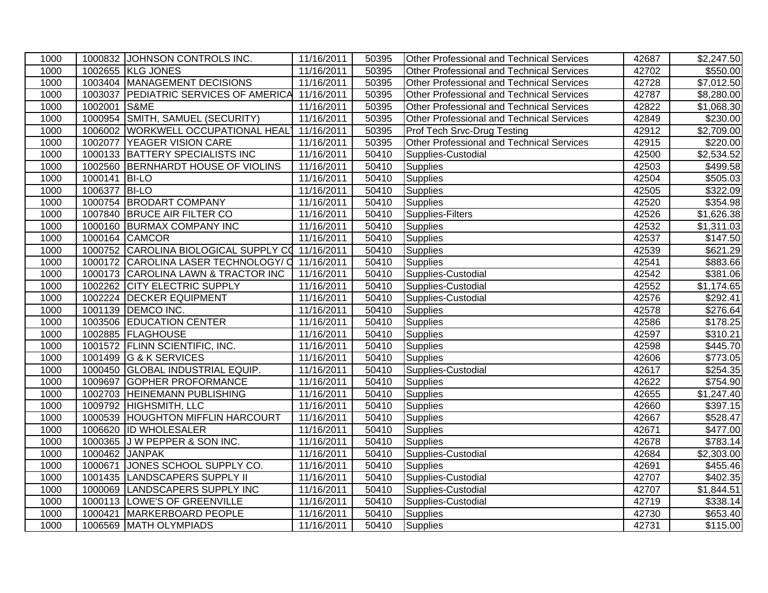| | | | | | | | |
|---|---|---|---|---|---|---|---|
| 1000 | 1000832 | JOHNSON CONTROLS INC. | 11/16/2011 | 50395 | Other Professional and Technical Services | 42687 | $2,247.50 |
| 1000 | 1002655 | KLG JONES | 11/16/2011 | 50395 | Other Professional and Technical Services | 42702 | $550.00 |
| 1000 | 1003404 | MANAGEMENT DECISIONS | 11/16/2011 | 50395 | Other Professional and Technical Services | 42728 | $7,012.50 |
| 1000 | 1003037 | PEDIATRIC SERVICES OF AMERICA | 11/16/2011 | 50395 | Other Professional and Technical Services | 42787 | $8,280.00 |
| 1000 | 1002001 | S&ME | 11/16/2011 | 50395 | Other Professional and Technical Services | 42822 | $1,068.30 |
| 1000 | 1000954 | SMITH, SAMUEL (SECURITY) | 11/16/2011 | 50395 | Other Professional and Technical Services | 42849 | $230.00 |
| 1000 | 1006002 | WORKWELL OCCUPATIONAL HEAL | 11/16/2011 | 50395 | Prof Tech Srvc-Drug Testing | 42912 | $2,709.00 |
| 1000 | 1002077 | YEAGER VISION CARE | 11/16/2011 | 50395 | Other Professional and Technical Services | 42915 | $220.00 |
| 1000 | 1000133 | BATTERY SPECIALISTS INC | 11/16/2011 | 50410 | Supplies-Custodial | 42500 | $2,534.52 |
| 1000 | 1002560 | BERNHARDT HOUSE OF VIOLINS | 11/16/2011 | 50410 | Supplies | 42503 | $499.58 |
| 1000 | 1000141 | BI-LO | 11/16/2011 | 50410 | Supplies | 42504 | $505.03 |
| 1000 | 1006377 | BI-LO | 11/16/2011 | 50410 | Supplies | 42505 | $322.09 |
| 1000 | 1000754 | BRODART COMPANY | 11/16/2011 | 50410 | Supplies | 42520 | $354.98 |
| 1000 | 1007840 | BRUCE AIR FILTER CO | 11/16/2011 | 50410 | Supplies-Filters | 42526 | $1,626.38 |
| 1000 | 1000160 | BURMAX COMPANY INC | 11/16/2011 | 50410 | Supplies | 42532 | $1,311.03 |
| 1000 | 1000164 | CAMCOR | 11/16/2011 | 50410 | Supplies | 42537 | $147.50 |
| 1000 | 1000752 | CAROLINA BIOLOGICAL SUPPLY CO | 11/16/2011 | 50410 | Supplies | 42539 | $621.29 |
| 1000 | 1000172 | CAROLINA LASER TECHNOLOGY/ C | 11/16/2011 | 50410 | Supplies | 42541 | $883.66 |
| 1000 | 1000173 | CAROLINA LAWN & TRACTOR INC | 11/16/2011 | 50410 | Supplies-Custodial | 42542 | $381.06 |
| 1000 | 1002262 | CITY ELECTRIC SUPPLY | 11/16/2011 | 50410 | Supplies-Custodial | 42552 | $1,174.65 |
| 1000 | 1002224 | DECKER EQUIPMENT | 11/16/2011 | 50410 | Supplies-Custodial | 42576 | $292.41 |
| 1000 | 1001139 | DEMCO INC. | 11/16/2011 | 50410 | Supplies | 42578 | $276.64 |
| 1000 | 1003506 | EDUCATION CENTER | 11/16/2011 | 50410 | Supplies | 42586 | $178.25 |
| 1000 | 1002885 | FLAGHOUSE | 11/16/2011 | 50410 | Supplies | 42597 | $310.21 |
| 1000 | 1001572 | FLINN SCIENTIFIC, INC. | 11/16/2011 | 50410 | Supplies | 42598 | $445.70 |
| 1000 | 1001499 | G & K SERVICES | 11/16/2011 | 50410 | Supplies | 42606 | $773.05 |
| 1000 | 1000450 | GLOBAL INDUSTRIAL EQUIP. | 11/16/2011 | 50410 | Supplies-Custodial | 42617 | $254.35 |
| 1000 | 1009697 | GOPHER PROFORMANCE | 11/16/2011 | 50410 | Supplies | 42622 | $754.90 |
| 1000 | 1002703 | HEINEMANN PUBLISHING | 11/16/2011 | 50410 | Supplies | 42655 | $1,247.40 |
| 1000 | 1009792 | HIGHSMITH, LLC | 11/16/2011 | 50410 | Supplies | 42660 | $397.15 |
| 1000 | 1000539 | HOUGHTON MIFFLIN HARCOURT | 11/16/2011 | 50410 | Supplies | 42667 | $528.47 |
| 1000 | 1006620 | ID WHOLESALER | 11/16/2011 | 50410 | Supplies | 42671 | $477.00 |
| 1000 | 1000365 | J W PEPPER & SON INC. | 11/16/2011 | 50410 | Supplies | 42678 | $783.14 |
| 1000 | 1000462 | JANPAK | 11/16/2011 | 50410 | Supplies-Custodial | 42684 | $2,303.00 |
| 1000 | 1000671 | JONES SCHOOL SUPPLY CO. | 11/16/2011 | 50410 | Supplies | 42691 | $455.46 |
| 1000 | 1001435 | LANDSCAPERS SUPPLY II | 11/16/2011 | 50410 | Supplies-Custodial | 42707 | $402.35 |
| 1000 | 1000069 | LANDSCAPERS SUPPLY INC | 11/16/2011 | 50410 | Supplies-Custodial | 42707 | $1,844.51 |
| 1000 | 1000113 | LOWE'S OF GREENVILLE | 11/16/2011 | 50410 | Supplies-Custodial | 42719 | $338.14 |
| 1000 | 1000421 | MARKERBOARD PEOPLE | 11/16/2011 | 50410 | Supplies | 42730 | $653.40 |
| 1000 | 1006569 | MATH OLYMPIADS | 11/16/2011 | 50410 | Supplies | 42731 | $115.00 |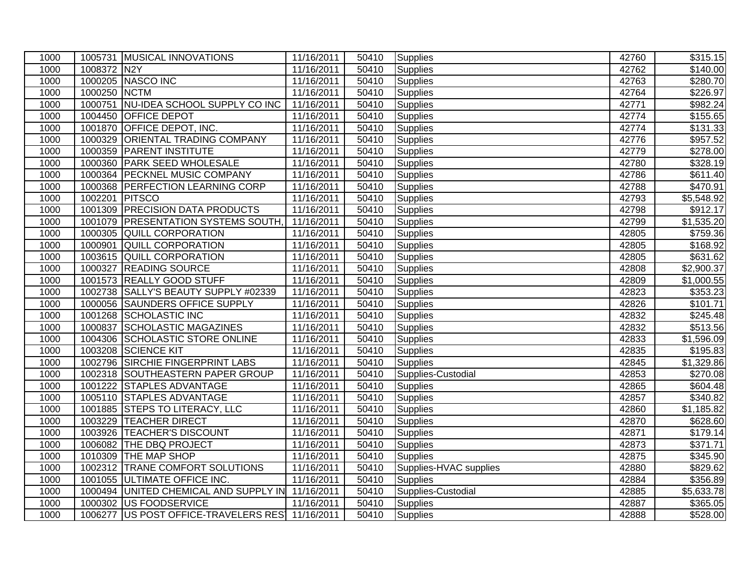| | | | | | | | |
|---|---|---|---|---|---|---|---|
| 1000 | 1005731 | MUSICAL INNOVATIONS | 11/16/2011 | 50410 | Supplies | 42760 | $315.15 |
| 1000 | 1008372 | N2Y | 11/16/2011 | 50410 | Supplies | 42762 | $140.00 |
| 1000 | 1000205 | NASCO INC | 11/16/2011 | 50410 | Supplies | 42763 | $280.70 |
| 1000 | 1000250 | NCTM | 11/16/2011 | 50410 | Supplies | 42764 | $226.97 |
| 1000 | 1000751 | NU-IDEA SCHOOL SUPPLY CO INC | 11/16/2011 | 50410 | Supplies | 42771 | $982.24 |
| 1000 | 1004450 | OFFICE DEPOT | 11/16/2011 | 50410 | Supplies | 42774 | $155.65 |
| 1000 | 1001870 | OFFICE DEPOT, INC. | 11/16/2011 | 50410 | Supplies | 42774 | $131.33 |
| 1000 | 1000329 | ORIENTAL TRADING COMPANY | 11/16/2011 | 50410 | Supplies | 42776 | $957.52 |
| 1000 | 1000359 | PARENT INSTITUTE | 11/16/2011 | 50410 | Supplies | 42779 | $278.00 |
| 1000 | 1000360 | PARK SEED WHOLESALE | 11/16/2011 | 50410 | Supplies | 42780 | $328.19 |
| 1000 | 1000364 | PECKNEL MUSIC COMPANY | 11/16/2011 | 50410 | Supplies | 42786 | $611.40 |
| 1000 | 1000368 | PERFECTION LEARNING CORP | 11/16/2011 | 50410 | Supplies | 42788 | $470.91 |
| 1000 | 1002201 | PITSCO | 11/16/2011 | 50410 | Supplies | 42793 | $5,548.92 |
| 1000 | 1001309 | PRECISION DATA PRODUCTS | 11/16/2011 | 50410 | Supplies | 42798 | $912.17 |
| 1000 | 1001079 | PRESENTATION SYSTEMS SOUTH, | 11/16/2011 | 50410 | Supplies | 42799 | $1,535.20 |
| 1000 | 1000305 | QUILL CORPORATION | 11/16/2011 | 50410 | Supplies | 42805 | $759.36 |
| 1000 | 1000901 | QUILL CORPORATION | 11/16/2011 | 50410 | Supplies | 42805 | $168.92 |
| 1000 | 1003615 | QUILL CORPORATION | 11/16/2011 | 50410 | Supplies | 42805 | $631.62 |
| 1000 | 1000327 | READING SOURCE | 11/16/2011 | 50410 | Supplies | 42808 | $2,900.37 |
| 1000 | 1001573 | REALLY GOOD STUFF | 11/16/2011 | 50410 | Supplies | 42809 | $1,000.55 |
| 1000 | 1002738 | SALLY'S BEAUTY SUPPLY #02339 | 11/16/2011 | 50410 | Supplies | 42823 | $353.23 |
| 1000 | 1000056 | SAUNDERS OFFICE SUPPLY | 11/16/2011 | 50410 | Supplies | 42826 | $101.71 |
| 1000 | 1001268 | SCHOLASTIC INC | 11/16/2011 | 50410 | Supplies | 42832 | $245.48 |
| 1000 | 1000837 | SCHOLASTIC MAGAZINES | 11/16/2011 | 50410 | Supplies | 42832 | $513.56 |
| 1000 | 1004306 | SCHOLASTIC STORE ONLINE | 11/16/2011 | 50410 | Supplies | 42833 | $1,596.09 |
| 1000 | 1003208 | SCIENCE KIT | 11/16/2011 | 50410 | Supplies | 42835 | $195.83 |
| 1000 | 1002796 | SIRCHIE FINGERPRINT LABS | 11/16/2011 | 50410 | Supplies | 42845 | $1,329.86 |
| 1000 | 1002318 | SOUTHEASTERN PAPER GROUP | 11/16/2011 | 50410 | Supplies-Custodial | 42853 | $270.08 |
| 1000 | 1001222 | STAPLES ADVANTAGE | 11/16/2011 | 50410 | Supplies | 42865 | $604.48 |
| 1000 | 1005110 | STAPLES ADVANTAGE | 11/16/2011 | 50410 | Supplies | 42857 | $340.82 |
| 1000 | 1001885 | STEPS TO LITERACY, LLC | 11/16/2011 | 50410 | Supplies | 42860 | $1,185.82 |
| 1000 | 1003229 | TEACHER DIRECT | 11/16/2011 | 50410 | Supplies | 42870 | $628.60 |
| 1000 | 1003926 | TEACHER'S DISCOUNT | 11/16/2011 | 50410 | Supplies | 42871 | $179.14 |
| 1000 | 1006082 | THE DBQ PROJECT | 11/16/2011 | 50410 | Supplies | 42873 | $371.71 |
| 1000 | 1010309 | THE MAP SHOP | 11/16/2011 | 50410 | Supplies | 42875 | $345.90 |
| 1000 | 1002312 | TRANE COMFORT SOLUTIONS | 11/16/2011 | 50410 | Supplies-HVAC supplies | 42880 | $829.62 |
| 1000 | 1001055 | ULTIMATE OFFICE INC. | 11/16/2011 | 50410 | Supplies | 42884 | $356.89 |
| 1000 | 1000494 | UNITED CHEMICAL AND SUPPLY IN | 11/16/2011 | 50410 | Supplies-Custodial | 42885 | $5,633.78 |
| 1000 | 1000302 | US FOODSERVICE | 11/16/2011 | 50410 | Supplies | 42887 | $365.05 |
| 1000 | 1006277 | US POST OFFICE-TRAVELERS RES | 11/16/2011 | 50410 | Supplies | 42888 | $528.00 |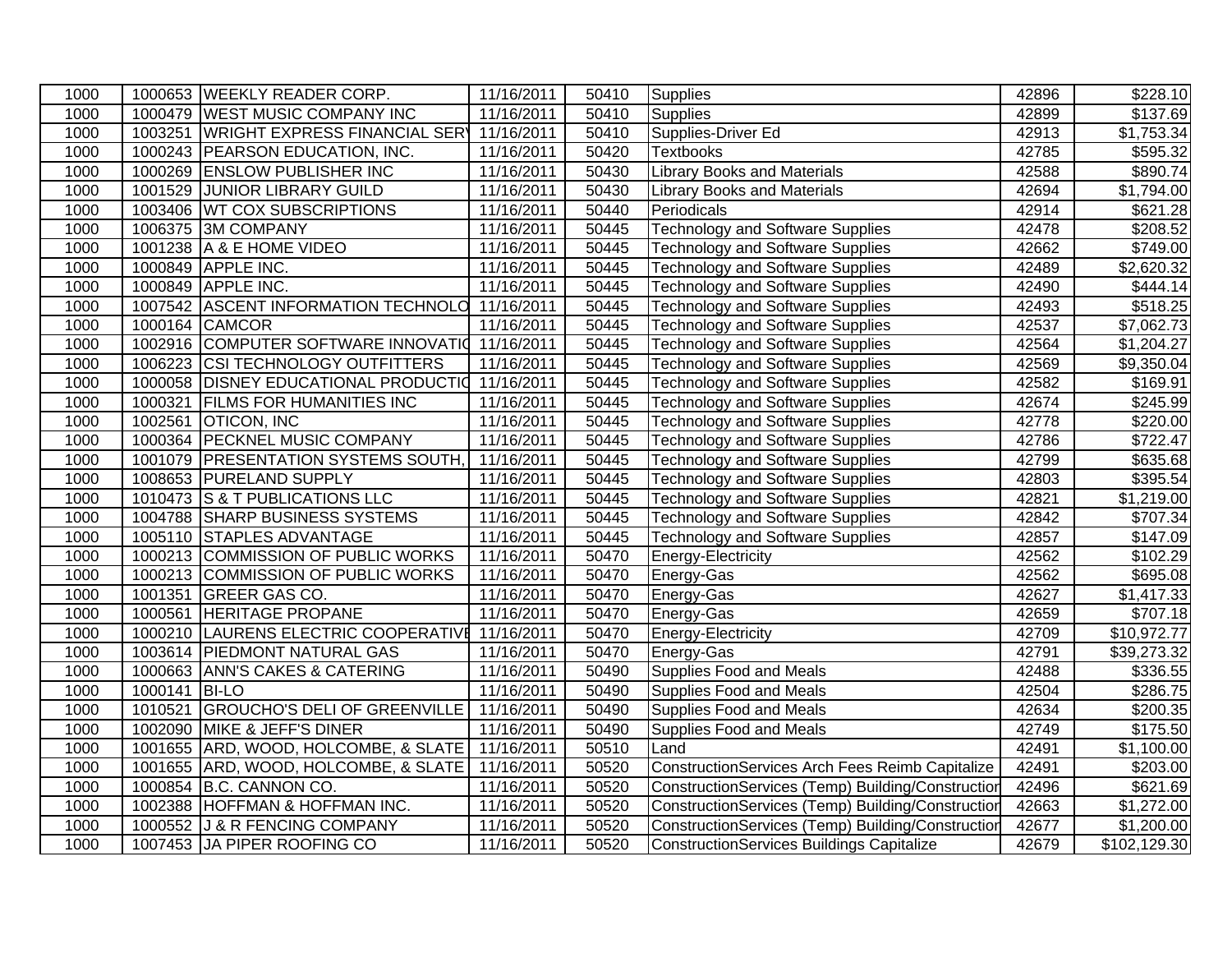| | | | | | | | |
|---|---|---|---|---|---|---|---|
| 1000 | 1000653 | WEEKLY READER CORP. | 11/16/2011 | 50410 | Supplies | 42896 | $228.10 |
| 1000 | 1000479 | WEST MUSIC COMPANY INC | 11/16/2011 | 50410 | Supplies | 42899 | $137.69 |
| 1000 | 1003251 | WRIGHT EXPRESS FINANCIAL SERV | 11/16/2011 | 50410 | Supplies-Driver Ed | 42913 | $1,753.34 |
| 1000 | 1000243 | PEARSON EDUCATION, INC. | 11/16/2011 | 50420 | Textbooks | 42785 | $595.32 |
| 1000 | 1000269 | ENSLOW PUBLISHER INC | 11/16/2011 | 50430 | Library Books and Materials | 42588 | $890.74 |
| 1000 | 1001529 | JUNIOR LIBRARY GUILD | 11/16/2011 | 50430 | Library Books and Materials | 42694 | $1,794.00 |
| 1000 | 1003406 | WT COX SUBSCRIPTIONS | 11/16/2011 | 50440 | Periodicals | 42914 | $621.28 |
| 1000 | 1006375 | 3M COMPANY | 11/16/2011 | 50445 | Technology and Software Supplies | 42478 | $208.52 |
| 1000 | 1001238 | A & E HOME VIDEO | 11/16/2011 | 50445 | Technology and Software Supplies | 42662 | $749.00 |
| 1000 | 1000849 | APPLE INC. | 11/16/2011 | 50445 | Technology and Software Supplies | 42489 | $2,620.32 |
| 1000 | 1000849 | APPLE INC. | 11/16/2011 | 50445 | Technology and Software Supplies | 42490 | $444.14 |
| 1000 | 1007542 | ASCENT INFORMATION TECHNOLO | 11/16/2011 | 50445 | Technology and Software Supplies | 42493 | $518.25 |
| 1000 | 1000164 | CAMCOR | 11/16/2011 | 50445 | Technology and Software Supplies | 42537 | $7,062.73 |
| 1000 | 1002916 | COMPUTER SOFTWARE INNOVATIO | 11/16/2011 | 50445 | Technology and Software Supplies | 42564 | $1,204.27 |
| 1000 | 1006223 | CSI TECHNOLOGY OUTFITTERS | 11/16/2011 | 50445 | Technology and Software Supplies | 42569 | $9,350.04 |
| 1000 | 1000058 | DISNEY EDUCATIONAL PRODUCTIO | 11/16/2011 | 50445 | Technology and Software Supplies | 42582 | $169.91 |
| 1000 | 1000321 | FILMS FOR HUMANITIES INC | 11/16/2011 | 50445 | Technology and Software Supplies | 42674 | $245.99 |
| 1000 | 1002561 | OTICON, INC | 11/16/2011 | 50445 | Technology and Software Supplies | 42778 | $220.00 |
| 1000 | 1000364 | PECKNEL MUSIC COMPANY | 11/16/2011 | 50445 | Technology and Software Supplies | 42786 | $722.47 |
| 1000 | 1001079 | PRESENTATION SYSTEMS SOUTH, | 11/16/2011 | 50445 | Technology and Software Supplies | 42799 | $635.68 |
| 1000 | 1008653 | PURELAND SUPPLY | 11/16/2011 | 50445 | Technology and Software Supplies | 42803 | $395.54 |
| 1000 | 1010473 | S & T PUBLICATIONS LLC | 11/16/2011 | 50445 | Technology and Software Supplies | 42821 | $1,219.00 |
| 1000 | 1004788 | SHARP BUSINESS SYSTEMS | 11/16/2011 | 50445 | Technology and Software Supplies | 42842 | $707.34 |
| 1000 | 1005110 | STAPLES ADVANTAGE | 11/16/2011 | 50445 | Technology and Software Supplies | 42857 | $147.09 |
| 1000 | 1000213 | COMMISSION OF PUBLIC WORKS | 11/16/2011 | 50470 | Energy-Electricity | 42562 | $102.29 |
| 1000 | 1000213 | COMMISSION OF PUBLIC WORKS | 11/16/2011 | 50470 | Energy-Gas | 42562 | $695.08 |
| 1000 | 1001351 | GREER GAS CO. | 11/16/2011 | 50470 | Energy-Gas | 42627 | $1,417.33 |
| 1000 | 1000561 | HERITAGE PROPANE | 11/16/2011 | 50470 | Energy-Gas | 42659 | $707.18 |
| 1000 | 1000210 | LAURENS ELECTRIC COOPERATIVE | 11/16/2011 | 50470 | Energy-Electricity | 42709 | $10,972.77 |
| 1000 | 1003614 | PIEDMONT NATURAL GAS | 11/16/2011 | 50470 | Energy-Gas | 42791 | $39,273.32 |
| 1000 | 1000663 | ANN'S CAKES & CATERING | 11/16/2011 | 50490 | Supplies Food and Meals | 42488 | $336.55 |
| 1000 | 1000141 | BI-LO | 11/16/2011 | 50490 | Supplies Food and Meals | 42504 | $286.75 |
| 1000 | 1010521 | GROUCHO'S DELI OF GREENVILLE | 11/16/2011 | 50490 | Supplies Food and Meals | 42634 | $200.35 |
| 1000 | 1002090 | MIKE & JEFF'S DINER | 11/16/2011 | 50490 | Supplies Food and Meals | 42749 | $175.50 |
| 1000 | 1001655 | ARD, WOOD, HOLCOMBE, & SLATE | 11/16/2011 | 50510 | Land | 42491 | $1,100.00 |
| 1000 | 1001655 | ARD, WOOD, HOLCOMBE, & SLATE | 11/16/2011 | 50520 | ConstructionServices Arch Fees Reimb Capitalize | 42491 | $203.00 |
| 1000 | 1000854 | B.C. CANNON CO. | 11/16/2011 | 50520 | ConstructionServices (Temp) Building/Construction | 42496 | $621.69 |
| 1000 | 1002388 | HOFFMAN & HOFFMAN INC. | 11/16/2011 | 50520 | ConstructionServices (Temp) Building/Construction | 42663 | $1,272.00 |
| 1000 | 1000552 | J & R FENCING COMPANY | 11/16/2011 | 50520 | ConstructionServices (Temp) Building/Construction | 42677 | $1,200.00 |
| 1000 | 1007453 | JA PIPER ROOFING CO | 11/16/2011 | 50520 | ConstructionServices Buildings Capitalize | 42679 | $102,129.30 |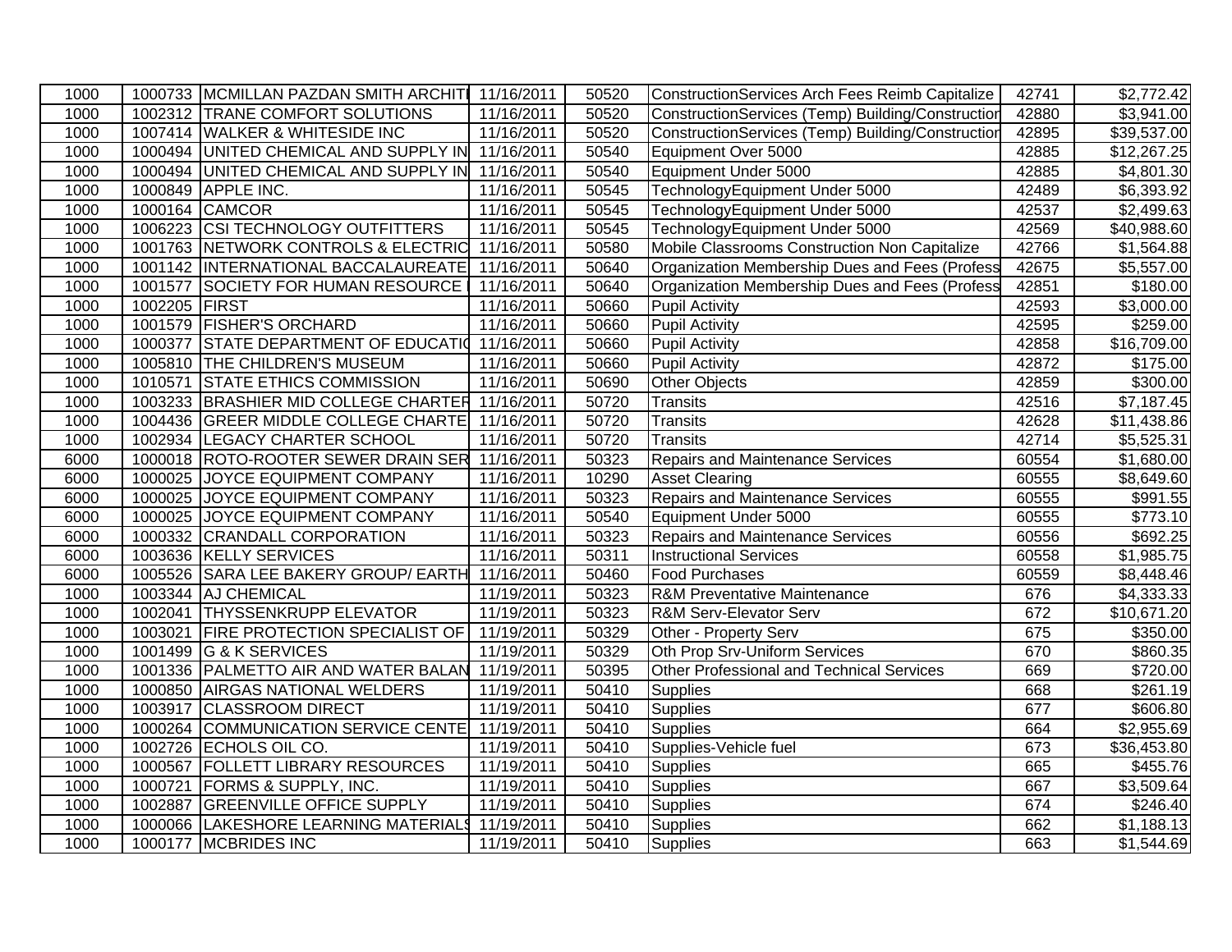| 1000 | 1000733 | MCMILLAN PAZDAN SMITH ARCHITI | 11/16/2011 | 50520 | ConstructionServices Arch Fees Reimb Capitalize | 42741 | $2,772.42 |
|---|---|---|---|---|---|---|---|
| 1000 | 1002312 | TRANE COMFORT SOLUTIONS | 11/16/2011 | 50520 | ConstructionServices (Temp) Building/Construction | 42880 | $3,941.00 |
| 1000 | 1007414 | WALKER & WHITESIDE INC | 11/16/2011 | 50520 | ConstructionServices (Temp) Building/Construction | 42895 | $39,537.00 |
| 1000 | 1000494 | UNITED CHEMICAL AND SUPPLY IN | 11/16/2011 | 50540 | Equipment Over 5000 | 42885 | $12,267.25 |
| 1000 | 1000494 | UNITED CHEMICAL AND SUPPLY IN | 11/16/2011 | 50540 | Equipment Under 5000 | 42885 | $4,801.30 |
| 1000 | 1000849 | APPLE INC. | 11/16/2011 | 50545 | TechnologyEquipment Under 5000 | 42489 | $6,393.92 |
| 1000 | 1000164 | CAMCOR | 11/16/2011 | 50545 | TechnologyEquipment Under 5000 | 42537 | $2,499.63 |
| 1000 | 1006223 | CSI TECHNOLOGY OUTFITTERS | 11/16/2011 | 50545 | TechnologyEquipment Under 5000 | 42569 | $40,988.60 |
| 1000 | 1001763 | NETWORK CONTROLS & ELECTRIC | 11/16/2011 | 50580 | Mobile Classrooms Construction Non Capitalize | 42766 | $1,564.88 |
| 1000 | 1001142 | INTERNATIONAL BACCALAUREATE | 11/16/2011 | 50640 | Organization Membership Dues and Fees (Profess | 42675 | $5,557.00 |
| 1000 | 1001577 | SOCIETY FOR HUMAN RESOURCE | 11/16/2011 | 50640 | Organization Membership Dues and Fees (Profess | 42851 | $180.00 |
| 1000 | 1002205 | FIRST | 11/16/2011 | 50660 | Pupil Activity | 42593 | $3,000.00 |
| 1000 | 1001579 | FISHER'S ORCHARD | 11/16/2011 | 50660 | Pupil Activity | 42595 | $259.00 |
| 1000 | 1000377 | STATE DEPARTMENT OF EDUCATIO | 11/16/2011 | 50660 | Pupil Activity | 42858 | $16,709.00 |
| 1000 | 1005810 | THE CHILDREN'S MUSEUM | 11/16/2011 | 50660 | Pupil Activity | 42872 | $175.00 |
| 1000 | 1010571 | STATE ETHICS COMMISSION | 11/16/2011 | 50690 | Other Objects | 42859 | $300.00 |
| 1000 | 1003233 | BRASHIER MID COLLEGE CHARTER | 11/16/2011 | 50720 | Transits | 42516 | $7,187.45 |
| 1000 | 1004436 | GREER MIDDLE COLLEGE CHARTE | 11/16/2011 | 50720 | Transits | 42628 | $11,438.86 |
| 1000 | 1002934 | LEGACY CHARTER SCHOOL | 11/16/2011 | 50720 | Transits | 42714 | $5,525.31 |
| 6000 | 1000018 | ROTO-ROOTER SEWER DRAIN SER | 11/16/2011 | 50323 | Repairs and Maintenance Services | 60554 | $1,680.00 |
| 6000 | 1000025 | JOYCE EQUIPMENT COMPANY | 11/16/2011 | 10290 | Asset Clearing | 60555 | $8,649.60 |
| 6000 | 1000025 | JOYCE EQUIPMENT COMPANY | 11/16/2011 | 50323 | Repairs and Maintenance Services | 60555 | $991.55 |
| 6000 | 1000025 | JOYCE EQUIPMENT COMPANY | 11/16/2011 | 50540 | Equipment Under 5000 | 60555 | $773.10 |
| 6000 | 1000332 | CRANDALL CORPORATION | 11/16/2011 | 50323 | Repairs and Maintenance Services | 60556 | $692.25 |
| 6000 | 1003636 | KELLY SERVICES | 11/16/2011 | 50311 | Instructional Services | 60558 | $1,985.75 |
| 6000 | 1005526 | SARA LEE BAKERY GROUP/ EARTH | 11/16/2011 | 50460 | Food Purchases | 60559 | $8,448.46 |
| 1000 | 1003344 | AJ CHEMICAL | 11/19/2011 | 50323 | R&M Preventative Maintenance | 676 | $4,333.33 |
| 1000 | 1002041 | THYSSENKRUPP ELEVATOR | 11/19/2011 | 50323 | R&M Serv-Elevator Serv | 672 | $10,671.20 |
| 1000 | 1003021 | FIRE PROTECTION SPECIALIST OF | 11/19/2011 | 50329 | Other - Property Serv | 675 | $350.00 |
| 1000 | 1001499 | G & K SERVICES | 11/19/2011 | 50329 | Oth Prop Srv-Uniform Services | 670 | $860.35 |
| 1000 | 1001336 | PALMETTO AIR AND WATER BALAN | 11/19/2011 | 50395 | Other Professional and Technical Services | 669 | $720.00 |
| 1000 | 1000850 | AIRGAS NATIONAL WELDERS | 11/19/2011 | 50410 | Supplies | 668 | $261.19 |
| 1000 | 1003917 | CLASSROOM DIRECT | 11/19/2011 | 50410 | Supplies | 677 | $606.80 |
| 1000 | 1000264 | COMMUNICATION SERVICE CENTE | 11/19/2011 | 50410 | Supplies | 664 | $2,955.69 |
| 1000 | 1002726 | ECHOLS OIL CO. | 11/19/2011 | 50410 | Supplies-Vehicle fuel | 673 | $36,453.80 |
| 1000 | 1000567 | FOLLETT LIBRARY RESOURCES | 11/19/2011 | 50410 | Supplies | 665 | $455.76 |
| 1000 | 1000721 | FORMS & SUPPLY, INC. | 11/19/2011 | 50410 | Supplies | 667 | $3,509.64 |
| 1000 | 1002887 | GREENVILLE OFFICE SUPPLY | 11/19/2011 | 50410 | Supplies | 674 | $246.40 |
| 1000 | 1000066 | LAKESHORE LEARNING MATERIALS | 11/19/2011 | 50410 | Supplies | 662 | $1,188.13 |
| 1000 | 1000177 | MCBRIDES INC | 11/19/2011 | 50410 | Supplies | 663 | $1,544.69 |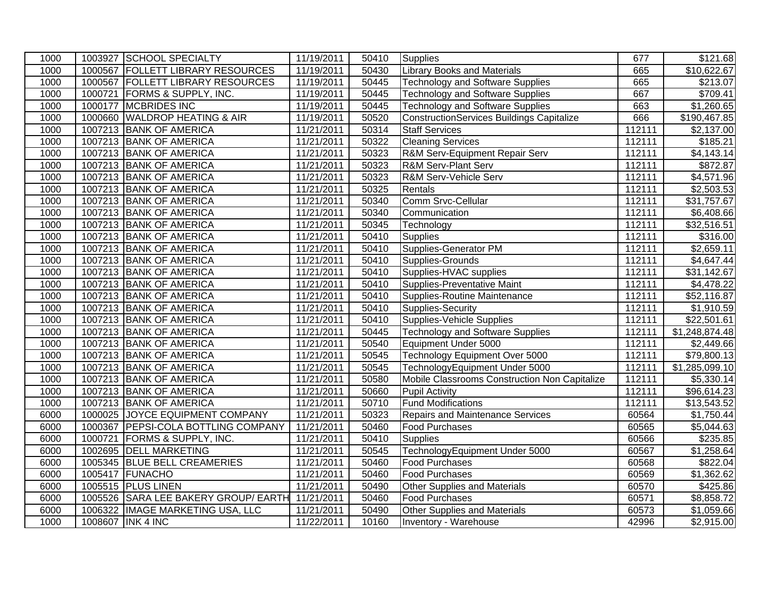| | | | | | | | |
|---|---|---|---|---|---|---|---|
| 1000 | 1003927 | SCHOOL SPECIALTY | 11/19/2011 | 50410 | Supplies | 677 | $121.68 |
| 1000 | 1000567 | FOLLETT LIBRARY RESOURCES | 11/19/2011 | 50430 | Library Books and Materials | 665 | $10,622.67 |
| 1000 | 1000567 | FOLLETT LIBRARY RESOURCES | 11/19/2011 | 50445 | Technology and Software Supplies | 665 | $213.07 |
| 1000 | 1000721 | FORMS & SUPPLY, INC. | 11/19/2011 | 50445 | Technology and Software Supplies | 667 | $709.41 |
| 1000 | 1000177 | MCBRIDES INC | 11/19/2011 | 50445 | Technology and Software Supplies | 663 | $1,260.65 |
| 1000 | 1000660 | WALDROP HEATING & AIR | 11/19/2011 | 50520 | ConstructionServices Buildings Capitalize | 666 | $190,467.85 |
| 1000 | 1007213 | BANK OF AMERICA | 11/21/2011 | 50314 | Staff Services | 112111 | $2,137.00 |
| 1000 | 1007213 | BANK OF AMERICA | 11/21/2011 | 50322 | Cleaning Services | 112111 | $185.21 |
| 1000 | 1007213 | BANK OF AMERICA | 11/21/2011 | 50323 | R&M Serv-Equipment Repair Serv | 112111 | $4,143.14 |
| 1000 | 1007213 | BANK OF AMERICA | 11/21/2011 | 50323 | R&M Serv-Plant Serv | 112111 | $872.87 |
| 1000 | 1007213 | BANK OF AMERICA | 11/21/2011 | 50323 | R&M Serv-Vehicle Serv | 112111 | $4,571.96 |
| 1000 | 1007213 | BANK OF AMERICA | 11/21/2011 | 50325 | Rentals | 112111 | $2,503.53 |
| 1000 | 1007213 | BANK OF AMERICA | 11/21/2011 | 50340 | Comm Srvc-Cellular | 112111 | $31,757.67 |
| 1000 | 1007213 | BANK OF AMERICA | 11/21/2011 | 50340 | Communication | 112111 | $6,408.66 |
| 1000 | 1007213 | BANK OF AMERICA | 11/21/2011 | 50345 | Technology | 112111 | $32,516.51 |
| 1000 | 1007213 | BANK OF AMERICA | 11/21/2011 | 50410 | Supplies | 112111 | $316.00 |
| 1000 | 1007213 | BANK OF AMERICA | 11/21/2011 | 50410 | Supplies-Generator PM | 112111 | $2,659.11 |
| 1000 | 1007213 | BANK OF AMERICA | 11/21/2011 | 50410 | Supplies-Grounds | 112111 | $4,647.44 |
| 1000 | 1007213 | BANK OF AMERICA | 11/21/2011 | 50410 | Supplies-HVAC supplies | 112111 | $31,142.67 |
| 1000 | 1007213 | BANK OF AMERICA | 11/21/2011 | 50410 | Supplies-Preventative Maint | 112111 | $4,478.22 |
| 1000 | 1007213 | BANK OF AMERICA | 11/21/2011 | 50410 | Supplies-Routine Maintenance | 112111 | $52,116.87 |
| 1000 | 1007213 | BANK OF AMERICA | 11/21/2011 | 50410 | Supplies-Security | 112111 | $1,910.59 |
| 1000 | 1007213 | BANK OF AMERICA | 11/21/2011 | 50410 | Supplies-Vehicle Supplies | 112111 | $22,501.61 |
| 1000 | 1007213 | BANK OF AMERICA | 11/21/2011 | 50445 | Technology and Software Supplies | 112111 | $1,248,874.48 |
| 1000 | 1007213 | BANK OF AMERICA | 11/21/2011 | 50540 | Equipment Under 5000 | 112111 | $2,449.66 |
| 1000 | 1007213 | BANK OF AMERICA | 11/21/2011 | 50545 | Technology Equipment Over 5000 | 112111 | $79,800.13 |
| 1000 | 1007213 | BANK OF AMERICA | 11/21/2011 | 50545 | TechnologyEquipment Under 5000 | 112111 | $1,285,099.10 |
| 1000 | 1007213 | BANK OF AMERICA | 11/21/2011 | 50580 | Mobile Classrooms Construction Non Capitalize | 112111 | $5,330.14 |
| 1000 | 1007213 | BANK OF AMERICA | 11/21/2011 | 50660 | Pupil Activity | 112111 | $96,614.23 |
| 1000 | 1007213 | BANK OF AMERICA | 11/21/2011 | 50710 | Fund Modifications | 112111 | $13,543.52 |
| 6000 | 1000025 | JOYCE EQUIPMENT COMPANY | 11/21/2011 | 50323 | Repairs and Maintenance Services | 60564 | $1,750.44 |
| 6000 | 1000367 | PEPSI-COLA BOTTLING COMPANY | 11/21/2011 | 50460 | Food Purchases | 60565 | $5,044.63 |
| 6000 | 1000721 | FORMS & SUPPLY, INC. | 11/21/2011 | 50410 | Supplies | 60566 | $235.85 |
| 6000 | 1002695 | DELL MARKETING | 11/21/2011 | 50545 | TechnologyEquipment Under 5000 | 60567 | $1,258.64 |
| 6000 | 1005345 | BLUE BELL CREAMERIES | 11/21/2011 | 50460 | Food Purchases | 60568 | $822.04 |
| 6000 | 1005417 | FUNACHO | 11/21/2011 | 50460 | Food Purchases | 60569 | $1,362.62 |
| 6000 | 1005515 | PLUS LINEN | 11/21/2011 | 50490 | Other Supplies and Materials | 60570 | $425.86 |
| 6000 | 1005526 | SARA LEE BAKERY GROUP/ EARTH | 11/21/2011 | 50460 | Food Purchases | 60571 | $8,858.72 |
| 6000 | 1006322 | IMAGE MARKETING USA, LLC | 11/21/2011 | 50490 | Other Supplies and Materials | 60573 | $1,059.66 |
| 1000 | 1008607 | INK 4 INC | 11/22/2011 | 10160 | Inventory - Warehouse | 42996 | $2,915.00 |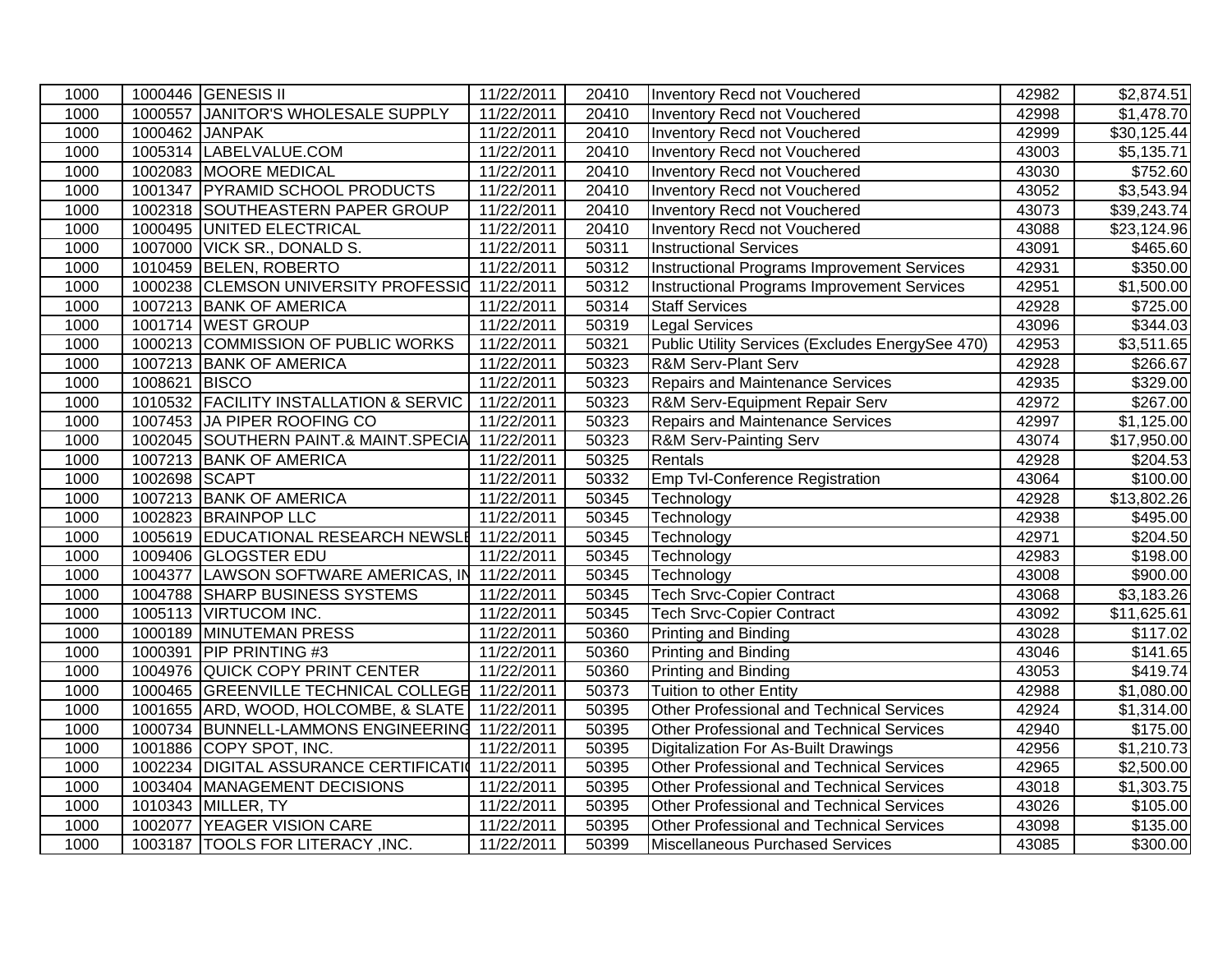| 1000 | 1000446 | GENESIS II | 11/22/2011 | 20410 | Inventory Recd not Vouchered | 42982 | $2,874.51 |
|---|---|---|---|---|---|---|---|
| 1000 | 1000557 | JANITOR'S WHOLESALE SUPPLY | 11/22/2011 | 20410 | Inventory Recd not Vouchered | 42998 | $1,478.70 |
| 1000 | 1000462 | JANPAK | 11/22/2011 | 20410 | Inventory Recd not Vouchered | 42999 | $30,125.44 |
| 1000 | 1005314 | LABELVALUE.COM | 11/22/2011 | 20410 | Inventory Recd not Vouchered | 43003 | $5,135.71 |
| 1000 | 1002083 | MOORE MEDICAL | 11/22/2011 | 20410 | Inventory Recd not Vouchered | 43030 | $752.60 |
| 1000 | 1001347 | PYRAMID SCHOOL PRODUCTS | 11/22/2011 | 20410 | Inventory Recd not Vouchered | 43052 | $3,543.94 |
| 1000 | 1002318 | SOUTHEASTERN PAPER GROUP | 11/22/2011 | 20410 | Inventory Recd not Vouchered | 43073 | $39,243.74 |
| 1000 | 1000495 | UNITED ELECTRICAL | 11/22/2011 | 20410 | Inventory Recd not Vouchered | 43088 | $23,124.96 |
| 1000 | 1007000 | VICK SR., DONALD S. | 11/22/2011 | 50311 | Instructional Services | 43091 | $465.60 |
| 1000 | 1010459 | BELEN, ROBERTO | 11/22/2011 | 50312 | Instructional Programs Improvement Services | 42931 | $350.00 |
| 1000 | 1000238 | CLEMSON UNIVERSITY PROFESSIO | 11/22/2011 | 50312 | Instructional Programs Improvement Services | 42951 | $1,500.00 |
| 1000 | 1007213 | BANK OF AMERICA | 11/22/2011 | 50314 | Staff Services | 42928 | $725.00 |
| 1000 | 1001714 | WEST GROUP | 11/22/2011 | 50319 | Legal Services | 43096 | $344.03 |
| 1000 | 1000213 | COMMISSION OF PUBLIC WORKS | 11/22/2011 | 50321 | Public Utility Services (Excludes EnergySee 470) | 42953 | $3,511.65 |
| 1000 | 1007213 | BANK OF AMERICA | 11/22/2011 | 50323 | R&M Serv-Plant Serv | 42928 | $266.67 |
| 1000 | 1008621 | BISCO | 11/22/2011 | 50323 | Repairs and Maintenance Services | 42935 | $329.00 |
| 1000 | 1010532 | FACILITY INSTALLATION & SERVIC | 11/22/2011 | 50323 | R&M Serv-Equipment Repair Serv | 42972 | $267.00 |
| 1000 | 1007453 | JA PIPER ROOFING CO | 11/22/2011 | 50323 | Repairs and Maintenance Services | 42997 | $1,125.00 |
| 1000 | 1002045 | SOUTHERN PAINT.& MAINT.SPECIA | 11/22/2011 | 50323 | R&M Serv-Painting Serv | 43074 | $17,950.00 |
| 1000 | 1007213 | BANK OF AMERICA | 11/22/2011 | 50325 | Rentals | 42928 | $204.53 |
| 1000 | 1002698 | SCAPT | 11/22/2011 | 50332 | Emp Tvl-Conference Registration | 43064 | $100.00 |
| 1000 | 1007213 | BANK OF AMERICA | 11/22/2011 | 50345 | Technology | 42928 | $13,802.26 |
| 1000 | 1002823 | BRAINPOP LLC | 11/22/2011 | 50345 | Technology | 42938 | $495.00 |
| 1000 | 1005619 | EDUCATIONAL RESEARCH NEWSLE | 11/22/2011 | 50345 | Technology | 42971 | $204.50 |
| 1000 | 1009406 | GLOGSTER EDU | 11/22/2011 | 50345 | Technology | 42983 | $198.00 |
| 1000 | 1004377 | LAWSON SOFTWARE AMERICAS, IN | 11/22/2011 | 50345 | Technology | 43008 | $900.00 |
| 1000 | 1004788 | SHARP BUSINESS SYSTEMS | 11/22/2011 | 50345 | Tech Srvc-Copier Contract | 43068 | $3,183.26 |
| 1000 | 1005113 | VIRTUCOM INC. | 11/22/2011 | 50345 | Tech Srvc-Copier Contract | 43092 | $11,625.61 |
| 1000 | 1000189 | MINUTEMAN PRESS | 11/22/2011 | 50360 | Printing and Binding | 43028 | $117.02 |
| 1000 | 1000391 | PIP PRINTING #3 | 11/22/2011 | 50360 | Printing and Binding | 43046 | $141.65 |
| 1000 | 1004976 | QUICK COPY PRINT CENTER | 11/22/2011 | 50360 | Printing and Binding | 43053 | $419.74 |
| 1000 | 1000465 | GREENVILLE TECHNICAL COLLEGE | 11/22/2011 | 50373 | Tuition to other Entity | 42988 | $1,080.00 |
| 1000 | 1001655 | ARD, WOOD, HOLCOMBE, & SLATE | 11/22/2011 | 50395 | Other Professional and Technical Services | 42924 | $1,314.00 |
| 1000 | 1000734 | BUNNELL-LAMMONS ENGINEERING | 11/22/2011 | 50395 | Other Professional and Technical Services | 42940 | $175.00 |
| 1000 | 1001886 | COPY SPOT, INC. | 11/22/2011 | 50395 | Digitalization For As-Built Drawings | 42956 | $1,210.73 |
| 1000 | 1002234 | DIGITAL ASSURANCE CERTIFICATI | 11/22/2011 | 50395 | Other Professional and Technical Services | 42965 | $2,500.00 |
| 1000 | 1003404 | MANAGEMENT DECISIONS | 11/22/2011 | 50395 | Other Professional and Technical Services | 43018 | $1,303.75 |
| 1000 | 1010343 | MILLER, TY | 11/22/2011 | 50395 | Other Professional and Technical Services | 43026 | $105.00 |
| 1000 | 1002077 | YEAGER VISION CARE | 11/22/2011 | 50395 | Other Professional and Technical Services | 43098 | $135.00 |
| 1000 | 1003187 | TOOLS FOR LITERACY ,INC. | 11/22/2011 | 50399 | Miscellaneous Purchased Services | 43085 | $300.00 |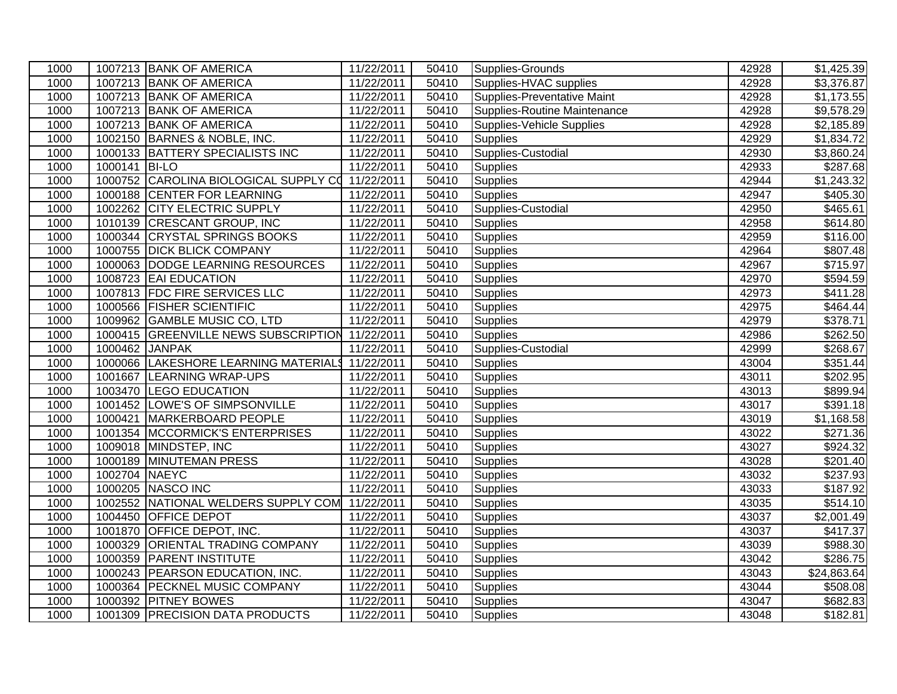| | | | | | | | |
|---|---|---|---|---|---|---|---|
| 1000 | 1007213 | BANK OF AMERICA | 11/22/2011 | 50410 | Supplies-Grounds | 42928 | $1,425.39 |
| 1000 | 1007213 | BANK OF AMERICA | 11/22/2011 | 50410 | Supplies-HVAC supplies | 42928 | $3,376.87 |
| 1000 | 1007213 | BANK OF AMERICA | 11/22/2011 | 50410 | Supplies-Preventative Maint | 42928 | $1,173.55 |
| 1000 | 1007213 | BANK OF AMERICA | 11/22/2011 | 50410 | Supplies-Routine Maintenance | 42928 | $9,578.29 |
| 1000 | 1007213 | BANK OF AMERICA | 11/22/2011 | 50410 | Supplies-Vehicle Supplies | 42928 | $2,185.89 |
| 1000 | 1002150 | BARNES & NOBLE, INC. | 11/22/2011 | 50410 | Supplies | 42929 | $1,834.72 |
| 1000 | 1000133 | BATTERY SPECIALISTS INC | 11/22/2011 | 50410 | Supplies-Custodial | 42930 | $3,860.24 |
| 1000 | 1000141 | BI-LO | 11/22/2011 | 50410 | Supplies | 42933 | $287.68 |
| 1000 | 1000752 | CAROLINA BIOLOGICAL SUPPLY CO | 11/22/2011 | 50410 | Supplies | 42944 | $1,243.32 |
| 1000 | 1000188 | CENTER FOR LEARNING | 11/22/2011 | 50410 | Supplies | 42947 | $405.30 |
| 1000 | 1002262 | CITY ELECTRIC SUPPLY | 11/22/2011 | 50410 | Supplies-Custodial | 42950 | $465.61 |
| 1000 | 1010139 | CRESCANT GROUP, INC | 11/22/2011 | 50410 | Supplies | 42958 | $614.80 |
| 1000 | 1000344 | CRYSTAL SPRINGS BOOKS | 11/22/2011 | 50410 | Supplies | 42959 | $116.00 |
| 1000 | 1000755 | DICK BLICK COMPANY | 11/22/2011 | 50410 | Supplies | 42964 | $807.48 |
| 1000 | 1000063 | DODGE LEARNING RESOURCES | 11/22/2011 | 50410 | Supplies | 42967 | $715.97 |
| 1000 | 1008723 | EAI EDUCATION | 11/22/2011 | 50410 | Supplies | 42970 | $594.59 |
| 1000 | 1007813 | FDC FIRE SERVICES LLC | 11/22/2011 | 50410 | Supplies | 42973 | $411.28 |
| 1000 | 1000566 | FISHER SCIENTIFIC | 11/22/2011 | 50410 | Supplies | 42975 | $464.44 |
| 1000 | 1009962 | GAMBLE MUSIC CO, LTD | 11/22/2011 | 50410 | Supplies | 42979 | $378.71 |
| 1000 | 1000415 | GREENVILLE NEWS SUBSCRIPTION | 11/22/2011 | 50410 | Supplies | 42986 | $262.50 |
| 1000 | 1000462 | JANPAK | 11/22/2011 | 50410 | Supplies-Custodial | 42999 | $268.67 |
| 1000 | 1000066 | LAKESHORE LEARNING MATERIALS | 11/22/2011 | 50410 | Supplies | 43004 | $351.44 |
| 1000 | 1001667 | LEARNING WRAP-UPS | 11/22/2011 | 50410 | Supplies | 43011 | $202.95 |
| 1000 | 1003470 | LEGO EDUCATION | 11/22/2011 | 50410 | Supplies | 43013 | $899.94 |
| 1000 | 1001452 | LOWE'S OF SIMPSONVILLE | 11/22/2011 | 50410 | Supplies | 43017 | $391.18 |
| 1000 | 1000421 | MARKERBOARD PEOPLE | 11/22/2011 | 50410 | Supplies | 43019 | $1,168.58 |
| 1000 | 1001354 | MCCORMICK'S ENTERPRISES | 11/22/2011 | 50410 | Supplies | 43022 | $271.36 |
| 1000 | 1009018 | MINDSTEP, INC | 11/22/2011 | 50410 | Supplies | 43027 | $924.32 |
| 1000 | 1000189 | MINUTEMAN PRESS | 11/22/2011 | 50410 | Supplies | 43028 | $201.40 |
| 1000 | 1002704 | NAEYC | 11/22/2011 | 50410 | Supplies | 43032 | $237.93 |
| 1000 | 1000205 | NASCO INC | 11/22/2011 | 50410 | Supplies | 43033 | $187.92 |
| 1000 | 1002552 | NATIONAL WELDERS SUPPLY COM | 11/22/2011 | 50410 | Supplies | 43035 | $514.10 |
| 1000 | 1004450 | OFFICE DEPOT | 11/22/2011 | 50410 | Supplies | 43037 | $2,001.49 |
| 1000 | 1001870 | OFFICE DEPOT, INC. | 11/22/2011 | 50410 | Supplies | 43037 | $417.37 |
| 1000 | 1000329 | ORIENTAL TRADING COMPANY | 11/22/2011 | 50410 | Supplies | 43039 | $988.30 |
| 1000 | 1000359 | PARENT INSTITUTE | 11/22/2011 | 50410 | Supplies | 43042 | $286.75 |
| 1000 | 1000243 | PEARSON EDUCATION, INC. | 11/22/2011 | 50410 | Supplies | 43043 | $24,863.64 |
| 1000 | 1000364 | PECKNEL MUSIC COMPANY | 11/22/2011 | 50410 | Supplies | 43044 | $508.08 |
| 1000 | 1000392 | PITNEY BOWES | 11/22/2011 | 50410 | Supplies | 43047 | $682.83 |
| 1000 | 1001309 | PRECISION DATA PRODUCTS | 11/22/2011 | 50410 | Supplies | 43048 | $182.81 |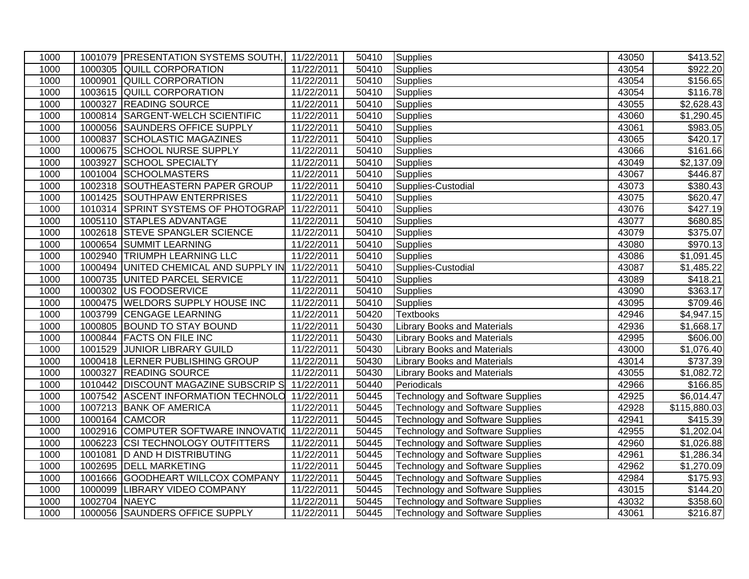| 1000 | 1001079 | PRESENTATION SYSTEMS SOUTH, | 11/22/2011 | 50410 | Supplies | 43050 | $413.52 |
|---|---|---|---|---|---|---|---|
| 1000 | 1000305 | QUILL CORPORATION | 11/22/2011 | 50410 | Supplies | 43054 | $922.20 |
| 1000 | 1000901 | QUILL CORPORATION | 11/22/2011 | 50410 | Supplies | 43054 | $156.65 |
| 1000 | 1003615 | QUILL CORPORATION | 11/22/2011 | 50410 | Supplies | 43054 | $116.78 |
| 1000 | 1000327 | READING SOURCE | 11/22/2011 | 50410 | Supplies | 43055 | $2,628.43 |
| 1000 | 1000814 | SARGENT-WELCH SCIENTIFIC | 11/22/2011 | 50410 | Supplies | 43060 | $1,290.45 |
| 1000 | 1000056 | SAUNDERS OFFICE SUPPLY | 11/22/2011 | 50410 | Supplies | 43061 | $983.05 |
| 1000 | 1000837 | SCHOLASTIC MAGAZINES | 11/22/2011 | 50410 | Supplies | 43065 | $420.17 |
| 1000 | 1000675 | SCHOOL NURSE SUPPLY | 11/22/2011 | 50410 | Supplies | 43066 | $161.66 |
| 1000 | 1003927 | SCHOOL SPECIALTY | 11/22/2011 | 50410 | Supplies | 43049 | $2,137.09 |
| 1000 | 1001004 | SCHOOLMASTERS | 11/22/2011 | 50410 | Supplies | 43067 | $446.87 |
| 1000 | 1002318 | SOUTHEASTERN PAPER GROUP | 11/22/2011 | 50410 | Supplies-Custodial | 43073 | $380.43 |
| 1000 | 1001425 | SOUTHPAW ENTERPRISES | 11/22/2011 | 50410 | Supplies | 43075 | $620.47 |
| 1000 | 1010314 | SPRINT SYSTEMS OF PHOTOGRAP | 11/22/2011 | 50410 | Supplies | 43076 | $427.19 |
| 1000 | 1005110 | STAPLES ADVANTAGE | 11/22/2011 | 50410 | Supplies | 43077 | $680.85 |
| 1000 | 1002618 | STEVE SPANGLER SCIENCE | 11/22/2011 | 50410 | Supplies | 43079 | $375.07 |
| 1000 | 1000654 | SUMMIT LEARNING | 11/22/2011 | 50410 | Supplies | 43080 | $970.13 |
| 1000 | 1002940 | TRIUMPH LEARNING LLC | 11/22/2011 | 50410 | Supplies | 43086 | $1,091.45 |
| 1000 | 1000494 | UNITED CHEMICAL AND SUPPLY IN | 11/22/2011 | 50410 | Supplies-Custodial | 43087 | $1,485.22 |
| 1000 | 1000735 | UNITED PARCEL SERVICE | 11/22/2011 | 50410 | Supplies | 43089 | $418.21 |
| 1000 | 1000302 | US FOODSERVICE | 11/22/2011 | 50410 | Supplies | 43090 | $363.17 |
| 1000 | 1000475 | WELDORS SUPPLY HOUSE INC | 11/22/2011 | 50410 | Supplies | 43095 | $709.46 |
| 1000 | 1003799 | CENGAGE LEARNING | 11/22/2011 | 50420 | Textbooks | 42946 | $4,947.15 |
| 1000 | 1000805 | BOUND TO STAY BOUND | 11/22/2011 | 50430 | Library Books and Materials | 42936 | $1,668.17 |
| 1000 | 1000844 | FACTS ON FILE INC | 11/22/2011 | 50430 | Library Books and Materials | 42995 | $606.00 |
| 1000 | 1001529 | JUNIOR LIBRARY GUILD | 11/22/2011 | 50430 | Library Books and Materials | 43000 | $1,076.40 |
| 1000 | 1000418 | LERNER PUBLISHING GROUP | 11/22/2011 | 50430 | Library Books and Materials | 43014 | $737.39 |
| 1000 | 1000327 | READING SOURCE | 11/22/2011 | 50430 | Library Books and Materials | 43055 | $1,082.72 |
| 1000 | 1010442 | DISCOUNT MAGAZINE SUBSCRIP S | 11/22/2011 | 50440 | Periodicals | 42966 | $166.85 |
| 1000 | 1007542 | ASCENT INFORMATION TECHNOLO | 11/22/2011 | 50445 | Technology and Software Supplies | 42925 | $6,014.47 |
| 1000 | 1007213 | BANK OF AMERICA | 11/22/2011 | 50445 | Technology and Software Supplies | 42928 | $115,880.03 |
| 1000 | 1000164 | CAMCOR | 11/22/2011 | 50445 | Technology and Software Supplies | 42941 | $415.39 |
| 1000 | 1002916 | COMPUTER SOFTWARE INNOVATIO | 11/22/2011 | 50445 | Technology and Software Supplies | 42955 | $1,202.04 |
| 1000 | 1006223 | CSI TECHNOLOGY OUTFITTERS | 11/22/2011 | 50445 | Technology and Software Supplies | 42960 | $1,026.88 |
| 1000 | 1001081 | D AND H DISTRIBUTING | 11/22/2011 | 50445 | Technology and Software Supplies | 42961 | $1,286.34 |
| 1000 | 1002695 | DELL MARKETING | 11/22/2011 | 50445 | Technology and Software Supplies | 42962 | $1,270.09 |
| 1000 | 1001666 | GOODHEART WILLCOX COMPANY | 11/22/2011 | 50445 | Technology and Software Supplies | 42984 | $175.93 |
| 1000 | 1000099 | LIBRARY VIDEO COMPANY | 11/22/2011 | 50445 | Technology and Software Supplies | 43015 | $144.20 |
| 1000 | 1002704 | NAEYC | 11/22/2011 | 50445 | Technology and Software Supplies | 43032 | $358.60 |
| 1000 | 1000056 | SAUNDERS OFFICE SUPPLY | 11/22/2011 | 50445 | Technology and Software Supplies | 43061 | $216.87 |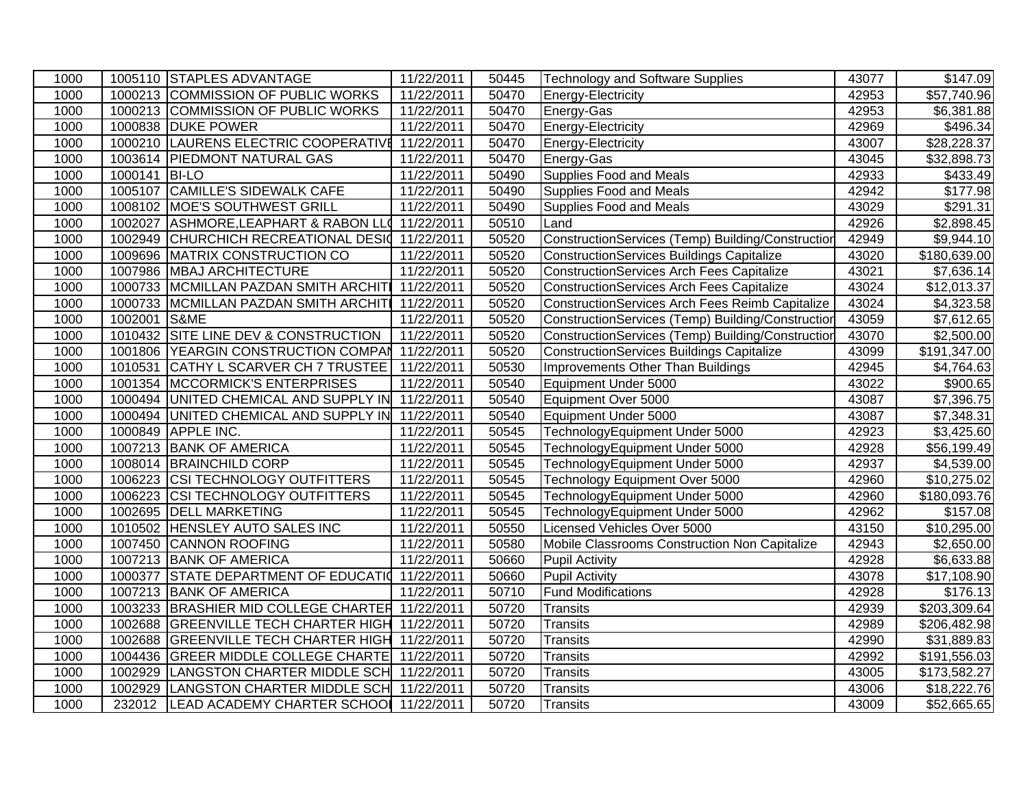| 1000 | 1005110 | STAPLES ADVANTAGE | 11/22/2011 | 50445 | Technology and Software Supplies | 43077 | $147.09 |
|---|---|---|---|---|---|---|---|
| 1000 | 1000213 | COMMISSION OF PUBLIC WORKS | 11/22/2011 | 50470 | Energy-Electricity | 42953 | $57,740.96 |
| 1000 | 1000213 | COMMISSION OF PUBLIC WORKS | 11/22/2011 | 50470 | Energy-Gas | 42953 | $6,381.88 |
| 1000 | 1000838 | DUKE POWER | 11/22/2011 | 50470 | Energy-Electricity | 42969 | $496.34 |
| 1000 | 1000210 | LAURENS ELECTRIC COOPERATIVE | 11/22/2011 | 50470 | Energy-Electricity | 43007 | $28,228.37 |
| 1000 | 1003614 | PIEDMONT NATURAL GAS | 11/22/2011 | 50470 | Energy-Gas | 43045 | $32,898.73 |
| 1000 | 1000141 | BI-LO | 11/22/2011 | 50490 | Supplies Food and Meals | 42933 | $433.49 |
| 1000 | 1005107 | CAMILLE'S SIDEWALK CAFE | 11/22/2011 | 50490 | Supplies Food and Meals | 42942 | $177.98 |
| 1000 | 1008102 | MOE'S SOUTHWEST GRILL | 11/22/2011 | 50490 | Supplies Food and Meals | 43029 | $291.31 |
| 1000 | 1002027 | ASHMORE,LEAPHART & RABON LLC | 11/22/2011 | 50510 | Land | 42926 | $2,898.45 |
| 1000 | 1002949 | CHURCHICH RECREATIONAL DESIG | 11/22/2011 | 50520 | ConstructionServices (Temp) Building/Construction | 42949 | $9,944.10 |
| 1000 | 1009696 | MATRIX CONSTRUCTION CO | 11/22/2011 | 50520 | ConstructionServices Buildings Capitalize | 43020 | $180,639.00 |
| 1000 | 1007986 | MBAJ ARCHITECTURE | 11/22/2011 | 50520 | ConstructionServices Arch Fees Capitalize | 43021 | $7,636.14 |
| 1000 | 1000733 | MCMILLAN PAZDAN SMITH ARCHIT | 11/22/2011 | 50520 | ConstructionServices Arch Fees Capitalize | 43024 | $12,013.37 |
| 1000 | 1000733 | MCMILLAN PAZDAN SMITH ARCHIT | 11/22/2011 | 50520 | ConstructionServices Arch Fees Reimb Capitalize | 43024 | $4,323.58 |
| 1000 | 1002001 | S&ME | 11/22/2011 | 50520 | ConstructionServices (Temp) Building/Construction | 43059 | $7,612.65 |
| 1000 | 1010432 | SITE LINE DEV & CONSTRUCTION | 11/22/2011 | 50520 | ConstructionServices (Temp) Building/Construction | 43070 | $2,500.00 |
| 1000 | 1001806 | YEARGIN CONSTRUCTION COMPAN | 11/22/2011 | 50520 | ConstructionServices Buildings Capitalize | 43099 | $191,347.00 |
| 1000 | 1010531 | CATHY L SCARVER CH 7 TRUSTEE | 11/22/2011 | 50530 | Improvements Other Than Buildings | 42945 | $4,764.63 |
| 1000 | 1001354 | MCCORMICK'S ENTERPRISES | 11/22/2011 | 50540 | Equipment Under 5000 | 43022 | $900.65 |
| 1000 | 1000494 | UNITED CHEMICAL AND SUPPLY IN | 11/22/2011 | 50540 | Equipment Over 5000 | 43087 | $7,396.75 |
| 1000 | 1000494 | UNITED CHEMICAL AND SUPPLY IN | 11/22/2011 | 50540 | Equipment Under 5000 | 43087 | $7,348.31 |
| 1000 | 1000849 | APPLE INC. | 11/22/2011 | 50545 | TechnologyEquipment Under 5000 | 42923 | $3,425.60 |
| 1000 | 1007213 | BANK OF AMERICA | 11/22/2011 | 50545 | TechnologyEquipment Under 5000 | 42928 | $56,199.49 |
| 1000 | 1008014 | BRAINCHILD CORP | 11/22/2011 | 50545 | TechnologyEquipment Under 5000 | 42937 | $4,539.00 |
| 1000 | 1006223 | CSI TECHNOLOGY OUTFITTERS | 11/22/2011 | 50545 | Technology Equipment Over 5000 | 42960 | $10,275.02 |
| 1000 | 1006223 | CSI TECHNOLOGY OUTFITTERS | 11/22/2011 | 50545 | TechnologyEquipment Under 5000 | 42960 | $180,093.76 |
| 1000 | 1002695 | DELL MARKETING | 11/22/2011 | 50545 | TechnologyEquipment Under 5000 | 42962 | $157.08 |
| 1000 | 1010502 | HENSLEY AUTO SALES INC | 11/22/2011 | 50550 | Licensed Vehicles Over 5000 | 43150 | $10,295.00 |
| 1000 | 1007450 | CANNON ROOFING | 11/22/2011 | 50580 | Mobile Classrooms Construction Non Capitalize | 42943 | $2,650.00 |
| 1000 | 1007213 | BANK OF AMERICA | 11/22/2011 | 50660 | Pupil Activity | 42928 | $6,633.88 |
| 1000 | 1000377 | STATE DEPARTMENT OF EDUCATIO | 11/22/2011 | 50660 | Pupil Activity | 43078 | $17,108.90 |
| 1000 | 1007213 | BANK OF AMERICA | 11/22/2011 | 50710 | Fund Modifications | 42928 | $176.13 |
| 1000 | 1003233 | BRASHIER MID COLLEGE CHARTER | 11/22/2011 | 50720 | Transits | 42939 | $203,309.64 |
| 1000 | 1002688 | GREENVILLE TECH CHARTER HIGH | 11/22/2011 | 50720 | Transits | 42989 | $206,482.98 |
| 1000 | 1002688 | GREENVILLE TECH CHARTER HIGH | 11/22/2011 | 50720 | Transits | 42990 | $31,889.83 |
| 1000 | 1004436 | GREER MIDDLE COLLEGE CHARTE | 11/22/2011 | 50720 | Transits | 42992 | $191,556.03 |
| 1000 | 1002929 | LANGSTON CHARTER MIDDLE SCH | 11/22/2011 | 50720 | Transits | 43005 | $173,582.27 |
| 1000 | 1002929 | LANGSTON CHARTER MIDDLE SCH | 11/22/2011 | 50720 | Transits | 43006 | $18,222.76 |
| 1000 | 232012 | LEAD ACADEMY CHARTER SCHOOL | 11/22/2011 | 50720 | Transits | 43009 | $52,665.65 |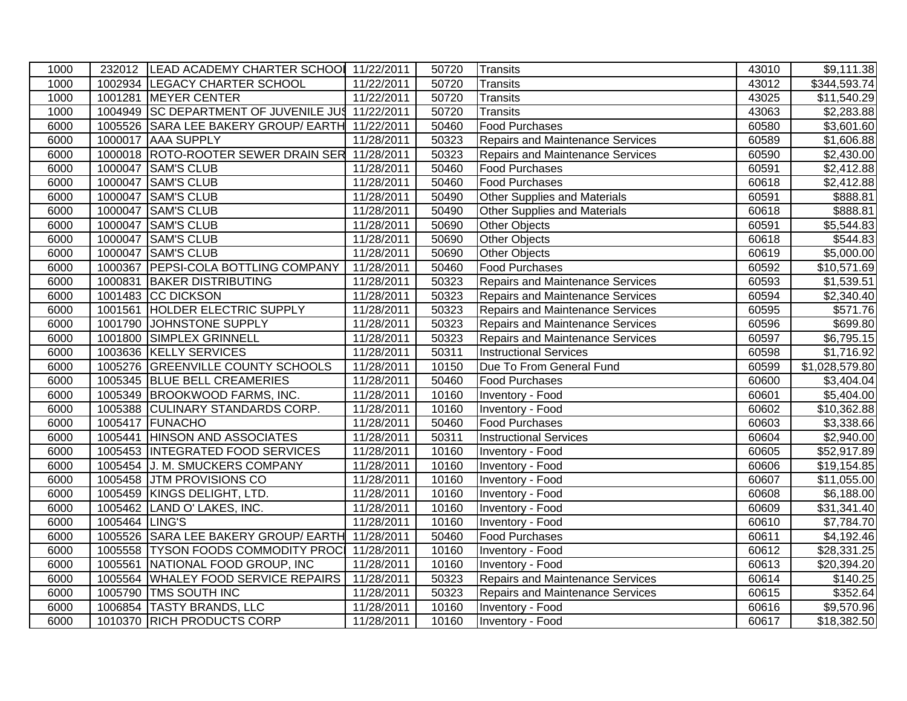| | | | | | | | |
|---|---|---|---|---|---|---|---|
| 1000 | 232012 | LEAD ACADEMY CHARTER SCHOOI | 11/22/2011 | 50720 | Transits | 43010 | $9,111.38 |
| 1000 | 1002934 | LEGACY CHARTER SCHOOL | 11/22/2011 | 50720 | Transits | 43012 | $344,593.74 |
| 1000 | 1001281 | MEYER CENTER | 11/22/2011 | 50720 | Transits | 43025 | $11,540.29 |
| 1000 | 1004949 | SC DEPARTMENT OF JUVENILE JUS | 11/22/2011 | 50720 | Transits | 43063 | $2,283.88 |
| 6000 | 1005526 | SARA LEE BAKERY GROUP/ EARTH | 11/22/2011 | 50460 | Food Purchases | 60580 | $3,601.60 |
| 6000 | 1000017 | AAA SUPPLY | 11/28/2011 | 50323 | Repairs and Maintenance Services | 60589 | $1,606.88 |
| 6000 | 1000018 | ROTO-ROOTER SEWER DRAIN SER | 11/28/2011 | 50323 | Repairs and Maintenance Services | 60590 | $2,430.00 |
| 6000 | 1000047 | SAM'S CLUB | 11/28/2011 | 50460 | Food Purchases | 60591 | $2,412.88 |
| 6000 | 1000047 | SAM'S CLUB | 11/28/2011 | 50460 | Food Purchases | 60618 | $2,412.88 |
| 6000 | 1000047 | SAM'S CLUB | 11/28/2011 | 50490 | Other Supplies and Materials | 60591 | $888.81 |
| 6000 | 1000047 | SAM'S CLUB | 11/28/2011 | 50490 | Other Supplies and Materials | 60618 | $888.81 |
| 6000 | 1000047 | SAM'S CLUB | 11/28/2011 | 50690 | Other Objects | 60591 | $5,544.83 |
| 6000 | 1000047 | SAM'S CLUB | 11/28/2011 | 50690 | Other Objects | 60618 | $544.83 |
| 6000 | 1000047 | SAM'S CLUB | 11/28/2011 | 50690 | Other Objects | 60619 | $5,000.00 |
| 6000 | 1000367 | PEPSI-COLA BOTTLING COMPANY | 11/28/2011 | 50460 | Food Purchases | 60592 | $10,571.69 |
| 6000 | 1000831 | BAKER DISTRIBUTING | 11/28/2011 | 50323 | Repairs and Maintenance Services | 60593 | $1,539.51 |
| 6000 | 1001483 | CC DICKSON | 11/28/2011 | 50323 | Repairs and Maintenance Services | 60594 | $2,340.40 |
| 6000 | 1001561 | HOLDER ELECTRIC SUPPLY | 11/28/2011 | 50323 | Repairs and Maintenance Services | 60595 | $571.76 |
| 6000 | 1001790 | JOHNSTONE SUPPLY | 11/28/2011 | 50323 | Repairs and Maintenance Services | 60596 | $699.80 |
| 6000 | 1001800 | SIMPLEX GRINNELL | 11/28/2011 | 50323 | Repairs and Maintenance Services | 60597 | $6,795.15 |
| 6000 | 1003636 | KELLY SERVICES | 11/28/2011 | 50311 | Instructional Services | 60598 | $1,716.92 |
| 6000 | 1005276 | GREENVILLE COUNTY SCHOOLS | 11/28/2011 | 10150 | Due To From General Fund | 60599 | $1,028,579.80 |
| 6000 | 1005345 | BLUE BELL CREAMERIES | 11/28/2011 | 50460 | Food Purchases | 60600 | $3,404.04 |
| 6000 | 1005349 | BROOKWOOD FARMS, INC. | 11/28/2011 | 10160 | Inventory - Food | 60601 | $5,404.00 |
| 6000 | 1005388 | CULINARY STANDARDS CORP. | 11/28/2011 | 10160 | Inventory - Food | 60602 | $10,362.88 |
| 6000 | 1005417 | FUNACHO | 11/28/2011 | 50460 | Food Purchases | 60603 | $3,338.66 |
| 6000 | 1005441 | HINSON AND ASSOCIATES | 11/28/2011 | 50311 | Instructional Services | 60604 | $2,940.00 |
| 6000 | 1005453 | INTEGRATED FOOD SERVICES | 11/28/2011 | 10160 | Inventory - Food | 60605 | $52,917.89 |
| 6000 | 1005454 | J. M. SMUCKERS COMPANY | 11/28/2011 | 10160 | Inventory - Food | 60606 | $19,154.85 |
| 6000 | 1005458 | JTM PROVISIONS CO | 11/28/2011 | 10160 | Inventory - Food | 60607 | $11,055.00 |
| 6000 | 1005459 | KINGS DELIGHT, LTD. | 11/28/2011 | 10160 | Inventory - Food | 60608 | $6,188.00 |
| 6000 | 1005462 | LAND O' LAKES, INC. | 11/28/2011 | 10160 | Inventory - Food | 60609 | $31,341.40 |
| 6000 | 1005464 | LING'S | 11/28/2011 | 10160 | Inventory - Food | 60610 | $7,784.70 |
| 6000 | 1005526 | SARA LEE BAKERY GROUP/ EARTH | 11/28/2011 | 50460 | Food Purchases | 60611 | $4,192.46 |
| 6000 | 1005558 | TYSON FOODS COMMODITY PROCI | 11/28/2011 | 10160 | Inventory - Food | 60612 | $28,331.25 |
| 6000 | 1005561 | NATIONAL FOOD GROUP, INC | 11/28/2011 | 10160 | Inventory - Food | 60613 | $20,394.20 |
| 6000 | 1005564 | WHALEY FOOD SERVICE REPAIRS | 11/28/2011 | 50323 | Repairs and Maintenance Services | 60614 | $140.25 |
| 6000 | 1005790 | TMS SOUTH INC | 11/28/2011 | 50323 | Repairs and Maintenance Services | 60615 | $352.64 |
| 6000 | 1006854 | TASTY BRANDS, LLC | 11/28/2011 | 10160 | Inventory - Food | 60616 | $9,570.96 |
| 6000 | 1010370 | RICH PRODUCTS CORP | 11/28/2011 | 10160 | Inventory - Food | 60617 | $18,382.50 |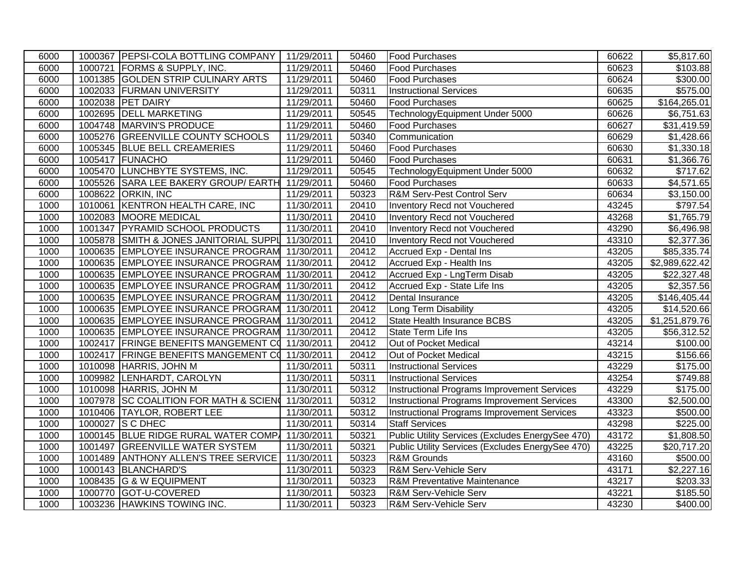| 6000 | 1000367 | PEPSI-COLA BOTTLING COMPANY | 11/29/2011 | 50460 | Food Purchases | 60622 | $5,817.60 |
|---|---|---|---|---|---|---|---|
| 6000 | 1000721 | FORMS & SUPPLY, INC. | 11/29/2011 | 50460 | Food Purchases | 60623 | $103.88 |
| 6000 | 1001385 | GOLDEN STRIP CULINARY ARTS | 11/29/2011 | 50460 | Food Purchases | 60624 | $300.00 |
| 6000 | 1002033 | FURMAN UNIVERSITY | 11/29/2011 | 50311 | Instructional Services | 60635 | $575.00 |
| 6000 | 1002038 | PET DAIRY | 11/29/2011 | 50460 | Food Purchases | 60625 | $164,265.01 |
| 6000 | 1002695 | DELL MARKETING | 11/29/2011 | 50545 | TechnologyEquipment Under 5000 | 60626 | $6,751.63 |
| 6000 | 1004748 | MARVIN'S PRODUCE | 11/29/2011 | 50460 | Food Purchases | 60627 | $31,419.59 |
| 6000 | 1005276 | GREENVILLE COUNTY SCHOOLS | 11/29/2011 | 50340 | Communication | 60629 | $1,428.66 |
| 6000 | 1005345 | BLUE BELL CREAMERIES | 11/29/2011 | 50460 | Food Purchases | 60630 | $1,330.18 |
| 6000 | 1005417 | FUNACHO | 11/29/2011 | 50460 | Food Purchases | 60631 | $1,366.76 |
| 6000 | 1005470 | LUNCHBYTE SYSTEMS, INC. | 11/29/2011 | 50545 | TechnologyEquipment Under 5000 | 60632 | $717.62 |
| 6000 | 1005526 | SARA LEE BAKERY GROUP/ EARTH | 11/29/2011 | 50460 | Food Purchases | 60633 | $4,571.65 |
| 6000 | 1008622 | ORKIN, INC | 11/29/2011 | 50323 | R&M Serv-Pest Control Serv | 60634 | $3,150.00 |
| 1000 | 1010061 | KENTRON HEALTH CARE, INC | 11/30/2011 | 20410 | Inventory Recd not Vouchered | 43245 | $797.54 |
| 1000 | 1002083 | MOORE MEDICAL | 11/30/2011 | 20410 | Inventory Recd not Vouchered | 43268 | $1,765.79 |
| 1000 | 1001347 | PYRAMID SCHOOL PRODUCTS | 11/30/2011 | 20410 | Inventory Recd not Vouchered | 43290 | $6,496.98 |
| 1000 | 1005878 | SMITH & JONES JANITORIAL SUPPL | 11/30/2011 | 20410 | Inventory Recd not Vouchered | 43310 | $2,377.36 |
| 1000 | 1000635 | EMPLOYEE INSURANCE PROGRAM | 11/30/2011 | 20412 | Accrued Exp - Dental Ins | 43205 | $85,335.74 |
| 1000 | 1000635 | EMPLOYEE INSURANCE PROGRAM | 11/30/2011 | 20412 | Accrued Exp - Health Ins | 43205 | $2,989,622.42 |
| 1000 | 1000635 | EMPLOYEE INSURANCE PROGRAM | 11/30/2011 | 20412 | Accrued Exp - LngTerm Disab | 43205 | $22,327.48 |
| 1000 | 1000635 | EMPLOYEE INSURANCE PROGRAM | 11/30/2011 | 20412 | Accrued Exp - State Life Ins | 43205 | $2,357.56 |
| 1000 | 1000635 | EMPLOYEE INSURANCE PROGRAM | 11/30/2011 | 20412 | Dental Insurance | 43205 | $146,405.44 |
| 1000 | 1000635 | EMPLOYEE INSURANCE PROGRAM | 11/30/2011 | 20412 | Long Term Disability | 43205 | $14,520.66 |
| 1000 | 1000635 | EMPLOYEE INSURANCE PROGRAM | 11/30/2011 | 20412 | State Health Insurance BCBS | 43205 | $1,251,879.76 |
| 1000 | 1000635 | EMPLOYEE INSURANCE PROGRAM | 11/30/2011 | 20412 | State Term Life Ins | 43205 | $56,312.52 |
| 1000 | 1002417 | FRINGE BENEFITS MANGEMENT CO | 11/30/2011 | 20412 | Out of Pocket Medical | 43214 | $100.00 |
| 1000 | 1002417 | FRINGE BENEFITS MANGEMENT CO | 11/30/2011 | 20412 | Out of Pocket Medical | 43215 | $156.66 |
| 1000 | 1010098 | HARRIS, JOHN M | 11/30/2011 | 50311 | Instructional Services | 43229 | $175.00 |
| 1000 | 1009982 | LENHARDT, CAROLYN | 11/30/2011 | 50311 | Instructional Services | 43254 | $749.88 |
| 1000 | 1010098 | HARRIS, JOHN M | 11/30/2011 | 50312 | Instructional Programs Improvement Services | 43229 | $175.00 |
| 1000 | 1007978 | SC COALITION FOR MATH & SCIEN | 11/30/2011 | 50312 | Instructional Programs Improvement Services | 43300 | $2,500.00 |
| 1000 | 1010406 | TAYLOR, ROBERT LEE | 11/30/2011 | 50312 | Instructional Programs Improvement Services | 43323 | $500.00 |
| 1000 | 1000027 | S C DHEC | 11/30/2011 | 50314 | Staff Services | 43298 | $225.00 |
| 1000 | 1000145 | BLUE RIDGE RURAL WATER COMP | 11/30/2011 | 50321 | Public Utility Services (Excludes EnergySee 470) | 43172 | $1,808.50 |
| 1000 | 1001497 | GREENVILLE WATER SYSTEM | 11/30/2011 | 50321 | Public Utility Services (Excludes EnergySee 470) | 43225 | $20,717.20 |
| 1000 | 1001489 | ANTHONY ALLEN'S TREE SERVICE | 11/30/2011 | 50323 | R&M Grounds | 43160 | $500.00 |
| 1000 | 1000143 | BLANCHARD'S | 11/30/2011 | 50323 | R&M Serv-Vehicle Serv | 43171 | $2,227.16 |
| 1000 | 1008435 | G & W EQUIPMENT | 11/30/2011 | 50323 | R&M Preventative Maintenance | 43217 | $203.33 |
| 1000 | 1000770 | GOT-U-COVERED | 11/30/2011 | 50323 | R&M Serv-Vehicle Serv | 43221 | $185.50 |
| 1000 | 1003236 | HAWKINS TOWING INC. | 11/30/2011 | 50323 | R&M Serv-Vehicle Serv | 43230 | $400.00 |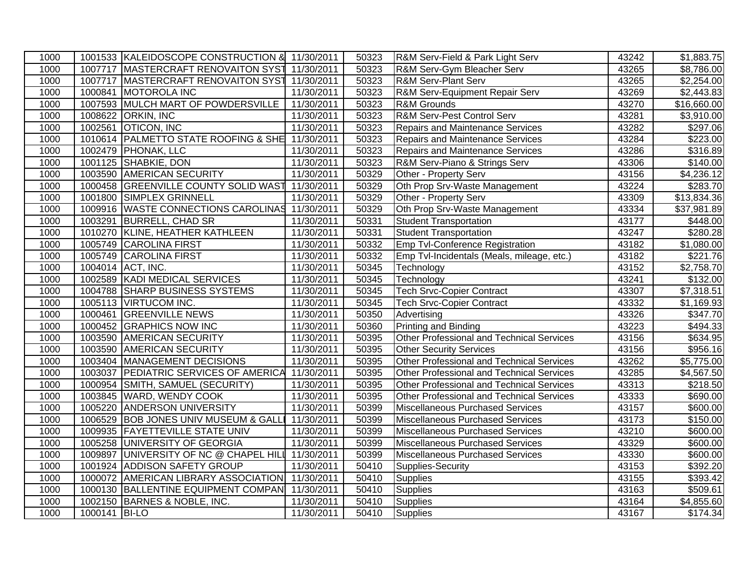| | | | | | | | |
|---|---|---|---|---|---|---|---|
| 1000 | 1001533 | KALEIDOSCOPE CONSTRUCTION & | 11/30/2011 | 50323 | R&M Serv-Field & Park Light Serv | 43242 | $1,883.75 |
| 1000 | 1007717 | MASTERCRAFT RENOVAITON SYST | 11/30/2011 | 50323 | R&M Serv-Gym Bleacher Serv | 43265 | $8,786.00 |
| 1000 | 1007717 | MASTERCRAFT RENOVAITON SYST | 11/30/2011 | 50323 | R&M Serv-Plant Serv | 43265 | $2,254.00 |
| 1000 | 1000841 | MOTOROLA INC | 11/30/2011 | 50323 | R&M Serv-Equipment Repair Serv | 43269 | $2,443.83 |
| 1000 | 1007593 | MULCH MART OF POWDERSVILLE | 11/30/2011 | 50323 | R&M Grounds | 43270 | $16,660.00 |
| 1000 | 1008622 | ORKIN, INC | 11/30/2011 | 50323 | R&M Serv-Pest Control Serv | 43281 | $3,910.00 |
| 1000 | 1002561 | OTICON, INC | 11/30/2011 | 50323 | Repairs and Maintenance Services | 43282 | $297.06 |
| 1000 | 1010614 | PALMETTO STATE ROOFING & SHE | 11/30/2011 | 50323 | Repairs and Maintenance Services | 43284 | $223.00 |
| 1000 | 1002479 | PHONAK, LLC | 11/30/2011 | 50323 | Repairs and Maintenance Services | 43286 | $316.89 |
| 1000 | 1001125 | SHABKIE, DON | 11/30/2011 | 50323 | R&M Serv-Piano & Strings Serv | 43306 | $140.00 |
| 1000 | 1003590 | AMERICAN SECURITY | 11/30/2011 | 50329 | Other - Property Serv | 43156 | $4,236.12 |
| 1000 | 1000458 | GREENVILLE COUNTY SOLID WAST | 11/30/2011 | 50329 | Oth Prop Srv-Waste Management | 43224 | $283.70 |
| 1000 | 1001800 | SIMPLEX GRINNELL | 11/30/2011 | 50329 | Other - Property Serv | 43309 | $13,834.36 |
| 1000 | 1009916 | WASTE CONNECTIONS CAROLINAS | 11/30/2011 | 50329 | Oth Prop Srv-Waste Management | 43334 | $37,981.89 |
| 1000 | 1003291 | BURRELL, CHAD SR | 11/30/2011 | 50331 | Student Transportation | 43177 | $448.00 |
| 1000 | 1010270 | KLINE, HEATHER KATHLEEN | 11/30/2011 | 50331 | Student Transportation | 43247 | $280.28 |
| 1000 | 1005749 | CAROLINA FIRST | 11/30/2011 | 50332 | Emp Tvl-Conference Registration | 43182 | $1,080.00 |
| 1000 | 1005749 | CAROLINA FIRST | 11/30/2011 | 50332 | Emp Tvl-Incidentals (Meals, mileage, etc.) | 43182 | $221.76 |
| 1000 | 1004014 | ACT, INC. | 11/30/2011 | 50345 | Technology | 43152 | $2,758.70 |
| 1000 | 1002589 | KADI MEDICAL SERVICES | 11/30/2011 | 50345 | Technology | 43241 | $132.00 |
| 1000 | 1004788 | SHARP BUSINESS SYSTEMS | 11/30/2011 | 50345 | Tech Srvc-Copier Contract | 43307 | $7,318.51 |
| 1000 | 1005113 | VIRTUCOM INC. | 11/30/2011 | 50345 | Tech Srvc-Copier Contract | 43332 | $1,169.93 |
| 1000 | 1000461 | GREENVILLE NEWS | 11/30/2011 | 50350 | Advertising | 43326 | $347.70 |
| 1000 | 1000452 | GRAPHICS NOW INC | 11/30/2011 | 50360 | Printing and Binding | 43223 | $494.33 |
| 1000 | 1003590 | AMERICAN SECURITY | 11/30/2011 | 50395 | Other Professional and Technical Services | 43156 | $634.95 |
| 1000 | 1003590 | AMERICAN SECURITY | 11/30/2011 | 50395 | Other Security Services | 43156 | $956.16 |
| 1000 | 1003404 | MANAGEMENT DECISIONS | 11/30/2011 | 50395 | Other Professional and Technical Services | 43262 | $5,775.00 |
| 1000 | 1003037 | PEDIATRIC SERVICES OF AMERICA | 11/30/2011 | 50395 | Other Professional and Technical Services | 43285 | $4,567.50 |
| 1000 | 1000954 | SMITH, SAMUEL (SECURITY) | 11/30/2011 | 50395 | Other Professional and Technical Services | 43313 | $218.50 |
| 1000 | 1003845 | WARD, WENDY COOK | 11/30/2011 | 50395 | Other Professional and Technical Services | 43333 | $690.00 |
| 1000 | 1005220 | ANDERSON UNIVERSITY | 11/30/2011 | 50399 | Miscellaneous Purchased Services | 43157 | $600.00 |
| 1000 | 1006529 | BOB JONES UNIV MUSEUM & GALLI | 11/30/2011 | 50399 | Miscellaneous Purchased Services | 43173 | $150.00 |
| 1000 | 1009935 | FAYETTEVILLE STATE UNIV | 11/30/2011 | 50399 | Miscellaneous Purchased Services | 43210 | $600.00 |
| 1000 | 1005258 | UNIVERSITY OF GEORGIA | 11/30/2011 | 50399 | Miscellaneous Purchased Services | 43329 | $600.00 |
| 1000 | 1009897 | UNIVERSITY OF NC @ CHAPEL HILL | 11/30/2011 | 50399 | Miscellaneous Purchased Services | 43330 | $600.00 |
| 1000 | 1001924 | ADDISON SAFETY GROUP | 11/30/2011 | 50410 | Supplies-Security | 43153 | $392.20 |
| 1000 | 1000072 | AMERICAN LIBRARY ASSOCIATION | 11/30/2011 | 50410 | Supplies | 43155 | $393.42 |
| 1000 | 1000130 | BALLENTINE EQUIPMENT COMPAN | 11/30/2011 | 50410 | Supplies | 43163 | $509.61 |
| 1000 | 1002150 | BARNES & NOBLE, INC. | 11/30/2011 | 50410 | Supplies | 43164 | $4,855.60 |
| 1000 | 1000141 | BI-LO | 11/30/2011 | 50410 | Supplies | 43167 | $174.34 |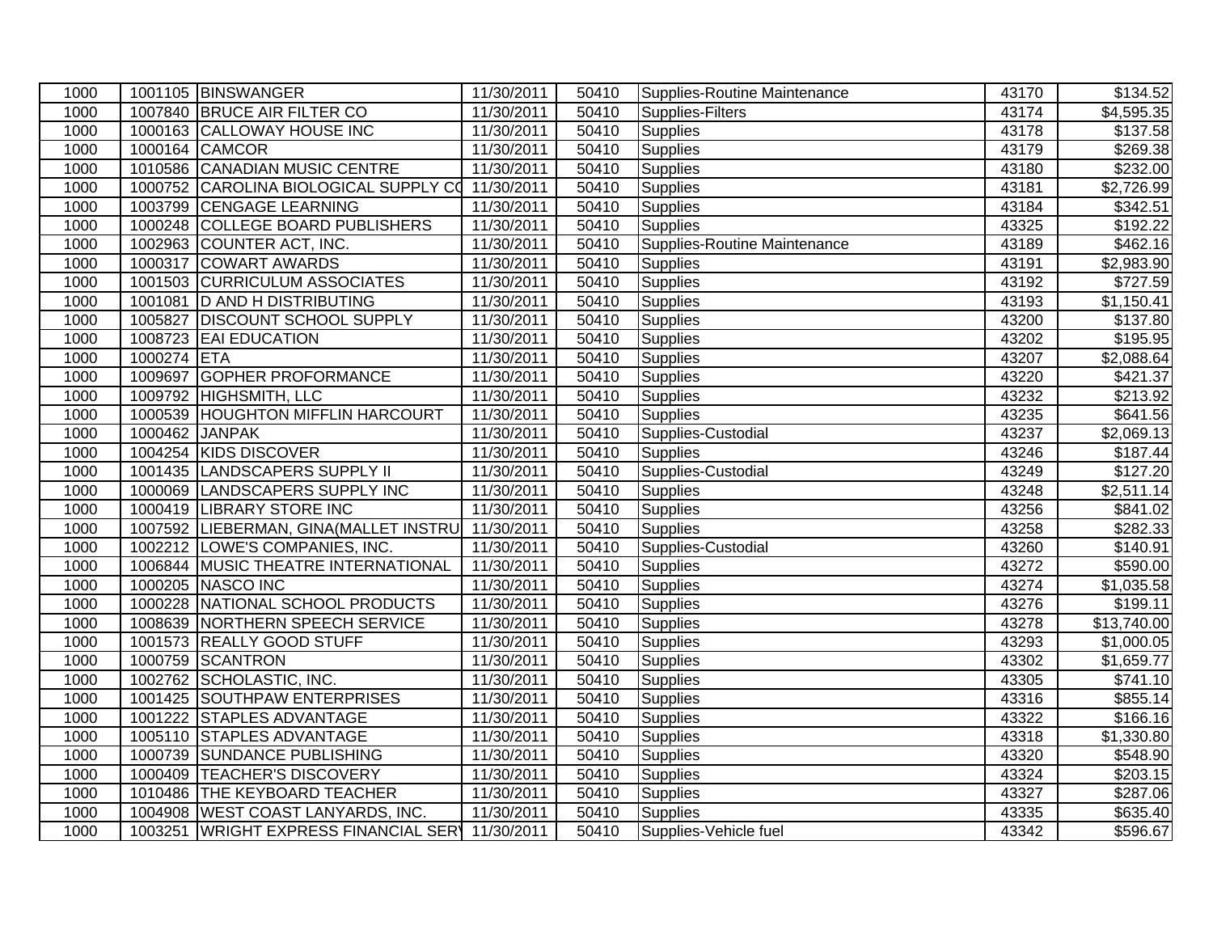| | | | | | | | |
|---|---|---|---|---|---|---|---|
| 1000 | 1001105 | BINSWANGER | 11/30/2011 | 50410 | Supplies-Routine Maintenance | 43170 | $134.52 |
| 1000 | 1007840 | BRUCE AIR FILTER CO | 11/30/2011 | 50410 | Supplies-Filters | 43174 | $4,595.35 |
| 1000 | 1000163 | CALLOWAY HOUSE INC | 11/30/2011 | 50410 | Supplies | 43178 | $137.58 |
| 1000 | 1000164 | CAMCOR | 11/30/2011 | 50410 | Supplies | 43179 | $269.38 |
| 1000 | 1010586 | CANADIAN MUSIC CENTRE | 11/30/2011 | 50410 | Supplies | 43180 | $232.00 |
| 1000 | 1000752 | CAROLINA BIOLOGICAL SUPPLY CO | 11/30/2011 | 50410 | Supplies | 43181 | $2,726.99 |
| 1000 | 1003799 | CENGAGE LEARNING | 11/30/2011 | 50410 | Supplies | 43184 | $342.51 |
| 1000 | 1000248 | COLLEGE BOARD PUBLISHERS | 11/30/2011 | 50410 | Supplies | 43325 | $192.22 |
| 1000 | 1002963 | COUNTER ACT, INC. | 11/30/2011 | 50410 | Supplies-Routine Maintenance | 43189 | $462.16 |
| 1000 | 1000317 | COWART AWARDS | 11/30/2011 | 50410 | Supplies | 43191 | $2,983.90 |
| 1000 | 1001503 | CURRICULUM ASSOCIATES | 11/30/2011 | 50410 | Supplies | 43192 | $727.59 |
| 1000 | 1001081 | D AND H DISTRIBUTING | 11/30/2011 | 50410 | Supplies | 43193 | $1,150.41 |
| 1000 | 1005827 | DISCOUNT SCHOOL SUPPLY | 11/30/2011 | 50410 | Supplies | 43200 | $137.80 |
| 1000 | 1008723 | EAI EDUCATION | 11/30/2011 | 50410 | Supplies | 43202 | $195.95 |
| 1000 | 1000274 | ETA | 11/30/2011 | 50410 | Supplies | 43207 | $2,088.64 |
| 1000 | 1009697 | GOPHER PROFORMANCE | 11/30/2011 | 50410 | Supplies | 43220 | $421.37 |
| 1000 | 1009792 | HIGHSMITH, LLC | 11/30/2011 | 50410 | Supplies | 43232 | $213.92 |
| 1000 | 1000539 | HOUGHTON MIFFLIN HARCOURT | 11/30/2011 | 50410 | Supplies | 43235 | $641.56 |
| 1000 | 1000462 | JANPAK | 11/30/2011 | 50410 | Supplies-Custodial | 43237 | $2,069.13 |
| 1000 | 1004254 | KIDS DISCOVER | 11/30/2011 | 50410 | Supplies | 43246 | $187.44 |
| 1000 | 1001435 | LANDSCAPERS SUPPLY II | 11/30/2011 | 50410 | Supplies-Custodial | 43249 | $127.20 |
| 1000 | 1000069 | LANDSCAPERS SUPPLY INC | 11/30/2011 | 50410 | Supplies | 43248 | $2,511.14 |
| 1000 | 1000419 | LIBRARY STORE INC | 11/30/2011 | 50410 | Supplies | 43256 | $841.02 |
| 1000 | 1007592 | LIEBERMAN, GINA(MALLET INSTRU | 11/30/2011 | 50410 | Supplies | 43258 | $282.33 |
| 1000 | 1002212 | LOWE'S COMPANIES, INC. | 11/30/2011 | 50410 | Supplies-Custodial | 43260 | $140.91 |
| 1000 | 1006844 | MUSIC THEATRE INTERNATIONAL | 11/30/2011 | 50410 | Supplies | 43272 | $590.00 |
| 1000 | 1000205 | NASCO INC | 11/30/2011 | 50410 | Supplies | 43274 | $1,035.58 |
| 1000 | 1000228 | NATIONAL SCHOOL PRODUCTS | 11/30/2011 | 50410 | Supplies | 43276 | $199.11 |
| 1000 | 1008639 | NORTHERN SPEECH SERVICE | 11/30/2011 | 50410 | Supplies | 43278 | $13,740.00 |
| 1000 | 1001573 | REALLY GOOD STUFF | 11/30/2011 | 50410 | Supplies | 43293 | $1,000.05 |
| 1000 | 1000759 | SCANTRON | 11/30/2011 | 50410 | Supplies | 43302 | $1,659.77 |
| 1000 | 1002762 | SCHOLASTIC, INC. | 11/30/2011 | 50410 | Supplies | 43305 | $741.10 |
| 1000 | 1001425 | SOUTHPAW ENTERPRISES | 11/30/2011 | 50410 | Supplies | 43316 | $855.14 |
| 1000 | 1001222 | STAPLES ADVANTAGE | 11/30/2011 | 50410 | Supplies | 43322 | $166.16 |
| 1000 | 1005110 | STAPLES ADVANTAGE | 11/30/2011 | 50410 | Supplies | 43318 | $1,330.80 |
| 1000 | 1000739 | SUNDANCE PUBLISHING | 11/30/2011 | 50410 | Supplies | 43320 | $548.90 |
| 1000 | 1000409 | TEACHER'S DISCOVERY | 11/30/2011 | 50410 | Supplies | 43324 | $203.15 |
| 1000 | 1010486 | THE KEYBOARD TEACHER | 11/30/2011 | 50410 | Supplies | 43327 | $287.06 |
| 1000 | 1004908 | WEST COAST LANYARDS, INC. | 11/30/2011 | 50410 | Supplies | 43335 | $635.40 |
| 1000 | 1003251 | WRIGHT EXPRESS FINANCIAL SERV | 11/30/2011 | 50410 | Supplies-Vehicle fuel | 43342 | $596.67 |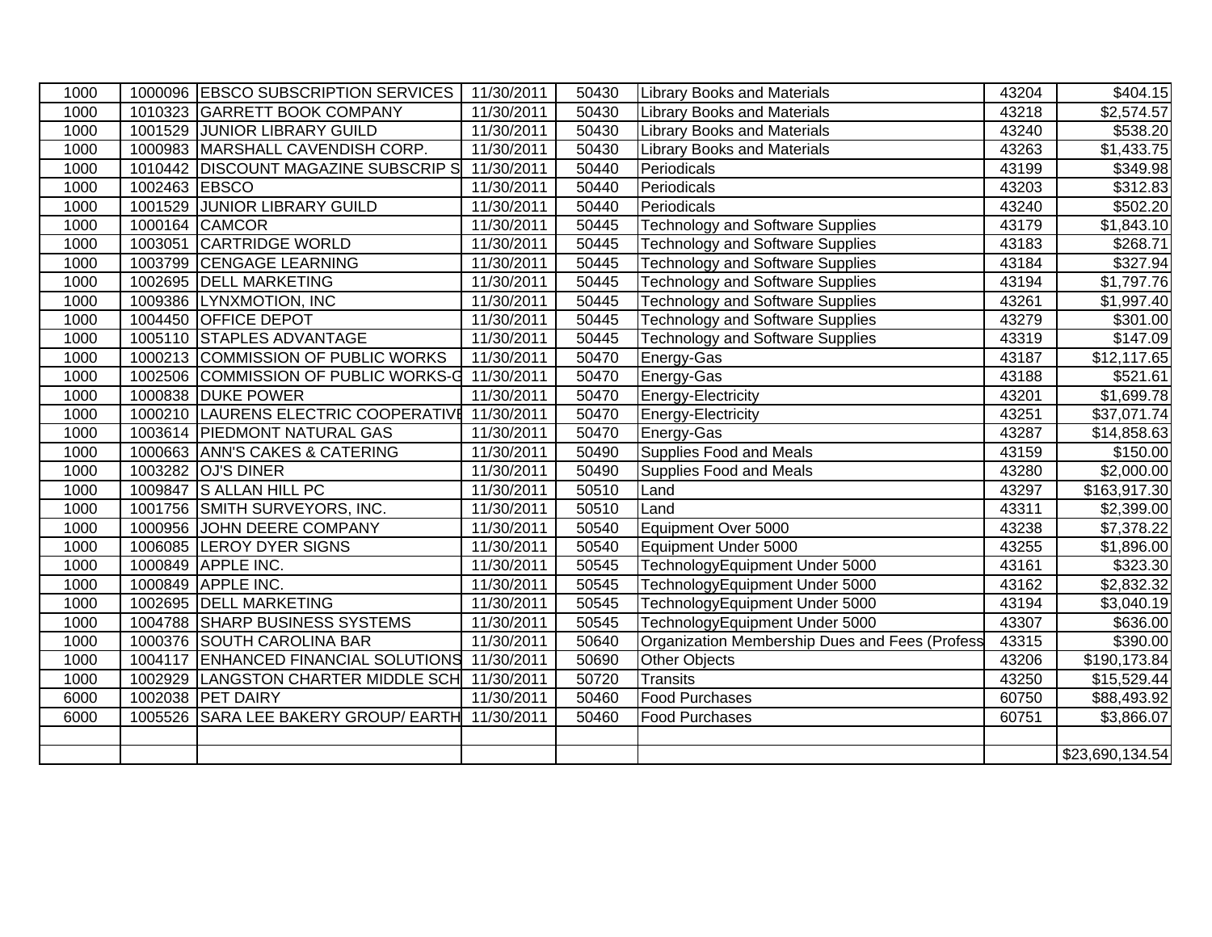| | | | | | | | |
|---|---|---|---|---|---|---|---|
| 1000 | 1000096 | EBSCO SUBSCRIPTION SERVICES | 11/30/2011 | 50430 | Library Books and Materials | 43204 | $404.15 |
| 1000 | 1010323 | GARRETT BOOK COMPANY | 11/30/2011 | 50430 | Library Books and Materials | 43218 | $2,574.57 |
| 1000 | 1001529 | JUNIOR LIBRARY GUILD | 11/30/2011 | 50430 | Library Books and Materials | 43240 | $538.20 |
| 1000 | 1000983 | MARSHALL CAVENDISH CORP. | 11/30/2011 | 50430 | Library Books and Materials | 43263 | $1,433.75 |
| 1000 | 1010442 | DISCOUNT MAGAZINE SUBSCRIP S | 11/30/2011 | 50440 | Periodicals | 43199 | $349.98 |
| 1000 | 1002463 | EBSCO | 11/30/2011 | 50440 | Periodicals | 43203 | $312.83 |
| 1000 | 1001529 | JUNIOR LIBRARY GUILD | 11/30/2011 | 50440 | Periodicals | 43240 | $502.20 |
| 1000 | 1000164 | CAMCOR | 11/30/2011 | 50445 | Technology and Software Supplies | 43179 | $1,843.10 |
| 1000 | 1003051 | CARTRIDGE WORLD | 11/30/2011 | 50445 | Technology and Software Supplies | 43183 | $268.71 |
| 1000 | 1003799 | CENGAGE LEARNING | 11/30/2011 | 50445 | Technology and Software Supplies | 43184 | $327.94 |
| 1000 | 1002695 | DELL MARKETING | 11/30/2011 | 50445 | Technology and Software Supplies | 43194 | $1,797.76 |
| 1000 | 1009386 | LYNXMOTION, INC | 11/30/2011 | 50445 | Technology and Software Supplies | 43261 | $1,997.40 |
| 1000 | 1004450 | OFFICE DEPOT | 11/30/2011 | 50445 | Technology and Software Supplies | 43279 | $301.00 |
| 1000 | 1005110 | STAPLES ADVANTAGE | 11/30/2011 | 50445 | Technology and Software Supplies | 43319 | $147.09 |
| 1000 | 1000213 | COMMISSION OF PUBLIC WORKS | 11/30/2011 | 50470 | Energy-Gas | 43187 | $12,117.65 |
| 1000 | 1002506 | COMMISSION OF PUBLIC WORKS-G | 11/30/2011 | 50470 | Energy-Gas | 43188 | $521.61 |
| 1000 | 1000838 | DUKE POWER | 11/30/2011 | 50470 | Energy-Electricity | 43201 | $1,699.78 |
| 1000 | 1000210 | LAURENS ELECTRIC COOPERATIVE | 11/30/2011 | 50470 | Energy-Electricity | 43251 | $37,071.74 |
| 1000 | 1003614 | PIEDMONT NATURAL GAS | 11/30/2011 | 50470 | Energy-Gas | 43287 | $14,858.63 |
| 1000 | 1000663 | ANN'S CAKES & CATERING | 11/30/2011 | 50490 | Supplies Food and Meals | 43159 | $150.00 |
| 1000 | 1003282 | OJ'S DINER | 11/30/2011 | 50490 | Supplies Food and Meals | 43280 | $2,000.00 |
| 1000 | 1009847 | S ALLAN HILL PC | 11/30/2011 | 50510 | Land | 43297 | $163,917.30 |
| 1000 | 1001756 | SMITH SURVEYORS, INC. | 11/30/2011 | 50510 | Land | 43311 | $2,399.00 |
| 1000 | 1000956 | JOHN DEERE COMPANY | 11/30/2011 | 50540 | Equipment Over 5000 | 43238 | $7,378.22 |
| 1000 | 1006085 | LEROY DYER SIGNS | 11/30/2011 | 50540 | Equipment Under 5000 | 43255 | $1,896.00 |
| 1000 | 1000849 | APPLE INC. | 11/30/2011 | 50545 | TechnologyEquipment Under 5000 | 43161 | $323.30 |
| 1000 | 1000849 | APPLE INC. | 11/30/2011 | 50545 | TechnologyEquipment Under 5000 | 43162 | $2,832.32 |
| 1000 | 1002695 | DELL MARKETING | 11/30/2011 | 50545 | TechnologyEquipment Under 5000 | 43194 | $3,040.19 |
| 1000 | 1004788 | SHARP BUSINESS SYSTEMS | 11/30/2011 | 50545 | TechnologyEquipment Under 5000 | 43307 | $636.00 |
| 1000 | 1000376 | SOUTH CAROLINA BAR | 11/30/2011 | 50640 | Organization Membership Dues and Fees (Profess | 43315 | $390.00 |
| 1000 | 1004117 | ENHANCED FINANCIAL SOLUTIONS | 11/30/2011 | 50690 | Other Objects | 43206 | $190,173.84 |
| 1000 | 1002929 | LANGSTON CHARTER MIDDLE SCH | 11/30/2011 | 50720 | Transits | 43250 | $15,529.44 |
| 6000 | 1002038 | PET DAIRY | 11/30/2011 | 50460 | Food Purchases | 60750 | $88,493.92 |
| 6000 | 1005526 | SARA LEE BAKERY GROUP/ EARTH | 11/30/2011 | 50460 | Food Purchases | 60751 | $3,866.07 |
| | | | | | | | |
| | | | | | | | $23,690,134.54 |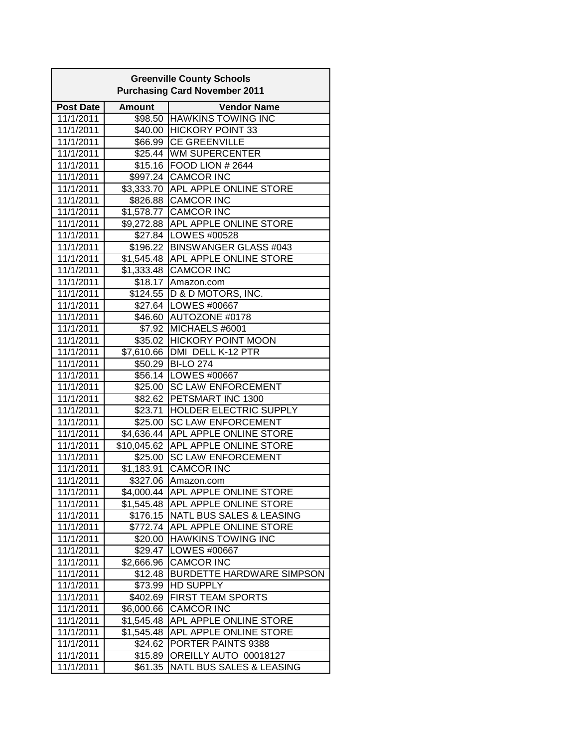| Greenville County Schools Purchasing Card November 2011 | | |
|---|---|---|
| **Post Date** | **Amount** | **Vendor Name** |
| 11/1/2011 | $98.50 | HAWKINS TOWING INC |
| 11/1/2011 | $40.00 | HICKORY POINT 33 |
| 11/1/2011 | $66.99 | CE GREENVILLE |
| 11/1/2011 | $25.44 | WM SUPERCENTER |
| 11/1/2011 | $15.16 | FOOD LION # 2644 |
| 11/1/2011 | $997.24 | CAMCOR INC |
| 11/1/2011 | $3,333.70 | APL APPLE ONLINE STORE |
| 11/1/2011 | $826.88 | CAMCOR INC |
| 11/1/2011 | $1,578.77 | CAMCOR INC |
| 11/1/2011 | $9,272.88 | APL APPLE ONLINE STORE |
| 11/1/2011 | $27.84 | LOWES #00528 |
| 11/1/2011 | $196.22 | BINSWANGER GLASS #043 |
| 11/1/2011 | $1,545.48 | APL APPLE ONLINE STORE |
| 11/1/2011 | $1,333.48 | CAMCOR INC |
| 11/1/2011 | $18.17 | Amazon.com |
| 11/1/2011 | $124.55 | D & D MOTORS, INC. |
| 11/1/2011 | $27.64 | LOWES #00667 |
| 11/1/2011 | $46.60 | AUTOZONE #0178 |
| 11/1/2011 | $7.92 | MICHAELS #6001 |
| 11/1/2011 | $35.02 | HICKORY POINT MOON |
| 11/1/2011 | $7,610.66 | DMI DELL K-12 PTR |
| 11/1/2011 | $50.29 | BI-LO 274 |
| 11/1/2011 | $56.14 | LOWES #00667 |
| 11/1/2011 | $25.00 | SC LAW ENFORCEMENT |
| 11/1/2011 | $82.62 | PETSMART INC 1300 |
| 11/1/2011 | $23.71 | HOLDER ELECTRIC SUPPLY |
| 11/1/2011 | $25.00 | SC LAW ENFORCEMENT |
| 11/1/2011 | $4,636.44 | APL APPLE ONLINE STORE |
| 11/1/2011 | $10,045.62 | APL APPLE ONLINE STORE |
| 11/1/2011 | $25.00 | SC LAW ENFORCEMENT |
| 11/1/2011 | $1,183.91 | CAMCOR INC |
| 11/1/2011 | $327.06 | Amazon.com |
| 11/1/2011 | $4,000.44 | APL APPLE ONLINE STORE |
| 11/1/2011 | $1,545.48 | APL APPLE ONLINE STORE |
| 11/1/2011 | $176.15 | NATL BUS SALES & LEASING |
| 11/1/2011 | $772.74 | APL APPLE ONLINE STORE |
| 11/1/2011 | $20.00 | HAWKINS TOWING INC |
| 11/1/2011 | $29.47 | LOWES #00667 |
| 11/1/2011 | $2,666.96 | CAMCOR INC |
| 11/1/2011 | $12.48 | BURDETTE HARDWARE SIMPSON |
| 11/1/2011 | $73.99 | HD SUPPLY |
| 11/1/2011 | $402.69 | FIRST TEAM SPORTS |
| 11/1/2011 | $6,000.66 | CAMCOR INC |
| 11/1/2011 | $1,545.48 | APL APPLE ONLINE STORE |
| 11/1/2011 | $1,545.48 | APL APPLE ONLINE STORE |
| 11/1/2011 | $24.62 | PORTER PAINTS 9388 |
| 11/1/2011 | $15.89 | OREILLY AUTO 00018127 |
| 11/1/2011 | $61.35 | NATL BUS SALES & LEASING |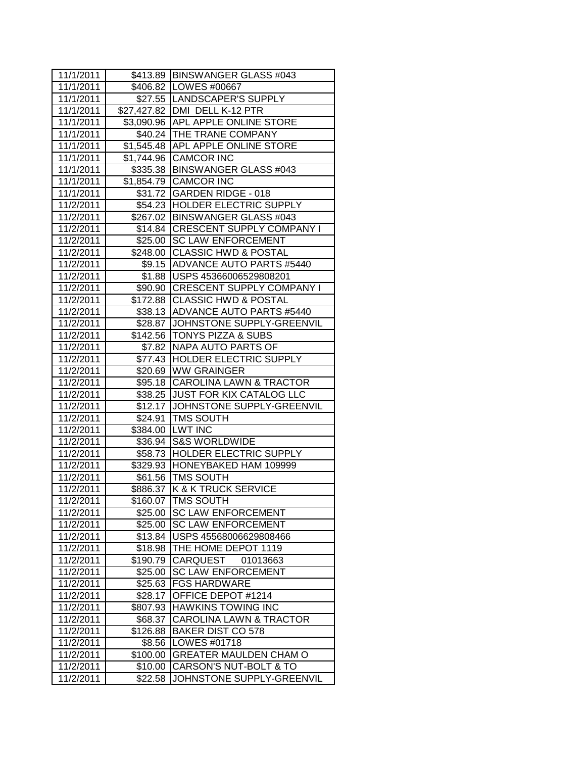| 11/1/2011 | $413.89 | BINSWANGER GLASS #043 |
|---|---|---|
| 11/1/2011 | $406.82 | LOWES #00667 |
| 11/1/2011 | $27.55 | LANDSCAPER'S SUPPLY |
| 11/1/2011 | $27,427.82 | DMI DELL K-12 PTR |
| 11/1/2011 | $3,090.96 | APL APPLE ONLINE STORE |
| 11/1/2011 | $40.24 | THE TRANE COMPANY |
| 11/1/2011 | $1,545.48 | APL APPLE ONLINE STORE |
| 11/1/2011 | $1,744.96 | CAMCOR INC |
| 11/1/2011 | $335.38 | BINSWANGER GLASS #043 |
| 11/1/2011 | $1,854.79 | CAMCOR INC |
| 11/1/2011 | $31.72 | GARDEN RIDGE - 018 |
| 11/2/2011 | $54.23 | HOLDER ELECTRIC SUPPLY |
| 11/2/2011 | $267.02 | BINSWANGER GLASS #043 |
| 11/2/2011 | $14.84 | CRESCENT SUPPLY COMPANY I |
| 11/2/2011 | $25.00 | SC LAW ENFORCEMENT |
| 11/2/2011 | $248.00 | CLASSIC HWD & POSTAL |
| 11/2/2011 | $9.15 | ADVANCE AUTO PARTS #5440 |
| 11/2/2011 | $1.88 | USPS 45366006529808201 |
| 11/2/2011 | $90.90 | CRESCENT SUPPLY COMPANY I |
| 11/2/2011 | $172.88 | CLASSIC HWD & POSTAL |
| 11/2/2011 | $38.13 | ADVANCE AUTO PARTS #5440 |
| 11/2/2011 | $28.87 | JOHNSTONE SUPPLY-GREENVIL |
| 11/2/2011 | $142.56 | TONYS PIZZA & SUBS |
| 11/2/2011 | $7.82 | NAPA AUTO PARTS OF |
| 11/2/2011 | $77.43 | HOLDER ELECTRIC SUPPLY |
| 11/2/2011 | $20.69 | WW GRAINGER |
| 11/2/2011 | $95.18 | CAROLINA LAWN & TRACTOR |
| 11/2/2011 | $38.25 | JUST FOR KIX CATALOG LLC |
| 11/2/2011 | $12.17 | JOHNSTONE SUPPLY-GREENVIL |
| 11/2/2011 | $24.91 | TMS SOUTH |
| 11/2/2011 | $384.00 | LWT INC |
| 11/2/2011 | $36.94 | S&S WORLDWIDE |
| 11/2/2011 | $58.73 | HOLDER ELECTRIC SUPPLY |
| 11/2/2011 | $329.93 | HONEYBAKED HAM 109999 |
| 11/2/2011 | $61.56 | TMS SOUTH |
| 11/2/2011 | $886.37 | K & K TRUCK SERVICE |
| 11/2/2011 | $160.07 | TMS SOUTH |
| 11/2/2011 | $25.00 | SC LAW ENFORCEMENT |
| 11/2/2011 | $25.00 | SC LAW ENFORCEMENT |
| 11/2/2011 | $13.84 | USPS 45568006629808466 |
| 11/2/2011 | $18.98 | THE HOME DEPOT 1119 |
| 11/2/2011 | $190.79 | CARQUEST 01013663 |
| 11/2/2011 | $25.00 | SC LAW ENFORCEMENT |
| 11/2/2011 | $25.63 | FGS HARDWARE |
| 11/2/2011 | $28.17 | OFFICE DEPOT #1214 |
| 11/2/2011 | $807.93 | HAWKINS TOWING INC |
| 11/2/2011 | $68.37 | CAROLINA LAWN & TRACTOR |
| 11/2/2011 | $126.88 | BAKER DIST CO 578 |
| 11/2/2011 | $8.56 | LOWES #01718 |
| 11/2/2011 | $100.00 | GREATER MAULDEN CHAM O |
| 11/2/2011 | $10.00 | CARSON'S NUT-BOLT & TO |
| 11/2/2011 | $22.58 | JOHNSTONE SUPPLY-GREENVIL |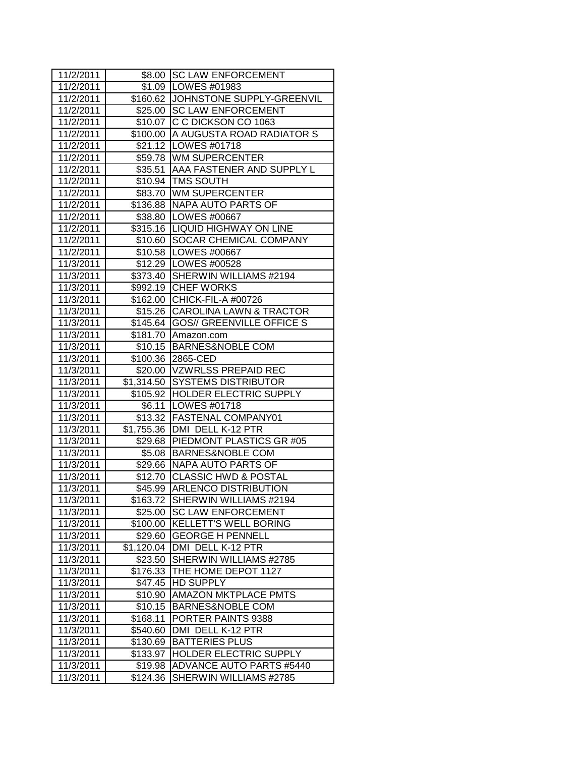| 11/2/2011 | $8.00 | SC LAW ENFORCEMENT |
|---|---|---|
| 11/2/2011 | $1.09 | LOWES #01983 |
| 11/2/2011 | $160.62 | JOHNSTONE SUPPLY-GREENVIL |
| 11/2/2011 | $25.00 | SC LAW ENFORCEMENT |
| 11/2/2011 | $10.07 | C C DICKSON CO 1063 |
| 11/2/2011 | $100.00 | A AUGUSTA ROAD RADIATOR S |
| 11/2/2011 | $21.12 | LOWES #01718 |
| 11/2/2011 | $59.78 | WM SUPERCENTER |
| 11/2/2011 | $35.51 | AAA FASTENER AND SUPPLY L |
| 11/2/2011 | $10.94 | TMS SOUTH |
| 11/2/2011 | $83.70 | WM SUPERCENTER |
| 11/2/2011 | $136.88 | NAPA AUTO PARTS OF |
| 11/2/2011 | $38.80 | LOWES #00667 |
| 11/2/2011 | $315.16 | LIQUID HIGHWAY ON LINE |
| 11/2/2011 | $10.60 | SOCAR CHEMICAL COMPANY |
| 11/2/2011 | $10.58 | LOWES #00667 |
| 11/3/2011 | $12.29 | LOWES #00528 |
| 11/3/2011 | $373.40 | SHERWIN WILLIAMS #2194 |
| 11/3/2011 | $992.19 | CHEF WORKS |
| 11/3/2011 | $162.00 | CHICK-FIL-A #00726 |
| 11/3/2011 | $15.26 | CAROLINA LAWN & TRACTOR |
| 11/3/2011 | $145.64 | GOS// GREENVILLE OFFICE S |
| 11/3/2011 | $181.70 | Amazon.com |
| 11/3/2011 | $10.15 | BARNES&NOBLE COM |
| 11/3/2011 | $100.36 | 2865-CED |
| 11/3/2011 | $20.00 | VZWRLSS PREPAID REC |
| 11/3/2011 | $1,314.50 | SYSTEMS DISTRIBUTOR |
| 11/3/2011 | $105.92 | HOLDER ELECTRIC SUPPLY |
| 11/3/2011 | $6.11 | LOWES #01718 |
| 11/3/2011 | $13.32 | FASTENAL COMPANY01 |
| 11/3/2011 | $1,755.36 | DMI DELL K-12 PTR |
| 11/3/2011 | $29.68 | PIEDMONT PLASTICS GR #05 |
| 11/3/2011 | $5.08 | BARNES&NOBLE COM |
| 11/3/2011 | $29.66 | NAPA AUTO PARTS OF |
| 11/3/2011 | $12.70 | CLASSIC HWD & POSTAL |
| 11/3/2011 | $45.99 | ARLENCO DISTRIBUTION |
| 11/3/2011 | $163.72 | SHERWIN WILLIAMS #2194 |
| 11/3/2011 | $25.00 | SC LAW ENFORCEMENT |
| 11/3/2011 | $100.00 | KELLETT'S WELL BORING |
| 11/3/2011 | $29.60 | GEORGE H PENNELL |
| 11/3/2011 | $1,120.04 | DMI DELL K-12 PTR |
| 11/3/2011 | $23.50 | SHERWIN WILLIAMS #2785 |
| 11/3/2011 | $176.33 | THE HOME DEPOT 1127 |
| 11/3/2011 | $47.45 | HD SUPPLY |
| 11/3/2011 | $10.90 | AMAZON MKTPLACE PMTS |
| 11/3/2011 | $10.15 | BARNES&NOBLE COM |
| 11/3/2011 | $168.11 | PORTER PAINTS 9388 |
| 11/3/2011 | $540.60 | DMI DELL K-12 PTR |
| 11/3/2011 | $130.69 | BATTERIES PLUS |
| 11/3/2011 | $133.97 | HOLDER ELECTRIC SUPPLY |
| 11/3/2011 | $19.98 | ADVANCE AUTO PARTS #5440 |
| 11/3/2011 | $124.36 | SHERWIN WILLIAMS #2785 |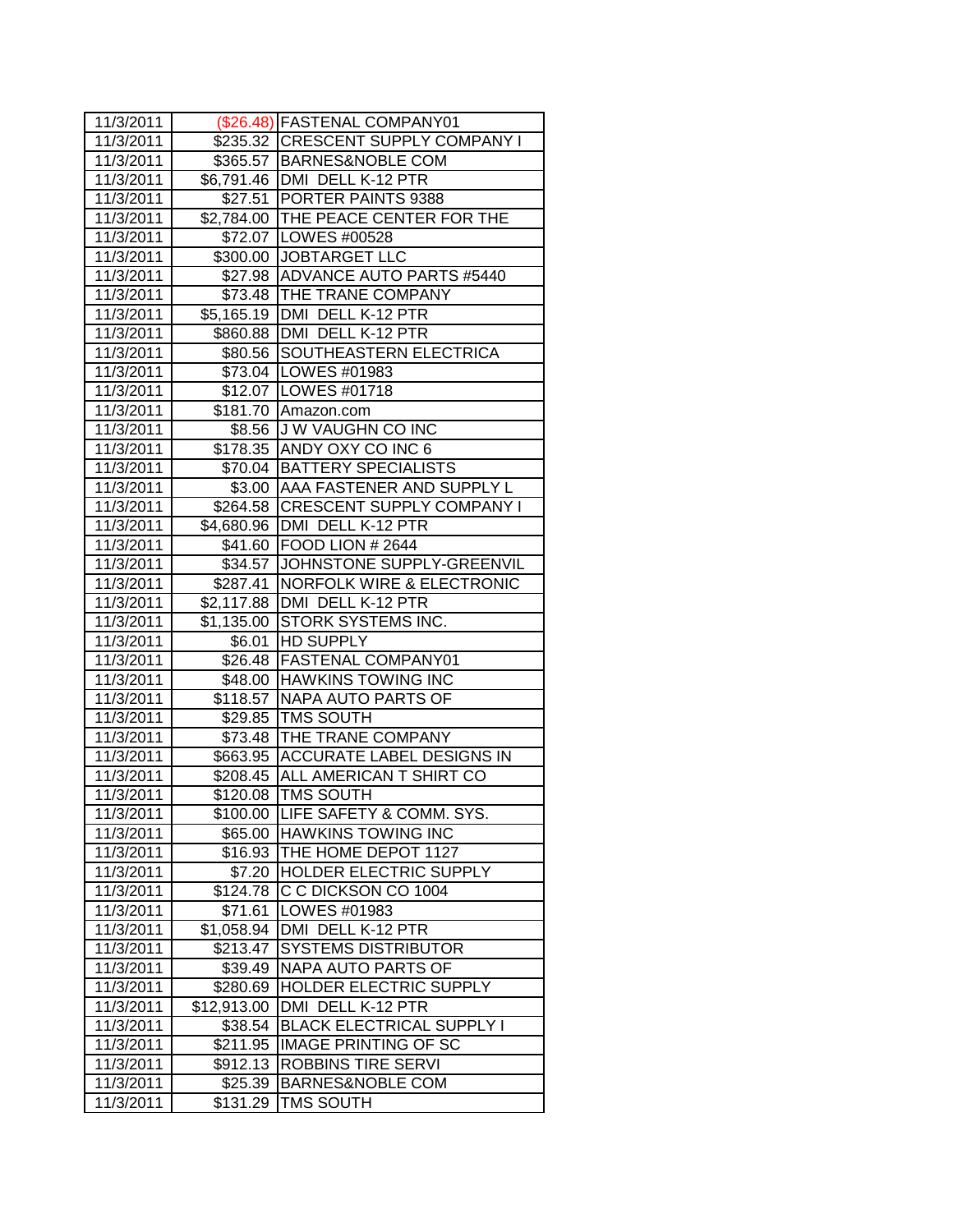| | | |
|---|---|---|
| 11/3/2011 | ($26.48) | FASTENAL COMPANY01 |
| 11/3/2011 | $235.32 | CRESCENT SUPPLY COMPANY I |
| 11/3/2011 | $365.57 | BARNES&NOBLE COM |
| 11/3/2011 | $6,791.46 | DMI  DELL K-12 PTR |
| 11/3/2011 | $27.51 | PORTER PAINTS 9388 |
| 11/3/2011 | $2,784.00 | THE PEACE CENTER FOR THE |
| 11/3/2011 | $72.07 | LOWES #00528 |
| 11/3/2011 | $300.00 | JOBTARGET LLC |
| 11/3/2011 | $27.98 | ADVANCE AUTO PARTS #5440 |
| 11/3/2011 | $73.48 | THE TRANE COMPANY |
| 11/3/2011 | $5,165.19 | DMI  DELL K-12 PTR |
| 11/3/2011 | $860.88 | DMI  DELL K-12 PTR |
| 11/3/2011 | $80.56 | SOUTHEASTERN ELECTRICA |
| 11/3/2011 | $73.04 | LOWES #01983 |
| 11/3/2011 | $12.07 | LOWES #01718 |
| 11/3/2011 | $181.70 | Amazon.com |
| 11/3/2011 | $8.56 | J W VAUGHN CO INC |
| 11/3/2011 | $178.35 | ANDY OXY CO INC 6 |
| 11/3/2011 | $70.04 | BATTERY SPECIALISTS |
| 11/3/2011 | $3.00 | AAA FASTENER AND SUPPLY L |
| 11/3/2011 | $264.58 | CRESCENT SUPPLY COMPANY I |
| 11/3/2011 | $4,680.96 | DMI  DELL K-12 PTR |
| 11/3/2011 | $41.60 | FOOD LION # 2644 |
| 11/3/2011 | $34.57 | JOHNSTONE SUPPLY-GREENVIL |
| 11/3/2011 | $287.41 | NORFOLK WIRE & ELECTRONIC |
| 11/3/2011 | $2,117.88 | DMI  DELL K-12 PTR |
| 11/3/2011 | $1,135.00 | STORK SYSTEMS INC. |
| 11/3/2011 | $6.01 | HD SUPPLY |
| 11/3/2011 | $26.48 | FASTENAL COMPANY01 |
| 11/3/2011 | $48.00 | HAWKINS TOWING INC |
| 11/3/2011 | $118.57 | NAPA AUTO PARTS OF |
| 11/3/2011 | $29.85 | TMS SOUTH |
| 11/3/2011 | $73.48 | THE TRANE COMPANY |
| 11/3/2011 | $663.95 | ACCURATE LABEL DESIGNS IN |
| 11/3/2011 | $208.45 | ALL AMERICAN T SHIRT CO |
| 11/3/2011 | $120.08 | TMS SOUTH |
| 11/3/2011 | $100.00 | LIFE SAFETY & COMM. SYS. |
| 11/3/2011 | $65.00 | HAWKINS TOWING INC |
| 11/3/2011 | $16.93 | THE HOME DEPOT 1127 |
| 11/3/2011 | $7.20 | HOLDER ELECTRIC SUPPLY |
| 11/3/2011 | $124.78 | C C DICKSON CO 1004 |
| 11/3/2011 | $71.61 | LOWES #01983 |
| 11/3/2011 | $1,058.94 | DMI  DELL K-12 PTR |
| 11/3/2011 | $213.47 | SYSTEMS DISTRIBUTOR |
| 11/3/2011 | $39.49 | NAPA AUTO PARTS OF |
| 11/3/2011 | $280.69 | HOLDER ELECTRIC SUPPLY |
| 11/3/2011 | $12,913.00 | DMI  DELL K-12 PTR |
| 11/3/2011 | $38.54 | BLACK ELECTRICAL SUPPLY I |
| 11/3/2011 | $211.95 | IMAGE PRINTING OF SC |
| 11/3/2011 | $912.13 | ROBBINS TIRE SERVI |
| 11/3/2011 | $25.39 | BARNES&NOBLE COM |
| 11/3/2011 | $131.29 | TMS SOUTH |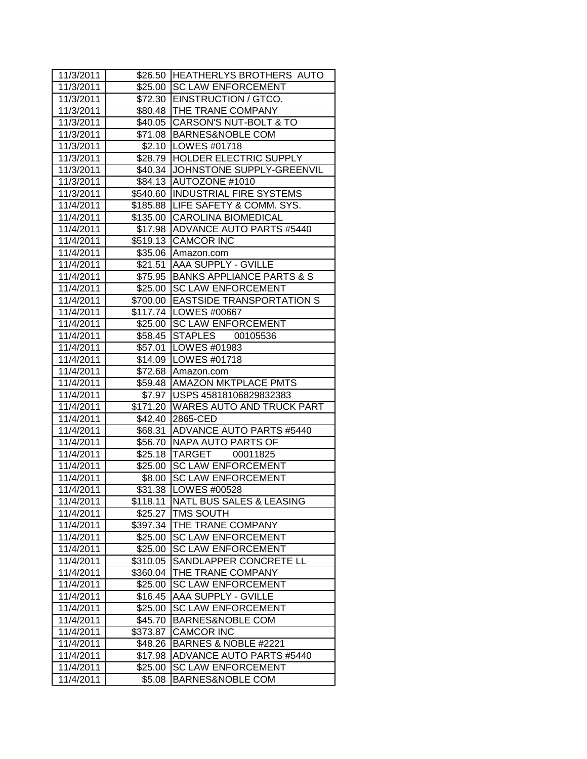| 11/3/2011 | $26.50 | HEATHERLYS BROTHERS AUTO |
|---|---|---|
| 11/3/2011 | $25.00 | SC LAW ENFORCEMENT |
| 11/3/2011 | $72.30 | EINSTRUCTION / GTCO. |
| 11/3/2011 | $80.48 | THE TRANE COMPANY |
| 11/3/2011 | $40.05 | CARSON'S NUT-BOLT & TO |
| 11/3/2011 | $71.08 | BARNES&NOBLE COM |
| 11/3/2011 | $2.10 | LOWES #01718 |
| 11/3/2011 | $28.79 | HOLDER ELECTRIC SUPPLY |
| 11/3/2011 | $40.34 | JOHNSTONE SUPPLY-GREENVIL |
| 11/3/2011 | $84.13 | AUTOZONE #1010 |
| 11/3/2011 | $540.60 | INDUSTRIAL FIRE SYSTEMS |
| 11/4/2011 | $185.88 | LIFE SAFETY & COMM. SYS. |
| 11/4/2011 | $135.00 | CAROLINA BIOMEDICAL |
| 11/4/2011 | $17.98 | ADVANCE AUTO PARTS #5440 |
| 11/4/2011 | $519.13 | CAMCOR INC |
| 11/4/2011 | $35.06 | Amazon.com |
| 11/4/2011 | $21.51 | AAA SUPPLY - GVILLE |
| 11/4/2011 | $75.95 | BANKS APPLIANCE PARTS & S |
| 11/4/2011 | $25.00 | SC LAW ENFORCEMENT |
| 11/4/2011 | $700.00 | EASTSIDE TRANSPORTATION S |
| 11/4/2011 | $117.74 | LOWES #00667 |
| 11/4/2011 | $25.00 | SC LAW ENFORCEMENT |
| 11/4/2011 | $58.45 | STAPLES 00105536 |
| 11/4/2011 | $57.01 | LOWES #01983 |
| 11/4/2011 | $14.09 | LOWES #01718 |
| 11/4/2011 | $72.68 | Amazon.com |
| 11/4/2011 | $59.48 | AMAZON MKTPLACE PMTS |
| 11/4/2011 | $7.97 | USPS 45818106829832383 |
| 11/4/2011 | $171.20 | WARES AUTO AND TRUCK PART |
| 11/4/2011 | $42.40 | 2865-CED |
| 11/4/2011 | $68.31 | ADVANCE AUTO PARTS #5440 |
| 11/4/2011 | $56.70 | NAPA AUTO PARTS OF |
| 11/4/2011 | $25.18 | TARGET 00011825 |
| 11/4/2011 | $25.00 | SC LAW ENFORCEMENT |
| 11/4/2011 | $8.00 | SC LAW ENFORCEMENT |
| 11/4/2011 | $31.38 | LOWES #00528 |
| 11/4/2011 | $118.11 | NATL BUS SALES & LEASING |
| 11/4/2011 | $25.27 | TMS SOUTH |
| 11/4/2011 | $397.34 | THE TRANE COMPANY |
| 11/4/2011 | $25.00 | SC LAW ENFORCEMENT |
| 11/4/2011 | $25.00 | SC LAW ENFORCEMENT |
| 11/4/2011 | $310.05 | SANDLAPPER CONCRETE LL |
| 11/4/2011 | $360.04 | THE TRANE COMPANY |
| 11/4/2011 | $25.00 | SC LAW ENFORCEMENT |
| 11/4/2011 | $16.45 | AAA SUPPLY - GVILLE |
| 11/4/2011 | $25.00 | SC LAW ENFORCEMENT |
| 11/4/2011 | $45.70 | BARNES&NOBLE COM |
| 11/4/2011 | $373.87 | CAMCOR INC |
| 11/4/2011 | $48.26 | BARNES & NOBLE #2221 |
| 11/4/2011 | $17.98 | ADVANCE AUTO PARTS #5440 |
| 11/4/2011 | $25.00 | SC LAW ENFORCEMENT |
| 11/4/2011 | $5.08 | BARNES&NOBLE COM |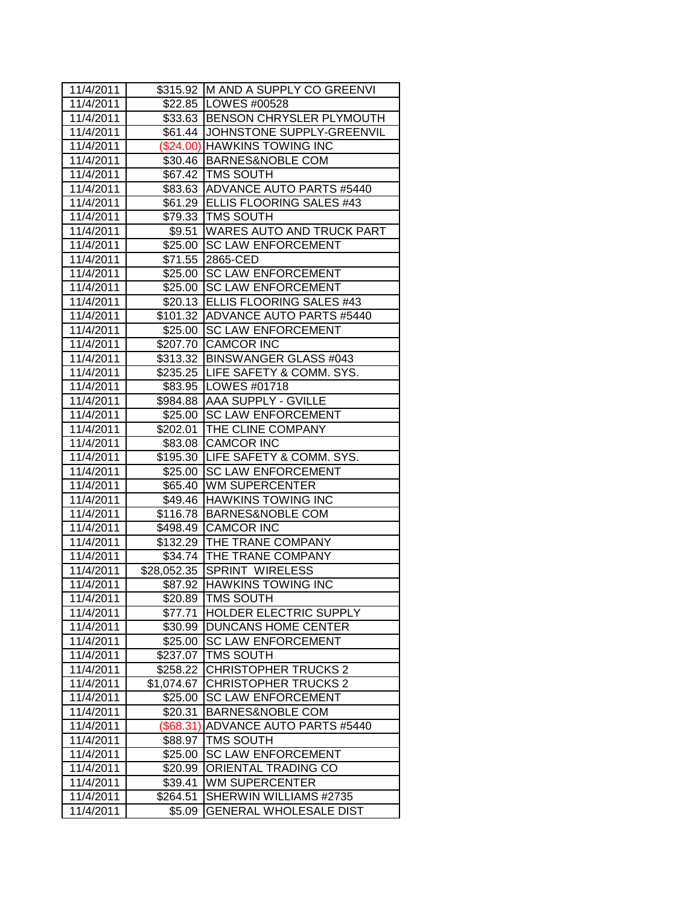| 11/4/2011 | $315.92 | M AND A SUPPLY CO GREENVI |
|---|---|---|
| 11/4/2011 | $22.85 | LOWES #00528 |
| 11/4/2011 | $33.63 | BENSON CHRYSLER PLYMOUTH |
| 11/4/2011 | $61.44 | JOHNSTONE SUPPLY-GREENVIL |
| 11/4/2011 | ($24.00) | HAWKINS TOWING INC |
| 11/4/2011 | $30.46 | BARNES&NOBLE COM |
| 11/4/2011 | $67.42 | TMS SOUTH |
| 11/4/2011 | $83.63 | ADVANCE AUTO PARTS #5440 |
| 11/4/2011 | $61.29 | ELLIS FLOORING SALES #43 |
| 11/4/2011 | $79.33 | TMS SOUTH |
| 11/4/2011 | $9.51 | WARES AUTO AND TRUCK PART |
| 11/4/2011 | $25.00 | SC LAW ENFORCEMENT |
| 11/4/2011 | $71.55 | 2865-CED |
| 11/4/2011 | $25.00 | SC LAW ENFORCEMENT |
| 11/4/2011 | $25.00 | SC LAW ENFORCEMENT |
| 11/4/2011 | $20.13 | ELLIS FLOORING SALES #43 |
| 11/4/2011 | $101.32 | ADVANCE AUTO PARTS #5440 |
| 11/4/2011 | $25.00 | SC LAW ENFORCEMENT |
| 11/4/2011 | $207.70 | CAMCOR INC |
| 11/4/2011 | $313.32 | BINSWANGER GLASS #043 |
| 11/4/2011 | $235.25 | LIFE SAFETY & COMM. SYS. |
| 11/4/2011 | $83.95 | LOWES #01718 |
| 11/4/2011 | $984.88 | AAA SUPPLY - GVILLE |
| 11/4/2011 | $25.00 | SC LAW ENFORCEMENT |
| 11/4/2011 | $202.01 | THE CLINE COMPANY |
| 11/4/2011 | $83.08 | CAMCOR INC |
| 11/4/2011 | $195.30 | LIFE SAFETY & COMM. SYS. |
| 11/4/2011 | $25.00 | SC LAW ENFORCEMENT |
| 11/4/2011 | $65.40 | WM SUPERCENTER |
| 11/4/2011 | $49.46 | HAWKINS TOWING INC |
| 11/4/2011 | $116.78 | BARNES&NOBLE COM |
| 11/4/2011 | $498.49 | CAMCOR INC |
| 11/4/2011 | $132.29 | THE TRANE COMPANY |
| 11/4/2011 | $34.74 | THE TRANE COMPANY |
| 11/4/2011 | $28,052.35 | SPRINT WIRELESS |
| 11/4/2011 | $87.92 | HAWKINS TOWING INC |
| 11/4/2011 | $20.89 | TMS SOUTH |
| 11/4/2011 | $77.71 | HOLDER ELECTRIC SUPPLY |
| 11/4/2011 | $30.99 | DUNCANS HOME CENTER |
| 11/4/2011 | $25.00 | SC LAW ENFORCEMENT |
| 11/4/2011 | $237.07 | TMS SOUTH |
| 11/4/2011 | $258.22 | CHRISTOPHER TRUCKS 2 |
| 11/4/2011 | $1,074.67 | CHRISTOPHER TRUCKS 2 |
| 11/4/2011 | $25.00 | SC LAW ENFORCEMENT |
| 11/4/2011 | $20.31 | BARNES&NOBLE COM |
| 11/4/2011 | ($68.31) | ADVANCE AUTO PARTS #5440 |
| 11/4/2011 | $88.97 | TMS SOUTH |
| 11/4/2011 | $25.00 | SC LAW ENFORCEMENT |
| 11/4/2011 | $20.99 | ORIENTAL TRADING CO |
| 11/4/2011 | $39.41 | WM SUPERCENTER |
| 11/4/2011 | $264.51 | SHERWIN WILLIAMS #2735 |
| 11/4/2011 | $5.09 | GENERAL WHOLESALE DIST |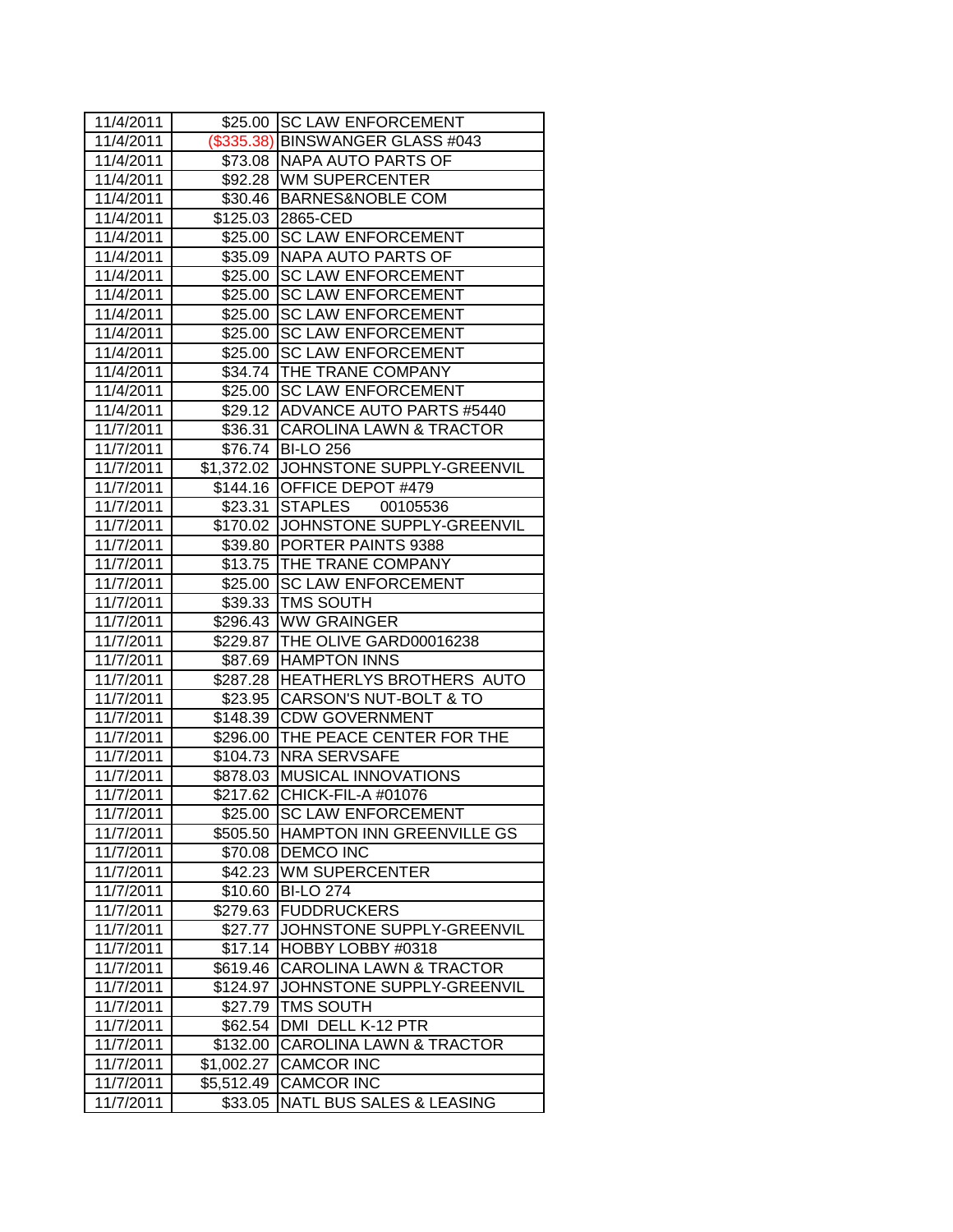| 11/4/2011 | $25.00 | SC LAW ENFORCEMENT |
|---|---|---|
| 11/4/2011 | ($335.38) | BINSWANGER GLASS #043 |
| 11/4/2011 | $73.08 | NAPA AUTO PARTS OF |
| 11/4/2011 | $92.28 | WM SUPERCENTER |
| 11/4/2011 | $30.46 | BARNES&NOBLE COM |
| 11/4/2011 | $125.03 | 2865-CED |
| 11/4/2011 | $25.00 | SC LAW ENFORCEMENT |
| 11/4/2011 | $35.09 | NAPA AUTO PARTS OF |
| 11/4/2011 | $25.00 | SC LAW ENFORCEMENT |
| 11/4/2011 | $25.00 | SC LAW ENFORCEMENT |
| 11/4/2011 | $25.00 | SC LAW ENFORCEMENT |
| 11/4/2011 | $25.00 | SC LAW ENFORCEMENT |
| 11/4/2011 | $25.00 | SC LAW ENFORCEMENT |
| 11/4/2011 | $34.74 | THE TRANE COMPANY |
| 11/4/2011 | $25.00 | SC LAW ENFORCEMENT |
| 11/4/2011 | $29.12 | ADVANCE AUTO PARTS #5440 |
| 11/7/2011 | $36.31 | CAROLINA LAWN & TRACTOR |
| 11/7/2011 | $76.74 | BI-LO 256 |
| 11/7/2011 | $1,372.02 | JOHNSTONE SUPPLY-GREENVIL |
| 11/7/2011 | $144.16 | OFFICE DEPOT #479 |
| 11/7/2011 | $23.31 | STAPLES 00105536 |
| 11/7/2011 | $170.02 | JOHNSTONE SUPPLY-GREENVIL |
| 11/7/2011 | $39.80 | PORTER PAINTS 9388 |
| 11/7/2011 | $13.75 | THE TRANE COMPANY |
| 11/7/2011 | $25.00 | SC LAW ENFORCEMENT |
| 11/7/2011 | $39.33 | TMS SOUTH |
| 11/7/2011 | $296.43 | WW GRAINGER |
| 11/7/2011 | $229.87 | THE OLIVE GARD00016238 |
| 11/7/2011 | $87.69 | HAMPTON INNS |
| 11/7/2011 | $287.28 | HEATHERLYS BROTHERS AUTO |
| 11/7/2011 | $23.95 | CARSON'S NUT-BOLT & TO |
| 11/7/2011 | $148.39 | CDW GOVERNMENT |
| 11/7/2011 | $296.00 | THE PEACE CENTER FOR THE |
| 11/7/2011 | $104.73 | NRA SERVSAFE |
| 11/7/2011 | $878.03 | MUSICAL INNOVATIONS |
| 11/7/2011 | $217.62 | CHICK-FIL-A #01076 |
| 11/7/2011 | $25.00 | SC LAW ENFORCEMENT |
| 11/7/2011 | $505.50 | HAMPTON INN GREENVILLE GS |
| 11/7/2011 | $70.08 | DEMCO INC |
| 11/7/2011 | $42.23 | WM SUPERCENTER |
| 11/7/2011 | $10.60 | BI-LO 274 |
| 11/7/2011 | $279.63 | FUDDRUCKERS |
| 11/7/2011 | $27.77 | JOHNSTONE SUPPLY-GREENVIL |
| 11/7/2011 | $17.14 | HOBBY LOBBY #0318 |
| 11/7/2011 | $619.46 | CAROLINA LAWN & TRACTOR |
| 11/7/2011 | $124.97 | JOHNSTONE SUPPLY-GREENVIL |
| 11/7/2011 | $27.79 | TMS SOUTH |
| 11/7/2011 | $62.54 | DMI DELL K-12 PTR |
| 11/7/2011 | $132.00 | CAROLINA LAWN & TRACTOR |
| 11/7/2011 | $1,002.27 | CAMCOR INC |
| 11/7/2011 | $5,512.49 | CAMCOR INC |
| 11/7/2011 | $33.05 | NATL BUS SALES & LEASING |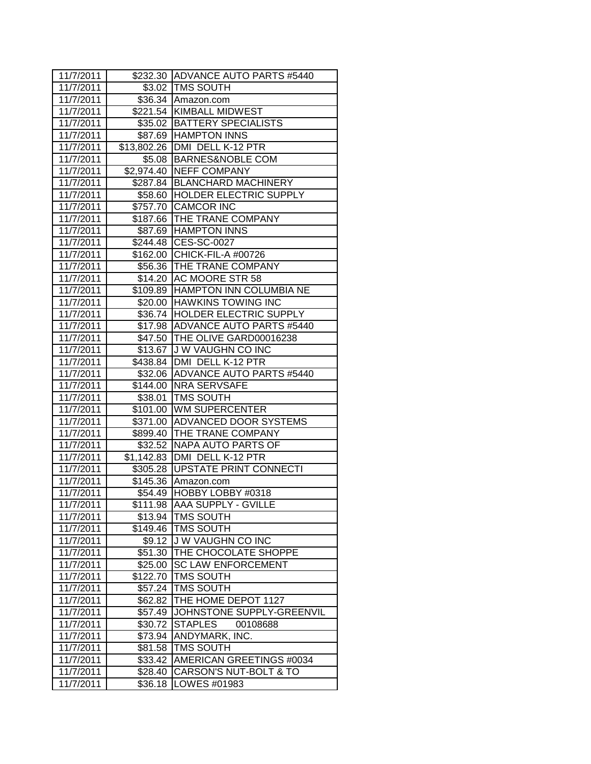| | | |
|---|---|---|
| 11/7/2011 | $232.30 | ADVANCE AUTO PARTS #5440 |
| 11/7/2011 | $3.02 | TMS SOUTH |
| 11/7/2011 | $36.34 | Amazon.com |
| 11/7/2011 | $221.54 | KIMBALL MIDWEST |
| 11/7/2011 | $35.02 | BATTERY SPECIALISTS |
| 11/7/2011 | $87.69 | HAMPTON INNS |
| 11/7/2011 | $13,802.26 | DMI DELL K-12 PTR |
| 11/7/2011 | $5.08 | BARNES&NOBLE COM |
| 11/7/2011 | $2,974.40 | NEFF COMPANY |
| 11/7/2011 | $287.84 | BLANCHARD MACHINERY |
| 11/7/2011 | $58.60 | HOLDER ELECTRIC SUPPLY |
| 11/7/2011 | $757.70 | CAMCOR INC |
| 11/7/2011 | $187.66 | THE TRANE COMPANY |
| 11/7/2011 | $87.69 | HAMPTON INNS |
| 11/7/2011 | $244.48 | CES-SC-0027 |
| 11/7/2011 | $162.00 | CHICK-FIL-A #00726 |
| 11/7/2011 | $56.36 | THE TRANE COMPANY |
| 11/7/2011 | $14.20 | AC MOORE STR 58 |
| 11/7/2011 | $109.89 | HAMPTON INN COLUMBIA NE |
| 11/7/2011 | $20.00 | HAWKINS TOWING INC |
| 11/7/2011 | $36.74 | HOLDER ELECTRIC SUPPLY |
| 11/7/2011 | $17.98 | ADVANCE AUTO PARTS #5440 |
| 11/7/2011 | $47.50 | THE OLIVE GARD00016238 |
| 11/7/2011 | $13.67 | J W VAUGHN CO INC |
| 11/7/2011 | $438.84 | DMI DELL K-12 PTR |
| 11/7/2011 | $32.06 | ADVANCE AUTO PARTS #5440 |
| 11/7/2011 | $144.00 | NRA SERVSAFE |
| 11/7/2011 | $38.01 | TMS SOUTH |
| 11/7/2011 | $101.00 | WM SUPERCENTER |
| 11/7/2011 | $371.00 | ADVANCED DOOR SYSTEMS |
| 11/7/2011 | $899.40 | THE TRANE COMPANY |
| 11/7/2011 | $32.52 | NAPA AUTO PARTS OF |
| 11/7/2011 | $1,142.83 | DMI DELL K-12 PTR |
| 11/7/2011 | $305.28 | UPSTATE PRINT CONNECTI |
| 11/7/2011 | $145.36 | Amazon.com |
| 11/7/2011 | $54.49 | HOBBY LOBBY #0318 |
| 11/7/2011 | $111.98 | AAA SUPPLY - GVILLE |
| 11/7/2011 | $13.94 | TMS SOUTH |
| 11/7/2011 | $149.46 | TMS SOUTH |
| 11/7/2011 | $9.12 | J W VAUGHN CO INC |
| 11/7/2011 | $51.30 | THE CHOCOLATE SHOPPE |
| 11/7/2011 | $25.00 | SC LAW ENFORCEMENT |
| 11/7/2011 | $122.70 | TMS SOUTH |
| 11/7/2011 | $57.24 | TMS SOUTH |
| 11/7/2011 | $62.82 | THE HOME DEPOT 1127 |
| 11/7/2011 | $57.49 | JOHNSTONE SUPPLY-GREENVIL |
| 11/7/2011 | $30.72 | STAPLES 00108688 |
| 11/7/2011 | $73.94 | ANDYMARK, INC. |
| 11/7/2011 | $81.58 | TMS SOUTH |
| 11/7/2011 | $33.42 | AMERICAN GREETINGS #0034 |
| 11/7/2011 | $28.40 | CARSON'S NUT-BOLT & TO |
| 11/7/2011 | $36.18 | LOWES #01983 |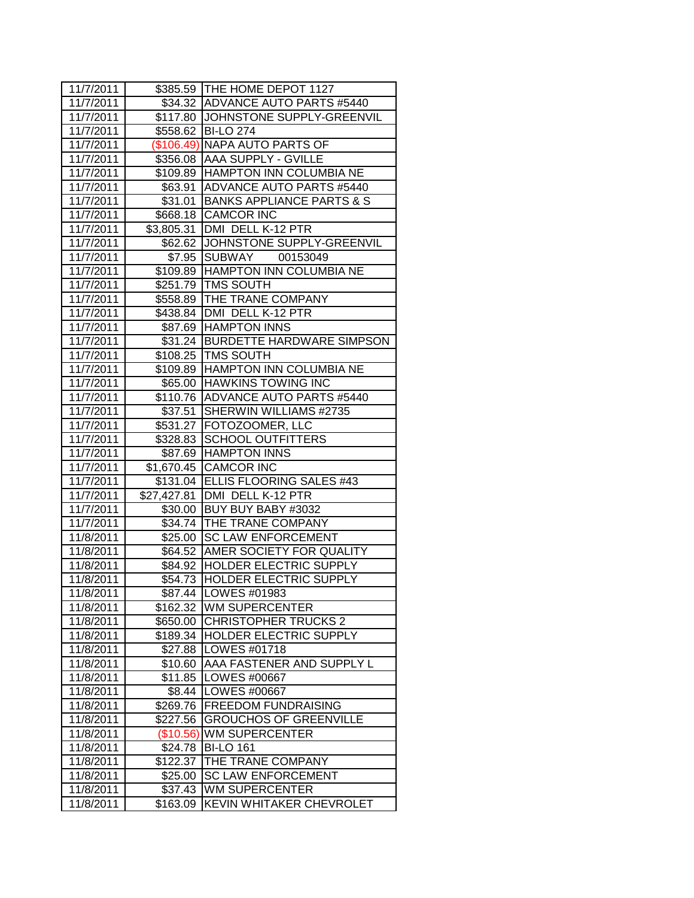| | | |
|---|---|---|
| 11/7/2011 | $385.59 | THE HOME DEPOT 1127 |
| 11/7/2011 | $34.32 | ADVANCE AUTO PARTS #5440 |
| 11/7/2011 | $117.80 | JOHNSTONE SUPPLY-GREENVIL |
| 11/7/2011 | $558.62 | BI-LO 274 |
| 11/7/2011 | ($106.49) | NAPA AUTO PARTS OF |
| 11/7/2011 | $356.08 | AAA SUPPLY - GVILLE |
| 11/7/2011 | $109.89 | HAMPTON INN COLUMBIA NE |
| 11/7/2011 | $63.91 | ADVANCE AUTO PARTS #5440 |
| 11/7/2011 | $31.01 | BANKS APPLIANCE PARTS & S |
| 11/7/2011 | $668.18 | CAMCOR INC |
| 11/7/2011 | $3,805.31 | DMI DELL K-12 PTR |
| 11/7/2011 | $62.62 | JOHNSTONE SUPPLY-GREENVIL |
| 11/7/2011 | $7.95 | SUBWAY 00153049 |
| 11/7/2011 | $109.89 | HAMPTON INN COLUMBIA NE |
| 11/7/2011 | $251.79 | TMS SOUTH |
| 11/7/2011 | $558.89 | THE TRANE COMPANY |
| 11/7/2011 | $438.84 | DMI DELL K-12 PTR |
| 11/7/2011 | $87.69 | HAMPTON INNS |
| 11/7/2011 | $31.24 | BURDETTE HARDWARE SIMPSON |
| 11/7/2011 | $108.25 | TMS SOUTH |
| 11/7/2011 | $109.89 | HAMPTON INN COLUMBIA NE |
| 11/7/2011 | $65.00 | HAWKINS TOWING INC |
| 11/7/2011 | $110.76 | ADVANCE AUTO PARTS #5440 |
| 11/7/2011 | $37.51 | SHERWIN WILLIAMS #2735 |
| 11/7/2011 | $531.27 | FOTOZOOMER, LLC |
| 11/7/2011 | $328.83 | SCHOOL OUTFITTERS |
| 11/7/2011 | $87.69 | HAMPTON INNS |
| 11/7/2011 | $1,670.45 | CAMCOR INC |
| 11/7/2011 | $131.04 | ELLIS FLOORING SALES #43 |
| 11/7/2011 | $27,427.81 | DMI DELL K-12 PTR |
| 11/7/2011 | $30.00 | BUY BUY BABY #3032 |
| 11/7/2011 | $34.74 | THE TRANE COMPANY |
| 11/8/2011 | $25.00 | SC LAW ENFORCEMENT |
| 11/8/2011 | $64.52 | AMER SOCIETY FOR QUALITY |
| 11/8/2011 | $84.92 | HOLDER ELECTRIC SUPPLY |
| 11/8/2011 | $54.73 | HOLDER ELECTRIC SUPPLY |
| 11/8/2011 | $87.44 | LOWES #01983 |
| 11/8/2011 | $162.32 | WM SUPERCENTER |
| 11/8/2011 | $650.00 | CHRISTOPHER TRUCKS 2 |
| 11/8/2011 | $189.34 | HOLDER ELECTRIC SUPPLY |
| 11/8/2011 | $27.88 | LOWES #01718 |
| 11/8/2011 | $10.60 | AAA FASTENER AND SUPPLY L |
| 11/8/2011 | $11.85 | LOWES #00667 |
| 11/8/2011 | $8.44 | LOWES #00667 |
| 11/8/2011 | $269.76 | FREEDOM FUNDRAISING |
| 11/8/2011 | $227.56 | GROUCHOS OF GREENVILLE |
| 11/8/2011 | ($10.56) | WM SUPERCENTER |
| 11/8/2011 | $24.78 | BI-LO 161 |
| 11/8/2011 | $122.37 | THE TRANE COMPANY |
| 11/8/2011 | $25.00 | SC LAW ENFORCEMENT |
| 11/8/2011 | $37.43 | WM SUPERCENTER |
| 11/8/2011 | $163.09 | KEVIN WHITAKER CHEVROLET |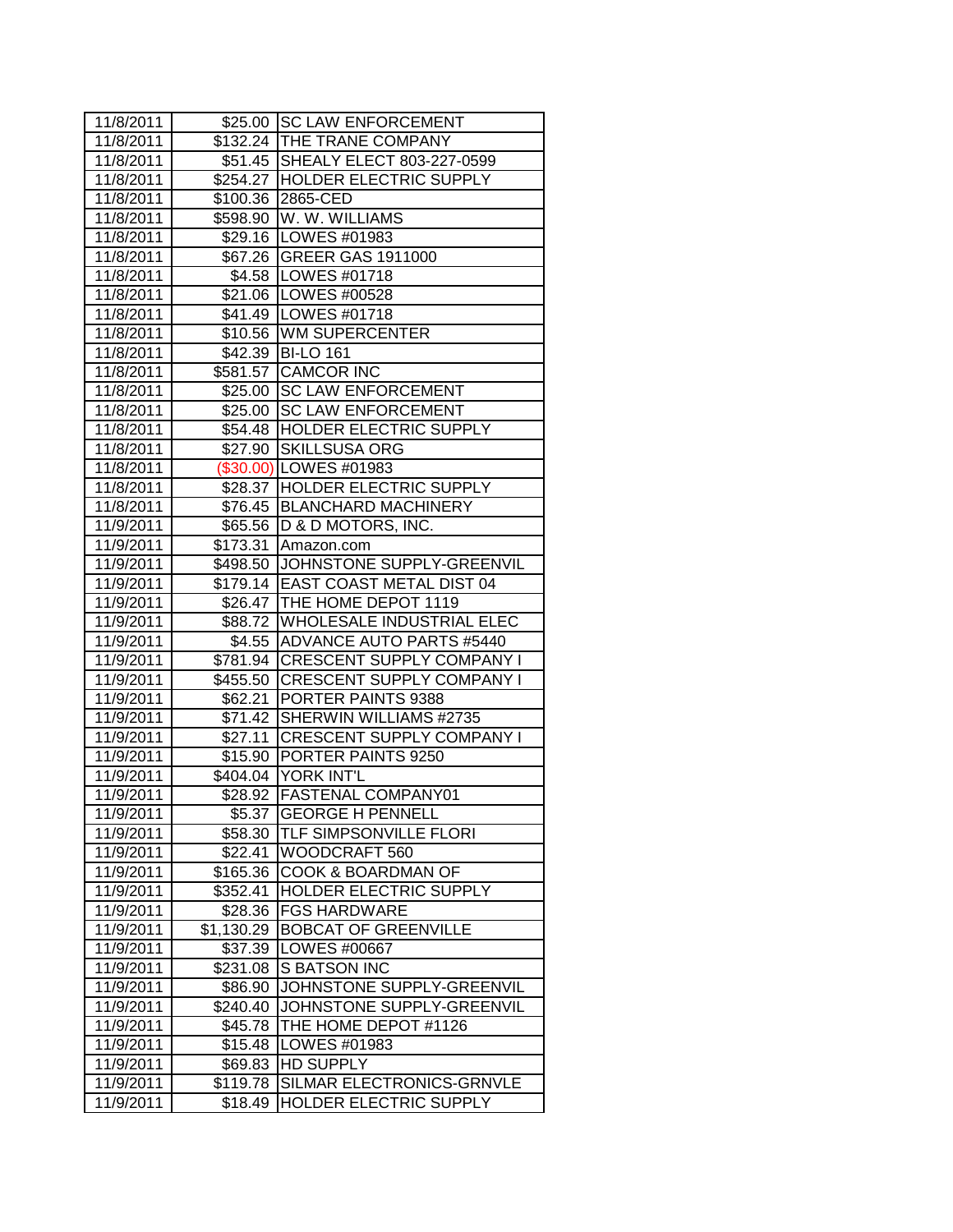| 11/8/2011 | $25.00 | SC LAW ENFORCEMENT |
|---|---|---|
| 11/8/2011 | $132.24 | THE TRANE COMPANY |
| 11/8/2011 | $51.45 | SHEALY ELECT 803-227-0599 |
| 11/8/2011 | $254.27 | HOLDER ELECTRIC SUPPLY |
| 11/8/2011 | $100.36 | 2865-CED |
| 11/8/2011 | $598.90 | W. W. WILLIAMS |
| 11/8/2011 | $29.16 | LOWES #01983 |
| 11/8/2011 | $67.26 | GREER GAS 1911000 |
| 11/8/2011 | $4.58 | LOWES #01718 |
| 11/8/2011 | $21.06 | LOWES #00528 |
| 11/8/2011 | $41.49 | LOWES #01718 |
| 11/8/2011 | $10.56 | WM SUPERCENTER |
| 11/8/2011 | $42.39 | BI-LO 161 |
| 11/8/2011 | $581.57 | CAMCOR INC |
| 11/8/2011 | $25.00 | SC LAW ENFORCEMENT |
| 11/8/2011 | $25.00 | SC LAW ENFORCEMENT |
| 11/8/2011 | $54.48 | HOLDER ELECTRIC SUPPLY |
| 11/8/2011 | $27.90 | SKILLSUSA ORG |
| 11/8/2011 | ($30.00) | LOWES #01983 |
| 11/8/2011 | $28.37 | HOLDER ELECTRIC SUPPLY |
| 11/8/2011 | $76.45 | BLANCHARD MACHINERY |
| 11/9/2011 | $65.56 | D & D MOTORS, INC. |
| 11/9/2011 | $173.31 | Amazon.com |
| 11/9/2011 | $498.50 | JOHNSTONE SUPPLY-GREENVIL |
| 11/9/2011 | $179.14 | EAST COAST METAL DIST 04 |
| 11/9/2011 | $26.47 | THE HOME DEPOT 1119 |
| 11/9/2011 | $88.72 | WHOLESALE INDUSTRIAL ELEC |
| 11/9/2011 | $4.55 | ADVANCE AUTO PARTS #5440 |
| 11/9/2011 | $781.94 | CRESCENT SUPPLY COMPANY I |
| 11/9/2011 | $455.50 | CRESCENT SUPPLY COMPANY I |
| 11/9/2011 | $62.21 | PORTER PAINTS 9388 |
| 11/9/2011 | $71.42 | SHERWIN WILLIAMS #2735 |
| 11/9/2011 | $27.11 | CRESCENT SUPPLY COMPANY I |
| 11/9/2011 | $15.90 | PORTER PAINTS 9250 |
| 11/9/2011 | $404.04 | YORK INT'L |
| 11/9/2011 | $28.92 | FASTENAL COMPANY01 |
| 11/9/2011 | $5.37 | GEORGE H PENNELL |
| 11/9/2011 | $58.30 | TLF SIMPSONVILLE FLORI |
| 11/9/2011 | $22.41 | WOODCRAFT 560 |
| 11/9/2011 | $165.36 | COOK & BOARDMAN OF |
| 11/9/2011 | $352.41 | HOLDER ELECTRIC SUPPLY |
| 11/9/2011 | $28.36 | FGS HARDWARE |
| 11/9/2011 | $1,130.29 | BOBCAT OF GREENVILLE |
| 11/9/2011 | $37.39 | LOWES #00667 |
| 11/9/2011 | $231.08 | S BATSON INC |
| 11/9/2011 | $86.90 | JOHNSTONE SUPPLY-GREENVIL |
| 11/9/2011 | $240.40 | JOHNSTONE SUPPLY-GREENVIL |
| 11/9/2011 | $45.78 | THE HOME DEPOT #1126 |
| 11/9/2011 | $15.48 | LOWES #01983 |
| 11/9/2011 | $69.83 | HD SUPPLY |
| 11/9/2011 | $119.78 | SILMAR ELECTRONICS-GRNVLE |
| 11/9/2011 | $18.49 | HOLDER ELECTRIC SUPPLY |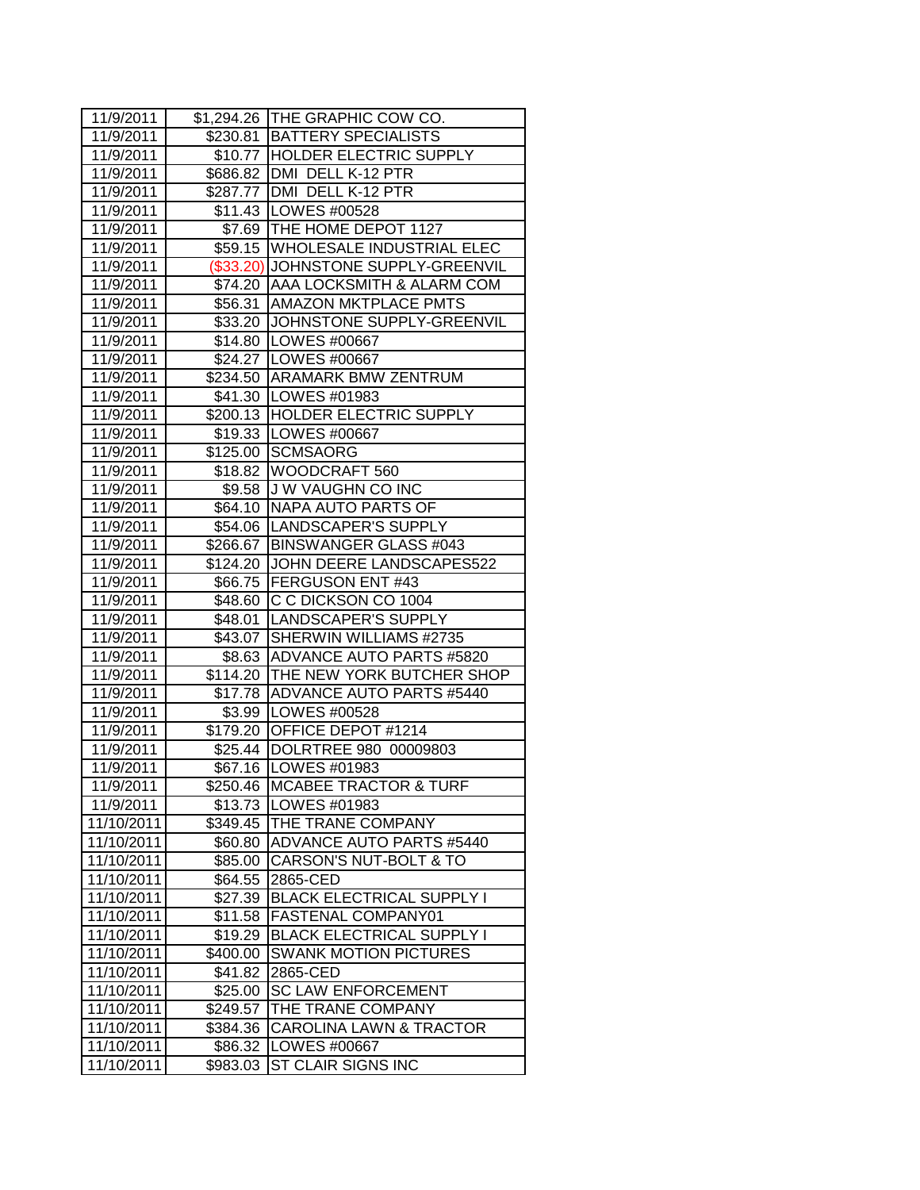| 11/9/2011 | $1,294.26 | THE GRAPHIC COW CO. |
|---|---|---|
| 11/9/2011 | $230.81 | BATTERY SPECIALISTS |
| 11/9/2011 | $10.77 | HOLDER ELECTRIC SUPPLY |
| 11/9/2011 | $686.82 | DMI DELL K-12 PTR |
| 11/9/2011 | $287.77 | DMI DELL K-12 PTR |
| 11/9/2011 | $11.43 | LOWES #00528 |
| 11/9/2011 | $7.69 | THE HOME DEPOT 1127 |
| 11/9/2011 | $59.15 | WHOLESALE INDUSTRIAL ELEC |
| 11/9/2011 | ($33.20) | JOHNSTONE SUPPLY-GREENVIL |
| 11/9/2011 | $74.20 | AAA LOCKSMITH & ALARM COM |
| 11/9/2011 | $56.31 | AMAZON MKTPLACE PMTS |
| 11/9/2011 | $33.20 | JOHNSTONE SUPPLY-GREENVIL |
| 11/9/2011 | $14.80 | LOWES #00667 |
| 11/9/2011 | $24.27 | LOWES #00667 |
| 11/9/2011 | $234.50 | ARAMARK BMW ZENTRUM |
| 11/9/2011 | $41.30 | LOWES #01983 |
| 11/9/2011 | $200.13 | HOLDER ELECTRIC SUPPLY |
| 11/9/2011 | $19.33 | LOWES #00667 |
| 11/9/2011 | $125.00 | SCMSAORG |
| 11/9/2011 | $18.82 | WOODCRAFT 560 |
| 11/9/2011 | $9.58 | J W VAUGHN CO INC |
| 11/9/2011 | $64.10 | NAPA AUTO PARTS OF |
| 11/9/2011 | $54.06 | LANDSCAPER'S SUPPLY |
| 11/9/2011 | $266.67 | BINSWANGER GLASS #043 |
| 11/9/2011 | $124.20 | JOHN DEERE LANDSCAPES522 |
| 11/9/2011 | $66.75 | FERGUSON ENT #43 |
| 11/9/2011 | $48.60 | C C DICKSON CO 1004 |
| 11/9/2011 | $48.01 | LANDSCAPER'S SUPPLY |
| 11/9/2011 | $43.07 | SHERWIN WILLIAMS #2735 |
| 11/9/2011 | $8.63 | ADVANCE AUTO PARTS #5820 |
| 11/9/2011 | $114.20 | THE NEW YORK BUTCHER SHOP |
| 11/9/2011 | $17.78 | ADVANCE AUTO PARTS #5440 |
| 11/9/2011 | $3.99 | LOWES #00528 |
| 11/9/2011 | $179.20 | OFFICE DEPOT #1214 |
| 11/9/2011 | $25.44 | DOLRTREE 980 00009803 |
| 11/9/2011 | $67.16 | LOWES #01983 |
| 11/9/2011 | $250.46 | MCABEE TRACTOR & TURF |
| 11/9/2011 | $13.73 | LOWES #01983 |
| 11/10/2011 | $349.45 | THE TRANE COMPANY |
| 11/10/2011 | $60.80 | ADVANCE AUTO PARTS #5440 |
| 11/10/2011 | $85.00 | CARSON'S NUT-BOLT & TO |
| 11/10/2011 | $64.55 | 2865-CED |
| 11/10/2011 | $27.39 | BLACK ELECTRICAL SUPPLY I |
| 11/10/2011 | $11.58 | FASTENAL COMPANY01 |
| 11/10/2011 | $19.29 | BLACK ELECTRICAL SUPPLY I |
| 11/10/2011 | $400.00 | SWANK MOTION PICTURES |
| 11/10/2011 | $41.82 | 2865-CED |
| 11/10/2011 | $25.00 | SC LAW ENFORCEMENT |
| 11/10/2011 | $249.57 | THE TRANE COMPANY |
| 11/10/2011 | $384.36 | CAROLINA LAWN & TRACTOR |
| 11/10/2011 | $86.32 | LOWES #00667 |
| 11/10/2011 | $983.03 | ST CLAIR SIGNS INC |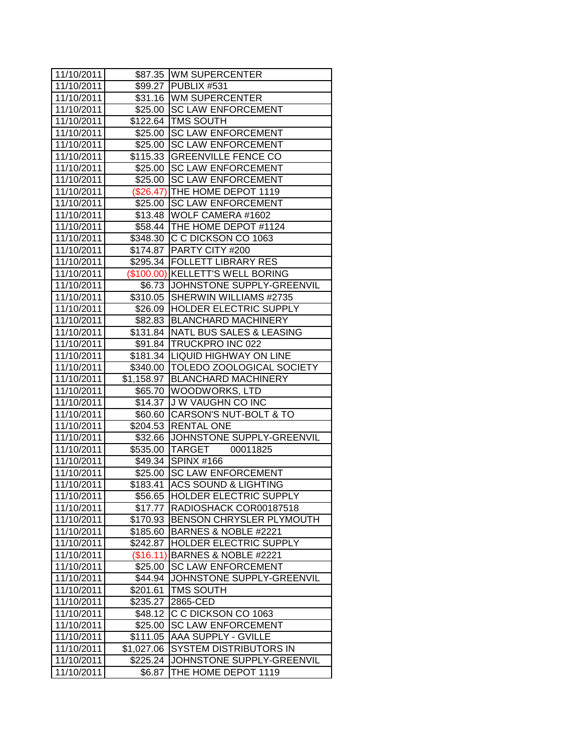| | | |
|---|---|---|
| 11/10/2011 | $87.35 | WM SUPERCENTER |
| 11/10/2011 | $99.27 | PUBLIX #531 |
| 11/10/2011 | $31.16 | WM SUPERCENTER |
| 11/10/2011 | $25.00 | SC LAW ENFORCEMENT |
| 11/10/2011 | $122.64 | TMS SOUTH |
| 11/10/2011 | $25.00 | SC LAW ENFORCEMENT |
| 11/10/2011 | $25.00 | SC LAW ENFORCEMENT |
| 11/10/2011 | $115.33 | GREENVILLE FENCE CO |
| 11/10/2011 | $25.00 | SC LAW ENFORCEMENT |
| 11/10/2011 | $25.00 | SC LAW ENFORCEMENT |
| 11/10/2011 | ($26.47) | THE HOME DEPOT 1119 |
| 11/10/2011 | $25.00 | SC LAW ENFORCEMENT |
| 11/10/2011 | $13.48 | WOLF CAMERA #1602 |
| 11/10/2011 | $58.44 | THE HOME DEPOT #1124 |
| 11/10/2011 | $348.30 | C C DICKSON CO 1063 |
| 11/10/2011 | $174.87 | PARTY CITY #200 |
| 11/10/2011 | $295.34 | FOLLETT LIBRARY RES |
| 11/10/2011 | ($100.00) | KELLETT'S WELL BORING |
| 11/10/2011 | $6.73 | JOHNSTONE SUPPLY-GREENVIL |
| 11/10/2011 | $310.05 | SHERWIN WILLIAMS #2735 |
| 11/10/2011 | $26.09 | HOLDER ELECTRIC SUPPLY |
| 11/10/2011 | $82.83 | BLANCHARD MACHINERY |
| 11/10/2011 | $131.84 | NATL BUS SALES & LEASING |
| 11/10/2011 | $91.84 | TRUCKPRO INC 022 |
| 11/10/2011 | $181.34 | LIQUID HIGHWAY ON LINE |
| 11/10/2011 | $340.00 | TOLEDO ZOOLOGICAL SOCIETY |
| 11/10/2011 | $1,158.97 | BLANCHARD MACHINERY |
| 11/10/2011 | $65.70 | WOODWORKS, LTD |
| 11/10/2011 | $14.37 | J W VAUGHN CO INC |
| 11/10/2011 | $60.60 | CARSON'S NUT-BOLT & TO |
| 11/10/2011 | $204.53 | RENTAL ONE |
| 11/10/2011 | $32.66 | JOHNSTONE SUPPLY-GREENVIL |
| 11/10/2011 | $535.00 | TARGET 00011825 |
| 11/10/2011 | $49.34 | SPINX #166 |
| 11/10/2011 | $25.00 | SC LAW ENFORCEMENT |
| 11/10/2011 | $183.41 | ACS SOUND & LIGHTING |
| 11/10/2011 | $56.65 | HOLDER ELECTRIC SUPPLY |
| 11/10/2011 | $17.77 | RADIOSHACK COR00187518 |
| 11/10/2011 | $170.93 | BENSON CHRYSLER PLYMOUTH |
| 11/10/2011 | $185.60 | BARNES & NOBLE #2221 |
| 11/10/2011 | $242.87 | HOLDER ELECTRIC SUPPLY |
| 11/10/2011 | ($16.11) | BARNES & NOBLE #2221 |
| 11/10/2011 | $25.00 | SC LAW ENFORCEMENT |
| 11/10/2011 | $44.94 | JOHNSTONE SUPPLY-GREENVIL |
| 11/10/2011 | $201.61 | TMS SOUTH |
| 11/10/2011 | $235.27 | 2865-CED |
| 11/10/2011 | $48.12 | C C DICKSON CO 1063 |
| 11/10/2011 | $25.00 | SC LAW ENFORCEMENT |
| 11/10/2011 | $111.05 | AAA SUPPLY - GVILLE |
| 11/10/2011 | $1,027.06 | SYSTEM DISTRIBUTORS IN |
| 11/10/2011 | $225.24 | JOHNSTONE SUPPLY-GREENVIL |
| 11/10/2011 | $6.87 | THE HOME DEPOT 1119 |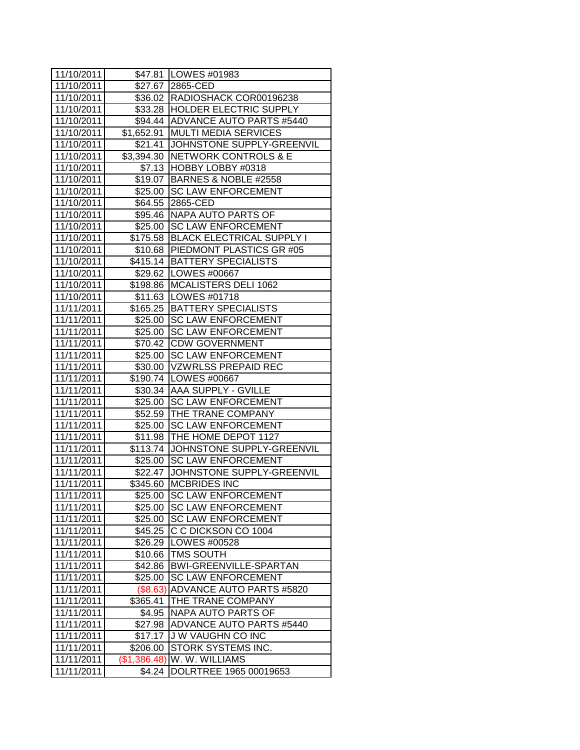| 11/10/2011 | $47.81 | LOWES #01983 |
|---|---|---|
| 11/10/2011 | $27.67 | 2865-CED |
| 11/10/2011 | $36.02 | RADIOSHACK COR00196238 |
| 11/10/2011 | $33.28 | HOLDER ELECTRIC SUPPLY |
| 11/10/2011 | $94.44 | ADVANCE AUTO PARTS #5440 |
| 11/10/2011 | $1,652.91 | MULTI MEDIA SERVICES |
| 11/10/2011 | $21.41 | JOHNSTONE SUPPLY-GREENVIL |
| 11/10/2011 | $3,394.30 | NETWORK CONTROLS & E |
| 11/10/2011 | $7.13 | HOBBY LOBBY #0318 |
| 11/10/2011 | $19.07 | BARNES & NOBLE #2558 |
| 11/10/2011 | $25.00 | SC LAW ENFORCEMENT |
| 11/10/2011 | $64.55 | 2865-CED |
| 11/10/2011 | $95.46 | NAPA AUTO PARTS OF |
| 11/10/2011 | $25.00 | SC LAW ENFORCEMENT |
| 11/10/2011 | $175.58 | BLACK ELECTRICAL SUPPLY I |
| 11/10/2011 | $10.68 | PIEDMONT PLASTICS GR #05 |
| 11/10/2011 | $415.14 | BATTERY SPECIALISTS |
| 11/10/2011 | $29.62 | LOWES #00667 |
| 11/10/2011 | $198.86 | MCALISTERS DELI 1062 |
| 11/10/2011 | $11.63 | LOWES #01718 |
| 11/11/2011 | $165.25 | BATTERY SPECIALISTS |
| 11/11/2011 | $25.00 | SC LAW ENFORCEMENT |
| 11/11/2011 | $25.00 | SC LAW ENFORCEMENT |
| 11/11/2011 | $70.42 | CDW GOVERNMENT |
| 11/11/2011 | $25.00 | SC LAW ENFORCEMENT |
| 11/11/2011 | $30.00 | VZWRLSS PREPAID REC |
| 11/11/2011 | $190.74 | LOWES #00667 |
| 11/11/2011 | $30.34 | AAA SUPPLY - GVILLE |
| 11/11/2011 | $25.00 | SC LAW ENFORCEMENT |
| 11/11/2011 | $52.59 | THE TRANE COMPANY |
| 11/11/2011 | $25.00 | SC LAW ENFORCEMENT |
| 11/11/2011 | $11.98 | THE HOME DEPOT 1127 |
| 11/11/2011 | $113.74 | JOHNSTONE SUPPLY-GREENVIL |
| 11/11/2011 | $25.00 | SC LAW ENFORCEMENT |
| 11/11/2011 | $22.47 | JOHNSTONE SUPPLY-GREENVIL |
| 11/11/2011 | $345.60 | MCBRIDES INC |
| 11/11/2011 | $25.00 | SC LAW ENFORCEMENT |
| 11/11/2011 | $25.00 | SC LAW ENFORCEMENT |
| 11/11/2011 | $25.00 | SC LAW ENFORCEMENT |
| 11/11/2011 | $45.25 | C C DICKSON CO 1004 |
| 11/11/2011 | $26.29 | LOWES #00528 |
| 11/11/2011 | $10.66 | TMS SOUTH |
| 11/11/2011 | $42.86 | BWI-GREENVILLE-SPARTAN |
| 11/11/2011 | $25.00 | SC LAW ENFORCEMENT |
| 11/11/2011 | ($8.63) | ADVANCE AUTO PARTS #5820 |
| 11/11/2011 | $365.41 | THE TRANE COMPANY |
| 11/11/2011 | $4.95 | NAPA AUTO PARTS OF |
| 11/11/2011 | $27.98 | ADVANCE AUTO PARTS #5440 |
| 11/11/2011 | $17.17 | J W VAUGHN CO INC |
| 11/11/2011 | $206.00 | STORK SYSTEMS INC. |
| 11/11/2011 | ($1,386.48) | W. W. WILLIAMS |
| 11/11/2011 | $4.24 | DOLRTREE 1965 00019653 |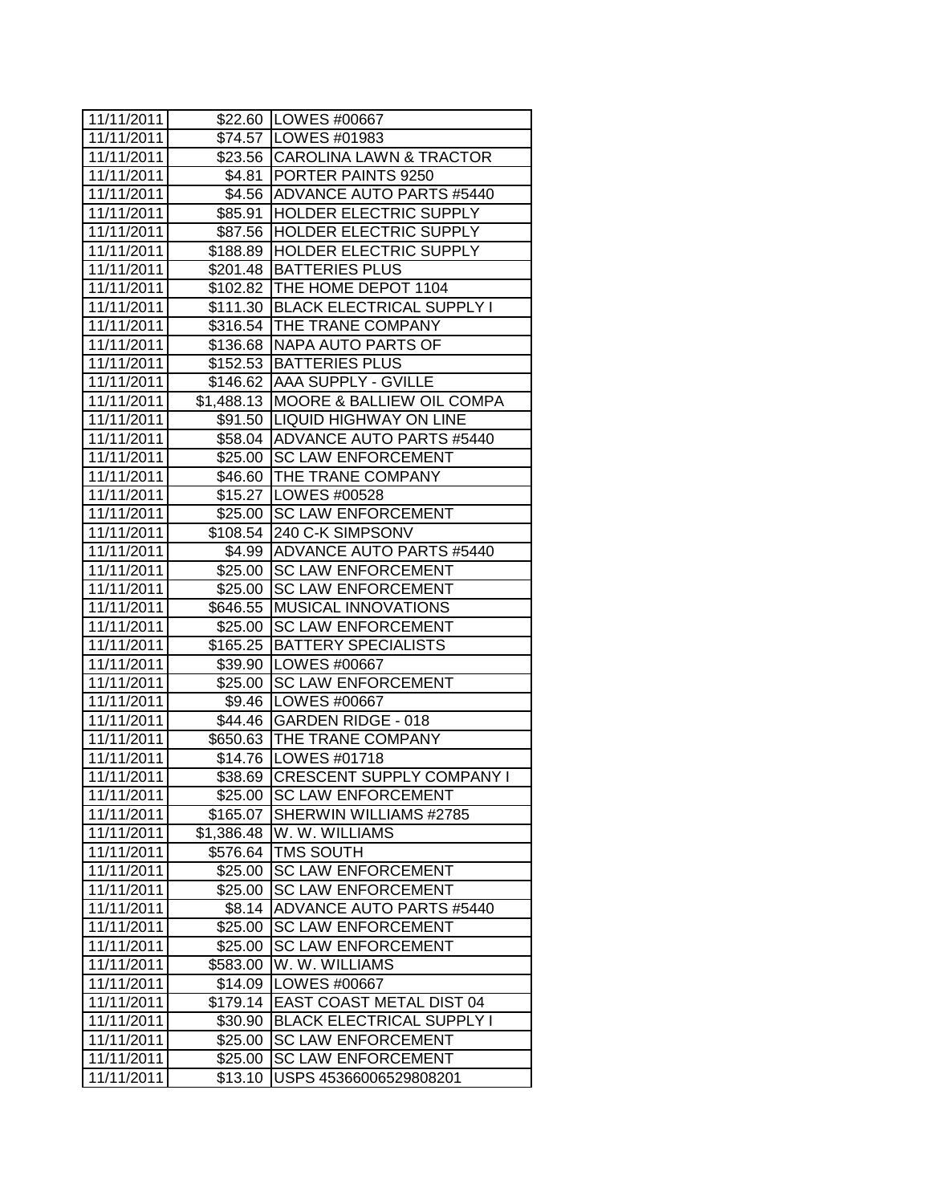| 11/11/2011 | $22.60 | LOWES #00667 |
|---|---|---|
| 11/11/2011 | $74.57 | LOWES #01983 |
| 11/11/2011 | $23.56 | CAROLINA LAWN & TRACTOR |
| 11/11/2011 | $4.81 | PORTER PAINTS 9250 |
| 11/11/2011 | $4.56 | ADVANCE AUTO PARTS #5440 |
| 11/11/2011 | $85.91 | HOLDER ELECTRIC SUPPLY |
| 11/11/2011 | $87.56 | HOLDER ELECTRIC SUPPLY |
| 11/11/2011 | $188.89 | HOLDER ELECTRIC SUPPLY |
| 11/11/2011 | $201.48 | BATTERIES PLUS |
| 11/11/2011 | $102.82 | THE HOME DEPOT 1104 |
| 11/11/2011 | $111.30 | BLACK ELECTRICAL SUPPLY I |
| 11/11/2011 | $316.54 | THE TRANE COMPANY |
| 11/11/2011 | $136.68 | NAPA AUTO PARTS OF |
| 11/11/2011 | $152.53 | BATTERIES PLUS |
| 11/11/2011 | $146.62 | AAA SUPPLY - GVILLE |
| 11/11/2011 | $1,488.13 | MOORE & BALLIEW OIL COMPA |
| 11/11/2011 | $91.50 | LIQUID HIGHWAY ON LINE |
| 11/11/2011 | $58.04 | ADVANCE AUTO PARTS #5440 |
| 11/11/2011 | $25.00 | SC LAW ENFORCEMENT |
| 11/11/2011 | $46.60 | THE TRANE COMPANY |
| 11/11/2011 | $15.27 | LOWES #00528 |
| 11/11/2011 | $25.00 | SC LAW ENFORCEMENT |
| 11/11/2011 | $108.54 | 240 C-K SIMPSONV |
| 11/11/2011 | $4.99 | ADVANCE AUTO PARTS #5440 |
| 11/11/2011 | $25.00 | SC LAW ENFORCEMENT |
| 11/11/2011 | $25.00 | SC LAW ENFORCEMENT |
| 11/11/2011 | $646.55 | MUSICAL INNOVATIONS |
| 11/11/2011 | $25.00 | SC LAW ENFORCEMENT |
| 11/11/2011 | $165.25 | BATTERY SPECIALISTS |
| 11/11/2011 | $39.90 | LOWES #00667 |
| 11/11/2011 | $25.00 | SC LAW ENFORCEMENT |
| 11/11/2011 | $9.46 | LOWES #00667 |
| 11/11/2011 | $44.46 | GARDEN RIDGE - 018 |
| 11/11/2011 | $650.63 | THE TRANE COMPANY |
| 11/11/2011 | $14.76 | LOWES #01718 |
| 11/11/2011 | $38.69 | CRESCENT SUPPLY COMPANY I |
| 11/11/2011 | $25.00 | SC LAW ENFORCEMENT |
| 11/11/2011 | $165.07 | SHERWIN WILLIAMS #2785 |
| 11/11/2011 | $1,386.48 | W. W. WILLIAMS |
| 11/11/2011 | $576.64 | TMS SOUTH |
| 11/11/2011 | $25.00 | SC LAW ENFORCEMENT |
| 11/11/2011 | $25.00 | SC LAW ENFORCEMENT |
| 11/11/2011 | $8.14 | ADVANCE AUTO PARTS #5440 |
| 11/11/2011 | $25.00 | SC LAW ENFORCEMENT |
| 11/11/2011 | $25.00 | SC LAW ENFORCEMENT |
| 11/11/2011 | $583.00 | W. W. WILLIAMS |
| 11/11/2011 | $14.09 | LOWES #00667 |
| 11/11/2011 | $179.14 | EAST COAST METAL DIST 04 |
| 11/11/2011 | $30.90 | BLACK ELECTRICAL SUPPLY I |
| 11/11/2011 | $25.00 | SC LAW ENFORCEMENT |
| 11/11/2011 | $25.00 | SC LAW ENFORCEMENT |
| 11/11/2011 | $13.10 | USPS 45366006529808201 |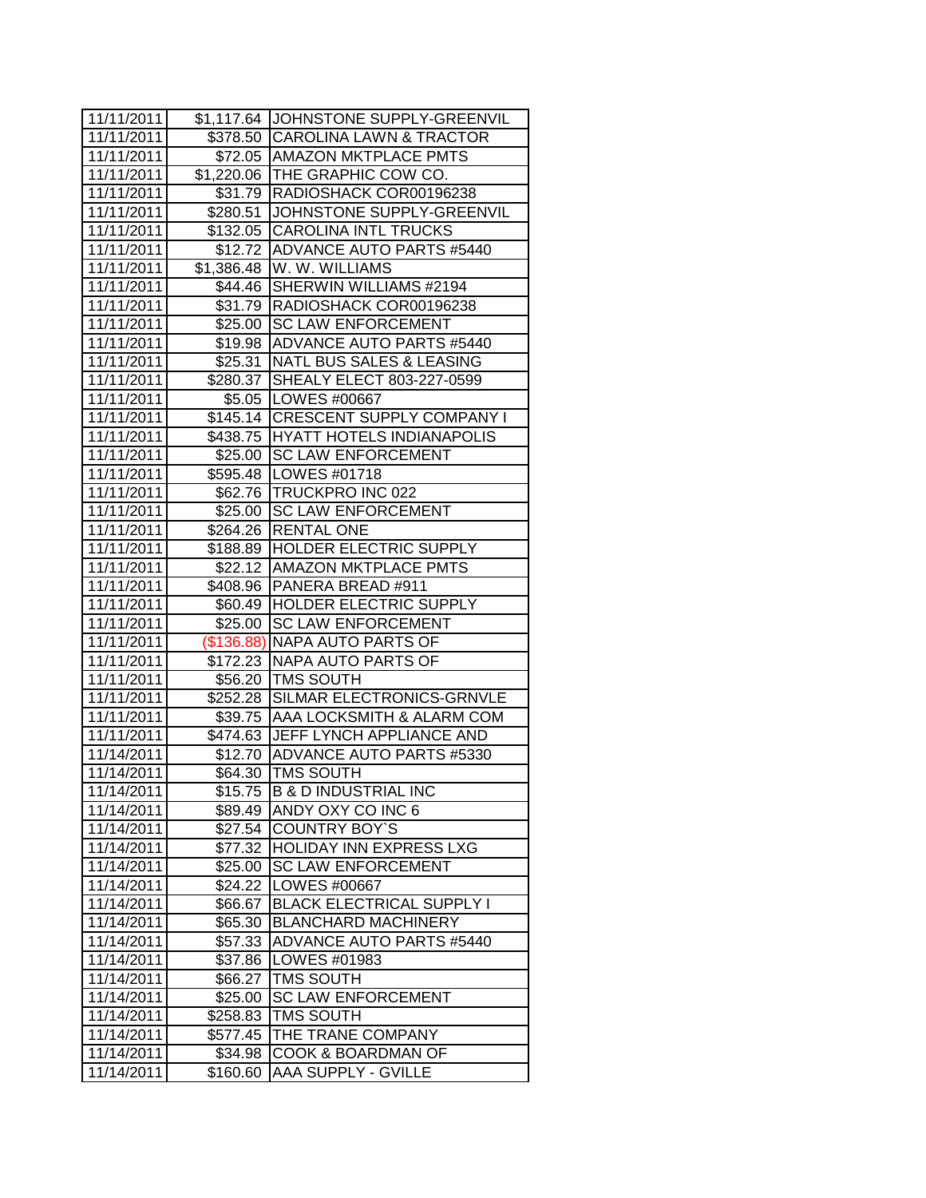| | | |
|---|---|---|
| 11/11/2011 | $1,117.64 | JOHNSTONE SUPPLY-GREENVIL |
| 11/11/2011 | $378.50 | CAROLINA LAWN & TRACTOR |
| 11/11/2011 | $72.05 | AMAZON MKTPLACE PMTS |
| 11/11/2011 | $1,220.06 | THE GRAPHIC COW CO. |
| 11/11/2011 | $31.79 | RADIOSHACK COR00196238 |
| 11/11/2011 | $280.51 | JOHNSTONE SUPPLY-GREENVIL |
| 11/11/2011 | $132.05 | CAROLINA INTL TRUCKS |
| 11/11/2011 | $12.72 | ADVANCE AUTO PARTS #5440 |
| 11/11/2011 | $1,386.48 | W. W. WILLIAMS |
| 11/11/2011 | $44.46 | SHERWIN WILLIAMS #2194 |
| 11/11/2011 | $31.79 | RADIOSHACK COR00196238 |
| 11/11/2011 | $25.00 | SC LAW ENFORCEMENT |
| 11/11/2011 | $19.98 | ADVANCE AUTO PARTS #5440 |
| 11/11/2011 | $25.31 | NATL BUS SALES & LEASING |
| 11/11/2011 | $280.37 | SHEALY ELECT 803-227-0599 |
| 11/11/2011 | $5.05 | LOWES #00667 |
| 11/11/2011 | $145.14 | CRESCENT SUPPLY COMPANY I |
| 11/11/2011 | $438.75 | HYATT HOTELS INDIANAPOLIS |
| 11/11/2011 | $25.00 | SC LAW ENFORCEMENT |
| 11/11/2011 | $595.48 | LOWES #01718 |
| 11/11/2011 | $62.76 | TRUCKPRO INC 022 |
| 11/11/2011 | $25.00 | SC LAW ENFORCEMENT |
| 11/11/2011 | $264.26 | RENTAL ONE |
| 11/11/2011 | $188.89 | HOLDER ELECTRIC SUPPLY |
| 11/11/2011 | $22.12 | AMAZON MKTPLACE PMTS |
| 11/11/2011 | $408.96 | PANERA BREAD #911 |
| 11/11/2011 | $60.49 | HOLDER ELECTRIC SUPPLY |
| 11/11/2011 | $25.00 | SC LAW ENFORCEMENT |
| 11/11/2011 | ($136.88) | NAPA AUTO PARTS OF |
| 11/11/2011 | $172.23 | NAPA AUTO PARTS OF |
| 11/11/2011 | $56.20 | TMS SOUTH |
| 11/11/2011 | $252.28 | SILMAR ELECTRONICS-GRNVLE |
| 11/11/2011 | $39.75 | AAA LOCKSMITH & ALARM COM |
| 11/11/2011 | $474.63 | JEFF LYNCH APPLIANCE AND |
| 11/14/2011 | $12.70 | ADVANCE AUTO PARTS #5330 |
| 11/14/2011 | $64.30 | TMS SOUTH |
| 11/14/2011 | $15.75 | B & D INDUSTRIAL INC |
| 11/14/2011 | $89.49 | ANDY OXY CO INC 6 |
| 11/14/2011 | $27.54 | COUNTRY BOY`S |
| 11/14/2011 | $77.32 | HOLIDAY INN EXPRESS LXG |
| 11/14/2011 | $25.00 | SC LAW ENFORCEMENT |
| 11/14/2011 | $24.22 | LOWES #00667 |
| 11/14/2011 | $66.67 | BLACK ELECTRICAL SUPPLY I |
| 11/14/2011 | $65.30 | BLANCHARD MACHINERY |
| 11/14/2011 | $57.33 | ADVANCE AUTO PARTS #5440 |
| 11/14/2011 | $37.86 | LOWES #01983 |
| 11/14/2011 | $66.27 | TMS SOUTH |
| 11/14/2011 | $25.00 | SC LAW ENFORCEMENT |
| 11/14/2011 | $258.83 | TMS SOUTH |
| 11/14/2011 | $577.45 | THE TRANE COMPANY |
| 11/14/2011 | $34.98 | COOK & BOARDMAN OF |
| 11/14/2011 | $160.60 | AAA SUPPLY - GVILLE |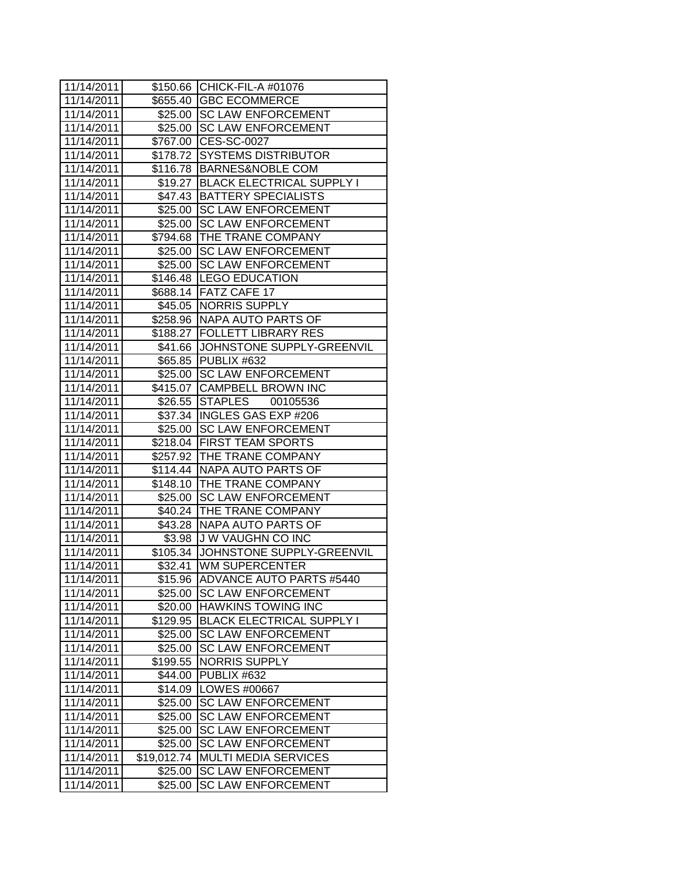| 11/14/2011 | $150.66 | CHICK-FIL-A #01076 |
|---|---|---|
| 11/14/2011 | $655.40 | GBC ECOMMERCE |
| 11/14/2011 | $25.00 | SC LAW ENFORCEMENT |
| 11/14/2011 | $25.00 | SC LAW ENFORCEMENT |
| 11/14/2011 | $767.00 | CES-SC-0027 |
| 11/14/2011 | $178.72 | SYSTEMS DISTRIBUTOR |
| 11/14/2011 | $116.78 | BARNES&NOBLE COM |
| 11/14/2011 | $19.27 | BLACK ELECTRICAL SUPPLY I |
| 11/14/2011 | $47.43 | BATTERY SPECIALISTS |
| 11/14/2011 | $25.00 | SC LAW ENFORCEMENT |
| 11/14/2011 | $25.00 | SC LAW ENFORCEMENT |
| 11/14/2011 | $794.68 | THE TRANE COMPANY |
| 11/14/2011 | $25.00 | SC LAW ENFORCEMENT |
| 11/14/2011 | $25.00 | SC LAW ENFORCEMENT |
| 11/14/2011 | $146.48 | LEGO EDUCATION |
| 11/14/2011 | $688.14 | FATZ CAFE 17 |
| 11/14/2011 | $45.05 | NORRIS SUPPLY |
| 11/14/2011 | $258.96 | NAPA AUTO PARTS OF |
| 11/14/2011 | $188.27 | FOLLETT LIBRARY RES |
| 11/14/2011 | $41.66 | JOHNSTONE SUPPLY-GREENVIL |
| 11/14/2011 | $65.85 | PUBLIX #632 |
| 11/14/2011 | $25.00 | SC LAW ENFORCEMENT |
| 11/14/2011 | $415.07 | CAMPBELL BROWN INC |
| 11/14/2011 | $26.55 | STAPLES 00105536 |
| 11/14/2011 | $37.34 | INGLES GAS EXP #206 |
| 11/14/2011 | $25.00 | SC LAW ENFORCEMENT |
| 11/14/2011 | $218.04 | FIRST TEAM SPORTS |
| 11/14/2011 | $257.92 | THE TRANE COMPANY |
| 11/14/2011 | $114.44 | NAPA AUTO PARTS OF |
| 11/14/2011 | $148.10 | THE TRANE COMPANY |
| 11/14/2011 | $25.00 | SC LAW ENFORCEMENT |
| 11/14/2011 | $40.24 | THE TRANE COMPANY |
| 11/14/2011 | $43.28 | NAPA AUTO PARTS OF |
| 11/14/2011 | $3.98 | J W VAUGHN CO INC |
| 11/14/2011 | $105.34 | JOHNSTONE SUPPLY-GREENVIL |
| 11/14/2011 | $32.41 | WM SUPERCENTER |
| 11/14/2011 | $15.96 | ADVANCE AUTO PARTS #5440 |
| 11/14/2011 | $25.00 | SC LAW ENFORCEMENT |
| 11/14/2011 | $20.00 | HAWKINS TOWING INC |
| 11/14/2011 | $129.95 | BLACK ELECTRICAL SUPPLY I |
| 11/14/2011 | $25.00 | SC LAW ENFORCEMENT |
| 11/14/2011 | $25.00 | SC LAW ENFORCEMENT |
| 11/14/2011 | $199.55 | NORRIS SUPPLY |
| 11/14/2011 | $44.00 | PUBLIX #632 |
| 11/14/2011 | $14.09 | LOWES #00667 |
| 11/14/2011 | $25.00 | SC LAW ENFORCEMENT |
| 11/14/2011 | $25.00 | SC LAW ENFORCEMENT |
| 11/14/2011 | $25.00 | SC LAW ENFORCEMENT |
| 11/14/2011 | $25.00 | SC LAW ENFORCEMENT |
| 11/14/2011 | $19,012.74 | MULTI MEDIA SERVICES |
| 11/14/2011 | $25.00 | SC LAW ENFORCEMENT |
| 11/14/2011 | $25.00 | SC LAW ENFORCEMENT |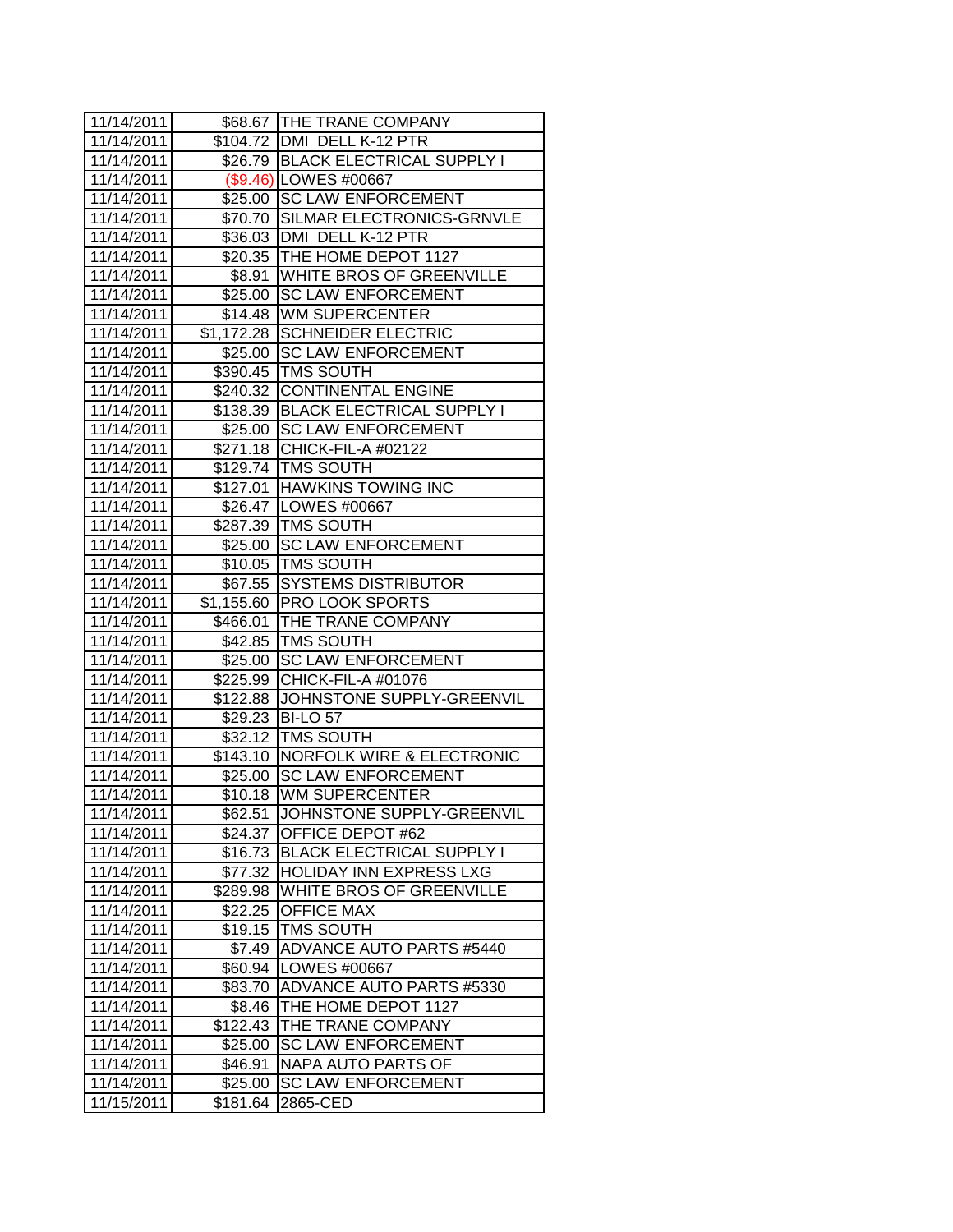| 11/14/2011 | $68.67 | THE TRANE COMPANY |
|---|---|---|
| 11/14/2011 | $104.72 | DMI  DELL K-12 PTR |
| 11/14/2011 | $26.79 | BLACK ELECTRICAL SUPPLY I |
| 11/14/2011 | ($9.46) | LOWES #00667 |
| 11/14/2011 | $25.00 | SC LAW ENFORCEMENT |
| 11/14/2011 | $70.70 | SILMAR ELECTRONICS-GRNVLE |
| 11/14/2011 | $36.03 | DMI  DELL K-12 PTR |
| 11/14/2011 | $20.35 | THE HOME DEPOT 1127 |
| 11/14/2011 | $8.91 | WHITE BROS OF GREENVILLE |
| 11/14/2011 | $25.00 | SC LAW ENFORCEMENT |
| 11/14/2011 | $14.48 | WM SUPERCENTER |
| 11/14/2011 | $1,172.28 | SCHNEIDER ELECTRIC |
| 11/14/2011 | $25.00 | SC LAW ENFORCEMENT |
| 11/14/2011 | $390.45 | TMS SOUTH |
| 11/14/2011 | $240.32 | CONTINENTAL ENGINE |
| 11/14/2011 | $138.39 | BLACK ELECTRICAL SUPPLY I |
| 11/14/2011 | $25.00 | SC LAW ENFORCEMENT |
| 11/14/2011 | $271.18 | CHICK-FIL-A #02122 |
| 11/14/2011 | $129.74 | TMS SOUTH |
| 11/14/2011 | $127.01 | HAWKINS TOWING INC |
| 11/14/2011 | $26.47 | LOWES #00667 |
| 11/14/2011 | $287.39 | TMS SOUTH |
| 11/14/2011 | $25.00 | SC LAW ENFORCEMENT |
| 11/14/2011 | $10.05 | TMS SOUTH |
| 11/14/2011 | $67.55 | SYSTEMS DISTRIBUTOR |
| 11/14/2011 | $1,155.60 | PRO LOOK SPORTS |
| 11/14/2011 | $466.01 | THE TRANE COMPANY |
| 11/14/2011 | $42.85 | TMS SOUTH |
| 11/14/2011 | $25.00 | SC LAW ENFORCEMENT |
| 11/14/2011 | $225.99 | CHICK-FIL-A #01076 |
| 11/14/2011 | $122.88 | JOHNSTONE SUPPLY-GREENVIL |
| 11/14/2011 | $29.23 | BI-LO 57 |
| 11/14/2011 | $32.12 | TMS SOUTH |
| 11/14/2011 | $143.10 | NORFOLK WIRE & ELECTRONIC |
| 11/14/2011 | $25.00 | SC LAW ENFORCEMENT |
| 11/14/2011 | $10.18 | WM SUPERCENTER |
| 11/14/2011 | $62.51 | JOHNSTONE SUPPLY-GREENVIL |
| 11/14/2011 | $24.37 | OFFICE DEPOT #62 |
| 11/14/2011 | $16.73 | BLACK ELECTRICAL SUPPLY I |
| 11/14/2011 | $77.32 | HOLIDAY INN EXPRESS LXG |
| 11/14/2011 | $289.98 | WHITE BROS OF GREENVILLE |
| 11/14/2011 | $22.25 | OFFICE MAX |
| 11/14/2011 | $19.15 | TMS SOUTH |
| 11/14/2011 | $7.49 | ADVANCE AUTO PARTS #5440 |
| 11/14/2011 | $60.94 | LOWES #00667 |
| 11/14/2011 | $83.70 | ADVANCE AUTO PARTS #5330 |
| 11/14/2011 | $8.46 | THE HOME DEPOT 1127 |
| 11/14/2011 | $122.43 | THE TRANE COMPANY |
| 11/14/2011 | $25.00 | SC LAW ENFORCEMENT |
| 11/14/2011 | $46.91 | NAPA AUTO PARTS OF |
| 11/14/2011 | $25.00 | SC LAW ENFORCEMENT |
| 11/15/2011 | $181.64 | 2865-CED |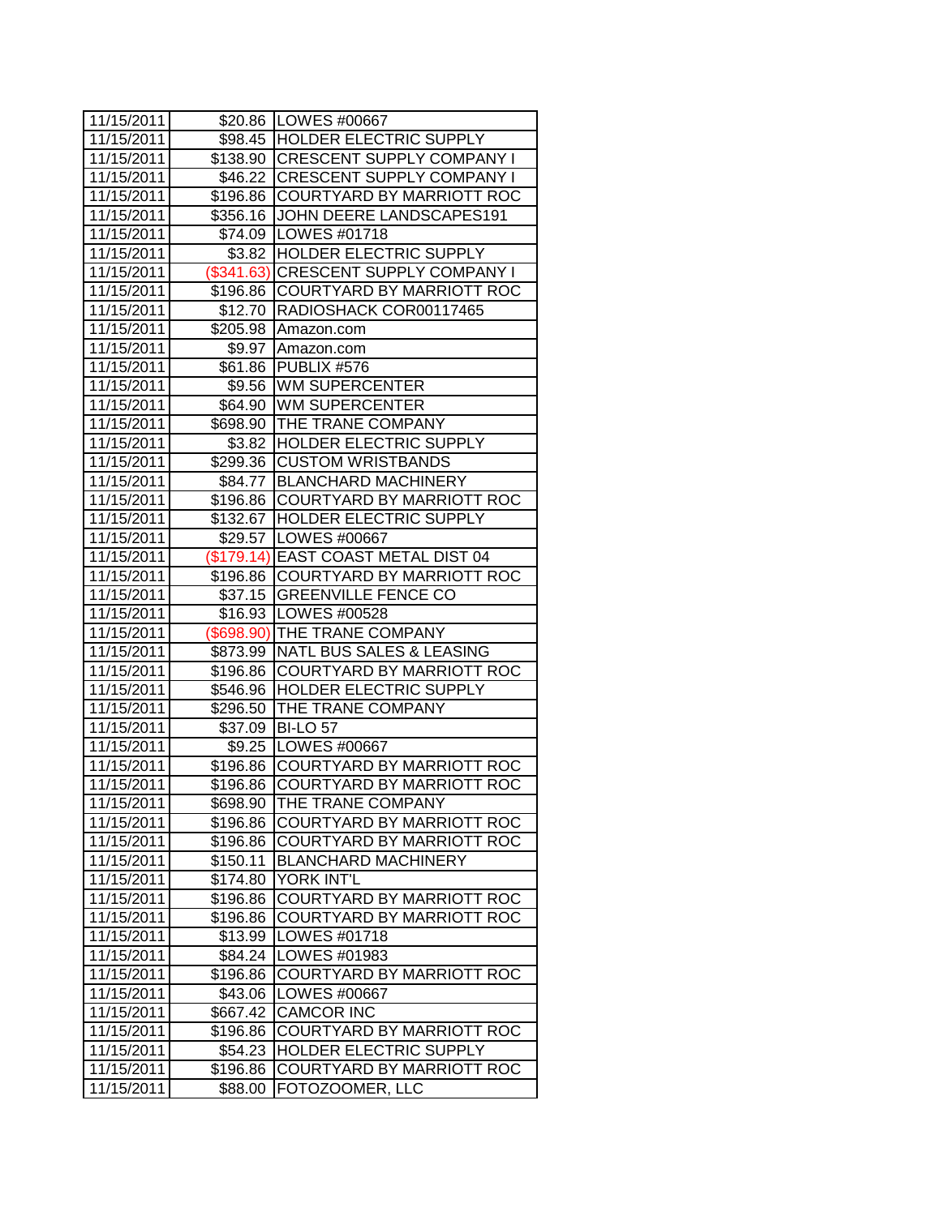| 11/15/2011 | $20.86 | LOWES #00667 |
|---|---|---|
| 11/15/2011 | $98.45 | HOLDER ELECTRIC SUPPLY |
| 11/15/2011 | $138.90 | CRESCENT SUPPLY COMPANY I |
| 11/15/2011 | $46.22 | CRESCENT SUPPLY COMPANY I |
| 11/15/2011 | $196.86 | COURTYARD BY MARRIOTT ROC |
| 11/15/2011 | $356.16 | JOHN DEERE LANDSCAPES191 |
| 11/15/2011 | $74.09 | LOWES #01718 |
| 11/15/2011 | $3.82 | HOLDER ELECTRIC SUPPLY |
| 11/15/2011 | ($341.63) | CRESCENT SUPPLY COMPANY I |
| 11/15/2011 | $196.86 | COURTYARD BY MARRIOTT ROC |
| 11/15/2011 | $12.70 | RADIOSHACK COR00117465 |
| 11/15/2011 | $205.98 | Amazon.com |
| 11/15/2011 | $9.97 | Amazon.com |
| 11/15/2011 | $61.86 | PUBLIX #576 |
| 11/15/2011 | $9.56 | WM SUPERCENTER |
| 11/15/2011 | $64.90 | WM SUPERCENTER |
| 11/15/2011 | $698.90 | THE TRANE COMPANY |
| 11/15/2011 | $3.82 | HOLDER ELECTRIC SUPPLY |
| 11/15/2011 | $299.36 | CUSTOM WRISTBANDS |
| 11/15/2011 | $84.77 | BLANCHARD MACHINERY |
| 11/15/2011 | $196.86 | COURTYARD BY MARRIOTT ROC |
| 11/15/2011 | $132.67 | HOLDER ELECTRIC SUPPLY |
| 11/15/2011 | $29.57 | LOWES #00667 |
| 11/15/2011 | ($179.14) | EAST COAST METAL DIST 04 |
| 11/15/2011 | $196.86 | COURTYARD BY MARRIOTT ROC |
| 11/15/2011 | $37.15 | GREENVILLE FENCE CO |
| 11/15/2011 | $16.93 | LOWES #00528 |
| 11/15/2011 | ($698.90) | THE TRANE COMPANY |
| 11/15/2011 | $873.99 | NATL BUS SALES & LEASING |
| 11/15/2011 | $196.86 | COURTYARD BY MARRIOTT ROC |
| 11/15/2011 | $546.96 | HOLDER ELECTRIC SUPPLY |
| 11/15/2011 | $296.50 | THE TRANE COMPANY |
| 11/15/2011 | $37.09 | BI-LO 57 |
| 11/15/2011 | $9.25 | LOWES #00667 |
| 11/15/2011 | $196.86 | COURTYARD BY MARRIOTT ROC |
| 11/15/2011 | $196.86 | COURTYARD BY MARRIOTT ROC |
| 11/15/2011 | $698.90 | THE TRANE COMPANY |
| 11/15/2011 | $196.86 | COURTYARD BY MARRIOTT ROC |
| 11/15/2011 | $196.86 | COURTYARD BY MARRIOTT ROC |
| 11/15/2011 | $150.11 | BLANCHARD MACHINERY |
| 11/15/2011 | $174.80 | YORK INT'L |
| 11/15/2011 | $196.86 | COURTYARD BY MARRIOTT ROC |
| 11/15/2011 | $196.86 | COURTYARD BY MARRIOTT ROC |
| 11/15/2011 | $13.99 | LOWES #01718 |
| 11/15/2011 | $84.24 | LOWES #01983 |
| 11/15/2011 | $196.86 | COURTYARD BY MARRIOTT ROC |
| 11/15/2011 | $43.06 | LOWES #00667 |
| 11/15/2011 | $667.42 | CAMCOR INC |
| 11/15/2011 | $196.86 | COURTYARD BY MARRIOTT ROC |
| 11/15/2011 | $54.23 | HOLDER ELECTRIC SUPPLY |
| 11/15/2011 | $196.86 | COURTYARD BY MARRIOTT ROC |
| 11/15/2011 | $88.00 | FOTOZOOMER, LLC |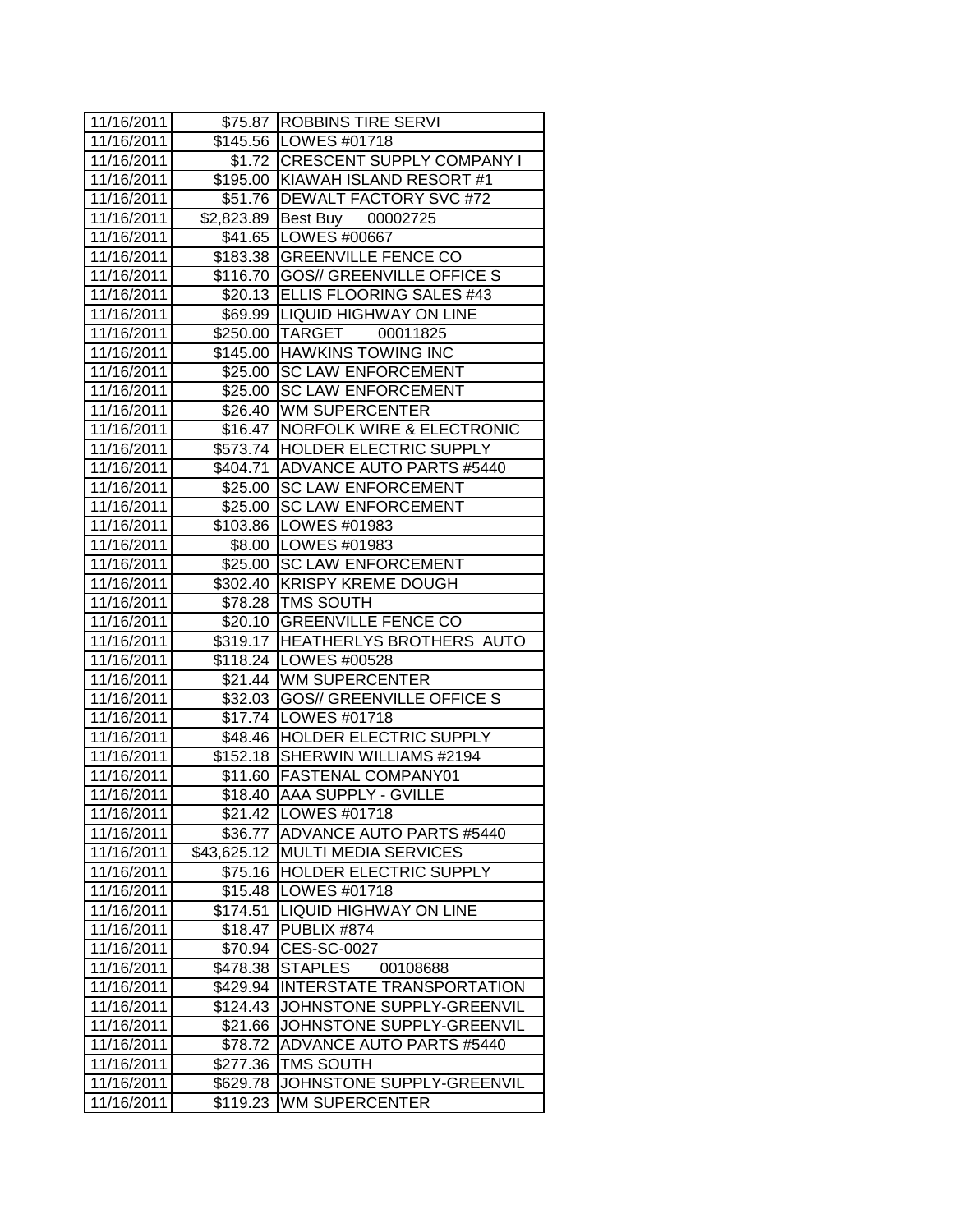| 11/16/2011 | $75.87 | ROBBINS TIRE SERVI |
|---|---|---|
| 11/16/2011 | $145.56 | LOWES #01718 |
| 11/16/2011 | $1.72 | CRESCENT SUPPLY COMPANY I |
| 11/16/2011 | $195.00 | KIAWAH ISLAND RESORT #1 |
| 11/16/2011 | $51.76 | DEWALT FACTORY SVC #72 |
| 11/16/2011 | $2,823.89 | Best Buy 00002725 |
| 11/16/2011 | $41.65 | LOWES #00667 |
| 11/16/2011 | $183.38 | GREENVILLE FENCE CO |
| 11/16/2011 | $116.70 | GOS// GREENVILLE OFFICE S |
| 11/16/2011 | $20.13 | ELLIS FLOORING SALES #43 |
| 11/16/2011 | $69.99 | LIQUID HIGHWAY ON LINE |
| 11/16/2011 | $250.00 | TARGET 00011825 |
| 11/16/2011 | $145.00 | HAWKINS TOWING INC |
| 11/16/2011 | $25.00 | SC LAW ENFORCEMENT |
| 11/16/2011 | $25.00 | SC LAW ENFORCEMENT |
| 11/16/2011 | $26.40 | WM SUPERCENTER |
| 11/16/2011 | $16.47 | NORFOLK WIRE & ELECTRONIC |
| 11/16/2011 | $573.74 | HOLDER ELECTRIC SUPPLY |
| 11/16/2011 | $404.71 | ADVANCE AUTO PARTS #5440 |
| 11/16/2011 | $25.00 | SC LAW ENFORCEMENT |
| 11/16/2011 | $25.00 | SC LAW ENFORCEMENT |
| 11/16/2011 | $103.86 | LOWES #01983 |
| 11/16/2011 | $8.00 | LOWES #01983 |
| 11/16/2011 | $25.00 | SC LAW ENFORCEMENT |
| 11/16/2011 | $302.40 | KRISPY KREME DOUGH |
| 11/16/2011 | $78.28 | TMS SOUTH |
| 11/16/2011 | $20.10 | GREENVILLE FENCE CO |
| 11/16/2011 | $319.17 | HEATHERLYS BROTHERS AUTO |
| 11/16/2011 | $118.24 | LOWES #00528 |
| 11/16/2011 | $21.44 | WM SUPERCENTER |
| 11/16/2011 | $32.03 | GOS// GREENVILLE OFFICE S |
| 11/16/2011 | $17.74 | LOWES #01718 |
| 11/16/2011 | $48.46 | HOLDER ELECTRIC SUPPLY |
| 11/16/2011 | $152.18 | SHERWIN WILLIAMS #2194 |
| 11/16/2011 | $11.60 | FASTENAL COMPANY01 |
| 11/16/2011 | $18.40 | AAA SUPPLY - GVILLE |
| 11/16/2011 | $21.42 | LOWES #01718 |
| 11/16/2011 | $36.77 | ADVANCE AUTO PARTS #5440 |
| 11/16/2011 | $43,625.12 | MULTI MEDIA SERVICES |
| 11/16/2011 | $75.16 | HOLDER ELECTRIC SUPPLY |
| 11/16/2011 | $15.48 | LOWES #01718 |
| 11/16/2011 | $174.51 | LIQUID HIGHWAY ON LINE |
| 11/16/2011 | $18.47 | PUBLIX #874 |
| 11/16/2011 | $70.94 | CES-SC-0027 |
| 11/16/2011 | $478.38 | STAPLES 00108688 |
| 11/16/2011 | $429.94 | INTERSTATE TRANSPORTATION |
| 11/16/2011 | $124.43 | JOHNSTONE SUPPLY-GREENVIL |
| 11/16/2011 | $21.66 | JOHNSTONE SUPPLY-GREENVIL |
| 11/16/2011 | $78.72 | ADVANCE AUTO PARTS #5440 |
| 11/16/2011 | $277.36 | TMS SOUTH |
| 11/16/2011 | $629.78 | JOHNSTONE SUPPLY-GREENVIL |
| 11/16/2011 | $119.23 | WM SUPERCENTER |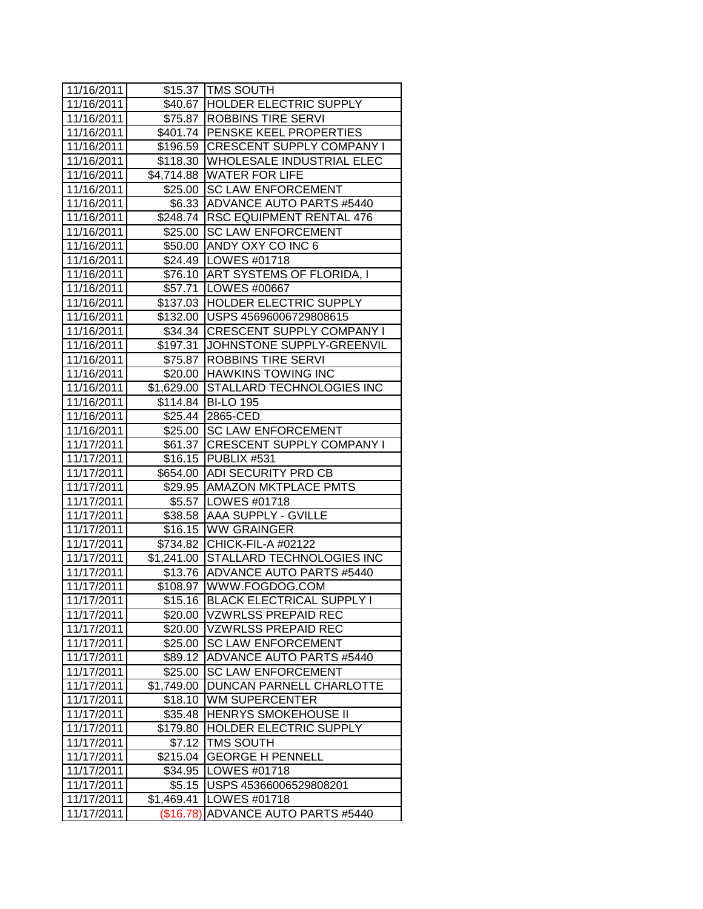| 11/16/2011 | $15.37 | TMS SOUTH |
|---|---|---|
| 11/16/2011 | $40.67 | HOLDER ELECTRIC SUPPLY |
| 11/16/2011 | $75.87 | ROBBINS TIRE SERVI |
| 11/16/2011 | $401.74 | PENSKE KEEL PROPERTIES |
| 11/16/2011 | $196.59 | CRESCENT SUPPLY COMPANY I |
| 11/16/2011 | $118.30 | WHOLESALE INDUSTRIAL ELEC |
| 11/16/2011 | $4,714.88 | WATER FOR LIFE |
| 11/16/2011 | $25.00 | SC LAW ENFORCEMENT |
| 11/16/2011 | $6.33 | ADVANCE AUTO PARTS #5440 |
| 11/16/2011 | $248.74 | RSC EQUIPMENT RENTAL 476 |
| 11/16/2011 | $25.00 | SC LAW ENFORCEMENT |
| 11/16/2011 | $50.00 | ANDY OXY CO INC 6 |
| 11/16/2011 | $24.49 | LOWES #01718 |
| 11/16/2011 | $76.10 | ART SYSTEMS OF FLORIDA, I |
| 11/16/2011 | $57.71 | LOWES #00667 |
| 11/16/2011 | $137.03 | HOLDER ELECTRIC SUPPLY |
| 11/16/2011 | $132.00 | USPS 45696006729808615 |
| 11/16/2011 | $34.34 | CRESCENT SUPPLY COMPANY I |
| 11/16/2011 | $197.31 | JOHNSTONE SUPPLY-GREENVIL |
| 11/16/2011 | $75.87 | ROBBINS TIRE SERVI |
| 11/16/2011 | $20.00 | HAWKINS TOWING INC |
| 11/16/2011 | $1,629.00 | STALLARD TECHNOLOGIES INC |
| 11/16/2011 | $114.84 | BI-LO 195 |
| 11/16/2011 | $25.44 | 2865-CED |
| 11/16/2011 | $25.00 | SC LAW ENFORCEMENT |
| 11/17/2011 | $61.37 | CRESCENT SUPPLY COMPANY I |
| 11/17/2011 | $16.15 | PUBLIX #531 |
| 11/17/2011 | $654.00 | ADI SECURITY PRD CB |
| 11/17/2011 | $29.95 | AMAZON MKTPLACE PMTS |
| 11/17/2011 | $5.57 | LOWES #01718 |
| 11/17/2011 | $38.58 | AAA SUPPLY - GVILLE |
| 11/17/2011 | $16.15 | WW GRAINGER |
| 11/17/2011 | $734.82 | CHICK-FIL-A #02122 |
| 11/17/2011 | $1,241.00 | STALLARD TECHNOLOGIES INC |
| 11/17/2011 | $13.76 | ADVANCE AUTO PARTS #5440 |
| 11/17/2011 | $108.97 | WWW.FOGDOG.COM |
| 11/17/2011 | $15.16 | BLACK ELECTRICAL SUPPLY I |
| 11/17/2011 | $20.00 | VZWRLSS PREPAID REC |
| 11/17/2011 | $20.00 | VZWRLSS PREPAID REC |
| 11/17/2011 | $25.00 | SC LAW ENFORCEMENT |
| 11/17/2011 | $89.12 | ADVANCE AUTO PARTS #5440 |
| 11/17/2011 | $25.00 | SC LAW ENFORCEMENT |
| 11/17/2011 | $1,749.00 | DUNCAN PARNELL CHARLOTTE |
| 11/17/2011 | $18.10 | WM SUPERCENTER |
| 11/17/2011 | $35.48 | HENRYS SMOKEHOUSE II |
| 11/17/2011 | $179.80 | HOLDER ELECTRIC SUPPLY |
| 11/17/2011 | $7.12 | TMS SOUTH |
| 11/17/2011 | $215.04 | GEORGE H PENNELL |
| 11/17/2011 | $34.95 | LOWES #01718 |
| 11/17/2011 | $5.15 | USPS 45366006529808201 |
| 11/17/2011 | $1,469.41 | LOWES #01718 |
| 11/17/2011 | ($16.78) | ADVANCE AUTO PARTS #5440 |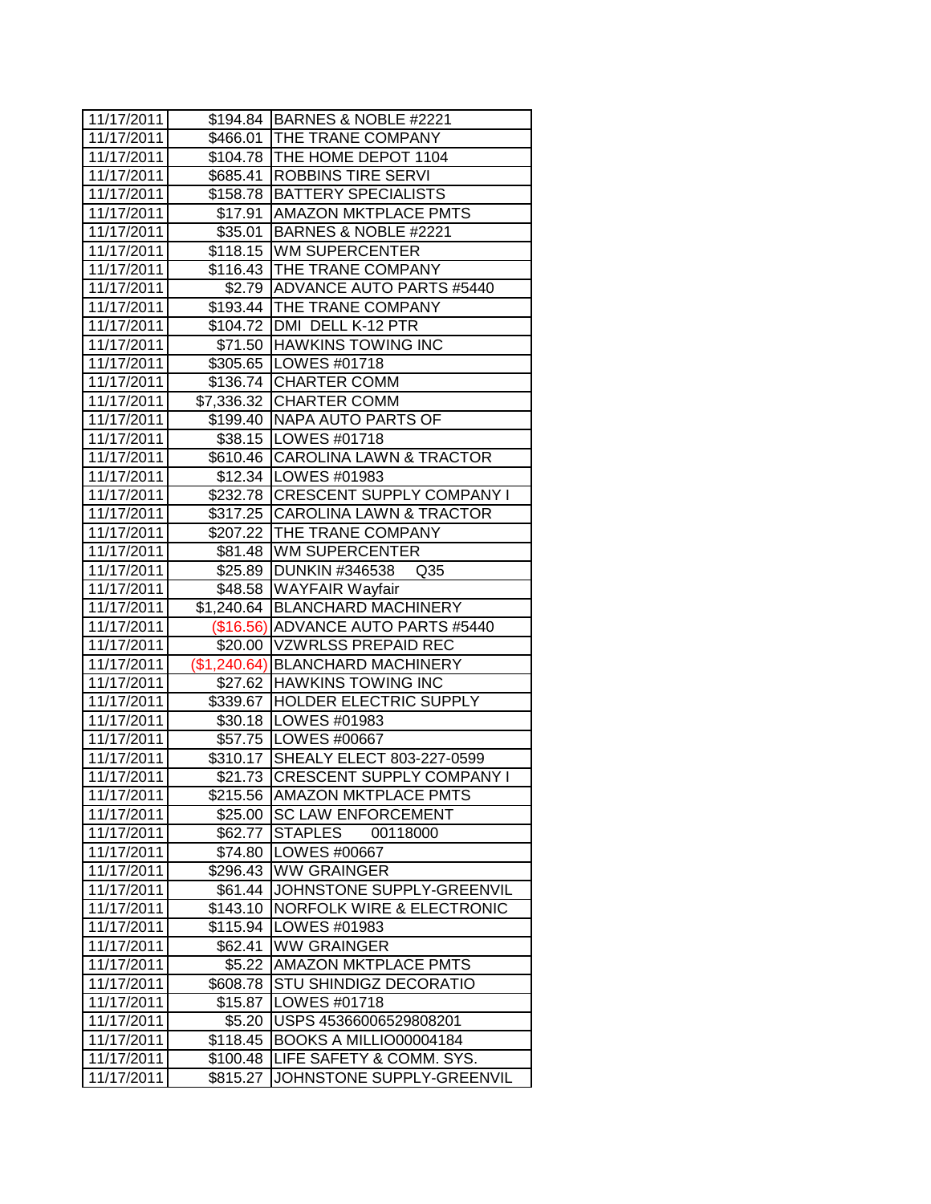| 11/17/2011 | $194.84 | BARNES & NOBLE #2221 |
|---|---|---|
| 11/17/2011 | $466.01 | THE TRANE COMPANY |
| 11/17/2011 | $104.78 | THE HOME DEPOT 1104 |
| 11/17/2011 | $685.41 | ROBBINS TIRE SERVI |
| 11/17/2011 | $158.78 | BATTERY SPECIALISTS |
| 11/17/2011 | $17.91 | AMAZON MKTPLACE PMTS |
| 11/17/2011 | $35.01 | BARNES & NOBLE #2221 |
| 11/17/2011 | $118.15 | WM SUPERCENTER |
| 11/17/2011 | $116.43 | THE TRANE COMPANY |
| 11/17/2011 | $2.79 | ADVANCE AUTO PARTS #5440 |
| 11/17/2011 | $193.44 | THE TRANE COMPANY |
| 11/17/2011 | $104.72 | DMI DELL K-12 PTR |
| 11/17/2011 | $71.50 | HAWKINS TOWING INC |
| 11/17/2011 | $305.65 | LOWES #01718 |
| 11/17/2011 | $136.74 | CHARTER COMM |
| 11/17/2011 | $7,336.32 | CHARTER COMM |
| 11/17/2011 | $199.40 | NAPA AUTO PARTS OF |
| 11/17/2011 | $38.15 | LOWES #01718 |
| 11/17/2011 | $610.46 | CAROLINA LAWN & TRACTOR |
| 11/17/2011 | $12.34 | LOWES #01983 |
| 11/17/2011 | $232.78 | CRESCENT SUPPLY COMPANY I |
| 11/17/2011 | $317.25 | CAROLINA LAWN & TRACTOR |
| 11/17/2011 | $207.22 | THE TRANE COMPANY |
| 11/17/2011 | $81.48 | WM SUPERCENTER |
| 11/17/2011 | $25.89 | DUNKIN #346538 Q35 |
| 11/17/2011 | $48.58 | WAYFAIR Wayfair |
| 11/17/2011 | $1,240.64 | BLANCHARD MACHINERY |
| 11/17/2011 | ($16.56) | ADVANCE AUTO PARTS #5440 |
| 11/17/2011 | $20.00 | VZWRLSS PREPAID REC |
| 11/17/2011 | ($1,240.64) | BLANCHARD MACHINERY |
| 11/17/2011 | $27.62 | HAWKINS TOWING INC |
| 11/17/2011 | $339.67 | HOLDER ELECTRIC SUPPLY |
| 11/17/2011 | $30.18 | LOWES #01983 |
| 11/17/2011 | $57.75 | LOWES #00667 |
| 11/17/2011 | $310.17 | SHEALY ELECT 803-227-0599 |
| 11/17/2011 | $21.73 | CRESCENT SUPPLY COMPANY I |
| 11/17/2011 | $215.56 | AMAZON MKTPLACE PMTS |
| 11/17/2011 | $25.00 | SC LAW ENFORCEMENT |
| 11/17/2011 | $62.77 | STAPLES 00118000 |
| 11/17/2011 | $74.80 | LOWES #00667 |
| 11/17/2011 | $296.43 | WW GRAINGER |
| 11/17/2011 | $61.44 | JOHNSTONE SUPPLY-GREENVIL |
| 11/17/2011 | $143.10 | NORFOLK WIRE & ELECTRONIC |
| 11/17/2011 | $115.94 | LOWES #01983 |
| 11/17/2011 | $62.41 | WW GRAINGER |
| 11/17/2011 | $5.22 | AMAZON MKTPLACE PMTS |
| 11/17/2011 | $608.78 | STU SHINDIGZ DECORATIO |
| 11/17/2011 | $15.87 | LOWES #01718 |
| 11/17/2011 | $5.20 | USPS 45366006529808201 |
| 11/17/2011 | $118.45 | BOOKS A MILLIO00004184 |
| 11/17/2011 | $100.48 | LIFE SAFETY & COMM. SYS. |
| 11/17/2011 | $815.27 | JOHNSTONE SUPPLY-GREENVIL |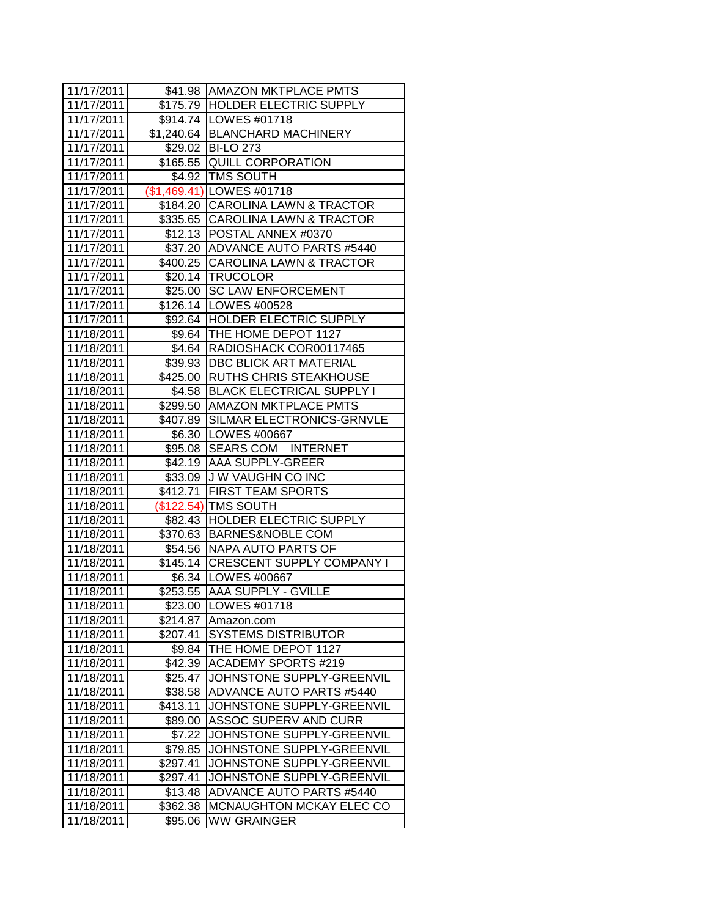| | | |
|---|---|---|
| 11/17/2011 | $41.98 | AMAZON MKTPLACE PMTS |
| 11/17/2011 | $175.79 | HOLDER ELECTRIC SUPPLY |
| 11/17/2011 | $914.74 | LOWES #01718 |
| 11/17/2011 | $1,240.64 | BLANCHARD MACHINERY |
| 11/17/2011 | $29.02 | BI-LO 273 |
| 11/17/2011 | $165.55 | QUILL CORPORATION |
| 11/17/2011 | $4.92 | TMS SOUTH |
| 11/17/2011 | ($1,469.41) | LOWES #01718 |
| 11/17/2011 | $184.20 | CAROLINA LAWN & TRACTOR |
| 11/17/2011 | $335.65 | CAROLINA LAWN & TRACTOR |
| 11/17/2011 | $12.13 | POSTAL ANNEX #0370 |
| 11/17/2011 | $37.20 | ADVANCE AUTO PARTS #5440 |
| 11/17/2011 | $400.25 | CAROLINA LAWN & TRACTOR |
| 11/17/2011 | $20.14 | TRUCOLOR |
| 11/17/2011 | $25.00 | SC LAW ENFORCEMENT |
| 11/17/2011 | $126.14 | LOWES #00528 |
| 11/17/2011 | $92.64 | HOLDER ELECTRIC SUPPLY |
| 11/18/2011 | $9.64 | THE HOME DEPOT 1127 |
| 11/18/2011 | $4.64 | RADIOSHACK COR00117465 |
| 11/18/2011 | $39.93 | DBC BLICK ART MATERIAL |
| 11/18/2011 | $425.00 | RUTHS CHRIS STEAKHOUSE |
| 11/18/2011 | $4.58 | BLACK ELECTRICAL SUPPLY I |
| 11/18/2011 | $299.50 | AMAZON MKTPLACE PMTS |
| 11/18/2011 | $407.89 | SILMAR ELECTRONICS-GRNVLE |
| 11/18/2011 | $6.30 | LOWES #00667 |
| 11/18/2011 | $95.08 | SEARS COM INTERNET |
| 11/18/2011 | $42.19 | AAA SUPPLY-GREER |
| 11/18/2011 | $33.09 | J W VAUGHN CO INC |
| 11/18/2011 | $412.71 | FIRST TEAM SPORTS |
| 11/18/2011 | ($122.54) | TMS SOUTH |
| 11/18/2011 | $82.43 | HOLDER ELECTRIC SUPPLY |
| 11/18/2011 | $370.63 | BARNES&NOBLE COM |
| 11/18/2011 | $54.56 | NAPA AUTO PARTS OF |
| 11/18/2011 | $145.14 | CRESCENT SUPPLY COMPANY I |
| 11/18/2011 | $6.34 | LOWES #00667 |
| 11/18/2011 | $253.55 | AAA SUPPLY - GVILLE |
| 11/18/2011 | $23.00 | LOWES #01718 |
| 11/18/2011 | $214.87 | Amazon.com |
| 11/18/2011 | $207.41 | SYSTEMS DISTRIBUTOR |
| 11/18/2011 | $9.84 | THE HOME DEPOT 1127 |
| 11/18/2011 | $42.39 | ACADEMY SPORTS #219 |
| 11/18/2011 | $25.47 | JOHNSTONE SUPPLY-GREENVIL |
| 11/18/2011 | $38.58 | ADVANCE AUTO PARTS #5440 |
| 11/18/2011 | $413.11 | JOHNSTONE SUPPLY-GREENVIL |
| 11/18/2011 | $89.00 | ASSOC SUPERV AND CURR |
| 11/18/2011 | $7.22 | JOHNSTONE SUPPLY-GREENVIL |
| 11/18/2011 | $79.85 | JOHNSTONE SUPPLY-GREENVIL |
| 11/18/2011 | $297.41 | JOHNSTONE SUPPLY-GREENVIL |
| 11/18/2011 | $297.41 | JOHNSTONE SUPPLY-GREENVIL |
| 11/18/2011 | $13.48 | ADVANCE AUTO PARTS #5440 |
| 11/18/2011 | $362.38 | MCNAUGHTON MCKAY ELEC CO |
| 11/18/2011 | $95.06 | WW GRAINGER |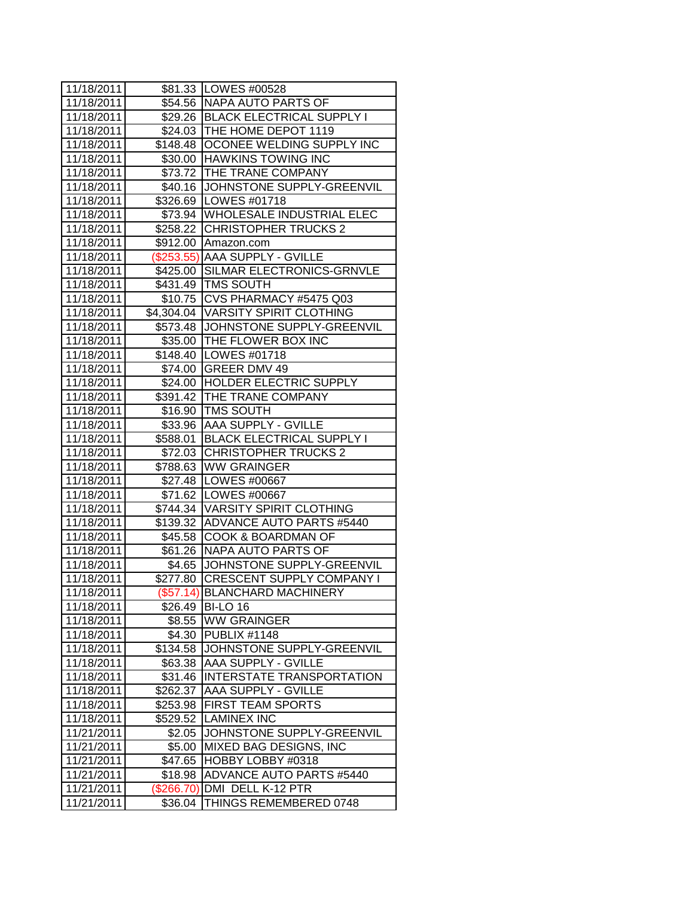| 11/18/2011 | $81.33 | LOWES #00528 |
|---|---|---|
| 11/18/2011 | $54.56 | NAPA AUTO PARTS OF |
| 11/18/2011 | $29.26 | BLACK ELECTRICAL SUPPLY I |
| 11/18/2011 | $24.03 | THE HOME DEPOT 1119 |
| 11/18/2011 | $148.48 | OCONEE WELDING SUPPLY INC |
| 11/18/2011 | $30.00 | HAWKINS TOWING INC |
| 11/18/2011 | $73.72 | THE TRANE COMPANY |
| 11/18/2011 | $40.16 | JOHNSTONE SUPPLY-GREENVIL |
| 11/18/2011 | $326.69 | LOWES #01718 |
| 11/18/2011 | $73.94 | WHOLESALE INDUSTRIAL ELEC |
| 11/18/2011 | $258.22 | CHRISTOPHER TRUCKS 2 |
| 11/18/2011 | $912.00 | Amazon.com |
| 11/18/2011 | ($253.55) | AAA SUPPLY - GVILLE |
| 11/18/2011 | $425.00 | SILMAR ELECTRONICS-GRNVLE |
| 11/18/2011 | $431.49 | TMS SOUTH |
| 11/18/2011 | $10.75 | CVS PHARMACY #5475 Q03 |
| 11/18/2011 | $4,304.04 | VARSITY SPIRIT CLOTHING |
| 11/18/2011 | $573.48 | JOHNSTONE SUPPLY-GREENVIL |
| 11/18/2011 | $35.00 | THE FLOWER BOX INC |
| 11/18/2011 | $148.40 | LOWES #01718 |
| 11/18/2011 | $74.00 | GREER DMV 49 |
| 11/18/2011 | $24.00 | HOLDER ELECTRIC SUPPLY |
| 11/18/2011 | $391.42 | THE TRANE COMPANY |
| 11/18/2011 | $16.90 | TMS SOUTH |
| 11/18/2011 | $33.96 | AAA SUPPLY - GVILLE |
| 11/18/2011 | $588.01 | BLACK ELECTRICAL SUPPLY I |
| 11/18/2011 | $72.03 | CHRISTOPHER TRUCKS 2 |
| 11/18/2011 | $788.63 | WW GRAINGER |
| 11/18/2011 | $27.48 | LOWES #00667 |
| 11/18/2011 | $71.62 | LOWES #00667 |
| 11/18/2011 | $744.34 | VARSITY SPIRIT CLOTHING |
| 11/18/2011 | $139.32 | ADVANCE AUTO PARTS #5440 |
| 11/18/2011 | $45.58 | COOK & BOARDMAN OF |
| 11/18/2011 | $61.26 | NAPA AUTO PARTS OF |
| 11/18/2011 | $4.65 | JOHNSTONE SUPPLY-GREENVIL |
| 11/18/2011 | $277.80 | CRESCENT SUPPLY COMPANY I |
| 11/18/2011 | ($57.14) | BLANCHARD MACHINERY |
| 11/18/2011 | $26.49 | BI-LO 16 |
| 11/18/2011 | $8.55 | WW GRAINGER |
| 11/18/2011 | $4.30 | PUBLIX #1148 |
| 11/18/2011 | $134.58 | JOHNSTONE SUPPLY-GREENVIL |
| 11/18/2011 | $63.38 | AAA SUPPLY - GVILLE |
| 11/18/2011 | $31.46 | INTERSTATE TRANSPORTATION |
| 11/18/2011 | $262.37 | AAA SUPPLY - GVILLE |
| 11/18/2011 | $253.98 | FIRST TEAM SPORTS |
| 11/18/2011 | $529.52 | LAMINEX INC |
| 11/21/2011 | $2.05 | JOHNSTONE SUPPLY-GREENVIL |
| 11/21/2011 | $5.00 | MIXED BAG DESIGNS, INC |
| 11/21/2011 | $47.65 | HOBBY LOBBY #0318 |
| 11/21/2011 | $18.98 | ADVANCE AUTO PARTS #5440 |
| 11/21/2011 | ($266.70) | DMI DELL K-12 PTR |
| 11/21/2011 | $36.04 | THINGS REMEMBERED 0748 |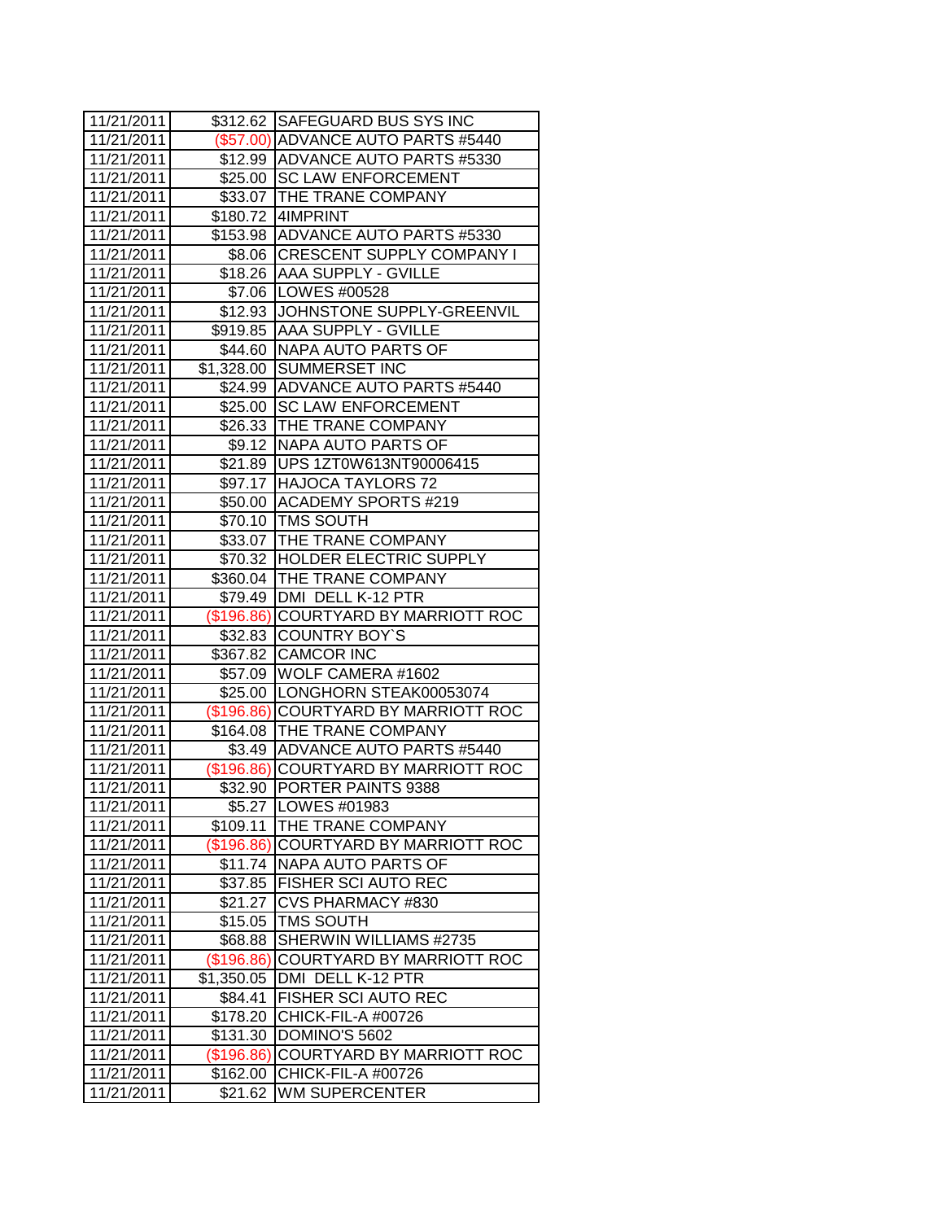| 11/21/2011 | $312.62 | SAFEGUARD BUS SYS INC |
|---|---|---|
| 11/21/2011 | ($57.00) | ADVANCE AUTO PARTS #5440 |
| 11/21/2011 | $12.99 | ADVANCE AUTO PARTS #5330 |
| 11/21/2011 | $25.00 | SC LAW ENFORCEMENT |
| 11/21/2011 | $33.07 | THE TRANE COMPANY |
| 11/21/2011 | $180.72 | 4IMPRINT |
| 11/21/2011 | $153.98 | ADVANCE AUTO PARTS #5330 |
| 11/21/2011 | $8.06 | CRESCENT SUPPLY COMPANY I |
| 11/21/2011 | $18.26 | AAA SUPPLY - GVILLE |
| 11/21/2011 | $7.06 | LOWES #00528 |
| 11/21/2011 | $12.93 | JOHNSTONE SUPPLY-GREENVIL |
| 11/21/2011 | $919.85 | AAA SUPPLY - GVILLE |
| 11/21/2011 | $44.60 | NAPA AUTO PARTS OF |
| 11/21/2011 | $1,328.00 | SUMMERSET INC |
| 11/21/2011 | $24.99 | ADVANCE AUTO PARTS #5440 |
| 11/21/2011 | $25.00 | SC LAW ENFORCEMENT |
| 11/21/2011 | $26.33 | THE TRANE COMPANY |
| 11/21/2011 | $9.12 | NAPA AUTO PARTS OF |
| 11/21/2011 | $21.89 | UPS 1ZT0W613NT90006415 |
| 11/21/2011 | $97.17 | HAJOCA TAYLORS 72 |
| 11/21/2011 | $50.00 | ACADEMY SPORTS #219 |
| 11/21/2011 | $70.10 | TMS SOUTH |
| 11/21/2011 | $33.07 | THE TRANE COMPANY |
| 11/21/2011 | $70.32 | HOLDER ELECTRIC SUPPLY |
| 11/21/2011 | $360.04 | THE TRANE COMPANY |
| 11/21/2011 | $79.49 | DMI DELL K-12 PTR |
| 11/21/2011 | ($196.86) | COURTYARD BY MARRIOTT ROC |
| 11/21/2011 | $32.83 | COUNTRY BOY`S |
| 11/21/2011 | $367.82 | CAMCOR INC |
| 11/21/2011 | $57.09 | WOLF CAMERA #1602 |
| 11/21/2011 | $25.00 | LONGHORN STEAK00053074 |
| 11/21/2011 | ($196.86) | COURTYARD BY MARRIOTT ROC |
| 11/21/2011 | $164.08 | THE TRANE COMPANY |
| 11/21/2011 | $3.49 | ADVANCE AUTO PARTS #5440 |
| 11/21/2011 | ($196.86) | COURTYARD BY MARRIOTT ROC |
| 11/21/2011 | $32.90 | PORTER PAINTS 9388 |
| 11/21/2011 | $5.27 | LOWES #01983 |
| 11/21/2011 | $109.11 | THE TRANE COMPANY |
| 11/21/2011 | ($196.86) | COURTYARD BY MARRIOTT ROC |
| 11/21/2011 | $11.74 | NAPA AUTO PARTS OF |
| 11/21/2011 | $37.85 | FISHER SCI AUTO REC |
| 11/21/2011 | $21.27 | CVS PHARMACY #830 |
| 11/21/2011 | $15.05 | TMS SOUTH |
| 11/21/2011 | $68.88 | SHERWIN WILLIAMS #2735 |
| 11/21/2011 | ($196.86) | COURTYARD BY MARRIOTT ROC |
| 11/21/2011 | $1,350.05 | DMI DELL K-12 PTR |
| 11/21/2011 | $84.41 | FISHER SCI AUTO REC |
| 11/21/2011 | $178.20 | CHICK-FIL-A #00726 |
| 11/21/2011 | $131.30 | DOMINO'S 5602 |
| 11/21/2011 | ($196.86) | COURTYARD BY MARRIOTT ROC |
| 11/21/2011 | $162.00 | CHICK-FIL-A #00726 |
| 11/21/2011 | $21.62 | WM SUPERCENTER |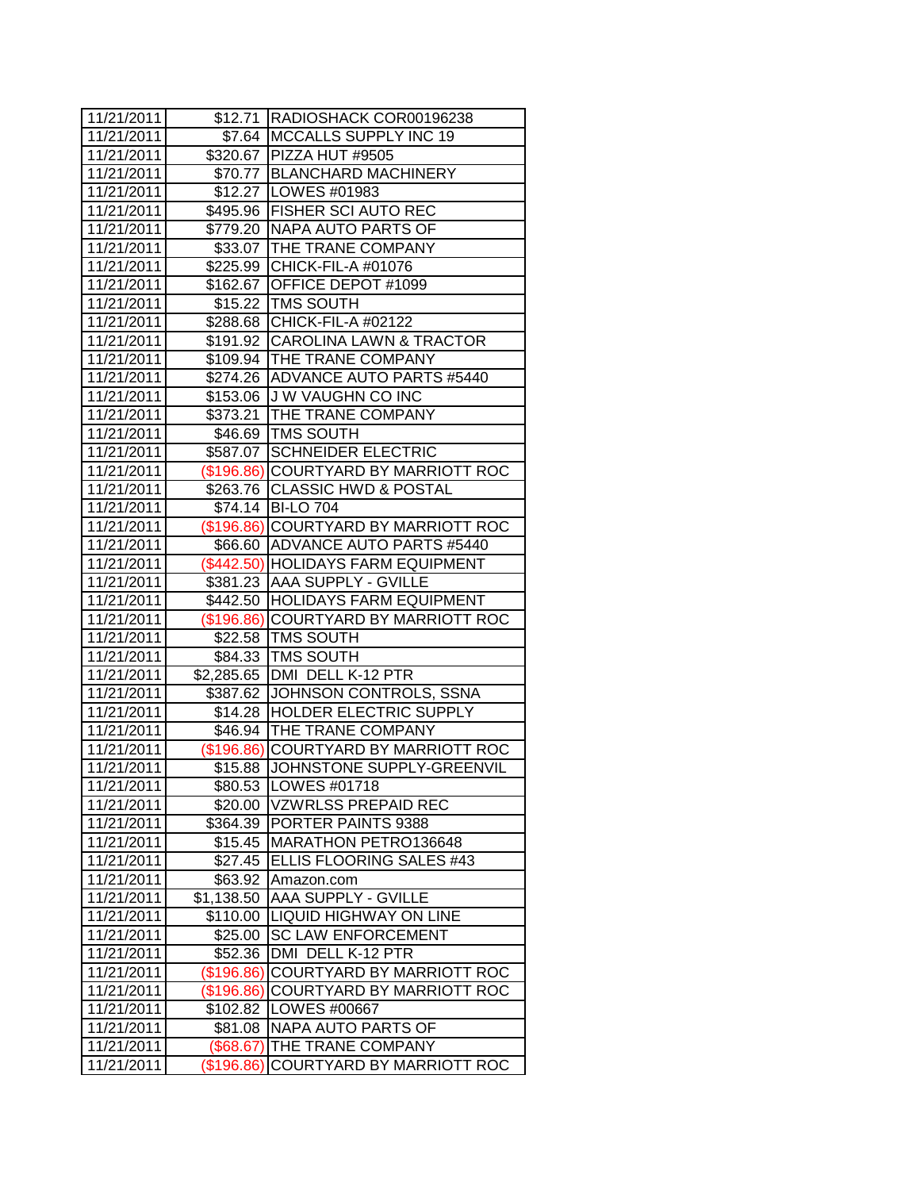| 11/21/2011 | $12.71 | RADIOSHACK COR00196238 |
|---|---|---|
| 11/21/2011 | $7.64 | MCCALLS SUPPLY INC 19 |
| 11/21/2011 | $320.67 | PIZZA HUT #9505 |
| 11/21/2011 | $70.77 | BLANCHARD MACHINERY |
| 11/21/2011 | $12.27 | LOWES #01983 |
| 11/21/2011 | $495.96 | FISHER SCI AUTO REC |
| 11/21/2011 | $779.20 | NAPA AUTO PARTS OF |
| 11/21/2011 | $33.07 | THE TRANE COMPANY |
| 11/21/2011 | $225.99 | CHICK-FIL-A #01076 |
| 11/21/2011 | $162.67 | OFFICE DEPOT #1099 |
| 11/21/2011 | $15.22 | TMS SOUTH |
| 11/21/2011 | $288.68 | CHICK-FIL-A #02122 |
| 11/21/2011 | $191.92 | CAROLINA LAWN & TRACTOR |
| 11/21/2011 | $109.94 | THE TRANE COMPANY |
| 11/21/2011 | $274.26 | ADVANCE AUTO PARTS #5440 |
| 11/21/2011 | $153.06 | J W VAUGHN CO INC |
| 11/21/2011 | $373.21 | THE TRANE COMPANY |
| 11/21/2011 | $46.69 | TMS SOUTH |
| 11/21/2011 | $587.07 | SCHNEIDER ELECTRIC |
| 11/21/2011 | ($196.86) | COURTYARD BY MARRIOTT ROC |
| 11/21/2011 | $263.76 | CLASSIC HWD & POSTAL |
| 11/21/2011 | $74.14 | BI-LO 704 |
| 11/21/2011 | ($196.86) | COURTYARD BY MARRIOTT ROC |
| 11/21/2011 | $66.60 | ADVANCE AUTO PARTS #5440 |
| 11/21/2011 | ($442.50) | HOLIDAYS FARM EQUIPMENT |
| 11/21/2011 | $381.23 | AAA SUPPLY - GVILLE |
| 11/21/2011 | $442.50 | HOLIDAYS FARM EQUIPMENT |
| 11/21/2011 | ($196.86) | COURTYARD BY MARRIOTT ROC |
| 11/21/2011 | $22.58 | TMS SOUTH |
| 11/21/2011 | $84.33 | TMS SOUTH |
| 11/21/2011 | $2,285.65 | DMI DELL K-12 PTR |
| 11/21/2011 | $387.62 | JOHNSON CONTROLS, SSNA |
| 11/21/2011 | $14.28 | HOLDER ELECTRIC SUPPLY |
| 11/21/2011 | $46.94 | THE TRANE COMPANY |
| 11/21/2011 | ($196.86) | COURTYARD BY MARRIOTT ROC |
| 11/21/2011 | $15.88 | JOHNSTONE SUPPLY-GREENVIL |
| 11/21/2011 | $80.53 | LOWES #01718 |
| 11/21/2011 | $20.00 | VZWRLSS PREPAID REC |
| 11/21/2011 | $364.39 | PORTER PAINTS 9388 |
| 11/21/2011 | $15.45 | MARATHON PETRO136648 |
| 11/21/2011 | $27.45 | ELLIS FLOORING SALES #43 |
| 11/21/2011 | $63.92 | Amazon.com |
| 11/21/2011 | $1,138.50 | AAA SUPPLY - GVILLE |
| 11/21/2011 | $110.00 | LIQUID HIGHWAY ON LINE |
| 11/21/2011 | $25.00 | SC LAW ENFORCEMENT |
| 11/21/2011 | $52.36 | DMI DELL K-12 PTR |
| 11/21/2011 | ($196.86) | COURTYARD BY MARRIOTT ROC |
| 11/21/2011 | ($196.86) | COURTYARD BY MARRIOTT ROC |
| 11/21/2011 | $102.82 | LOWES #00667 |
| 11/21/2011 | $81.08 | NAPA AUTO PARTS OF |
| 11/21/2011 | ($68.67) | THE TRANE COMPANY |
| 11/21/2011 | ($196.86) | COURTYARD BY MARRIOTT ROC |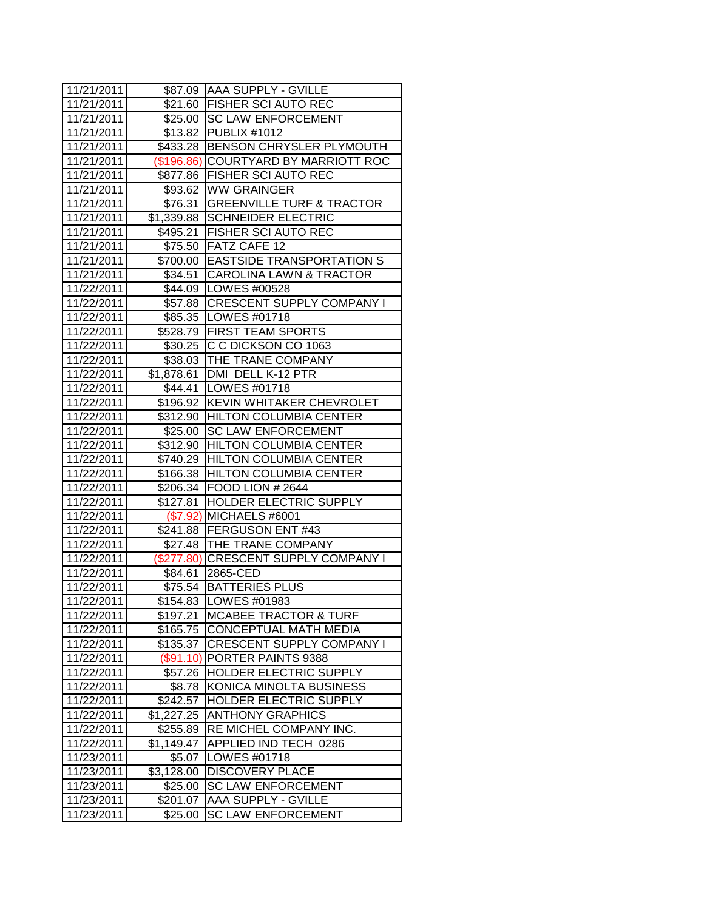| | | |
|---|---|---|
| 11/21/2011 | $87.09 | AAA SUPPLY - GVILLE |
| 11/21/2011 | $21.60 | FISHER SCI AUTO REC |
| 11/21/2011 | $25.00 | SC LAW ENFORCEMENT |
| 11/21/2011 | $13.82 | PUBLIX #1012 |
| 11/21/2011 | $433.28 | BENSON CHRYSLER PLYMOUTH |
| 11/21/2011 | ($196.86) | COURTYARD BY MARRIOTT ROC |
| 11/21/2011 | $877.86 | FISHER SCI AUTO REC |
| 11/21/2011 | $93.62 | WW GRAINGER |
| 11/21/2011 | $76.31 | GREENVILLE TURF & TRACTOR |
| 11/21/2011 | $1,339.88 | SCHNEIDER ELECTRIC |
| 11/21/2011 | $495.21 | FISHER SCI AUTO REC |
| 11/21/2011 | $75.50 | FATZ CAFE 12 |
| 11/21/2011 | $700.00 | EASTSIDE TRANSPORTATION S |
| 11/21/2011 | $34.51 | CAROLINA LAWN & TRACTOR |
| 11/22/2011 | $44.09 | LOWES #00528 |
| 11/22/2011 | $57.88 | CRESCENT SUPPLY COMPANY I |
| 11/22/2011 | $85.35 | LOWES #01718 |
| 11/22/2011 | $528.79 | FIRST TEAM SPORTS |
| 11/22/2011 | $30.25 | C C DICKSON CO 1063 |
| 11/22/2011 | $38.03 | THE TRANE COMPANY |
| 11/22/2011 | $1,878.61 | DMI DELL K-12 PTR |
| 11/22/2011 | $44.41 | LOWES #01718 |
| 11/22/2011 | $196.92 | KEVIN WHITAKER CHEVROLET |
| 11/22/2011 | $312.90 | HILTON COLUMBIA CENTER |
| 11/22/2011 | $25.00 | SC LAW ENFORCEMENT |
| 11/22/2011 | $312.90 | HILTON COLUMBIA CENTER |
| 11/22/2011 | $740.29 | HILTON COLUMBIA CENTER |
| 11/22/2011 | $166.38 | HILTON COLUMBIA CENTER |
| 11/22/2011 | $206.34 | FOOD LION # 2644 |
| 11/22/2011 | $127.81 | HOLDER ELECTRIC SUPPLY |
| 11/22/2011 | ($7.92) | MICHAELS #6001 |
| 11/22/2011 | $241.88 | FERGUSON ENT #43 |
| 11/22/2011 | $27.48 | THE TRANE COMPANY |
| 11/22/2011 | ($277.80) | CRESCENT SUPPLY COMPANY I |
| 11/22/2011 | $84.61 | 2865-CED |
| 11/22/2011 | $75.54 | BATTERIES PLUS |
| 11/22/2011 | $154.83 | LOWES #01983 |
| 11/22/2011 | $197.21 | MCABEE TRACTOR & TURF |
| 11/22/2011 | $165.75 | CONCEPTUAL MATH MEDIA |
| 11/22/2011 | $135.37 | CRESCENT SUPPLY COMPANY I |
| 11/22/2011 | ($91.10) | PORTER PAINTS 9388 |
| 11/22/2011 | $57.26 | HOLDER ELECTRIC SUPPLY |
| 11/22/2011 | $8.78 | KONICA MINOLTA BUSINESS |
| 11/22/2011 | $242.57 | HOLDER ELECTRIC SUPPLY |
| 11/22/2011 | $1,227.25 | ANTHONY GRAPHICS |
| 11/22/2011 | $255.89 | RE MICHEL COMPANY INC. |
| 11/22/2011 | $1,149.47 | APPLIED IND TECH 0286 |
| 11/23/2011 | $5.07 | LOWES #01718 |
| 11/23/2011 | $3,128.00 | DISCOVERY PLACE |
| 11/23/2011 | $25.00 | SC LAW ENFORCEMENT |
| 11/23/2011 | $201.07 | AAA SUPPLY - GVILLE |
| 11/23/2011 | $25.00 | SC LAW ENFORCEMENT |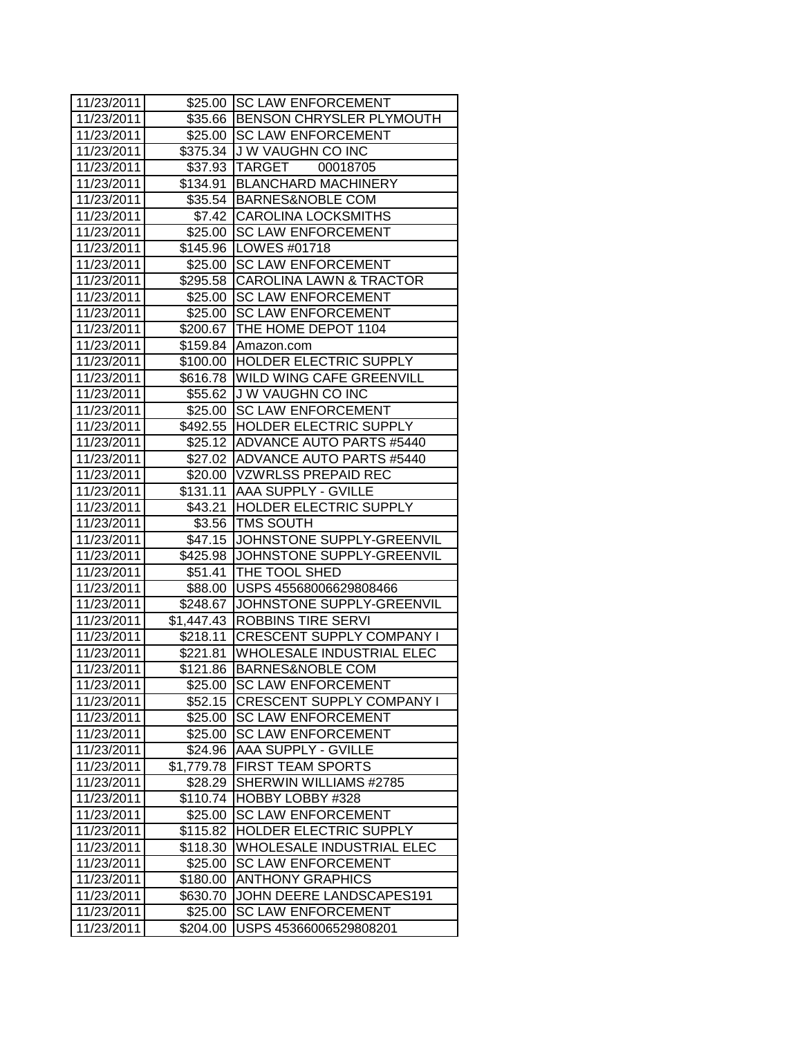| 11/23/2011 | $25.00 | SC LAW ENFORCEMENT |
|---|---|---|
| 11/23/2011 | $35.66 | BENSON CHRYSLER PLYMOUTH |
| 11/23/2011 | $25.00 | SC LAW ENFORCEMENT |
| 11/23/2011 | $375.34 | J W VAUGHN CO INC |
| 11/23/2011 | $37.93 | TARGET 00018705 |
| 11/23/2011 | $134.91 | BLANCHARD MACHINERY |
| 11/23/2011 | $35.54 | BARNES&NOBLE COM |
| 11/23/2011 | $7.42 | CAROLINA LOCKSMITHS |
| 11/23/2011 | $25.00 | SC LAW ENFORCEMENT |
| 11/23/2011 | $145.96 | LOWES #01718 |
| 11/23/2011 | $25.00 | SC LAW ENFORCEMENT |
| 11/23/2011 | $295.58 | CAROLINA LAWN & TRACTOR |
| 11/23/2011 | $25.00 | SC LAW ENFORCEMENT |
| 11/23/2011 | $25.00 | SC LAW ENFORCEMENT |
| 11/23/2011 | $200.67 | THE HOME DEPOT 1104 |
| 11/23/2011 | $159.84 | Amazon.com |
| 11/23/2011 | $100.00 | HOLDER ELECTRIC SUPPLY |
| 11/23/2011 | $616.78 | WILD WING CAFE GREENVILL |
| 11/23/2011 | $55.62 | J W VAUGHN CO INC |
| 11/23/2011 | $25.00 | SC LAW ENFORCEMENT |
| 11/23/2011 | $492.55 | HOLDER ELECTRIC SUPPLY |
| 11/23/2011 | $25.12 | ADVANCE AUTO PARTS #5440 |
| 11/23/2011 | $27.02 | ADVANCE AUTO PARTS #5440 |
| 11/23/2011 | $20.00 | VZWRLSS PREPAID REC |
| 11/23/2011 | $131.11 | AAA SUPPLY - GVILLE |
| 11/23/2011 | $43.21 | HOLDER ELECTRIC SUPPLY |
| 11/23/2011 | $3.56 | TMS SOUTH |
| 11/23/2011 | $47.15 | JOHNSTONE SUPPLY-GREENVIL |
| 11/23/2011 | $425.98 | JOHNSTONE SUPPLY-GREENVIL |
| 11/23/2011 | $51.41 | THE TOOL SHED |
| 11/23/2011 | $88.00 | USPS 45568006629808466 |
| 11/23/2011 | $248.67 | JOHNSTONE SUPPLY-GREENVIL |
| 11/23/2011 | $1,447.43 | ROBBINS TIRE SERVI |
| 11/23/2011 | $218.11 | CRESCENT SUPPLY COMPANY I |
| 11/23/2011 | $221.81 | WHOLESALE INDUSTRIAL ELEC |
| 11/23/2011 | $121.86 | BARNES&NOBLE COM |
| 11/23/2011 | $25.00 | SC LAW ENFORCEMENT |
| 11/23/2011 | $52.15 | CRESCENT SUPPLY COMPANY I |
| 11/23/2011 | $25.00 | SC LAW ENFORCEMENT |
| 11/23/2011 | $25.00 | SC LAW ENFORCEMENT |
| 11/23/2011 | $24.96 | AAA SUPPLY - GVILLE |
| 11/23/2011 | $1,779.78 | FIRST TEAM SPORTS |
| 11/23/2011 | $28.29 | SHERWIN WILLIAMS #2785 |
| 11/23/2011 | $110.74 | HOBBY LOBBY #328 |
| 11/23/2011 | $25.00 | SC LAW ENFORCEMENT |
| 11/23/2011 | $115.82 | HOLDER ELECTRIC SUPPLY |
| 11/23/2011 | $118.30 | WHOLESALE INDUSTRIAL ELEC |
| 11/23/2011 | $25.00 | SC LAW ENFORCEMENT |
| 11/23/2011 | $180.00 | ANTHONY GRAPHICS |
| 11/23/2011 | $630.70 | JOHN DEERE LANDSCAPES191 |
| 11/23/2011 | $25.00 | SC LAW ENFORCEMENT |
| 11/23/2011 | $204.00 | USPS 45366006529808201 |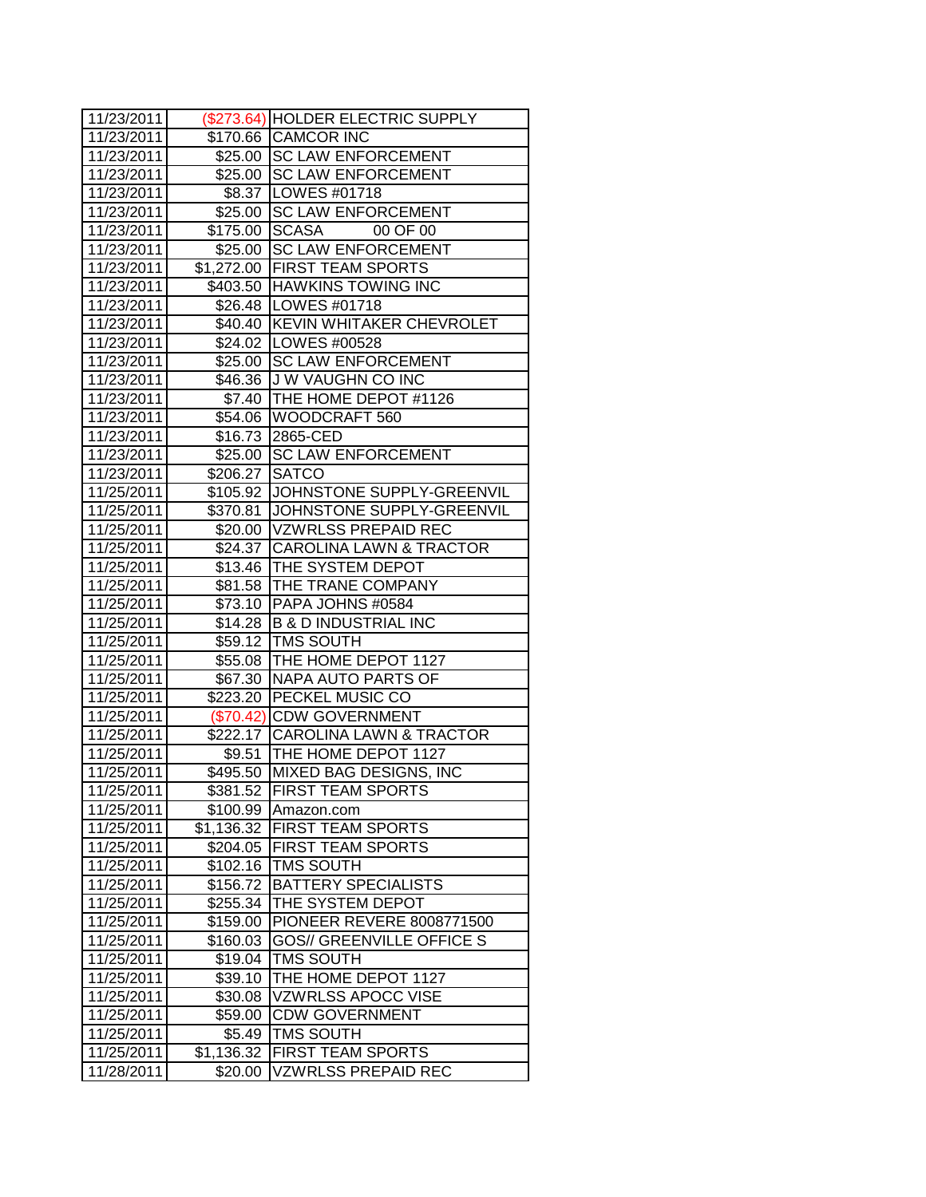| | | |
|---|---|---|
| 11/23/2011 | ($273.64) | HOLDER ELECTRIC SUPPLY |
| 11/23/2011 | $170.66 | CAMCOR INC |
| 11/23/2011 | $25.00 | SC LAW ENFORCEMENT |
| 11/23/2011 | $25.00 | SC LAW ENFORCEMENT |
| 11/23/2011 | $8.37 | LOWES #01718 |
| 11/23/2011 | $25.00 | SC LAW ENFORCEMENT |
| 11/23/2011 | $175.00 | SCASA 00 OF 00 |
| 11/23/2011 | $25.00 | SC LAW ENFORCEMENT |
| 11/23/2011 | $1,272.00 | FIRST TEAM SPORTS |
| 11/23/2011 | $403.50 | HAWKINS TOWING INC |
| 11/23/2011 | $26.48 | LOWES #01718 |
| 11/23/2011 | $40.40 | KEVIN WHITAKER CHEVROLET |
| 11/23/2011 | $24.02 | LOWES #00528 |
| 11/23/2011 | $25.00 | SC LAW ENFORCEMENT |
| 11/23/2011 | $46.36 | J W VAUGHN CO INC |
| 11/23/2011 | $7.40 | THE HOME DEPOT #1126 |
| 11/23/2011 | $54.06 | WOODCRAFT 560 |
| 11/23/2011 | $16.73 | 2865-CED |
| 11/23/2011 | $25.00 | SC LAW ENFORCEMENT |
| 11/23/2011 | $206.27 | SATCO |
| 11/25/2011 | $105.92 | JOHNSTONE SUPPLY-GREENVIL |
| 11/25/2011 | $370.81 | JOHNSTONE SUPPLY-GREENVIL |
| 11/25/2011 | $20.00 | VZWRLSS PREPAID REC |
| 11/25/2011 | $24.37 | CAROLINA LAWN & TRACTOR |
| 11/25/2011 | $13.46 | THE SYSTEM DEPOT |
| 11/25/2011 | $81.58 | THE TRANE COMPANY |
| 11/25/2011 | $73.10 | PAPA JOHNS #0584 |
| 11/25/2011 | $14.28 | B & D INDUSTRIAL INC |
| 11/25/2011 | $59.12 | TMS SOUTH |
| 11/25/2011 | $55.08 | THE HOME DEPOT 1127 |
| 11/25/2011 | $67.30 | NAPA AUTO PARTS OF |
| 11/25/2011 | $223.20 | PECKEL MUSIC CO |
| 11/25/2011 | ($70.42) | CDW GOVERNMENT |
| 11/25/2011 | $222.17 | CAROLINA LAWN & TRACTOR |
| 11/25/2011 | $9.51 | THE HOME DEPOT 1127 |
| 11/25/2011 | $495.50 | MIXED BAG DESIGNS, INC |
| 11/25/2011 | $381.52 | FIRST TEAM SPORTS |
| 11/25/2011 | $100.99 | Amazon.com |
| 11/25/2011 | $1,136.32 | FIRST TEAM SPORTS |
| 11/25/2011 | $204.05 | FIRST TEAM SPORTS |
| 11/25/2011 | $102.16 | TMS SOUTH |
| 11/25/2011 | $156.72 | BATTERY SPECIALISTS |
| 11/25/2011 | $255.34 | THE SYSTEM DEPOT |
| 11/25/2011 | $159.00 | PIONEER REVERE 8008771500 |
| 11/25/2011 | $160.03 | GOS// GREENVILLE OFFICE S |
| 11/25/2011 | $19.04 | TMS SOUTH |
| 11/25/2011 | $39.10 | THE HOME DEPOT 1127 |
| 11/25/2011 | $30.08 | VZWRLSS APOCC VISE |
| 11/25/2011 | $59.00 | CDW GOVERNMENT |
| 11/25/2011 | $5.49 | TMS SOUTH |
| 11/25/2011 | $1,136.32 | FIRST TEAM SPORTS |
| 11/28/2011 | $20.00 | VZWRLSS PREPAID REC |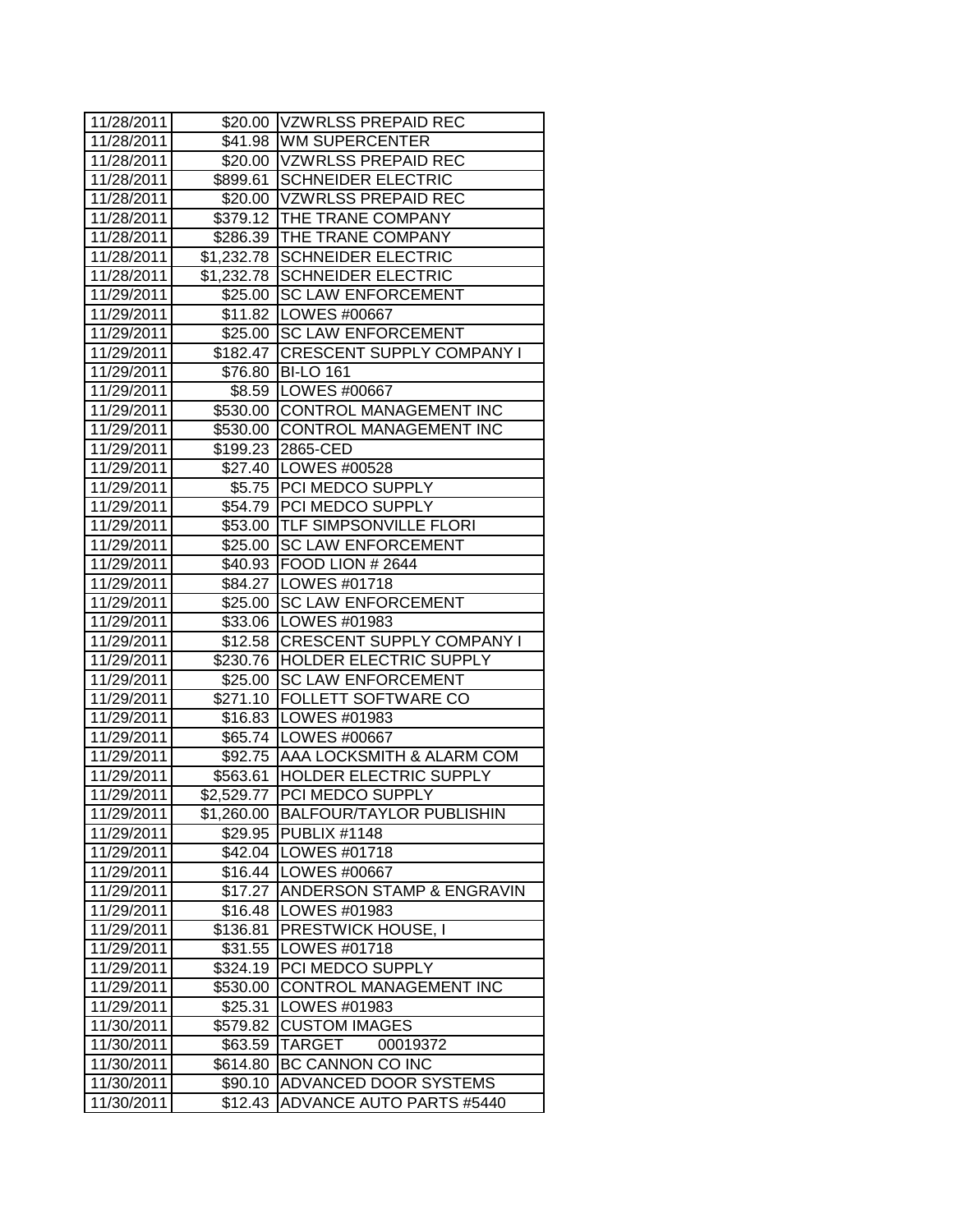| 11/28/2011 | $20.00 | VZWRLSS PREPAID REC |
|---|---|---|
| 11/28/2011 | $41.98 | WM SUPERCENTER |
| 11/28/2011 | $20.00 | VZWRLSS PREPAID REC |
| 11/28/2011 | $899.61 | SCHNEIDER ELECTRIC |
| 11/28/2011 | $20.00 | VZWRLSS PREPAID REC |
| 11/28/2011 | $379.12 | THE TRANE COMPANY |
| 11/28/2011 | $286.39 | THE TRANE COMPANY |
| 11/28/2011 | $1,232.78 | SCHNEIDER ELECTRIC |
| 11/28/2011 | $1,232.78 | SCHNEIDER ELECTRIC |
| 11/29/2011 | $25.00 | SC LAW ENFORCEMENT |
| 11/29/2011 | $11.82 | LOWES #00667 |
| 11/29/2011 | $25.00 | SC LAW ENFORCEMENT |
| 11/29/2011 | $182.47 | CRESCENT SUPPLY COMPANY I |
| 11/29/2011 | $76.80 | BI-LO 161 |
| 11/29/2011 | $8.59 | LOWES #00667 |
| 11/29/2011 | $530.00 | CONTROL MANAGEMENT INC |
| 11/29/2011 | $530.00 | CONTROL MANAGEMENT INC |
| 11/29/2011 | $199.23 | 2865-CED |
| 11/29/2011 | $27.40 | LOWES #00528 |
| 11/29/2011 | $5.75 | PCI MEDCO SUPPLY |
| 11/29/2011 | $54.79 | PCI MEDCO SUPPLY |
| 11/29/2011 | $53.00 | TLF SIMPSONVILLE FLORI |
| 11/29/2011 | $25.00 | SC LAW ENFORCEMENT |
| 11/29/2011 | $40.93 | FOOD LION # 2644 |
| 11/29/2011 | $84.27 | LOWES #01718 |
| 11/29/2011 | $25.00 | SC LAW ENFORCEMENT |
| 11/29/2011 | $33.06 | LOWES #01983 |
| 11/29/2011 | $12.58 | CRESCENT SUPPLY COMPANY I |
| 11/29/2011 | $230.76 | HOLDER ELECTRIC SUPPLY |
| 11/29/2011 | $25.00 | SC LAW ENFORCEMENT |
| 11/29/2011 | $271.10 | FOLLETT SOFTWARE CO |
| 11/29/2011 | $16.83 | LOWES #01983 |
| 11/29/2011 | $65.74 | LOWES #00667 |
| 11/29/2011 | $92.75 | AAA LOCKSMITH & ALARM COM |
| 11/29/2011 | $563.61 | HOLDER ELECTRIC SUPPLY |
| 11/29/2011 | $2,529.77 | PCI MEDCO SUPPLY |
| 11/29/2011 | $1,260.00 | BALFOUR/TAYLOR PUBLISHIN |
| 11/29/2011 | $29.95 | PUBLIX #1148 |
| 11/29/2011 | $42.04 | LOWES #01718 |
| 11/29/2011 | $16.44 | LOWES #00667 |
| 11/29/2011 | $17.27 | ANDERSON STAMP & ENGRAVIN |
| 11/29/2011 | $16.48 | LOWES #01983 |
| 11/29/2011 | $136.81 | PRESTWICK HOUSE, I |
| 11/29/2011 | $31.55 | LOWES #01718 |
| 11/29/2011 | $324.19 | PCI MEDCO SUPPLY |
| 11/29/2011 | $530.00 | CONTROL MANAGEMENT INC |
| 11/29/2011 | $25.31 | LOWES #01983 |
| 11/30/2011 | $579.82 | CUSTOM IMAGES |
| 11/30/2011 | $63.59 | TARGET 00019372 |
| 11/30/2011 | $614.80 | BC CANNON CO INC |
| 11/30/2011 | $90.10 | ADVANCED DOOR SYSTEMS |
| 11/30/2011 | $12.43 | ADVANCE AUTO PARTS #5440 |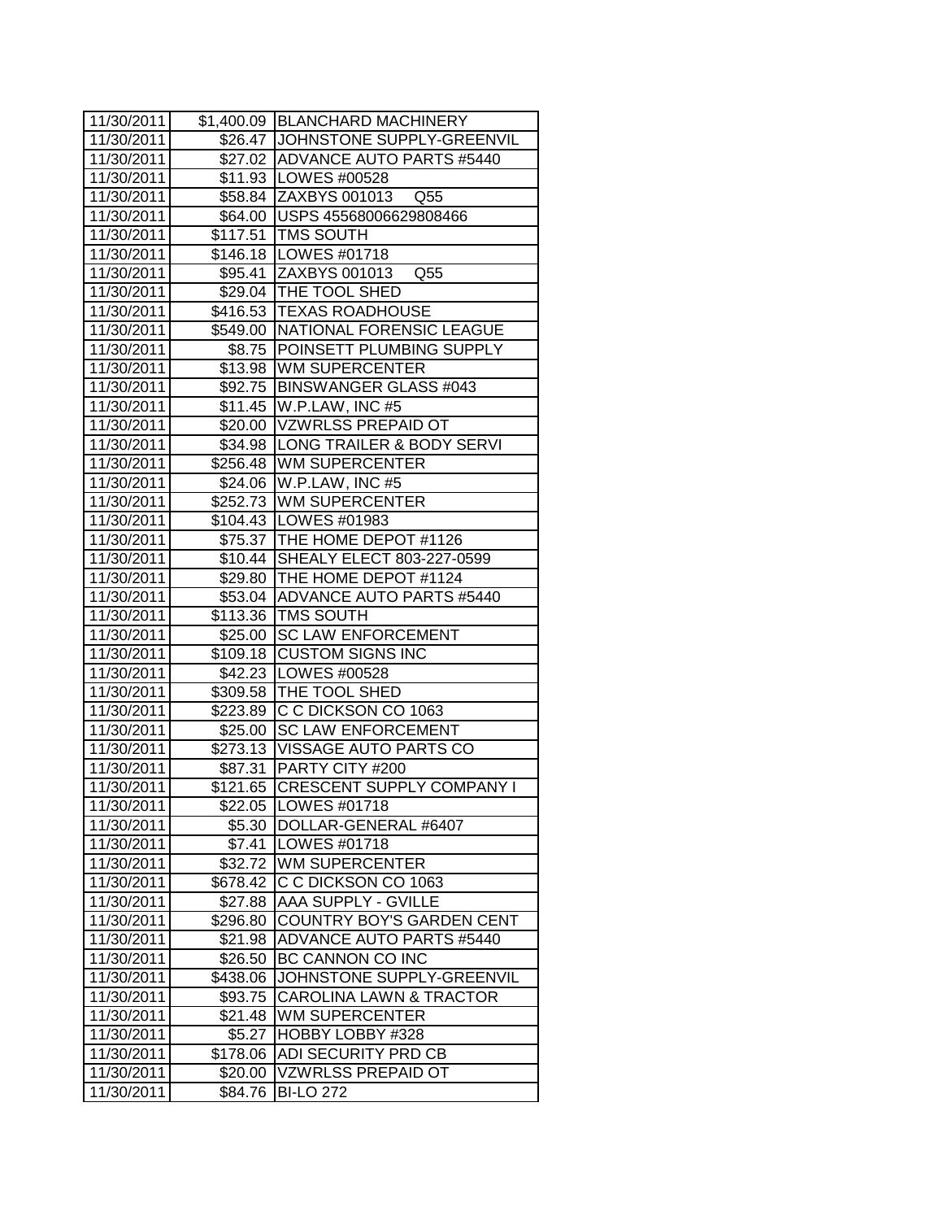| | | |
|---|---|---|
| 11/30/2011 | $1,400.09 | BLANCHARD MACHINERY |
| 11/30/2011 | $26.47 | JOHNSTONE SUPPLY-GREENVIL |
| 11/30/2011 | $27.02 | ADVANCE AUTO PARTS #5440 |
| 11/30/2011 | $11.93 | LOWES #00528 |
| 11/30/2011 | $58.84 | ZAXBYS 001013 Q55 |
| 11/30/2011 | $64.00 | USPS 45568006629808466 |
| 11/30/2011 | $117.51 | TMS SOUTH |
| 11/30/2011 | $146.18 | LOWES #01718 |
| 11/30/2011 | $95.41 | ZAXBYS 001013 Q55 |
| 11/30/2011 | $29.04 | THE TOOL SHED |
| 11/30/2011 | $416.53 | TEXAS ROADHOUSE |
| 11/30/2011 | $549.00 | NATIONAL FORENSIC LEAGUE |
| 11/30/2011 | $8.75 | POINSETT PLUMBING SUPPLY |
| 11/30/2011 | $13.98 | WM SUPERCENTER |
| 11/30/2011 | $92.75 | BINSWANGER GLASS #043 |
| 11/30/2011 | $11.45 | W.P.LAW, INC #5 |
| 11/30/2011 | $20.00 | VZWRLSS PREPAID OT |
| 11/30/2011 | $34.98 | LONG TRAILER & BODY SERVI |
| 11/30/2011 | $256.48 | WM SUPERCENTER |
| 11/30/2011 | $24.06 | W.P.LAW, INC #5 |
| 11/30/2011 | $252.73 | WM SUPERCENTER |
| 11/30/2011 | $104.43 | LOWES #01983 |
| 11/30/2011 | $75.37 | THE HOME DEPOT #1126 |
| 11/30/2011 | $10.44 | SHEALY ELECT 803-227-0599 |
| 11/30/2011 | $29.80 | THE HOME DEPOT #1124 |
| 11/30/2011 | $53.04 | ADVANCE AUTO PARTS #5440 |
| 11/30/2011 | $113.36 | TMS SOUTH |
| 11/30/2011 | $25.00 | SC LAW ENFORCEMENT |
| 11/30/2011 | $109.18 | CUSTOM SIGNS INC |
| 11/30/2011 | $42.23 | LOWES #00528 |
| 11/30/2011 | $309.58 | THE TOOL SHED |
| 11/30/2011 | $223.89 | C C DICKSON CO 1063 |
| 11/30/2011 | $25.00 | SC LAW ENFORCEMENT |
| 11/30/2011 | $273.13 | VISSAGE AUTO PARTS CO |
| 11/30/2011 | $87.31 | PARTY CITY #200 |
| 11/30/2011 | $121.65 | CRESCENT SUPPLY COMPANY I |
| 11/30/2011 | $22.05 | LOWES #01718 |
| 11/30/2011 | $5.30 | DOLLAR-GENERAL #6407 |
| 11/30/2011 | $7.41 | LOWES #01718 |
| 11/30/2011 | $32.72 | WM SUPERCENTER |
| 11/30/2011 | $678.42 | C C DICKSON CO 1063 |
| 11/30/2011 | $27.88 | AAA SUPPLY - GVILLE |
| 11/30/2011 | $296.80 | COUNTRY BOY'S GARDEN CENT |
| 11/30/2011 | $21.98 | ADVANCE AUTO PARTS #5440 |
| 11/30/2011 | $26.50 | BC CANNON CO INC |
| 11/30/2011 | $438.06 | JOHNSTONE SUPPLY-GREENVIL |
| 11/30/2011 | $93.75 | CAROLINA LAWN & TRACTOR |
| 11/30/2011 | $21.48 | WM SUPERCENTER |
| 11/30/2011 | $5.27 | HOBBY LOBBY #328 |
| 11/30/2011 | $178.06 | ADI SECURITY PRD CB |
| 11/30/2011 | $20.00 | VZWRLSS PREPAID OT |
| 11/30/2011 | $84.76 | BI-LO 272 |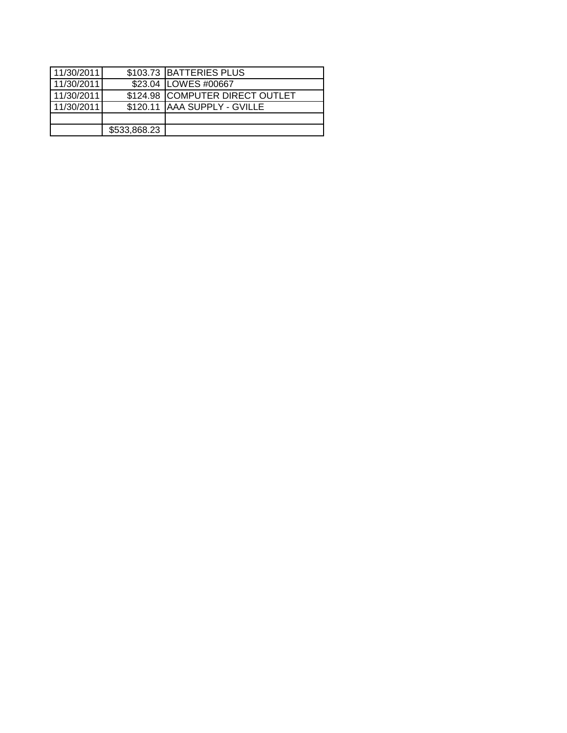| | | |
|---|---|---|
| 11/30/2011 | $103.73 | BATTERIES PLUS |
| 11/30/2011 | $23.04 | LOWES #00667 |
| 11/30/2011 | $124.98 | COMPUTER DIRECT OUTLET |
| 11/30/2011 | $120.11 | AAA SUPPLY - GVILLE |
| | | |
| | $533,868.23 | |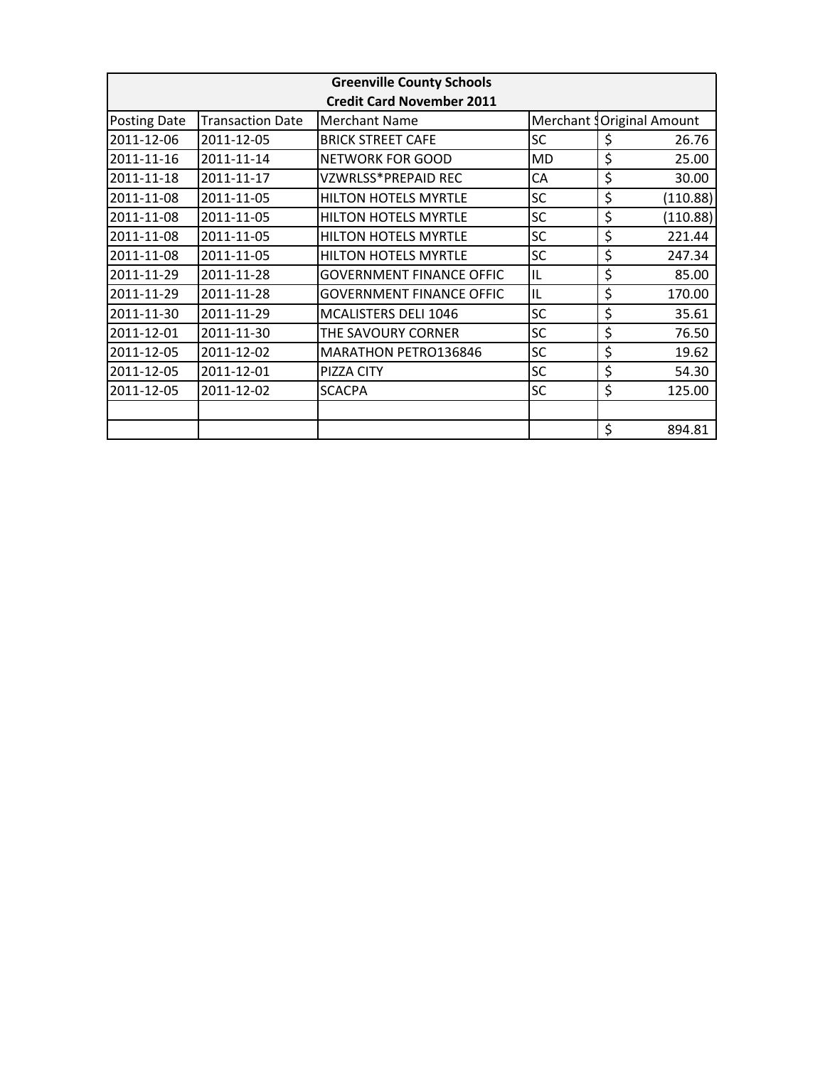| Greenville County Schools<br>Credit Card November 2011 | | | | |
|---|---|---|---|---|
| Posting Date | Transaction Date | Merchant Name | Merchant S | Original Amount |
| 2011-12-06 | 2011-12-05 | BRICK STREET CAFE | SC | $ 26.76 |
| 2011-11-16 | 2011-11-14 | NETWORK FOR GOOD | MD | $ 25.00 |
| 2011-11-18 | 2011-11-17 | VZWRLSS*PREPAID REC | CA | $ 30.00 |
| 2011-11-08 | 2011-11-05 | HILTON HOTELS MYRTLE | SC | $ (110.88) |
| 2011-11-08 | 2011-11-05 | HILTON HOTELS MYRTLE | SC | $ (110.88) |
| 2011-11-08 | 2011-11-05 | HILTON HOTELS MYRTLE | SC | $ 221.44 |
| 2011-11-08 | 2011-11-05 | HILTON HOTELS MYRTLE | SC | $ 247.34 |
| 2011-11-29 | 2011-11-28 | GOVERNMENT FINANCE OFFIC | IL | $ 85.00 |
| 2011-11-29 | 2011-11-28 | GOVERNMENT FINANCE OFFIC | IL | $ 170.00 |
| 2011-11-30 | 2011-11-29 | MCALISTERS DELI 1046 | SC | $ 35.61 |
| 2011-12-01 | 2011-11-30 | THE SAVOURY CORNER | SC | $ 76.50 |
| 2011-12-05 | 2011-12-02 | MARATHON PETRO136846 | SC | $ 19.62 |
| 2011-12-05 | 2011-12-01 | PIZZA CITY | SC | $ 54.30 |
| 2011-12-05 | 2011-12-02 | SCACPA | SC | $ 125.00 |
| | | | | |
| | | | | $ 894.81 |